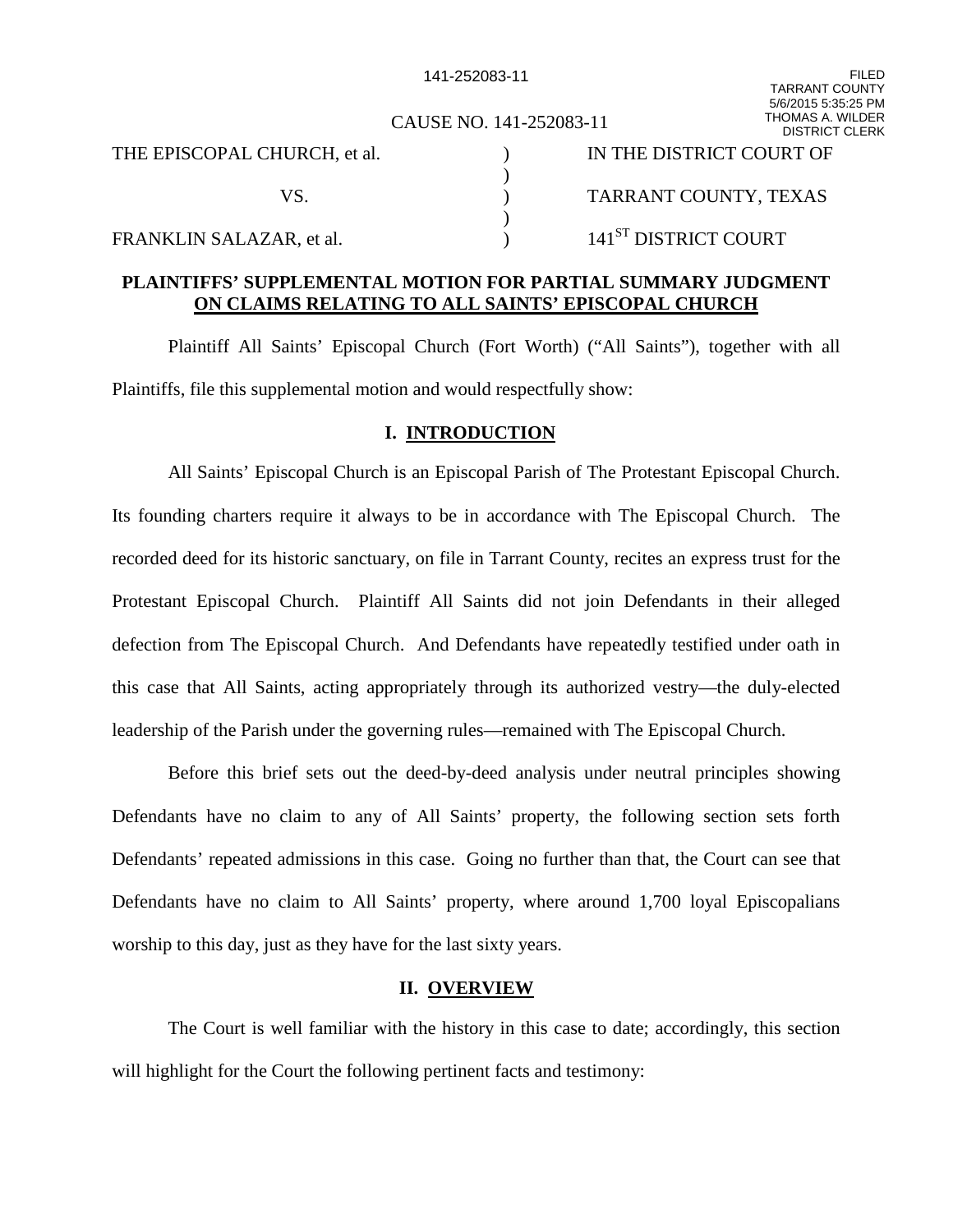141-252083-11

FILED
TARRANT COUNTY
5/6/2015 5:35:25 PM
THOMAS A. WILDER
DISTRICT CLERK

CAUSE NO. 141-252083-11

| | | |
|---|---|---|
| THE EPISCOPAL CHURCH, et al. | ) | IN THE DISTRICT COURT OF |
| | ) | |
| VS. | ) | TARRANT COUNTY, TEXAS |
| | ) | |
| FRANKLIN SALAZAR, et al. | ) | 141ST DISTRICT COURT |

**PLAINTIFFS' SUPPLEMENTAL MOTION FOR PARTIAL SUMMARY JUDGMENT ON CLAIMS RELATING TO ALL SAINTS' EPISCOPAL CHURCH**

Plaintiff All Saints' Episcopal Church (Fort Worth) ("All Saints"), together with all Plaintiffs, file this supplemental motion and would respectfully show:

## I. INTRODUCTION

All Saints' Episcopal Church is an Episcopal Parish of The Protestant Episcopal Church. Its founding charters require it always to be in accordance with The Episcopal Church. The recorded deed for its historic sanctuary, on file in Tarrant County, recites an express trust for the Protestant Episcopal Church. Plaintiff All Saints did not join Defendants in their alleged defection from The Episcopal Church. And Defendants have repeatedly testified under oath in this case that All Saints, acting appropriately through its authorized vestry—the duly-elected leadership of the Parish under the governing rules—remained with The Episcopal Church.

Before this brief sets out the deed-by-deed analysis under neutral principles showing Defendants have no claim to any of All Saints' property, the following section sets forth Defendants' repeated admissions in this case. Going no further than that, the Court can see that Defendants have no claim to All Saints' property, where around 1,700 loyal Episcopalians worship to this day, just as they have for the last sixty years.

## II. OVERVIEW

The Court is well familiar with the history in this case to date; accordingly, this section will highlight for the Court the following pertinent facts and testimony: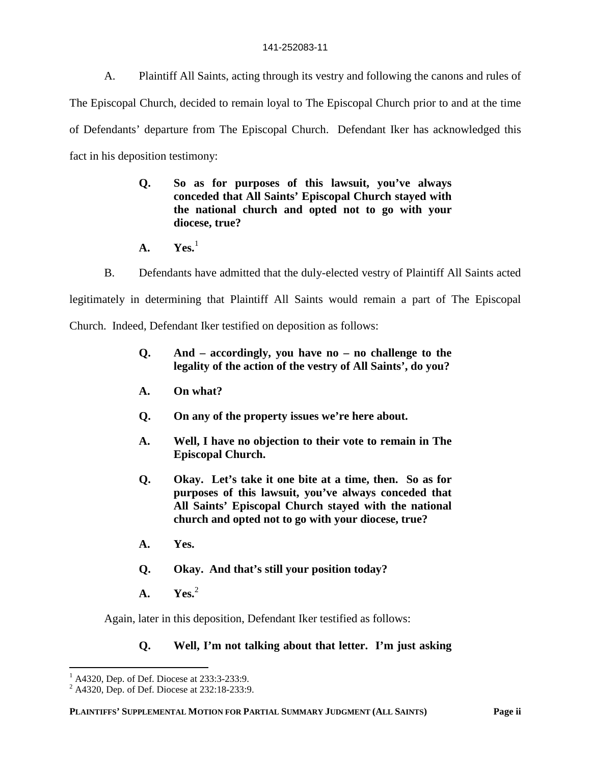A. Plaintiff All Saints, acting through its vestry and following the canons and rules of The Episcopal Church, decided to remain loyal to The Episcopal Church prior to and at the time of Defendants' departure from The Episcopal Church. Defendant Iker has acknowledged this fact in his deposition testimony:

> **Q. So as for purposes of this lawsuit, you've always conceded that All Saints' Episcopal Church stayed with the national church and opted not to go with your diocese, true?**
>
> **A. Yes.**[1]

B. Defendants have admitted that the duly-elected vestry of Plaintiff All Saints acted legitimately in determining that Plaintiff All Saints would remain a part of The Episcopal Church. Indeed, Defendant Iker testified on deposition as follows:

> **Q. And – accordingly, you have no – no challenge to the legality of the action of the vestry of All Saints', do you?**
>
> **A. On what?**
>
> **Q. On any of the property issues we're here about.**
>
> **A. Well, I have no objection to their vote to remain in The Episcopal Church.**
>
> **Q. Okay. Let's take it one bite at a time, then. So as for purposes of this lawsuit, you've always conceded that All Saints' Episcopal Church stayed with the national church and opted not to go with your diocese, true?**
>
> **A. Yes.**
>
> **Q. Okay. And that's still your position today?**
>
> **A. Yes.**[2]

Again, later in this deposition, Defendant Iker testified as follows:

> **Q. Well, I'm not talking about that letter. I'm just asking**

---

[1] A4320, Dep. of Def. Diocese at 233:3-233:9.

[2] A4320, Dep. of Def. Diocese at 232:18-233:9.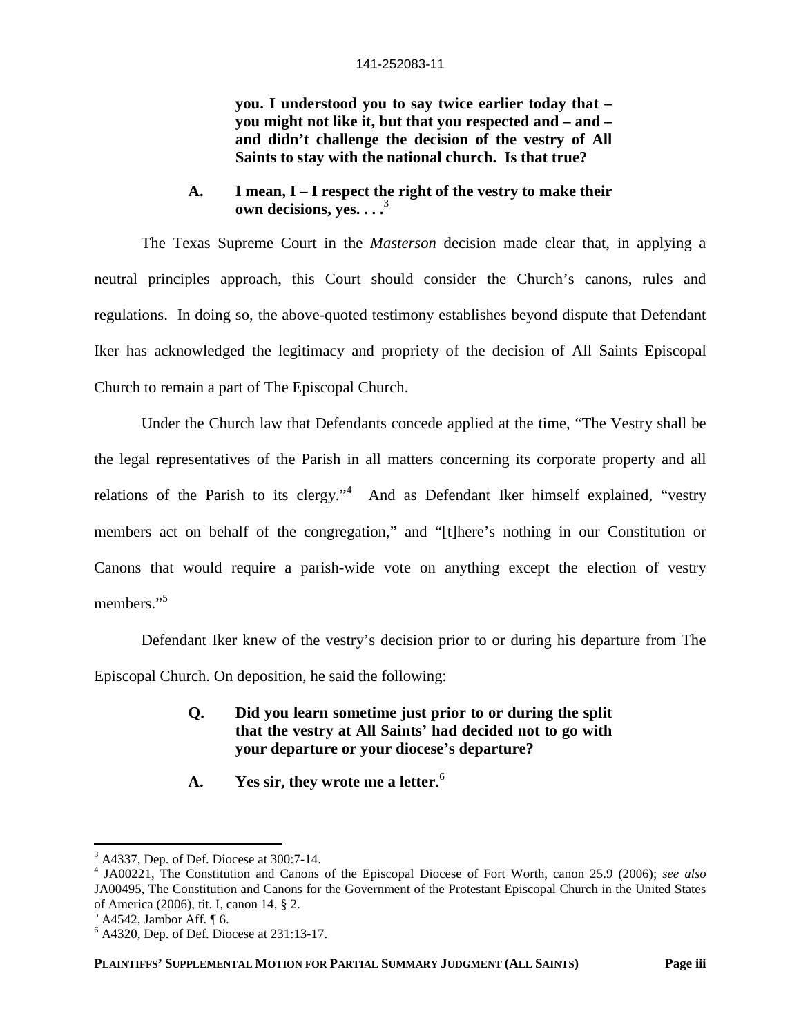**you. I understood you to say twice earlier today that – you might not like it, but that you respected and – and – and didn't challenge the decision of the vestry of All Saints to stay with the national church. Is that true?**

**A. I mean, I – I respect the right of the vestry to make their own decisions, yes. . . .**[3]

The Texas Supreme Court in the *Masterson* decision made clear that, in applying a neutral principles approach, this Court should consider the Church's canons, rules and regulations. In doing so, the above-quoted testimony establishes beyond dispute that Defendant Iker has acknowledged the legitimacy and propriety of the decision of All Saints Episcopal Church to remain a part of The Episcopal Church.

Under the Church law that Defendants concede applied at the time, "The Vestry shall be the legal representatives of the Parish in all matters concerning its corporate property and all relations of the Parish to its clergy."[4] And as Defendant Iker himself explained, "vestry members act on behalf of the congregation," and "[t]here's nothing in our Constitution or Canons that would require a parish-wide vote on anything except the election of vestry members."[5]

Defendant Iker knew of the vestry's decision prior to or during his departure from The Episcopal Church. On deposition, he said the following:

**Q. Did you learn sometime just prior to or during the split that the vestry at All Saints' had decided not to go with your departure or your diocese's departure?**

**A. Yes sir, they wrote me a letter.**[6]

---

[3] A4337, Dep. of Def. Diocese at 300:7-14.

[4] JA00221, The Constitution and Canons of the Episcopal Diocese of Fort Worth, canon 25.9 (2006); *see also* JA00495, The Constitution and Canons for the Government of the Protestant Episcopal Church in the United States of America (2006), tit. I, canon 14, § 2.

[5] A4542, Jambor Aff. ¶ 6.

[6] A4320, Dep. of Def. Diocese at 231:13-17.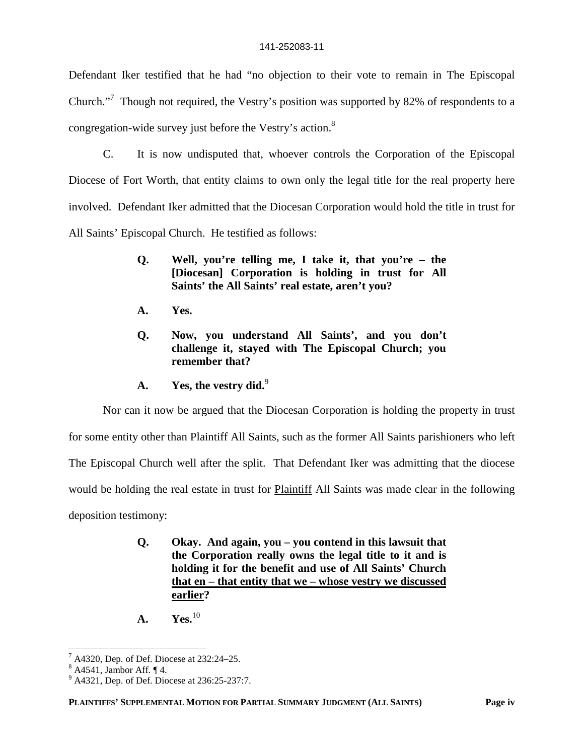Defendant Iker testified that he had "no objection to their vote to remain in The Episcopal Church."[7] Though not required, the Vestry's position was supported by 82% of respondents to a congregation-wide survey just before the Vestry's action.[8]

C. It is now undisputed that, whoever controls the Corporation of the Episcopal Diocese of Fort Worth, that entity claims to own only the legal title for the real property here involved. Defendant Iker admitted that the Diocesan Corporation would hold the title in trust for All Saints' Episcopal Church. He testified as follows:

> **Q. Well, you're telling me, I take it, that you're – the [Diocesan] Corporation is holding in trust for All Saints' the All Saints' real estate, aren't you?**
>
> **A. Yes.**
>
> **Q. Now, you understand All Saints', and you don't challenge it, stayed with The Episcopal Church; you remember that?**
>
> **A. Yes, the vestry did.**[9]

Nor can it now be argued that the Diocesan Corporation is holding the property in trust for some entity other than Plaintiff All Saints, such as the former All Saints parishioners who left The Episcopal Church well after the split. That Defendant Iker was admitting that the diocese would be holding the real estate in trust for <u>Plaintiff</u> All Saints was made clear in the following deposition testimony:

> **Q. Okay. And again, you – you contend in this lawsuit that the Corporation really owns the legal title to it and is holding it for the benefit and use of All Saints' Church <u>that en – that entity that we – whose vestry we discussed earlier</u>?**
>
> **A. Yes.**[10]

---

[7] A4320, Dep. of Def. Diocese at 232:24–25.

[8] A4541, Jambor Aff. ¶ 4.

[9] A4321, Dep. of Def. Diocese at 236:25-237:7.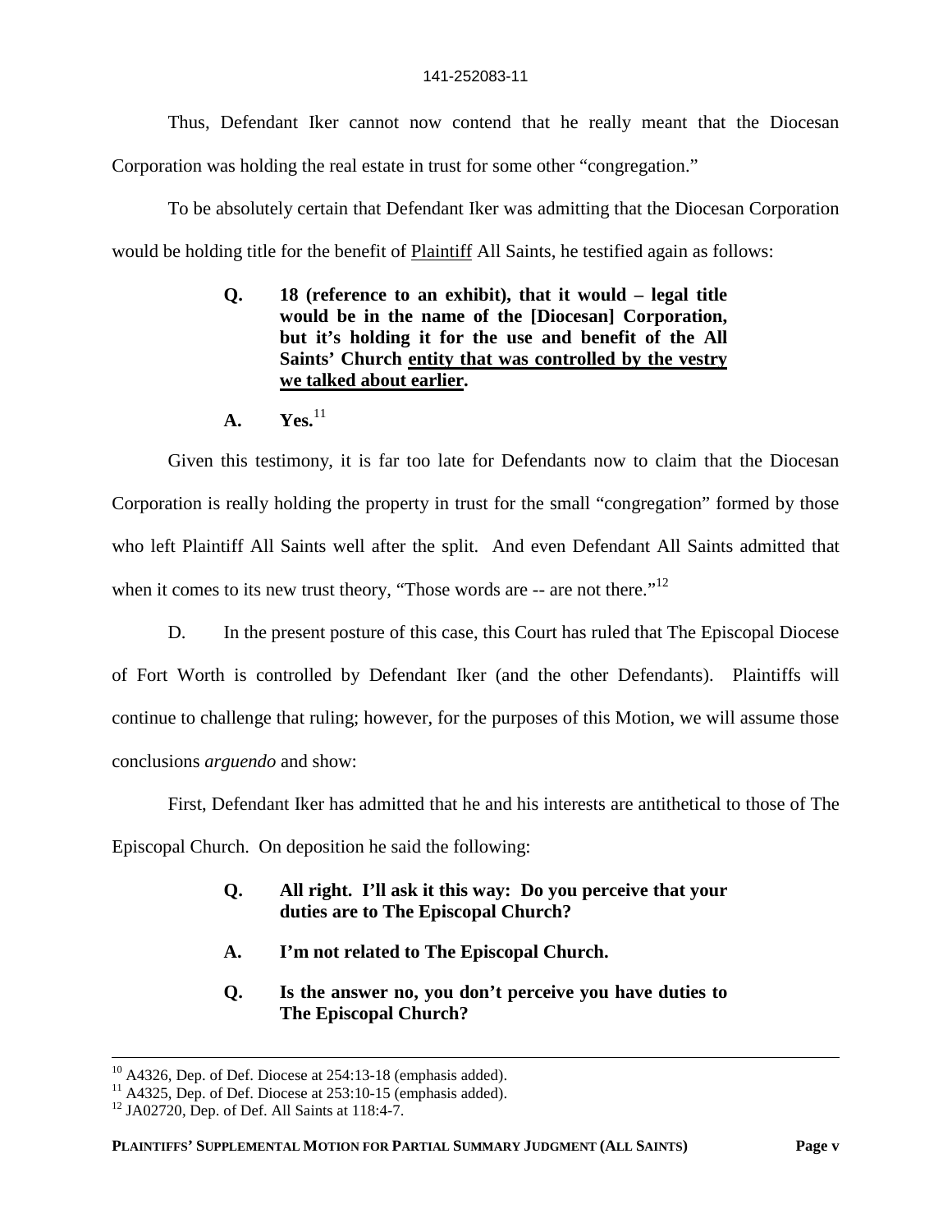Thus, Defendant Iker cannot now contend that he really meant that the Diocesan Corporation was holding the real estate in trust for some other "congregation."

To be absolutely certain that Defendant Iker was admitting that the Diocesan Corporation would be holding title for the benefit of <u>Plaintiff</u> All Saints, he testified again as follows:

> **Q. 18 (reference to an exhibit), that it would – legal title would be in the name of the [Diocesan] Corporation, but it's holding it for the use and benefit of the All Saints' Church <u>entity that was controlled by the vestry we talked about earlier</u>.**
>
> **A. Yes.**[11]

Given this testimony, it is far too late for Defendants now to claim that the Diocesan Corporation is really holding the property in trust for the small "congregation" formed by those who left Plaintiff All Saints well after the split. And even Defendant All Saints admitted that when it comes to its new trust theory, "Those words are -- are not there."[12]

D. In the present posture of this case, this Court has ruled that The Episcopal Diocese of Fort Worth is controlled by Defendant Iker (and the other Defendants). Plaintiffs will continue to challenge that ruling; however, for the purposes of this Motion, we will assume those conclusions *arguendo* and show:

First, Defendant Iker has admitted that he and his interests are antithetical to those of The Episcopal Church. On deposition he said the following:

> **Q. All right. I'll ask it this way: Do you perceive that your duties are to The Episcopal Church?**
>
> **A. I'm not related to The Episcopal Church.**
>
> **Q. Is the answer no, you don't perceive you have duties to The Episcopal Church?**

---

[10] A4326, Dep. of Def. Diocese at 254:13-18 (emphasis added).

[11] A4325, Dep. of Def. Diocese at 253:10-15 (emphasis added).

[12] JA02720, Dep. of Def. All Saints at 118:4-7.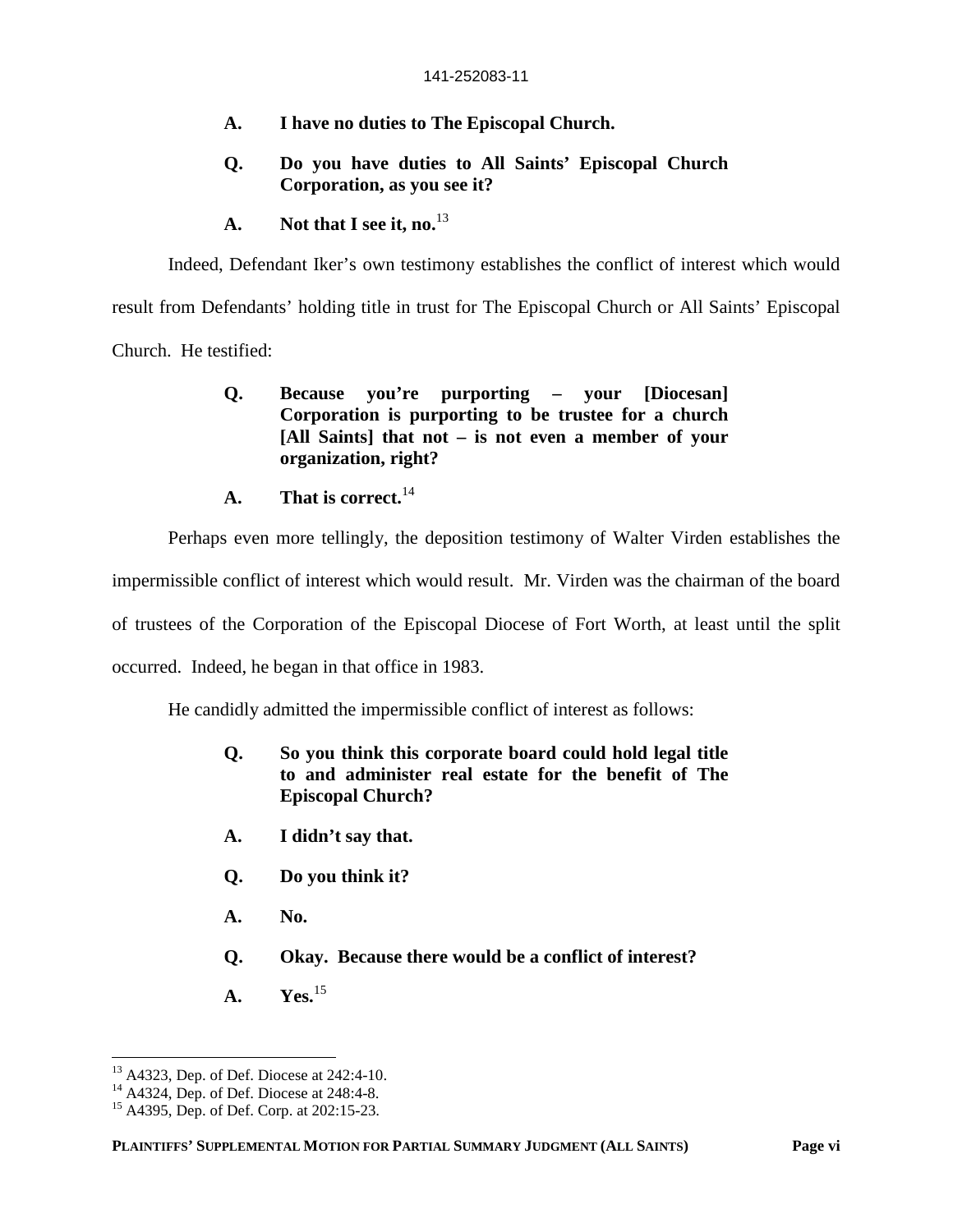> **A. I have no duties to The Episcopal Church.**
>
> **Q. Do you have duties to All Saints' Episcopal Church Corporation, as you see it?**
>
> **A. Not that I see it, no.**[13]

Indeed, Defendant Iker's own testimony establishes the conflict of interest which would result from Defendants' holding title in trust for The Episcopal Church or All Saints' Episcopal Church. He testified:

> **Q. Because you're purporting – your [Diocesan] Corporation is purporting to be trustee for a church [All Saints] that not – is not even a member of your organization, right?**
>
> **A. That is correct.**[14]

Perhaps even more tellingly, the deposition testimony of Walter Virden establishes the impermissible conflict of interest which would result. Mr. Virden was the chairman of the board of trustees of the Corporation of the Episcopal Diocese of Fort Worth, at least until the split occurred. Indeed, he began in that office in 1983.

He candidly admitted the impermissible conflict of interest as follows:

> **Q. So you think this corporate board could hold legal title to and administer real estate for the benefit of The Episcopal Church?**
>
> **A. I didn't say that.**
>
> **Q. Do you think it?**
>
> **A. No.**
>
> **Q. Okay. Because there would be a conflict of interest?**
>
> **A. Yes.**[15]

---

[13] A4323, Dep. of Def. Diocese at 242:4-10.
[14] A4324, Dep. of Def. Diocese at 248:4-8.
[15] A4395, Dep. of Def. Corp. at 202:15-23.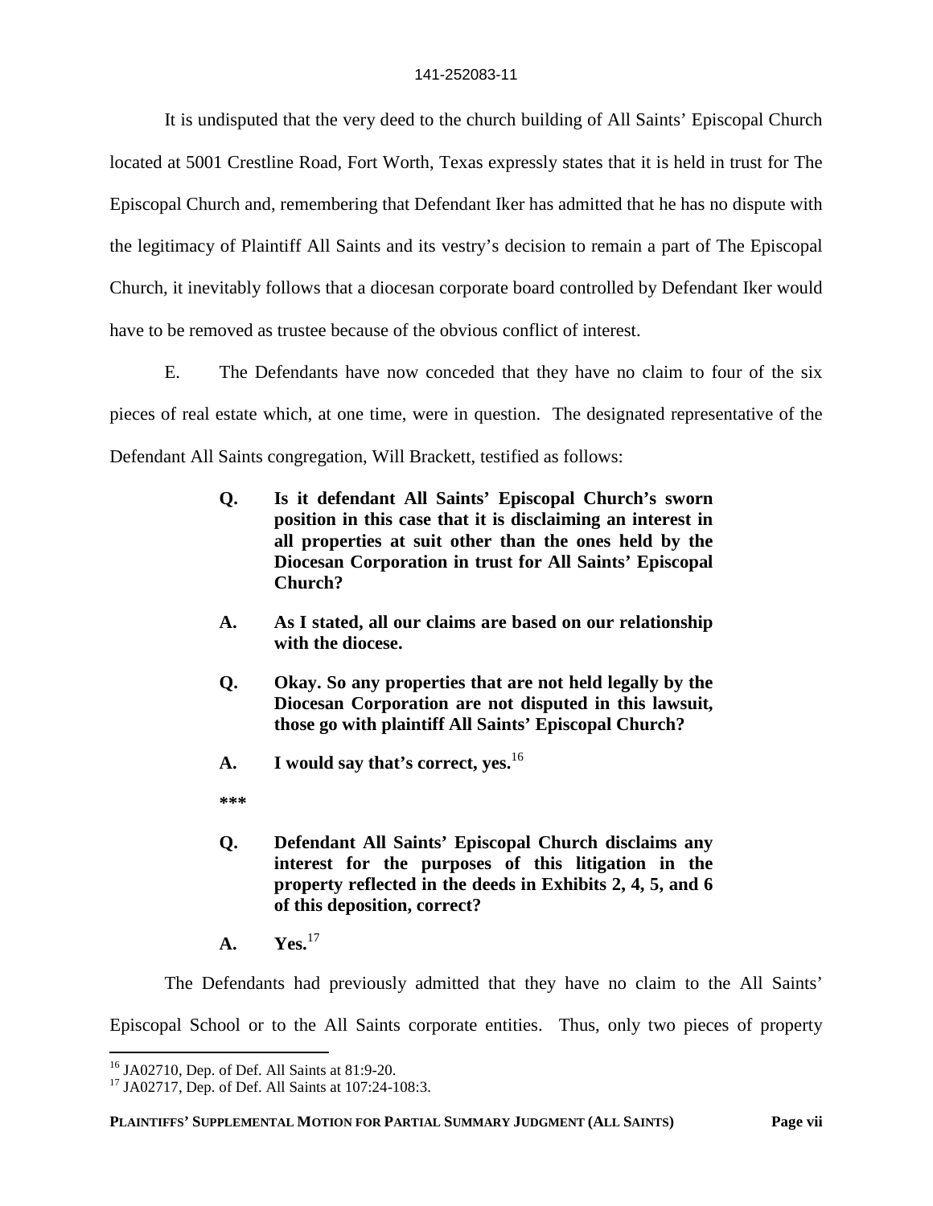It is undisputed that the very deed to the church building of All Saints' Episcopal Church located at 5001 Crestline Road, Fort Worth, Texas expressly states that it is held in trust for The Episcopal Church and, remembering that Defendant Iker has admitted that he has no dispute with the legitimacy of Plaintiff All Saints and its vestry's decision to remain a part of The Episcopal Church, it inevitably follows that a diocesan corporate board controlled by Defendant Iker would have to be removed as trustee because of the obvious conflict of interest.

E. The Defendants have now conceded that they have no claim to four of the six pieces of real estate which, at one time, were in question. The designated representative of the Defendant All Saints congregation, Will Brackett, testified as follows:

> **Q. Is it defendant All Saints' Episcopal Church's sworn position in this case that it is disclaiming an interest in all properties at suit other than the ones held by the Diocesan Corporation in trust for All Saints' Episcopal Church?**
>
> **A. As I stated, all our claims are based on our relationship with the diocese.**
>
> **Q. Okay. So any properties that are not held legally by the Diocesan Corporation are not disputed in this lawsuit, those go with plaintiff All Saints' Episcopal Church?**
>
> **A. I would say that's correct, yes.**[16]
>
> **\*\*\***
>
> **Q. Defendant All Saints' Episcopal Church disclaims any interest for the purposes of this litigation in the property reflected in the deeds in Exhibits 2, 4, 5, and 6 of this deposition, correct?**
>
> **A. Yes.**[17]

The Defendants had previously admitted that they have no claim to the All Saints' Episcopal School or to the All Saints corporate entities. Thus, only two pieces of property

[16] JA02710, Dep. of Def. All Saints at 81:9-20.

[17] JA02717, Dep. of Def. All Saints at 107:24-108:3.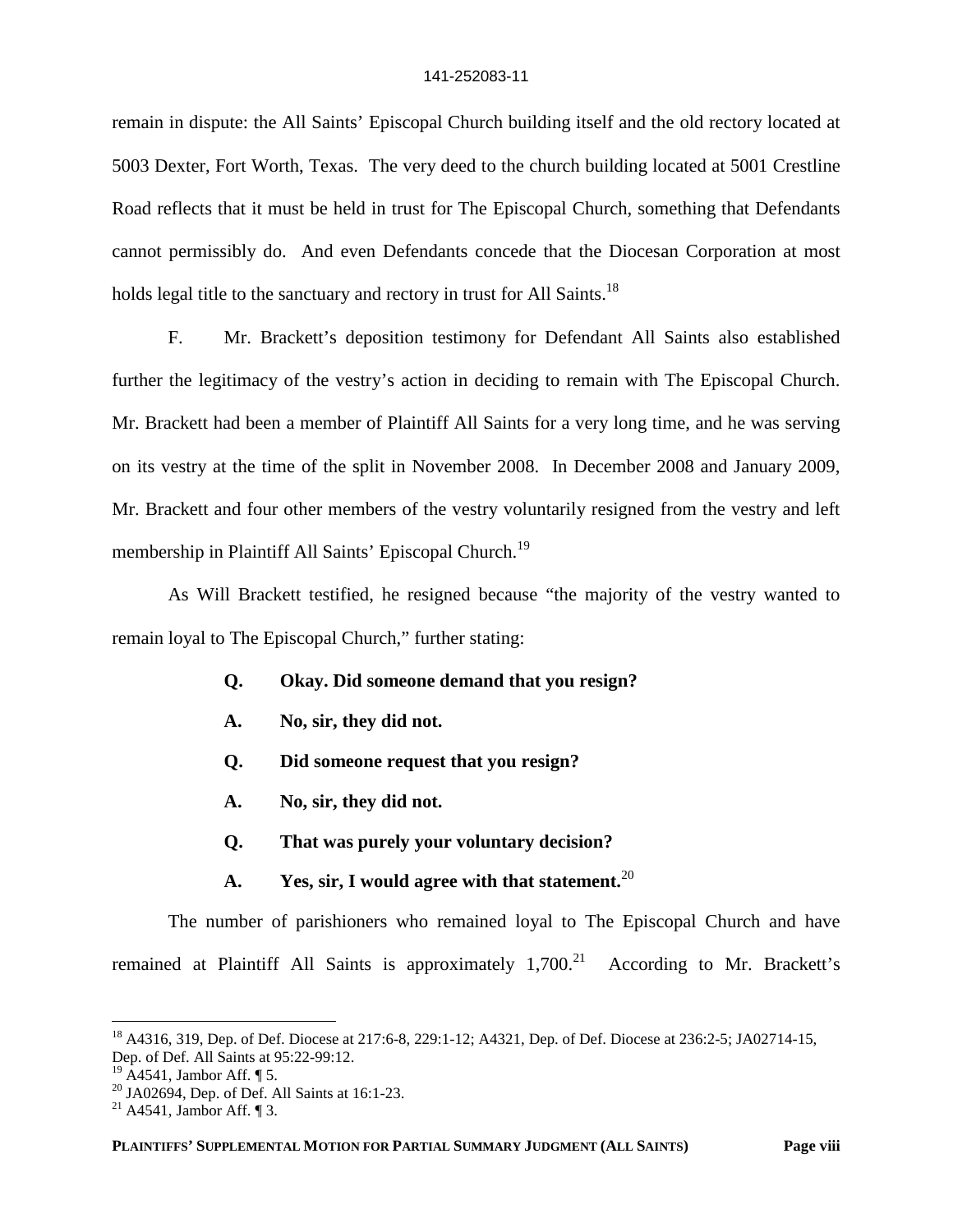remain in dispute: the All Saints' Episcopal Church building itself and the old rectory located at 5003 Dexter, Fort Worth, Texas. The very deed to the church building located at 5001 Crestline Road reflects that it must be held in trust for The Episcopal Church, something that Defendants cannot permissibly do. And even Defendants concede that the Diocesan Corporation at most holds legal title to the sanctuary and rectory in trust for All Saints.[18]

F. Mr. Brackett's deposition testimony for Defendant All Saints also established further the legitimacy of the vestry's action in deciding to remain with The Episcopal Church. Mr. Brackett had been a member of Plaintiff All Saints for a very long time, and he was serving on its vestry at the time of the split in November 2008. In December 2008 and January 2009, Mr. Brackett and four other members of the vestry voluntarily resigned from the vestry and left membership in Plaintiff All Saints' Episcopal Church.[19]

As Will Brackett testified, he resigned because "the majority of the vestry wanted to remain loyal to The Episcopal Church," further stating:

> **Q. Okay. Did someone demand that you resign?**
>
> **A. No, sir, they did not.**
>
> **Q. Did someone request that you resign?**
>
> **A. No, sir, they did not.**
>
> **Q. That was purely your voluntary decision?**
>
> **A. Yes, sir, I would agree with that statement.**[20]

The number of parishioners who remained loyal to The Episcopal Church and have remained at Plaintiff All Saints is approximately 1,700.[21] According to Mr. Brackett's

---

[18] A4316, 319, Dep. of Def. Diocese at 217:6-8, 229:1-12; A4321, Dep. of Def. Diocese at 236:2-5; JA02714-15, Dep. of Def. All Saints at 95:22-99:12.

[19] A4541, Jambor Aff. ¶ 5.

[20] JA02694, Dep. of Def. All Saints at 16:1-23.

[21] A4541, Jambor Aff. ¶ 3.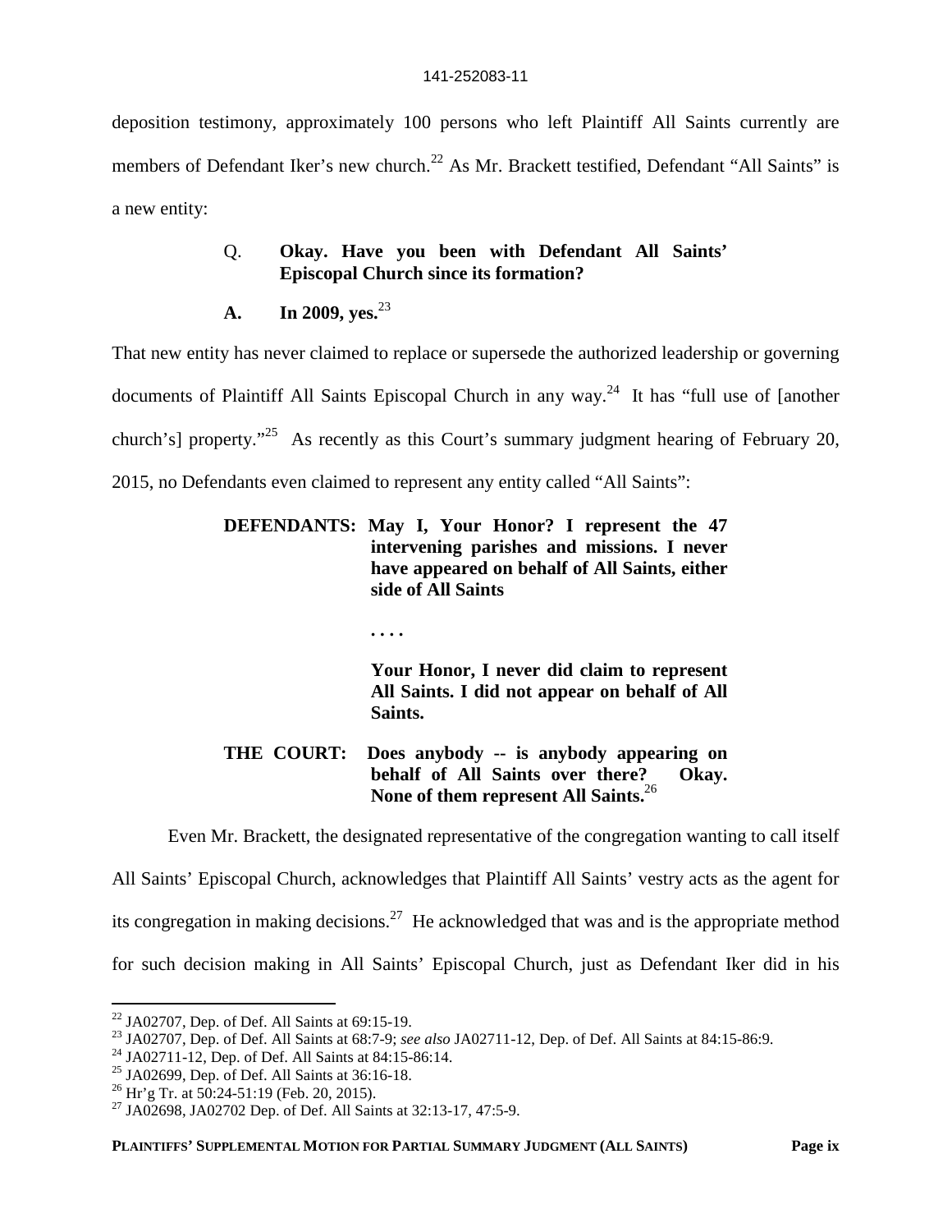deposition testimony, approximately 100 persons who left Plaintiff All Saints currently are members of Defendant Iker's new church.[22] As Mr. Brackett testified, Defendant "All Saints" is a new entity:

> Q. **Okay. Have you been with Defendant All Saints' Episcopal Church since its formation?**
>
> **A. In 2009, yes.**[23]

That new entity has never claimed to replace or supersede the authorized leadership or governing documents of Plaintiff All Saints Episcopal Church in any way.[24] It has "full use of [another church's] property."[25] As recently as this Court's summary judgment hearing of February 20, 2015, no Defendants even claimed to represent any entity called "All Saints":

> **DEFENDANTS: May I, Your Honor? I represent the 47 intervening parishes and missions. I never have appeared on behalf of All Saints, either side of All Saints**
>
> **. . . .**
>
> **Your Honor, I never did claim to represent All Saints. I did not appear on behalf of All Saints.**
>
> **THE COURT: Does anybody -- is anybody appearing on behalf of All Saints over there? Okay. None of them represent All Saints.**[26]

Even Mr. Brackett, the designated representative of the congregation wanting to call itself All Saints' Episcopal Church, acknowledges that Plaintiff All Saints' vestry acts as the agent for its congregation in making decisions.[27] He acknowledged that was and is the appropriate method for such decision making in All Saints' Episcopal Church, just as Defendant Iker did in his

---

[22] JA02707, Dep. of Def. All Saints at 69:15-19.

[23] JA02707, Dep. of Def. All Saints at 68:7-9; *see also* JA02711-12, Dep. of Def. All Saints at 84:15-86:9.

[24] JA02711-12, Dep. of Def. All Saints at 84:15-86:14.

[25] JA02699, Dep. of Def. All Saints at 36:16-18.

[26] Hr'g Tr. at 50:24-51:19 (Feb. 20, 2015).

[27] JA02698, JA02702 Dep. of Def. All Saints at 32:13-17, 47:5-9.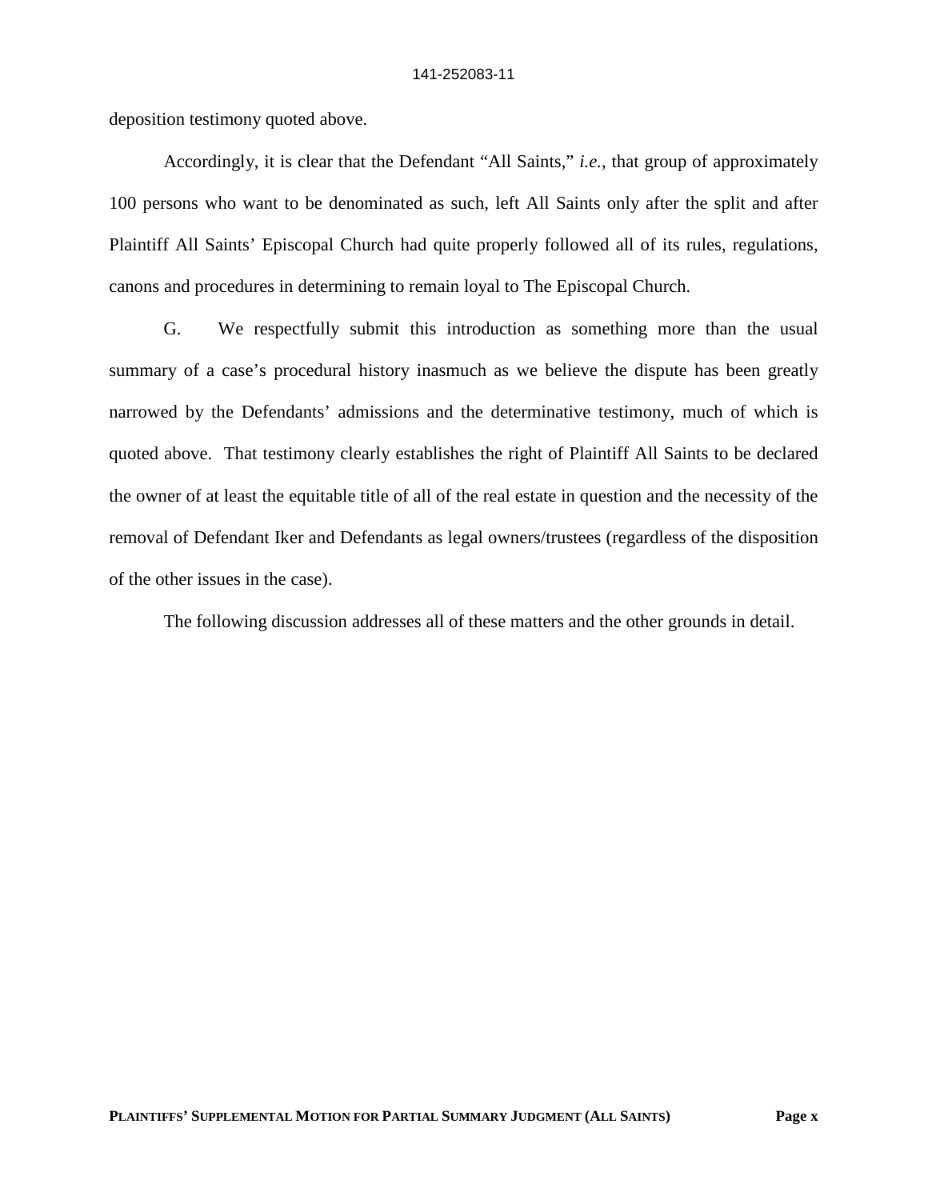deposition testimony quoted above.

Accordingly, it is clear that the Defendant "All Saints," *i.e.*, that group of approximately 100 persons who want to be denominated as such, left All Saints only after the split and after Plaintiff All Saints' Episcopal Church had quite properly followed all of its rules, regulations, canons and procedures in determining to remain loyal to The Episcopal Church.

G. We respectfully submit this introduction as something more than the usual summary of a case's procedural history inasmuch as we believe the dispute has been greatly narrowed by the Defendants' admissions and the determinative testimony, much of which is quoted above. That testimony clearly establishes the right of Plaintiff All Saints to be declared the owner of at least the equitable title of all of the real estate in question and the necessity of the removal of Defendant Iker and Defendants as legal owners/trustees (regardless of the disposition of the other issues in the case).

The following discussion addresses all of these matters and the other grounds in detail.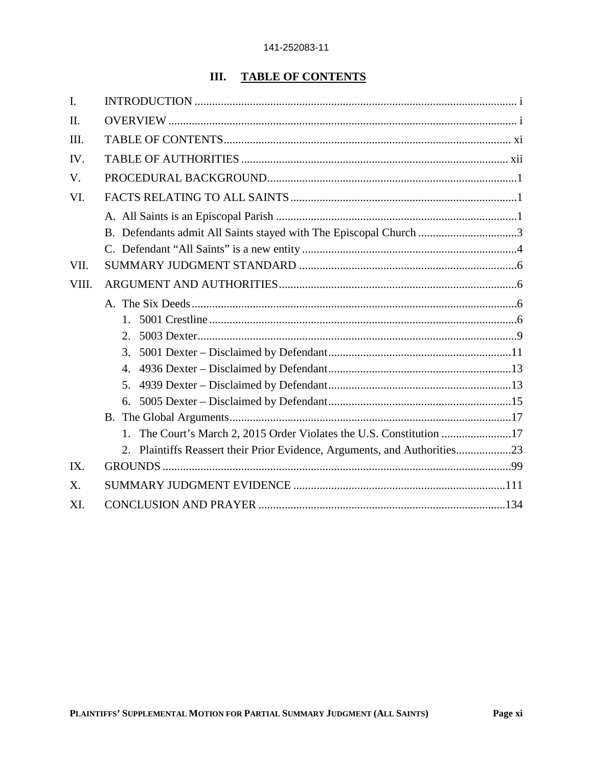## III. TABLE OF CONTENTS

I. INTRODUCTION .............................................................................................................. i

II. OVERVIEW ...................................................................................................................... i

III. TABLE OF CONTENTS .................................................................................................. xi

IV. TABLE OF AUTHORITIES ........................................................................................... xii

V. PROCEDURAL BACKGROUND .....................................................................................1

VI. FACTS RELATING TO ALL SAINTS ..............................................................................1

- A. All Saints is an Episcopal Parish ..................................................................................1
- B. Defendants admit All Saints stayed with The Episcopal Church ..................................3
- C. Defendant “All Saints” is a new entity .........................................................................4

VII. SUMMARY JUDGMENT STANDARD ..........................................................................6

VIII. ARGUMENT AND AUTHORITIES ..................................................................................6

- A. The Six Deeds ................................................................................................................6
  1. 5001 Crestline ..........................................................................................................6
  2. 5003 Dexter ..............................................................................................................9
  3. 5001 Dexter – Disclaimed by Defendant ...............................................................11
  4. 4936 Dexter – Disclaimed by Defendant ...............................................................13
  5. 4939 Dexter – Disclaimed by Defendant ...............................................................13
  6. 5005 Dexter – Disclaimed by Defendant ...............................................................15
- B. The Global Arguments .................................................................................................17
  1. The Court’s March 2, 2015 Order Violates the U.S. Constitution ........................17
  2. Plaintiffs Reassert their Prior Evidence, Arguments, and Authorities ...................23

IX. GROUNDS .......................................................................................................................99

X. SUMMARY JUDGMENT EVIDENCE .........................................................................111

XI. CONCLUSION AND PRAYER .....................................................................................134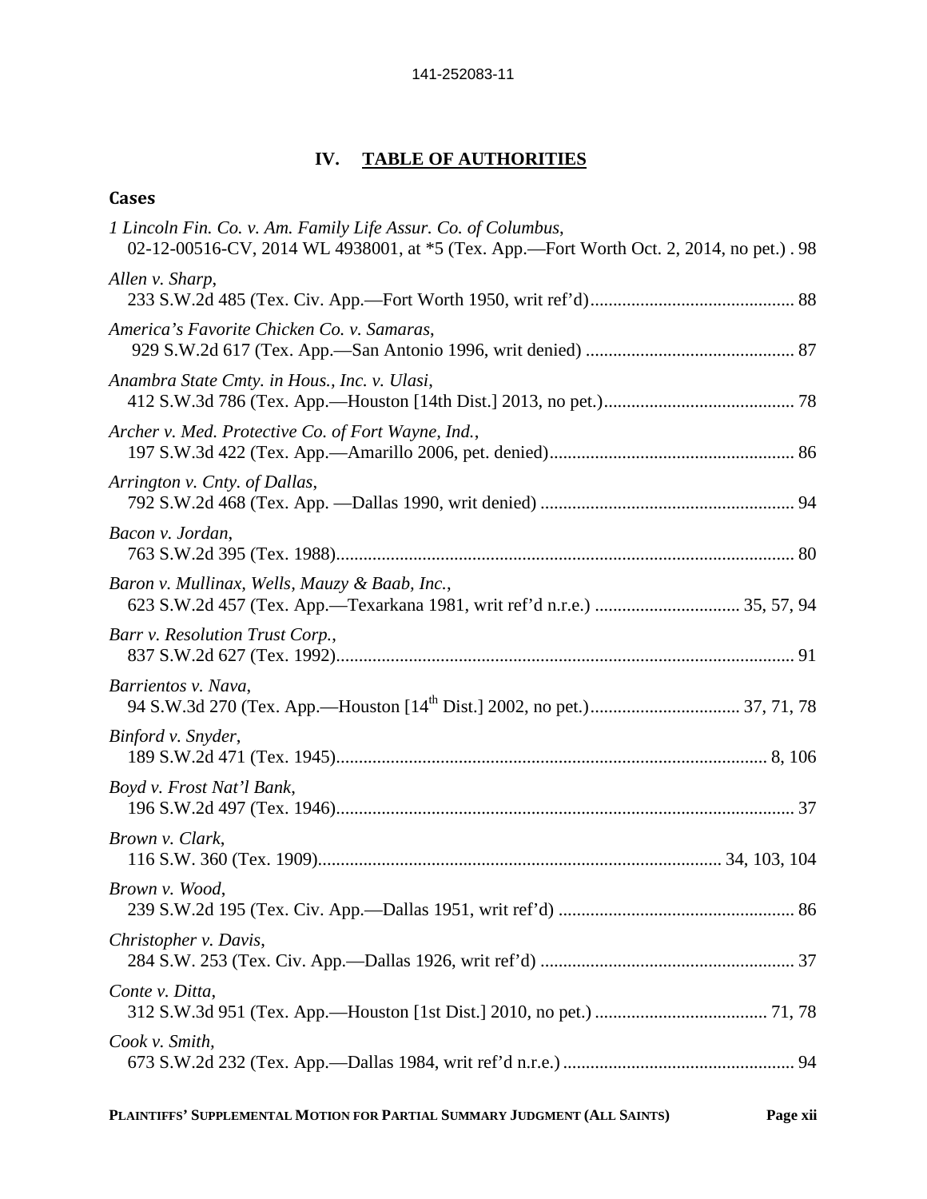## IV. TABLE OF AUTHORITIES

### Cases

*1 Lincoln Fin. Co. v. Am. Family Life Assur. Co. of Columbus*,
02-12-00516-CV, 2014 WL 4938001, at *5 (Tex. App.—Fort Worth Oct. 2, 2014, no pet.) . 98

*Allen v. Sharp*,
233 S.W.2d 485 (Tex. Civ. App.—Fort Worth 1950, writ ref'd)............................................ 88

*America's Favorite Chicken Co. v. Samaras*,
929 S.W.2d 617 (Tex. App.—San Antonio 1996, writ denied) ............................................. 87

*Anambra State Cmty. in Hous., Inc. v. Ulasi*,
412 S.W.3d 786 (Tex. App.—Houston [14th Dist.] 2013, no pet.).......................................... 78

*Archer v. Med. Protective Co. of Fort Wayne, Ind.*,
197 S.W.3d 422 (Tex. App.—Amarillo 2006, pet. denied)...................................................... 86

*Arrington v. Cnty. of Dallas*,
792 S.W.2d 468 (Tex. App. —Dallas 1990, writ denied) ........................................................ 94

*Bacon v. Jordan*,
763 S.W.2d 395 (Tex. 1988).................................................................................................... 80

*Baron v. Mullinax, Wells, Mauzy & Baab, Inc.*,
623 S.W.2d 457 (Tex. App.—Texarkana 1981, writ ref'd n.r.e.) ................................ 35, 57, 94

*Barr v. Resolution Trust Corp.*,
837 S.W.2d 627 (Tex. 1992).................................................................................................... 91

*Barrientos v. Nava*,
94 S.W.3d 270 (Tex. App.—Houston [14th Dist.] 2002, no pet.)................................. 37, 71, 78

*Binford v. Snyder*,
189 S.W.2d 471 (Tex. 1945)............................................................................................... 8, 106

*Boyd v. Frost Nat'l Bank*,
196 S.W.2d 497 (Tex. 1946).................................................................................................... 37

*Brown v. Clark*,
116 S.W. 360 (Tex. 1909)........................................................................................ 34, 103, 104

*Brown v. Wood*,
239 S.W.2d 195 (Tex. Civ. App.—Dallas 1951, writ ref'd) .................................................... 86

*Christopher v. Davis*,
284 S.W. 253 (Tex. Civ. App.—Dallas 1926, writ ref'd) ........................................................ 37

*Conte v. Ditta*,
312 S.W.3d 951 (Tex. App.—Houston [1st Dist.] 2010, no pet.) ...................................... 71, 78

*Cook v. Smith*,
673 S.W.2d 232 (Tex. App.—Dallas 1984, writ ref'd n.r.e.) ................................................... 94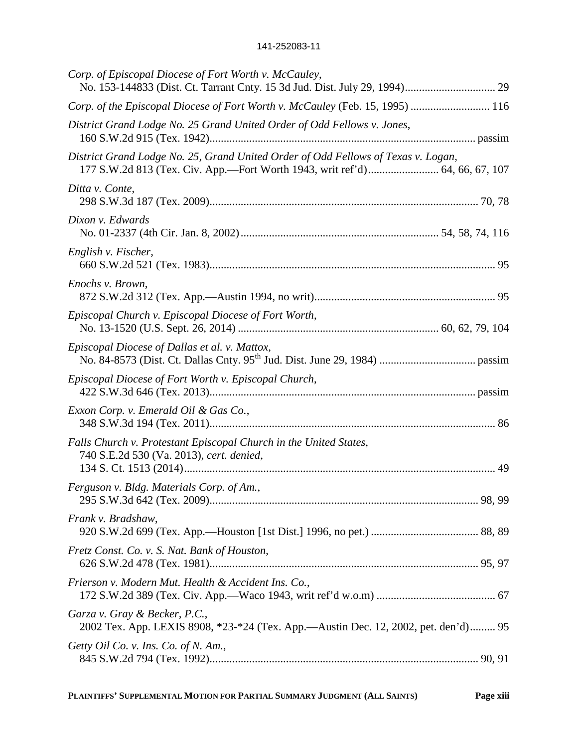*Corp. of Episcopal Diocese of Fort Worth v. McCauley*,
No. 153-144833 (Dist. Ct. Tarrant Cnty. 15 3d Jud. Dist. July 29, 1994)................................ 29

*Corp. of the Episcopal Diocese of Fort Worth v. McCauley* (Feb. 15, 1995) ............................ 116

*District Grand Lodge No. 25 Grand United Order of Odd Fellows v. Jones*,
160 S.W.2d 915 (Tex. 1942)............................................................................................ passim

*District Grand Lodge No. 25, Grand United Order of Odd Fellows of Texas v. Logan*,
177 S.W.2d 813 (Tex. Civ. App.—Fort Worth 1943, writ ref'd)......................... 64, 66, 67, 107

*Ditta v. Conte*,
298 S.W.3d 187 (Tex. 2009).............................................................................................. 70, 78

*Dixon v. Edwards*
No. 01-2337 (4th Cir. Jan. 8, 2002).................................................................... 54, 58, 74, 116

*English v. Fischer*,
660 S.W.2d 521 (Tex. 1983)................................................................................................... 95

*Enochs v. Brown*,
872 S.W.2d 312 (Tex. App.—Austin 1994, no writ)............................................................... 95

*Episcopal Church v. Episcopal Diocese of Fort Worth*,
No. 13-1520 (U.S. Sept. 26, 2014) ..................................................................... 60, 62, 79, 104

*Episcopal Diocese of Dallas et al. v. Mattox*,
No. 84-8573 (Dist. Ct. Dallas Cnty. 95th Jud. Dist. June 29, 1984) .................................. passim

*Episcopal Diocese of Fort Worth v. Episcopal Church*,
422 S.W.3d 646 (Tex. 2013)............................................................................................ passim

*Exxon Corp. v. Emerald Oil & Gas Co.*,
348 S.W.3d 194 (Tex. 2011)................................................................................................... 86

*Falls Church v. Protestant Episcopal Church in the United States*,
740 S.E.2d 530 (Va. 2013), *cert. denied*,
134 S. Ct. 1513 (2014)............................................................................................................ 49

*Ferguson v. Bldg. Materials Corp. of Am.*,
295 S.W.3d 642 (Tex. 2009).............................................................................................. 98, 99

*Frank v. Bradshaw*,
920 S.W.2d 699 (Tex. App.—Houston [1st Dist.] 1996, no pet.) ...................................... 88, 89

*Fretz Const. Co. v. S. Nat. Bank of Houston*,
626 S.W.2d 478 (Tex. 1981).............................................................................................. 95, 97

*Frierson v. Modern Mut. Health & Accident Ins. Co.*,
172 S.W.2d 389 (Tex. Civ. App.—Waco 1943, writ ref'd w.o.m) .......................................... 67

*Garza v. Gray & Becker, P.C.*,
2002 Tex. App. LEXIS 8908, *23-*24 (Tex. App.—Austin Dec. 12, 2002, pet. den'd)......... 95

*Getty Oil Co. v. Ins. Co. of N. Am.*,
845 S.W.2d 794 (Tex. 1992).............................................................................................. 90, 91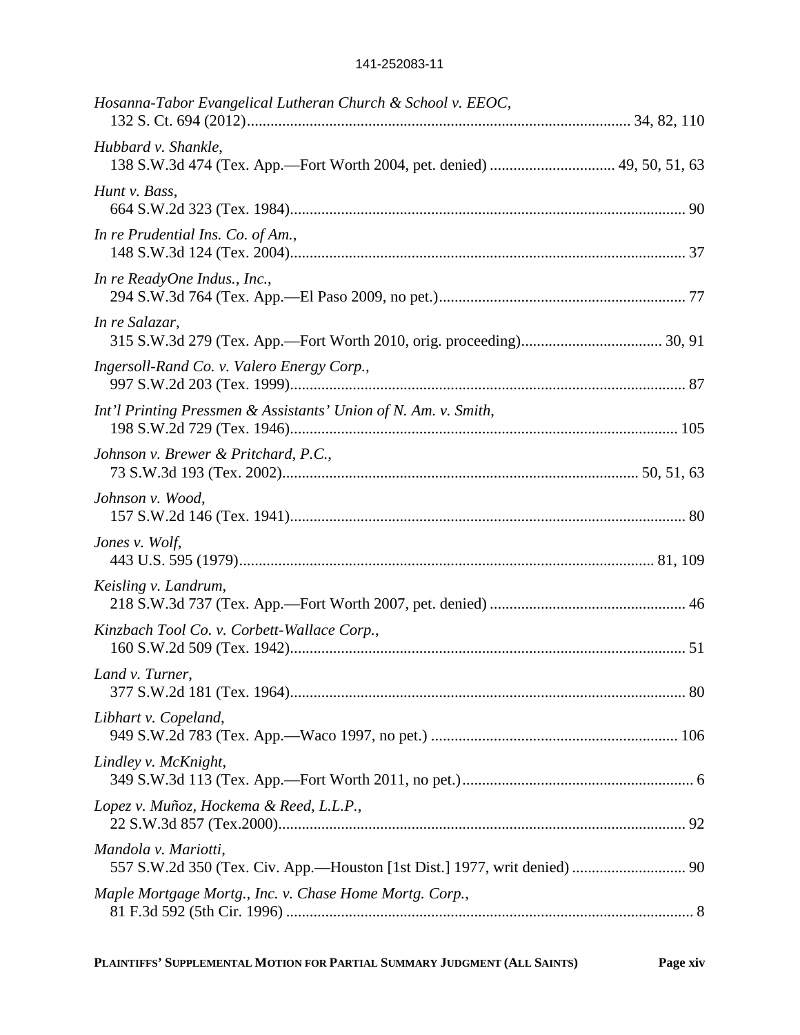*Hosanna-Tabor Evangelical Lutheran Church & School v. EEOC*,
132 S. Ct. 694 (2012) .......... 34, 82, 110

*Hubbard v. Shankle*,
138 S.W.3d 474 (Tex. App.—Fort Worth 2004, pet. denied) .......... 49, 50, 51, 63

*Hunt v. Bass*,
664 S.W.2d 323 (Tex. 1984) .......... 90

*In re Prudential Ins. Co. of Am.*,
148 S.W.3d 124 (Tex. 2004) .......... 37

*In re ReadyOne Indus., Inc.*,
294 S.W.3d 764 (Tex. App.—El Paso 2009, no pet.) .......... 77

*In re Salazar*,
315 S.W.3d 279 (Tex. App.—Fort Worth 2010, orig. proceeding) .......... 30, 91

*Ingersoll-Rand Co. v. Valero Energy Corp.*,
997 S.W.2d 203 (Tex. 1999) .......... 87

*Int'l Printing Pressmen & Assistants' Union of N. Am. v. Smith*,
198 S.W.2d 729 (Tex. 1946) .......... 105

*Johnson v. Brewer & Pritchard, P.C.*,
73 S.W.3d 193 (Tex. 2002) .......... 50, 51, 63

*Johnson v. Wood*,
157 S.W.2d 146 (Tex. 1941) .......... 80

*Jones v. Wolf*,
443 U.S. 595 (1979) .......... 81, 109

*Keisling v. Landrum*,
218 S.W.3d 737 (Tex. App.—Fort Worth 2007, pet. denied) .......... 46

*Kinzbach Tool Co. v. Corbett-Wallace Corp.*,
160 S.W.2d 509 (Tex. 1942) .......... 51

*Land v. Turner*,
377 S.W.2d 181 (Tex. 1964) .......... 80

*Libhart v. Copeland*,
949 S.W.2d 783 (Tex. App.—Waco 1997, no pet.) .......... 106

*Lindley v. McKnight*,
349 S.W.3d 113 (Tex. App.—Fort Worth 2011, no pet.) .......... 6

*Lopez v. Muñoz, Hockema & Reed, L.L.P.*,
22 S.W.3d 857 (Tex.2000) .......... 92

*Mandola v. Mariotti*,
557 S.W.2d 350 (Tex. Civ. App.—Houston [1st Dist.] 1977, writ denied) .......... 90

*Maple Mortgage Mortg., Inc. v. Chase Home Mortg. Corp.*,
81 F.3d 592 (5th Cir. 1996) .......... 8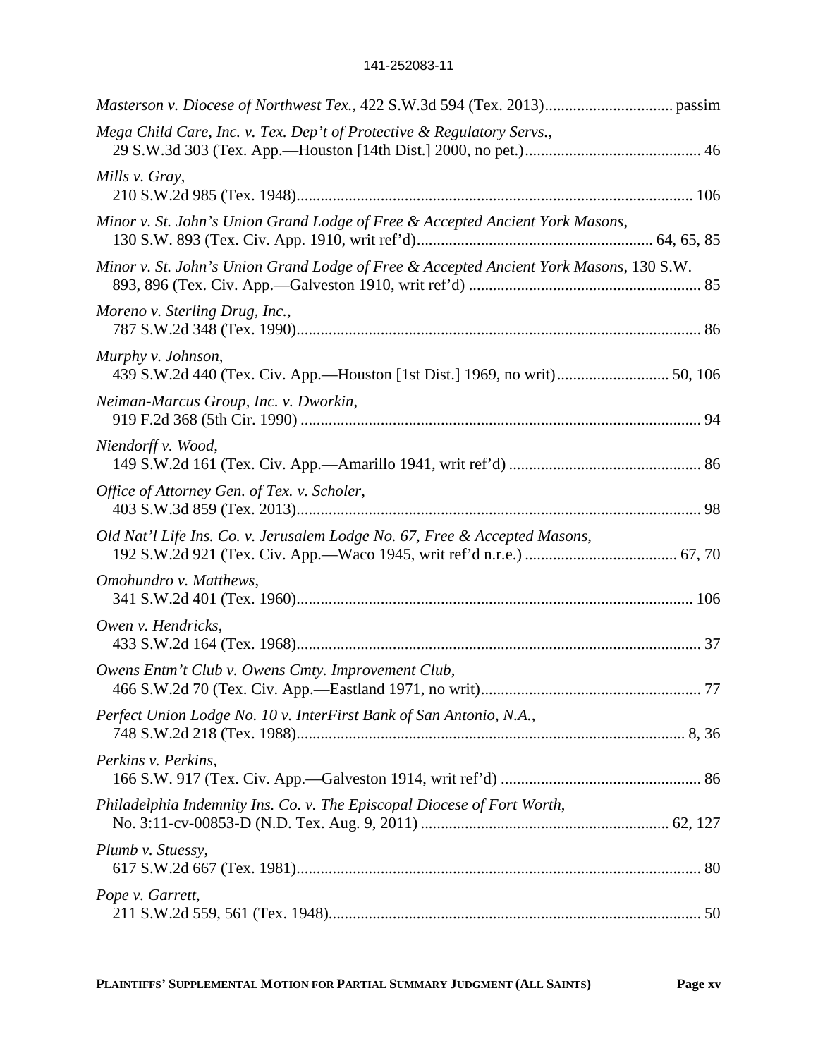*Masterson v. Diocese of Northwest Tex.*, 422 S.W.3d 594 (Tex. 2013)................................ passim

*Mega Child Care, Inc. v. Tex. Dep't of Protective & Regulatory Servs.*,
29 S.W.3d 303 (Tex. App.—Houston [14th Dist.] 2000, no pet.)............................................ 46

*Mills v. Gray*,
210 S.W.2d 985 (Tex. 1948)................................................................................................. 106

*Minor v. St. John's Union Grand Lodge of Free & Accepted Ancient York Masons*,
130 S.W. 893 (Tex. Civ. App. 1910, writ ref'd).......................................................... 64, 65, 85

*Minor v. St. John's Union Grand Lodge of Free & Accepted Ancient York Masons*, 130 S.W. 893, 896 (Tex. Civ. App.—Galveston 1910, writ ref'd) ......................................................... 85

*Moreno v. Sterling Drug, Inc.*,
787 S.W.2d 348 (Tex. 1990)................................................................................................... 86

*Murphy v. Johnson*,
439 S.W.2d 440 (Tex. Civ. App.—Houston [1st Dist.] 1969, no writ)........................... 50, 106

*Neiman-Marcus Group, Inc. v. Dworkin*,
919 F.2d 368 (5th Cir. 1990) .................................................................................................. 94

*Niendorff v. Wood*,
149 S.W.2d 161 (Tex. Civ. App.—Amarillo 1941, writ ref'd) ............................................... 86

*Office of Attorney Gen. of Tex. v. Scholer*,
403 S.W.3d 859 (Tex. 2013)................................................................................................... 98

*Old Nat'l Life Ins. Co. v. Jerusalem Lodge No. 67, Free & Accepted Masons*,
192 S.W.2d 921 (Tex. Civ. App.—Waco 1945, writ ref'd n.r.e.) ..................................... 67, 70

*Omohundro v. Matthews*,
341 S.W.2d 401 (Tex. 1960)................................................................................................. 106

*Owen v. Hendricks*,
433 S.W.2d 164 (Tex. 1968)................................................................................................... 37

*Owens Entm't Club v. Owens Cmty. Improvement Club*,
466 S.W.2d 70 (Tex. Civ. App.—Eastland 1971, no writ)...................................................... 77

*Perfect Union Lodge No. 10 v. InterFirst Bank of San Antonio, N.A.*,
748 S.W.2d 218 (Tex. 1988)................................................................................................ 8, 36

*Perkins v. Perkins*,
166 S.W. 917 (Tex. Civ. App.—Galveston 1914, writ ref'd) ................................................. 86

*Philadelphia Indemnity Ins. Co. v. The Episcopal Diocese of Fort Worth*,
No. 3:11-cv-00853-D (N.D. Tex. Aug. 9, 2011) ............................................................ 62, 127

*Plumb v. Stuessy*,
617 S.W.2d 667 (Tex. 1981)................................................................................................... 80

*Pope v. Garrett*,
211 S.W.2d 559, 561 (Tex. 1948)........................................................................................... 50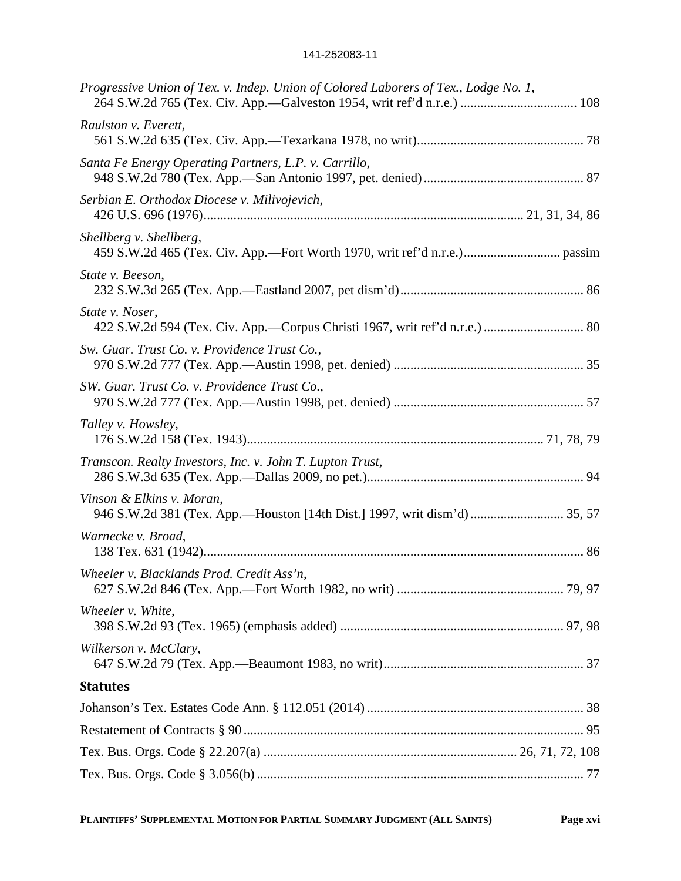*Progressive Union of Tex. v. Indep. Union of Colored Laborers of Tex., Lodge No. 1*,
264 S.W.2d 765 (Tex. Civ. App.—Galveston 1954, writ ref'd n.r.e.) .................................. 108

*Raulston v. Everett*,
561 S.W.2d 635 (Tex. Civ. App.—Texarkana 1978, no writ)................................................. 78

*Santa Fe Energy Operating Partners, L.P. v. Carrillo*,
948 S.W.2d 780 (Tex. App.—San Antonio 1997, pet. denied)............................................... 87

*Serbian E. Orthodox Diocese v. Milivojevich*,
426 U.S. 696 (1976)............................................................................................... 21, 31, 34, 86

*Shellberg v. Shellberg*,
459 S.W.2d 465 (Tex. Civ. App.—Fort Worth 1970, writ ref'd n.r.e.)............................ passim

*State v. Beeson*,
232 S.W.3d 265 (Tex. App.—Eastland 2007, pet dism'd)...................................................... 86

*State v. Noser*,
422 S.W.2d 594 (Tex. Civ. App.—Corpus Christi 1967, writ ref'd n.r.e.) ............................ 80

*Sw. Guar. Trust Co. v. Providence Trust Co.*,
970 S.W.2d 777 (Tex. App.—Austin 1998, pet. denied) ........................................................ 35

*SW. Guar. Trust Co. v. Providence Trust Co.*,
970 S.W.2d 777 (Tex. App.—Austin 1998, pet. denied) ........................................................ 57

*Talley v. Howsley*,
176 S.W.2d 158 (Tex. 1943)....................................................................................... 71, 78, 79

*Transcon. Realty Investors, Inc. v. John T. Lupton Trust*,
286 S.W.3d 635 (Tex. App.—Dallas 2009, no pet.)............................................................... 94

*Vinson & Elkins v. Moran*,
946 S.W.2d 381 (Tex. App.—Houston [14th Dist.] 1997, writ dism'd)........................... 35, 57

*Warnecke v. Broad*,
138 Tex. 631 (1942)................................................................................................................ 86

*Wheeler v. Blacklands Prod. Credit Ass'n*,
627 S.W.2d 846 (Tex. App.—Fort Worth 1982, no writ) ................................................. 79, 97

*Wheeler v. White*,
398 S.W.2d 93 (Tex. 1965) (emphasis added) .................................................................. 97, 98

*Wilkerson v. McClary*,
647 S.W.2d 79 (Tex. App.—Beaumont 1983, no writ)........................................................... 37

### Statutes

Johanson's Tex. Estates Code Ann. § 112.051 (2014) ................................................................ 38

Restatement of Contracts § 90..................................................................................................... 95

Tex. Bus. Orgs. Code § 22.207(a) ........................................................................... 26, 71, 72, 108

Tex. Bus. Orgs. Code § 3.056(b) ................................................................................................. 77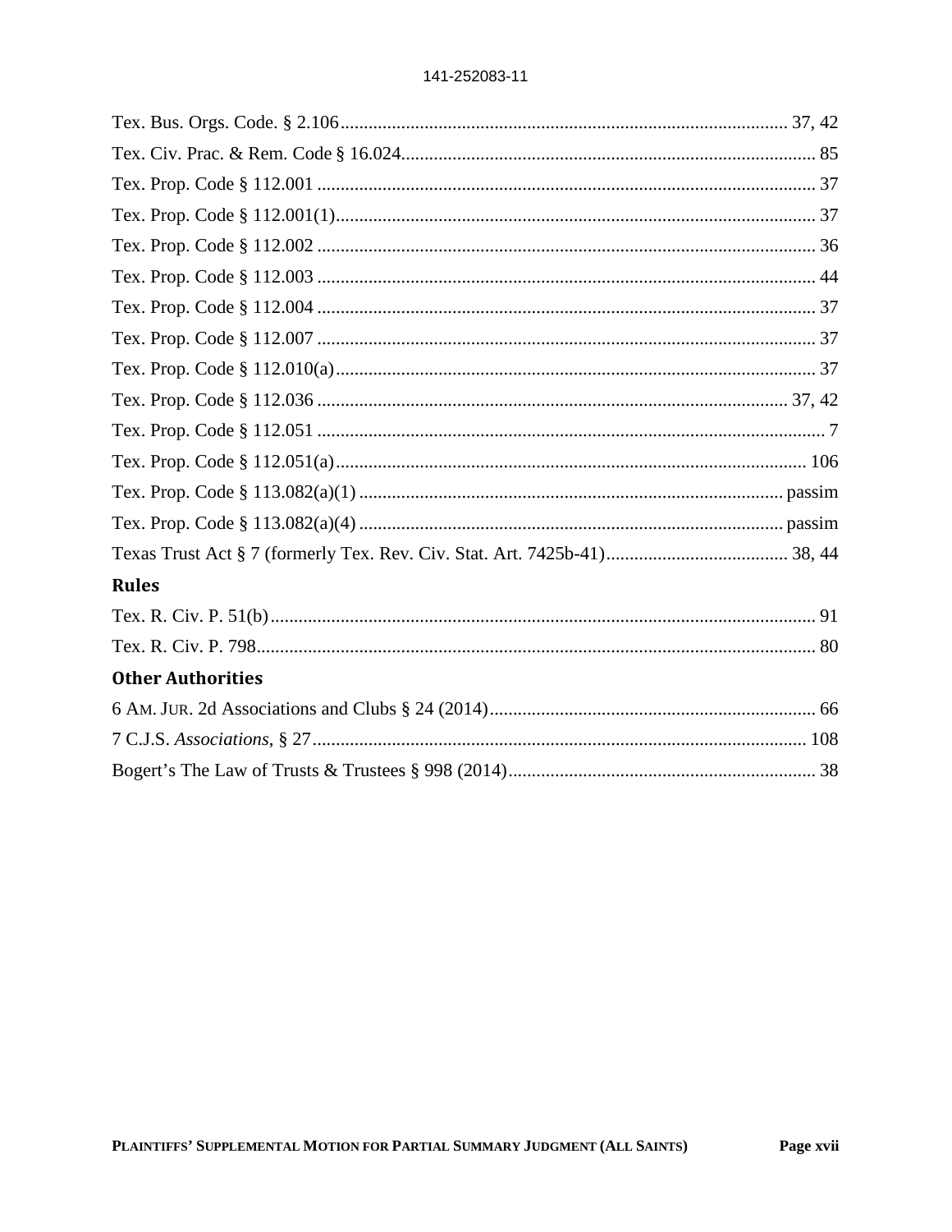Tex. Bus. Orgs. Code. § 2.106 .................................................................................................. 37, 42

Tex. Civ. Prac. & Rem. Code § 16.024 ......................................................................................... 85

Tex. Prop. Code § 112.001 ............................................................................................................. 37

Tex. Prop. Code § 112.001(1) ......................................................................................................... 37

Tex. Prop. Code § 112.002 ............................................................................................................. 36

Tex. Prop. Code § 112.003 ............................................................................................................. 44

Tex. Prop. Code § 112.004 ............................................................................................................. 37

Tex. Prop. Code § 112.007 ............................................................................................................. 37

Tex. Prop. Code § 112.010(a) ......................................................................................................... 37

Tex. Prop. Code § 112.036 ...................................................................................................... 37, 42

Tex. Prop. Code § 112.051 ............................................................................................................... 7

Tex. Prop. Code § 112.051(a) ....................................................................................................... 106

Tex. Prop. Code § 113.082(a)(1) .............................................................................................. passim

Tex. Prop. Code § 113.082(a)(4) .............................................................................................. passim

Texas Trust Act § 7 (formerly Tex. Rev. Civ. Stat. Art. 7425b-41) ....................................... 38, 44

## Rules

Tex. R. Civ. P. 51(b) ....................................................................................................................... 91

Tex. R. Civ. P. 798 .......................................................................................................................... 80

## Other Authorities

6 AM. JUR. 2d Associations and Clubs § 24 (2014) ...................................................................... 66

7 C.J.S. *Associations*, § 27 ............................................................................................................ 108

Bogert's The Law of Trusts & Trustees § 998 (2014) ................................................................... 38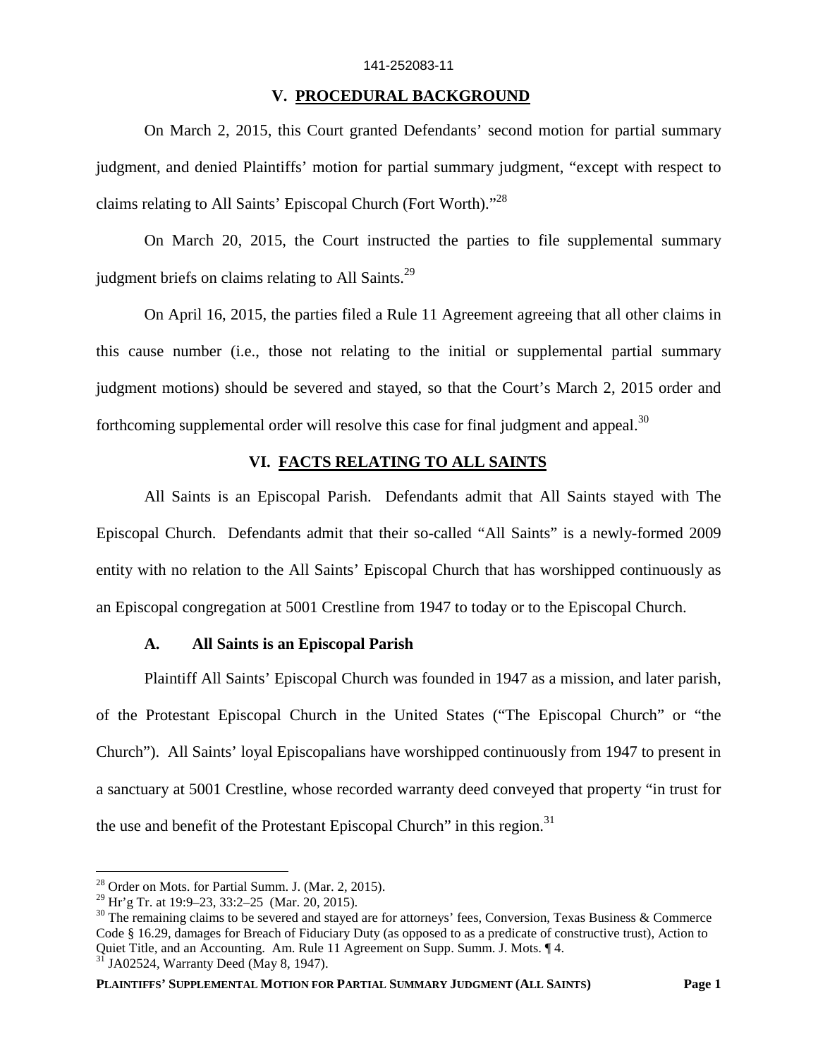## V. PROCEDURAL BACKGROUND

On March 2, 2015, this Court granted Defendants' second motion for partial summary judgment, and denied Plaintiffs' motion for partial summary judgment, "except with respect to claims relating to All Saints' Episcopal Church (Fort Worth)."[28]

On March 20, 2015, the Court instructed the parties to file supplemental summary judgment briefs on claims relating to All Saints.[29]

On April 16, 2015, the parties filed a Rule 11 Agreement agreeing that all other claims in this cause number (i.e., those not relating to the initial or supplemental partial summary judgment motions) should be severed and stayed, so that the Court's March 2, 2015 order and forthcoming supplemental order will resolve this case for final judgment and appeal.[30]

## VI. FACTS RELATING TO ALL SAINTS

All Saints is an Episcopal Parish. Defendants admit that All Saints stayed with The Episcopal Church. Defendants admit that their so-called "All Saints" is a newly-formed 2009 entity with no relation to the All Saints' Episcopal Church that has worshipped continuously as an Episcopal congregation at 5001 Crestline from 1947 to today or to the Episcopal Church.

### A. All Saints is an Episcopal Parish

Plaintiff All Saints' Episcopal Church was founded in 1947 as a mission, and later parish, of the Protestant Episcopal Church in the United States ("The Episcopal Church" or "the Church"). All Saints' loyal Episcopalians have worshipped continuously from 1947 to present in a sanctuary at 5001 Crestline, whose recorded warranty deed conveyed that property "in trust for the use and benefit of the Protestant Episcopal Church" in this region.[31]

---

[28] Order on Mots. for Partial Summ. J. (Mar. 2, 2015).

[29] Hr'g Tr. at 19:9–23, 33:2–25 (Mar. 20, 2015).

[30] The remaining claims to be severed and stayed are for attorneys' fees, Conversion, Texas Business & Commerce Code § 16.29, damages for Breach of Fiduciary Duty (as opposed to as a predicate of constructive trust), Action to Quiet Title, and an Accounting. Am. Rule 11 Agreement on Supp. Summ. J. Mots. ¶ 4.

[31] JA02524, Warranty Deed (May 8, 1947).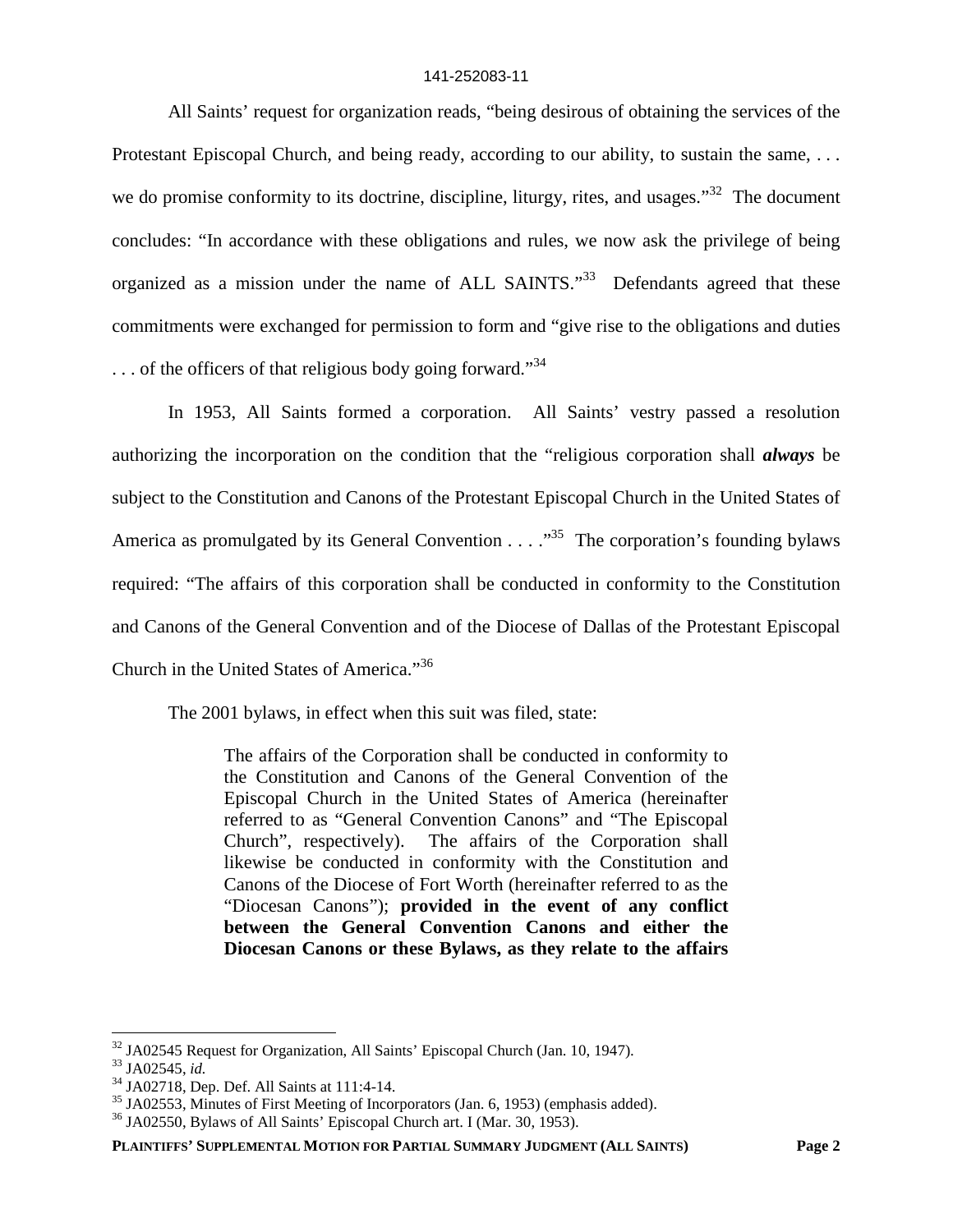All Saints' request for organization reads, "being desirous of obtaining the services of the Protestant Episcopal Church, and being ready, according to our ability, to sustain the same, . . . we do promise conformity to its doctrine, discipline, liturgy, rites, and usages."[32] The document concludes: "In accordance with these obligations and rules, we now ask the privilege of being organized as a mission under the name of ALL SAINTS."[33] Defendants agreed that these commitments were exchanged for permission to form and "give rise to the obligations and duties . . . of the officers of that religious body going forward."[34]

In 1953, All Saints formed a corporation. All Saints' vestry passed a resolution authorizing the incorporation on the condition that the "religious corporation shall ***always*** be subject to the Constitution and Canons of the Protestant Episcopal Church in the United States of America as promulgated by its General Convention . . . ."[35] The corporation's founding bylaws required: "The affairs of this corporation shall be conducted in conformity to the Constitution and Canons of the General Convention and of the Diocese of Dallas of the Protestant Episcopal Church in the United States of America."[36]

The 2001 bylaws, in effect when this suit was filed, state:

> The affairs of the Corporation shall be conducted in conformity to the Constitution and Canons of the General Convention of the Episcopal Church in the United States of America (hereinafter referred to as "General Convention Canons" and "The Episcopal Church", respectively). The affairs of the Corporation shall likewise be conducted in conformity with the Constitution and Canons of the Diocese of Fort Worth (hereinafter referred to as the "Diocesan Canons"); **provided in the event of any conflict between the General Convention Canons and either the Diocesan Canons or these Bylaws, as they relate to the affairs**

---

[32] JA02545 Request for Organization, All Saints' Episcopal Church (Jan. 10, 1947).
[33] JA02545, *id.*
[34] JA02718, Dep. Def. All Saints at 111:4-14.
[35] JA02553, Minutes of First Meeting of Incorporators (Jan. 6, 1953) (emphasis added).
[36] JA02550, Bylaws of All Saints' Episcopal Church art. I (Mar. 30, 1953).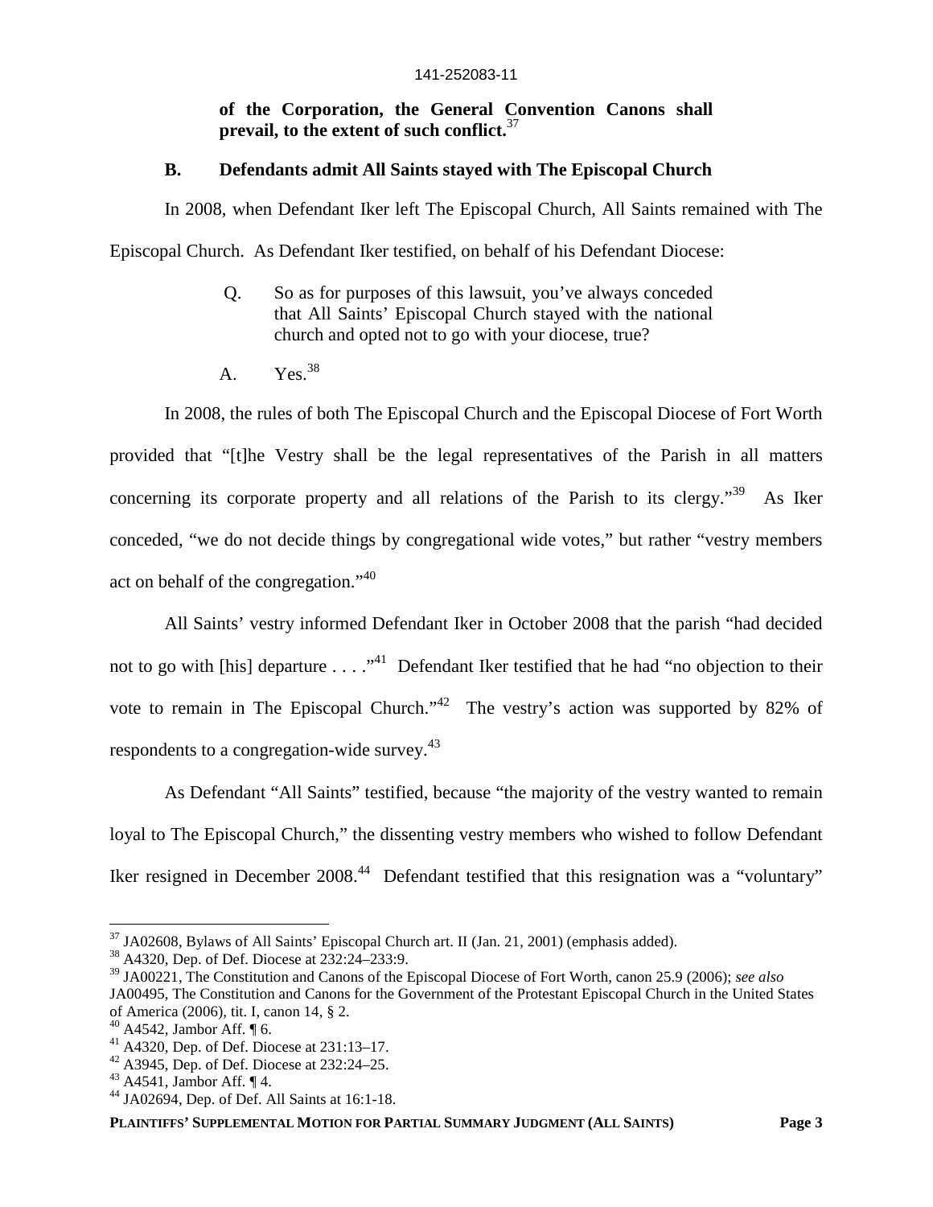**of the Corporation, the General Convention Canons shall prevail, to the extent of such conflict.**[37]

### B. Defendants admit All Saints stayed with The Episcopal Church

In 2008, when Defendant Iker left The Episcopal Church, All Saints remained with The Episcopal Church. As Defendant Iker testified, on behalf of his Defendant Diocese:

> Q. So as for purposes of this lawsuit, you've always conceded that All Saints' Episcopal Church stayed with the national church and opted not to go with your diocese, true?
>
> A. Yes.[38]

In 2008, the rules of both The Episcopal Church and the Episcopal Diocese of Fort Worth provided that "[t]he Vestry shall be the legal representatives of the Parish in all matters concerning its corporate property and all relations of the Parish to its clergy."[39] As Iker conceded, "we do not decide things by congregational wide votes," but rather "vestry members act on behalf of the congregation."[40]

All Saints' vestry informed Defendant Iker in October 2008 that the parish "had decided not to go with [his] departure . . . ."[41] Defendant Iker testified that he had "no objection to their vote to remain in The Episcopal Church."[42] The vestry's action was supported by 82% of respondents to a congregation-wide survey.[43]

As Defendant "All Saints" testified, because "the majority of the vestry wanted to remain loyal to The Episcopal Church," the dissenting vestry members who wished to follow Defendant Iker resigned in December 2008.[44] Defendant testified that this resignation was a "voluntary"

---

[37] JA02608, Bylaws of All Saints' Episcopal Church art. II (Jan. 21, 2001) (emphasis added).

[38] A4320, Dep. of Def. Diocese at 232:24–233:9.

[39] JA00221, The Constitution and Canons of the Episcopal Diocese of Fort Worth, canon 25.9 (2006); *see also* JA00495, The Constitution and Canons for the Government of the Protestant Episcopal Church in the United States of America (2006), tit. I, canon 14, § 2.

[40] A4542, Jambor Aff. ¶ 6.

[41] A4320, Dep. of Def. Diocese at 231:13–17.

[42] A3945, Dep. of Def. Diocese at 232:24–25.

[43] A4541, Jambor Aff. ¶ 4.

[44] JA02694, Dep. of Def. All Saints at 16:1-18.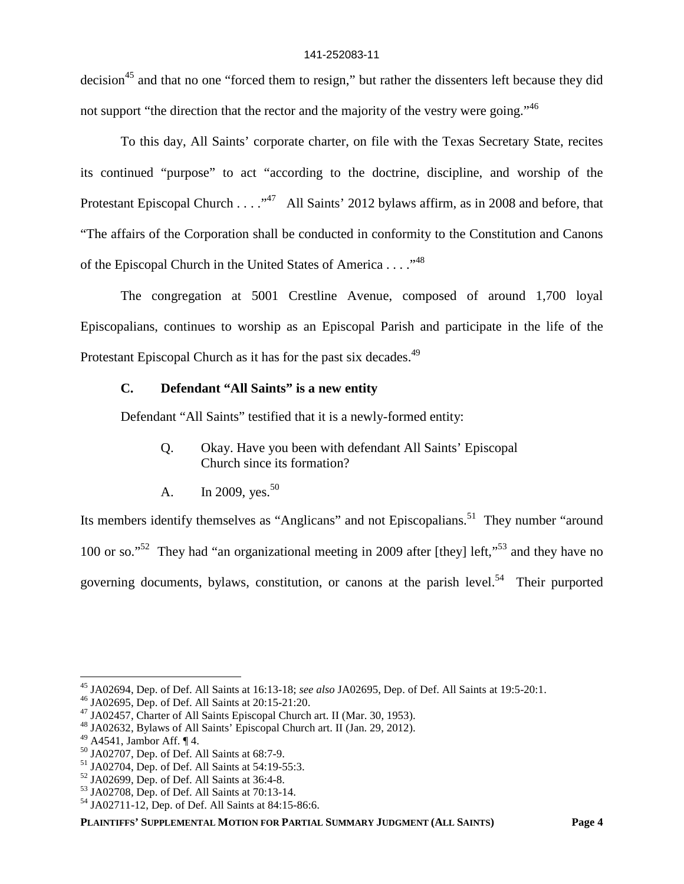decision[45] and that no one "forced them to resign," but rather the dissenters left because they did not support "the direction that the rector and the majority of the vestry were going."[46]

To this day, All Saints' corporate charter, on file with the Texas Secretary State, recites its continued "purpose" to act "according to the doctrine, discipline, and worship of the Protestant Episcopal Church . . . ."[47] All Saints' 2012 bylaws affirm, as in 2008 and before, that "The affairs of the Corporation shall be conducted in conformity to the Constitution and Canons of the Episcopal Church in the United States of America . . . ."[48]

The congregation at 5001 Crestline Avenue, composed of around 1,700 loyal Episcopalians, continues to worship as an Episcopal Parish and participate in the life of the Protestant Episcopal Church as it has for the past six decades.[49]

### C. Defendant "All Saints" is a new entity

Defendant "All Saints" testified that it is a newly-formed entity:

> Q. Okay. Have you been with defendant All Saints' Episcopal Church since its formation?
>
> A. In 2009, yes.[50]

Its members identify themselves as "Anglicans" and not Episcopalians.[51] They number "around 100 or so."[52] They had "an organizational meeting in 2009 after [they] left,"[53] and they have no governing documents, bylaws, constitution, or canons at the parish level.[54] Their purported

---

[45] JA02694, Dep. of Def. All Saints at 16:13-18; *see also* JA02695, Dep. of Def. All Saints at 19:5-20:1.
[46] JA02695, Dep. of Def. All Saints at 20:15-21:20.
[47] JA02457, Charter of All Saints Episcopal Church art. II (Mar. 30, 1953).
[48] JA02632, Bylaws of All Saints' Episcopal Church art. II (Jan. 29, 2012).
[49] A4541, Jambor Aff. ¶ 4.
[50] JA02707, Dep. of Def. All Saints at 68:7-9.
[51] JA02704, Dep. of Def. All Saints at 54:19-55:3.
[52] JA02699, Dep. of Def. All Saints at 36:4-8.
[53] JA02708, Dep. of Def. All Saints at 70:13-14.
[54] JA02711-12, Dep. of Def. All Saints at 84:15-86:6.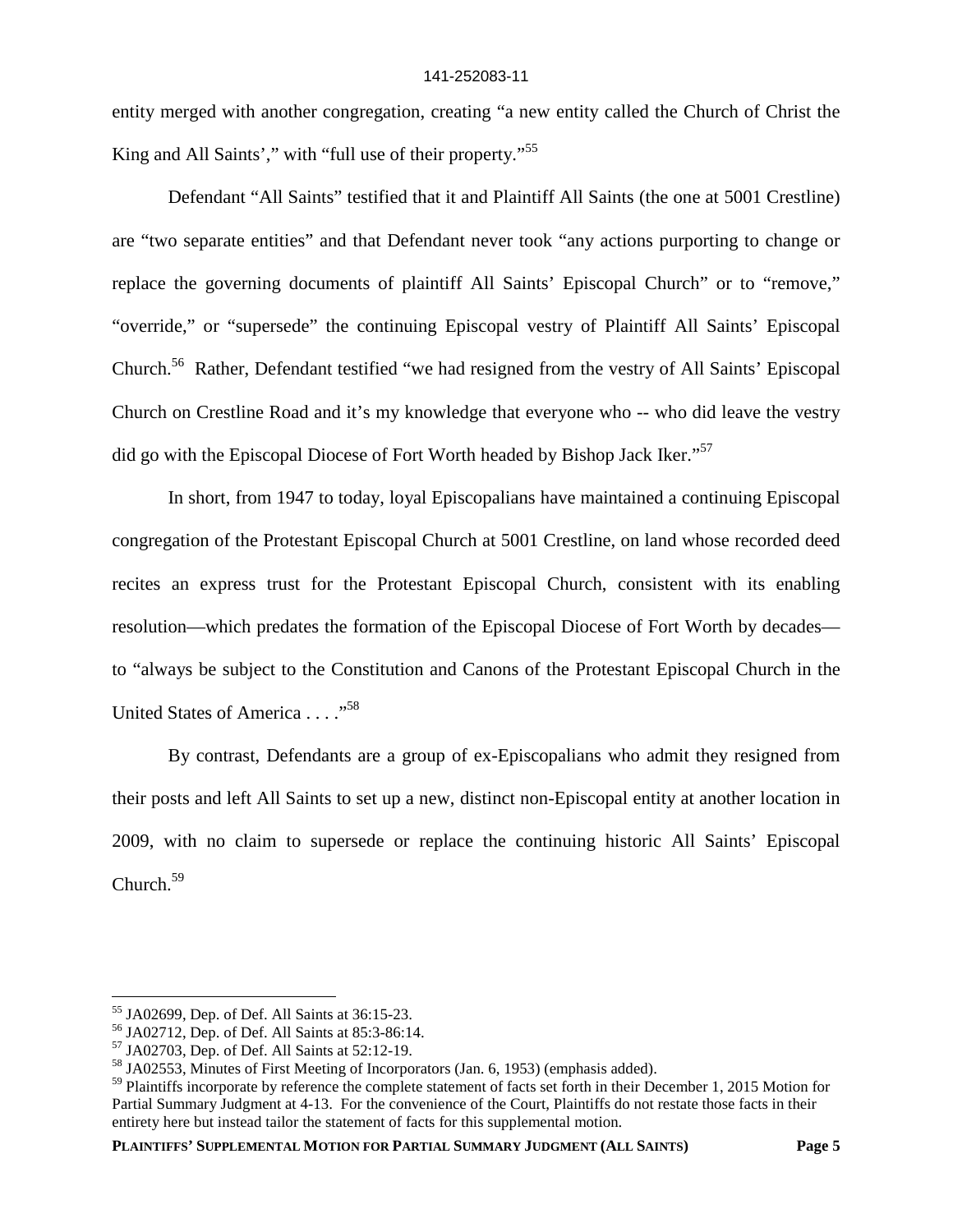entity merged with another congregation, creating "a new entity called the Church of Christ the King and All Saints'," with "full use of their property."[55]

Defendant "All Saints" testified that it and Plaintiff All Saints (the one at 5001 Crestline) are "two separate entities" and that Defendant never took "any actions purporting to change or replace the governing documents of plaintiff All Saints' Episcopal Church" or to "remove," "override," or "supersede" the continuing Episcopal vestry of Plaintiff All Saints' Episcopal Church.[56] Rather, Defendant testified "we had resigned from the vestry of All Saints' Episcopal Church on Crestline Road and it's my knowledge that everyone who -- who did leave the vestry did go with the Episcopal Diocese of Fort Worth headed by Bishop Jack Iker."[57]

In short, from 1947 to today, loyal Episcopalians have maintained a continuing Episcopal congregation of the Protestant Episcopal Church at 5001 Crestline, on land whose recorded deed recites an express trust for the Protestant Episcopal Church, consistent with its enabling resolution—which predates the formation of the Episcopal Diocese of Fort Worth by decades—to "always be subject to the Constitution and Canons of the Protestant Episcopal Church in the United States of America . . . ."[58]

By contrast, Defendants are a group of ex-Episcopalians who admit they resigned from their posts and left All Saints to set up a new, distinct non-Episcopal entity at another location in 2009, with no claim to supersede or replace the continuing historic All Saints' Episcopal Church.[59]

---

[55] JA02699, Dep. of Def. All Saints at 36:15-23.

[56] JA02712, Dep. of Def. All Saints at 85:3-86:14.

[57] JA02703, Dep. of Def. All Saints at 52:12-19.

[58] JA02553, Minutes of First Meeting of Incorporators (Jan. 6, 1953) (emphasis added).

[59] Plaintiffs incorporate by reference the complete statement of facts set forth in their December 1, 2015 Motion for Partial Summary Judgment at 4-13. For the convenience of the Court, Plaintiffs do not restate those facts in their entirety here but instead tailor the statement of facts for this supplemental motion.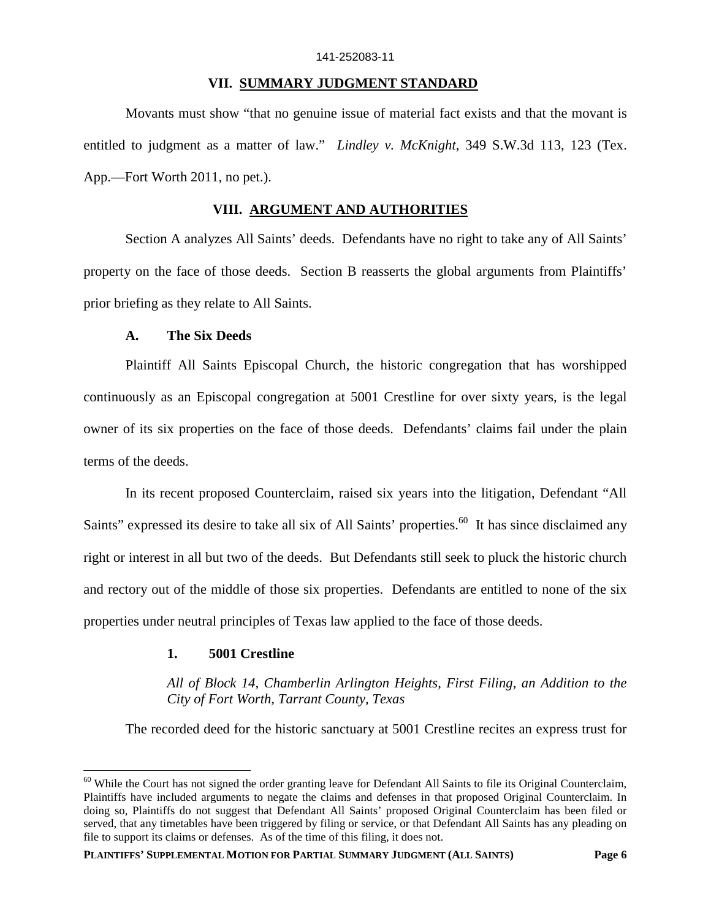## VII. SUMMARY JUDGMENT STANDARD

Movants must show "that no genuine issue of material fact exists and that the movant is entitled to judgment as a matter of law." *Lindley v. McKnight*, 349 S.W.3d 113, 123 (Tex. App.—Fort Worth 2011, no pet.).

## VIII. ARGUMENT AND AUTHORITIES

Section A analyzes All Saints' deeds. Defendants have no right to take any of All Saints' property on the face of those deeds. Section B reasserts the global arguments from Plaintiffs' prior briefing as they relate to All Saints.

### A. The Six Deeds

Plaintiff All Saints Episcopal Church, the historic congregation that has worshipped continuously as an Episcopal congregation at 5001 Crestline for over sixty years, is the legal owner of its six properties on the face of those deeds. Defendants' claims fail under the plain terms of the deeds.

In its recent proposed Counterclaim, raised six years into the litigation, Defendant "All Saints" expressed its desire to take all six of All Saints' properties.[60] It has since disclaimed any right or interest in all but two of the deeds. But Defendants still seek to pluck the historic church and rectory out of the middle of those six properties. Defendants are entitled to none of the six properties under neutral principles of Texas law applied to the face of those deeds.

#### 1. 5001 Crestline

*All of Block 14, Chamberlin Arlington Heights, First Filing, an Addition to the City of Fort Worth, Tarrant County, Texas*

The recorded deed for the historic sanctuary at 5001 Crestline recites an express trust for

[60] While the Court has not signed the order granting leave for Defendant All Saints to file its Original Counterclaim, Plaintiffs have included arguments to negate the claims and defenses in that proposed Original Counterclaim. In doing so, Plaintiffs do not suggest that Defendant All Saints' proposed Original Counterclaim has been filed or served, that any timetables have been triggered by filing or service, or that Defendant All Saints has any pleading on file to support its claims or defenses. As of the time of this filing, it does not.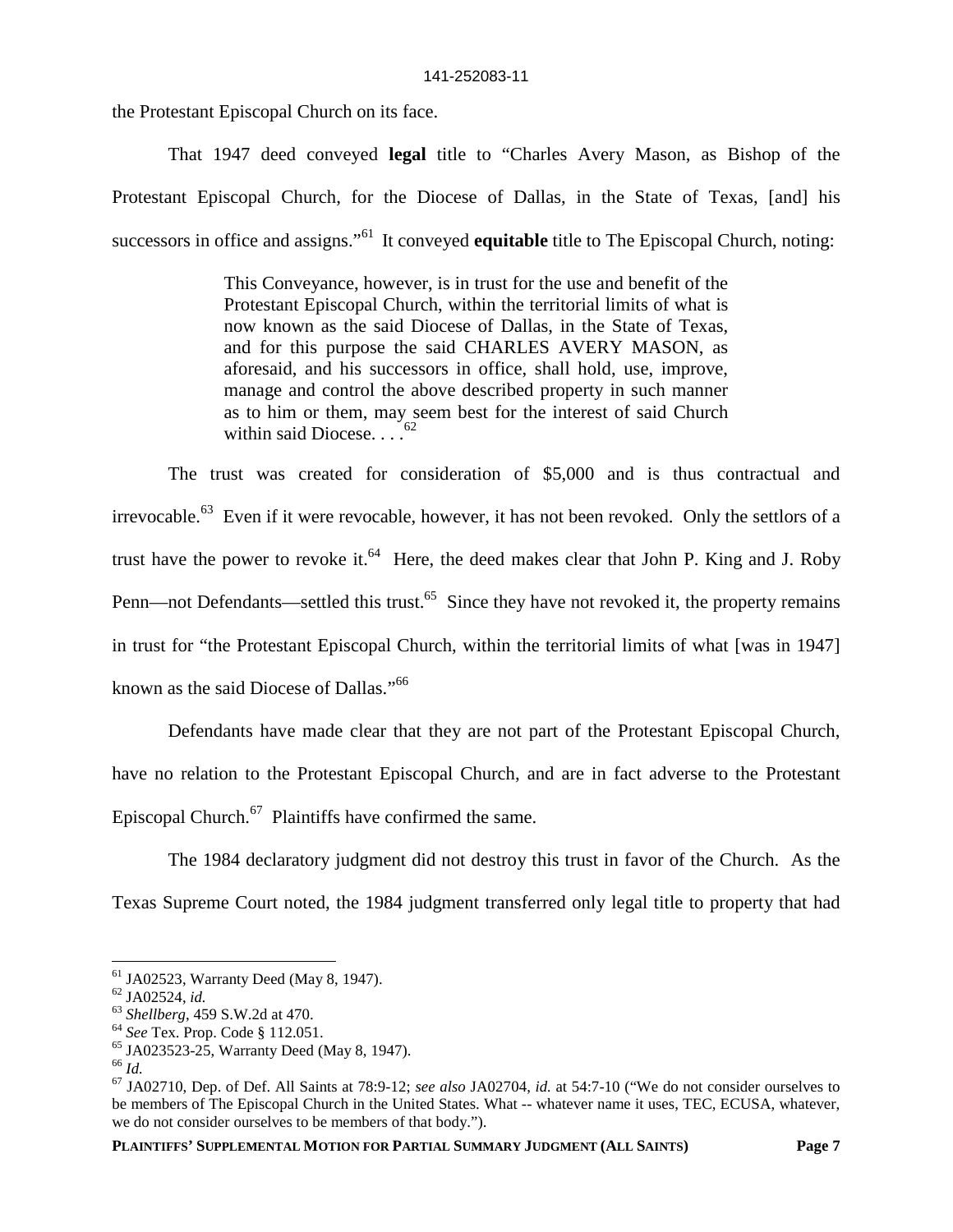the Protestant Episcopal Church on its face.

That 1947 deed conveyed **legal** title to "Charles Avery Mason, as Bishop of the Protestant Episcopal Church, for the Diocese of Dallas, in the State of Texas, [and] his successors in office and assigns."[61] It conveyed **equitable** title to The Episcopal Church, noting:

> This Conveyance, however, is in trust for the use and benefit of the Protestant Episcopal Church, within the territorial limits of what is now known as the said Diocese of Dallas, in the State of Texas, and for this purpose the said CHARLES AVERY MASON, as aforesaid, and his successors in office, shall hold, use, improve, manage and control the above described property in such manner as to him or them, may seem best for the interest of said Church within said Diocese. . . .[62]

The trust was created for consideration of $5,000 and is thus contractual and irrevocable.[63] Even if it were revocable, however, it has not been revoked. Only the settlors of a trust have the power to revoke it.[64] Here, the deed makes clear that John P. King and J. Roby Penn—not Defendants—settled this trust.[65] Since they have not revoked it, the property remains in trust for "the Protestant Episcopal Church, within the territorial limits of what [was in 1947] known as the said Diocese of Dallas."[66]

Defendants have made clear that they are not part of the Protestant Episcopal Church, have no relation to the Protestant Episcopal Church, and are in fact adverse to the Protestant Episcopal Church.[67] Plaintiffs have confirmed the same.

The 1984 declaratory judgment did not destroy this trust in favor of the Church. As the Texas Supreme Court noted, the 1984 judgment transferred only legal title to property that had

---

[61] JA02523, Warranty Deed (May 8, 1947).

[62] JA02524, *id.*

[63] *Shellberg*, 459 S.W.2d at 470.

[64] *See* Tex. Prop. Code § 112.051.

[65] JA023523-25, Warranty Deed (May 8, 1947).

[66] *Id.*

[67] JA02710, Dep. of Def. All Saints at 78:9-12; *see also* JA02704, *id.* at 54:7-10 ("We do not consider ourselves to be members of The Episcopal Church in the United States. What -- whatever name it uses, TEC, ECUSA, whatever, we do not consider ourselves to be members of that body.").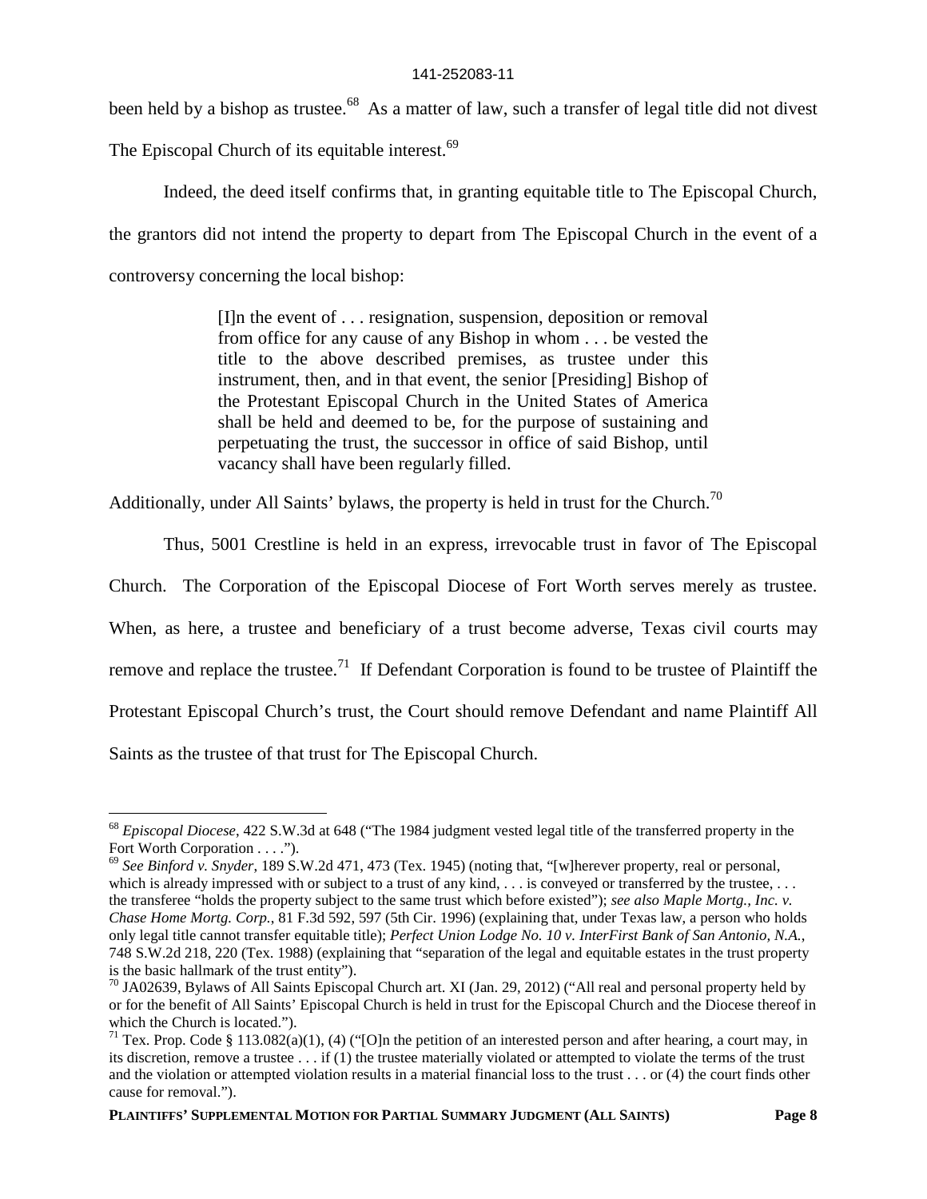been held by a bishop as trustee.[68] As a matter of law, such a transfer of legal title did not divest The Episcopal Church of its equitable interest.[69]

Indeed, the deed itself confirms that, in granting equitable title to The Episcopal Church, the grantors did not intend the property to depart from The Episcopal Church in the event of a controversy concerning the local bishop:

> [I]n the event of . . . resignation, suspension, deposition or removal from office for any cause of any Bishop in whom . . . be vested the title to the above described premises, as trustee under this instrument, then, and in that event, the senior [Presiding] Bishop of the Protestant Episcopal Church in the United States of America shall be held and deemed to be, for the purpose of sustaining and perpetuating the trust, the successor in office of said Bishop, until vacancy shall have been regularly filled.

Additionally, under All Saints' bylaws, the property is held in trust for the Church.[70]

Thus, 5001 Crestline is held in an express, irrevocable trust in favor of The Episcopal Church. The Corporation of the Episcopal Diocese of Fort Worth serves merely as trustee. When, as here, a trustee and beneficiary of a trust become adverse, Texas civil courts may remove and replace the trustee.[71] If Defendant Corporation is found to be trustee of Plaintiff the Protestant Episcopal Church's trust, the Court should remove Defendant and name Plaintiff All Saints as the trustee of that trust for The Episcopal Church.

---

[68] *Episcopal Diocese*, 422 S.W.3d at 648 ("The 1984 judgment vested legal title of the transferred property in the Fort Worth Corporation . . . .").

[69] *See Binford v. Snyder*, 189 S.W.2d 471, 473 (Tex. 1945) (noting that, "[w]herever property, real or personal, which is already impressed with or subject to a trust of any kind, . . . is conveyed or transferred by the trustee, . . . the transferee "holds the property subject to the same trust which before existed"); *see also Maple Mortg., Inc. v. Chase Home Mortg. Corp.*, 81 F.3d 592, 597 (5th Cir. 1996) (explaining that, under Texas law, a person who holds only legal title cannot transfer equitable title); *Perfect Union Lodge No. 10 v. InterFirst Bank of San Antonio, N.A.*, 748 S.W.2d 218, 220 (Tex. 1988) (explaining that "separation of the legal and equitable estates in the trust property is the basic hallmark of the trust entity").

[70] JA02639, Bylaws of All Saints Episcopal Church art. XI (Jan. 29, 2012) ("All real and personal property held by or for the benefit of All Saints' Episcopal Church is held in trust for the Episcopal Church and the Diocese thereof in which the Church is located.").

[71] Tex. Prop. Code § 113.082(a)(1), (4) ("[O]n the petition of an interested person and after hearing, a court may, in its discretion, remove a trustee . . . if (1) the trustee materially violated or attempted to violate the terms of the trust and the violation or attempted violation results in a material financial loss to the trust . . . or (4) the court finds other cause for removal.").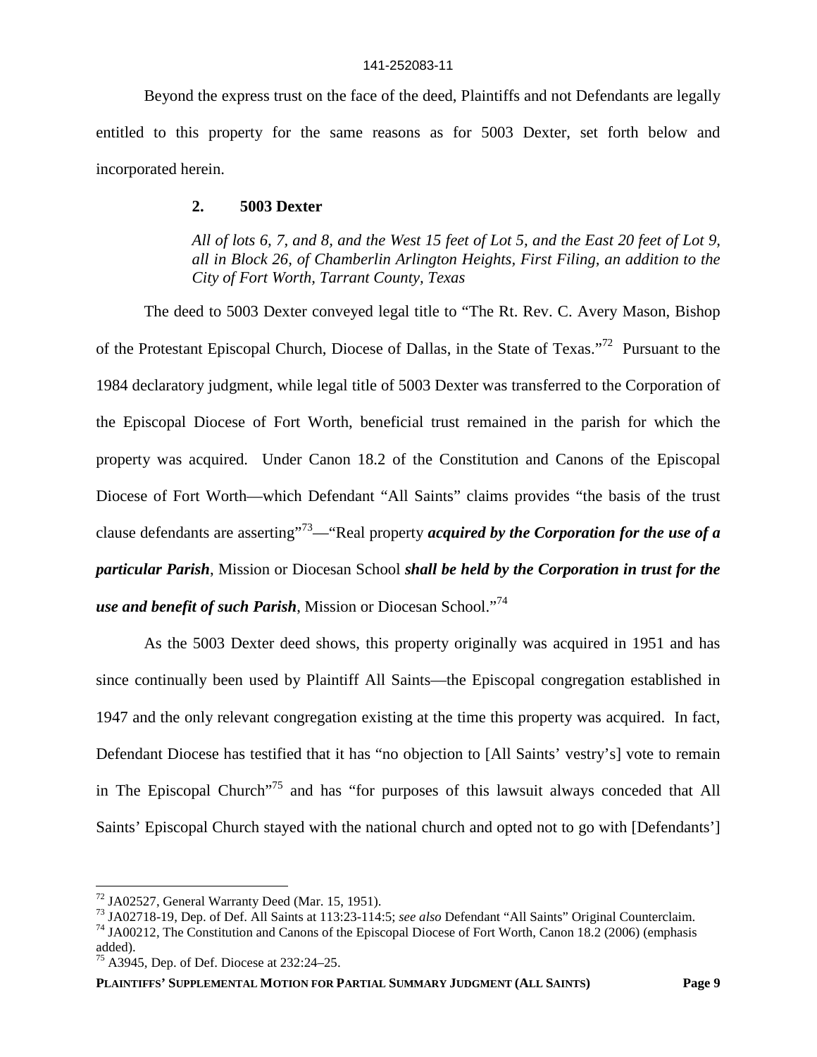Beyond the express trust on the face of the deed, Plaintiffs and not Defendants are legally entitled to this property for the same reasons as for 5003 Dexter, set forth below and incorporated herein.

### 2. 5003 Dexter

*All of lots 6, 7, and 8, and the West 15 feet of Lot 5, and the East 20 feet of Lot 9, all in Block 26, of Chamberlin Arlington Heights, First Filing, an addition to the City of Fort Worth, Tarrant County, Texas*

The deed to 5003 Dexter conveyed legal title to "The Rt. Rev. C. Avery Mason, Bishop of the Protestant Episcopal Church, Diocese of Dallas, in the State of Texas."[72] Pursuant to the 1984 declaratory judgment, while legal title of 5003 Dexter was transferred to the Corporation of the Episcopal Diocese of Fort Worth, beneficial trust remained in the parish for which the property was acquired. Under Canon 18.2 of the Constitution and Canons of the Episcopal Diocese of Fort Worth—which Defendant "All Saints" claims provides "the basis of the trust clause defendants are asserting"[73]—"Real property ***acquired by the Corporation for the use of a particular Parish***, Mission or Diocesan School ***shall be held by the Corporation in trust for the use and benefit of such Parish***, Mission or Diocesan School."[74]

As the 5003 Dexter deed shows, this property originally was acquired in 1951 and has since continually been used by Plaintiff All Saints—the Episcopal congregation established in 1947 and the only relevant congregation existing at the time this property was acquired. In fact, Defendant Diocese has testified that it has "no objection to [All Saints' vestry's] vote to remain in The Episcopal Church"[75] and has "for purposes of this lawsuit always conceded that All Saints' Episcopal Church stayed with the national church and opted not to go with [Defendants']

---

[72] JA02527, General Warranty Deed (Mar. 15, 1951).

[73] JA02718-19, Dep. of Def. All Saints at 113:23-114:5; *see also* Defendant "All Saints" Original Counterclaim.

[74] JA00212, The Constitution and Canons of the Episcopal Diocese of Fort Worth, Canon 18.2 (2006) (emphasis added).

[75] A3945, Dep. of Def. Diocese at 232:24–25.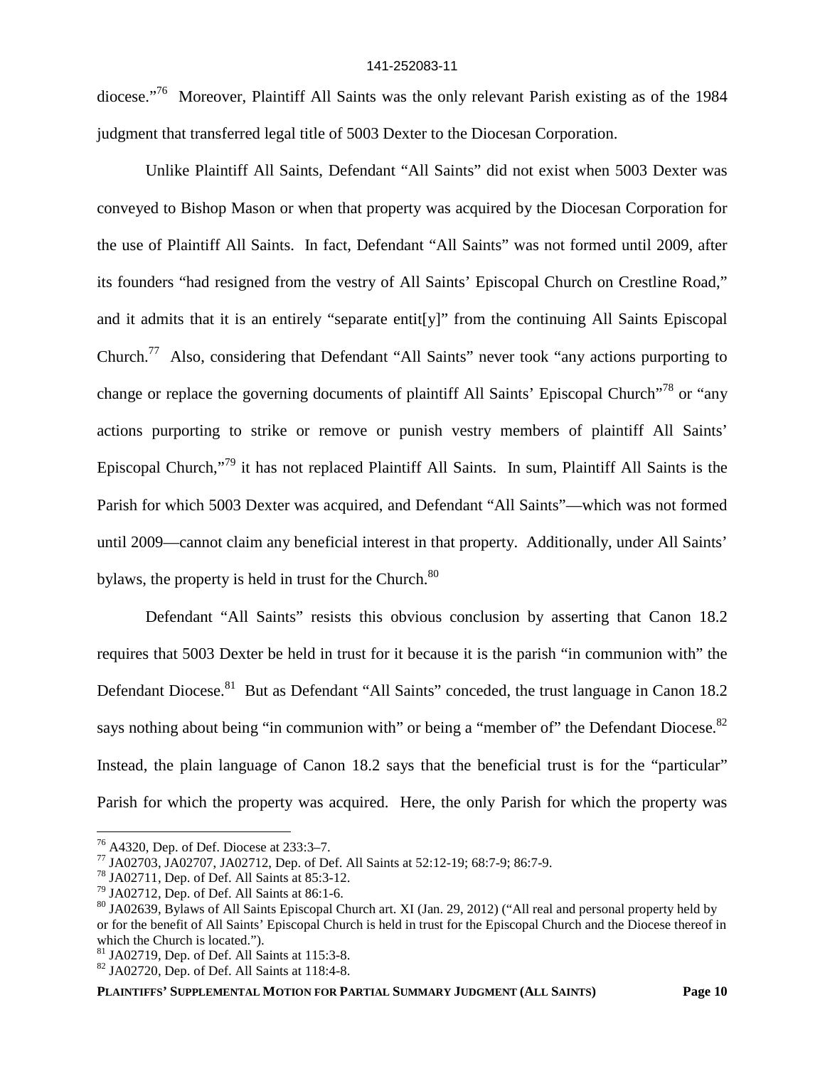diocese."[76] Moreover, Plaintiff All Saints was the only relevant Parish existing as of the 1984 judgment that transferred legal title of 5003 Dexter to the Diocesan Corporation.

Unlike Plaintiff All Saints, Defendant "All Saints" did not exist when 5003 Dexter was conveyed to Bishop Mason or when that property was acquired by the Diocesan Corporation for the use of Plaintiff All Saints. In fact, Defendant "All Saints" was not formed until 2009, after its founders "had resigned from the vestry of All Saints' Episcopal Church on Crestline Road," and it admits that it is an entirely "separate entit[y]" from the continuing All Saints Episcopal Church.[77] Also, considering that Defendant "All Saints" never took "any actions purporting to change or replace the governing documents of plaintiff All Saints' Episcopal Church"[78] or "any actions purporting to strike or remove or punish vestry members of plaintiff All Saints' Episcopal Church,"[79] it has not replaced Plaintiff All Saints. In sum, Plaintiff All Saints is the Parish for which 5003 Dexter was acquired, and Defendant "All Saints"—which was not formed until 2009—cannot claim any beneficial interest in that property. Additionally, under All Saints' bylaws, the property is held in trust for the Church.[80]

Defendant "All Saints" resists this obvious conclusion by asserting that Canon 18.2 requires that 5003 Dexter be held in trust for it because it is the parish "in communion with" the Defendant Diocese.[81] But as Defendant "All Saints" conceded, the trust language in Canon 18.2 says nothing about being "in communion with" or being a "member of" the Defendant Diocese.[82] Instead, the plain language of Canon 18.2 says that the beneficial trust is for the "particular" Parish for which the property was acquired. Here, the only Parish for which the property was

---

[76] A4320, Dep. of Def. Diocese at 233:3–7.

[77] JA02703, JA02707, JA02712, Dep. of Def. All Saints at 52:12-19; 68:7-9; 86:7-9.

[78] JA02711, Dep. of Def. All Saints at 85:3-12.

[79] JA02712, Dep. of Def. All Saints at 86:1-6.

[80] JA02639, Bylaws of All Saints Episcopal Church art. XI (Jan. 29, 2012) ("All real and personal property held by or for the benefit of All Saints' Episcopal Church is held in trust for the Episcopal Church and the Diocese thereof in which the Church is located.").

[81] JA02719, Dep. of Def. All Saints at 115:3-8.

[82] JA02720, Dep. of Def. All Saints at 118:4-8.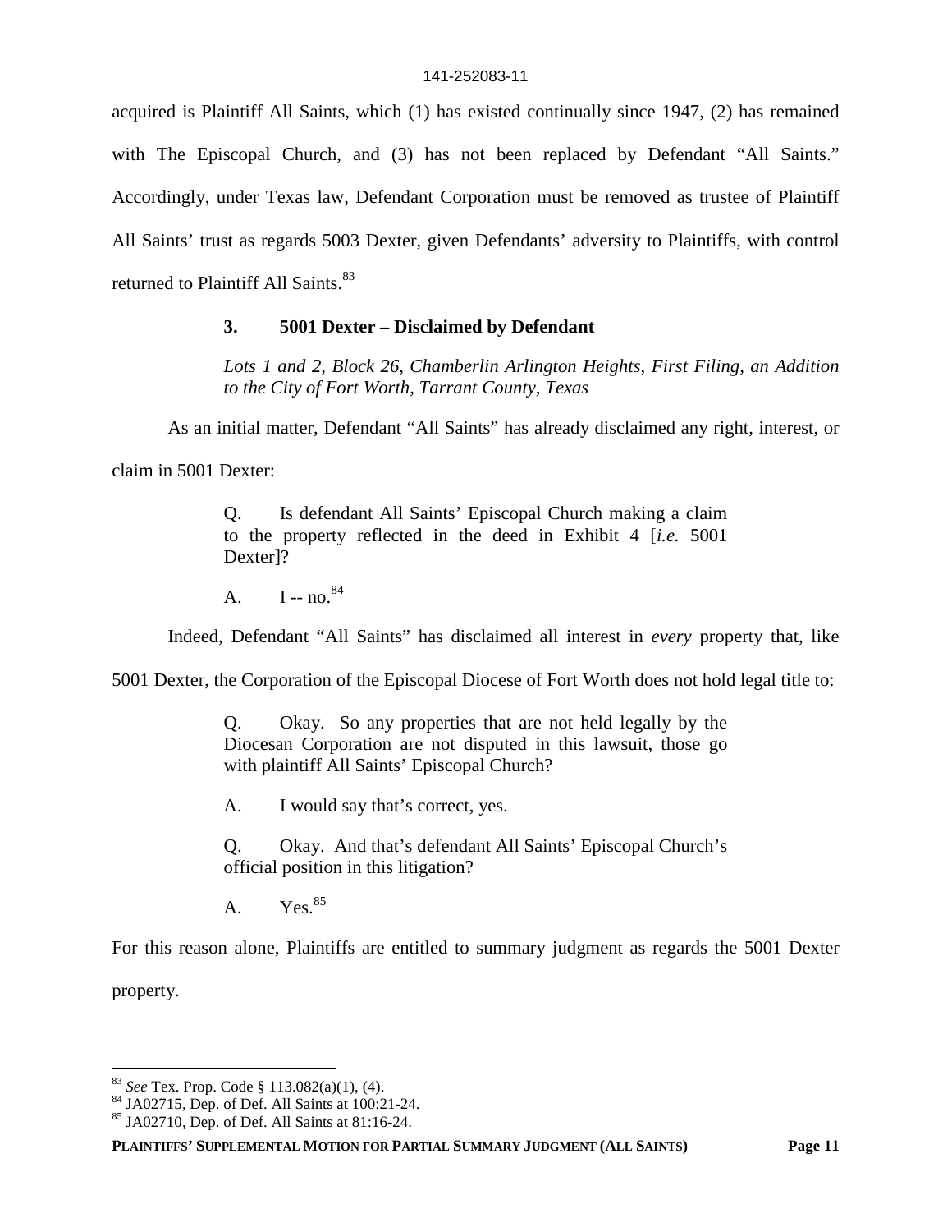acquired is Plaintiff All Saints, which (1) has existed continually since 1947, (2) has remained with The Episcopal Church, and (3) has not been replaced by Defendant "All Saints." Accordingly, under Texas law, Defendant Corporation must be removed as trustee of Plaintiff All Saints' trust as regards 5003 Dexter, given Defendants' adversity to Plaintiffs, with control returned to Plaintiff All Saints.[83]

### 3. 5001 Dexter – Disclaimed by Defendant

> *Lots 1 and 2, Block 26, Chamberlin Arlington Heights, First Filing, an Addition to the City of Fort Worth, Tarrant County, Texas*

As an initial matter, Defendant "All Saints" has already disclaimed any right, interest, or claim in 5001 Dexter:

> Q. Is defendant All Saints' Episcopal Church making a claim to the property reflected in the deed in Exhibit 4 [*i.e.* 5001 Dexter]?
>
> A. I -- no.[84]

Indeed, Defendant "All Saints" has disclaimed all interest in *every* property that, like 5001 Dexter, the Corporation of the Episcopal Diocese of Fort Worth does not hold legal title to:

> Q. Okay. So any properties that are not held legally by the Diocesan Corporation are not disputed in this lawsuit, those go with plaintiff All Saints' Episcopal Church?
>
> A. I would say that's correct, yes.
>
> Q. Okay. And that's defendant All Saints' Episcopal Church's official position in this litigation?
>
> A. Yes.[85]

For this reason alone, Plaintiffs are entitled to summary judgment as regards the 5001 Dexter property.

---

[83] *See* Tex. Prop. Code § 113.082(a)(1), (4).

[84] JA02715, Dep. of Def. All Saints at 100:21-24.

[85] JA02710, Dep. of Def. All Saints at 81:16-24.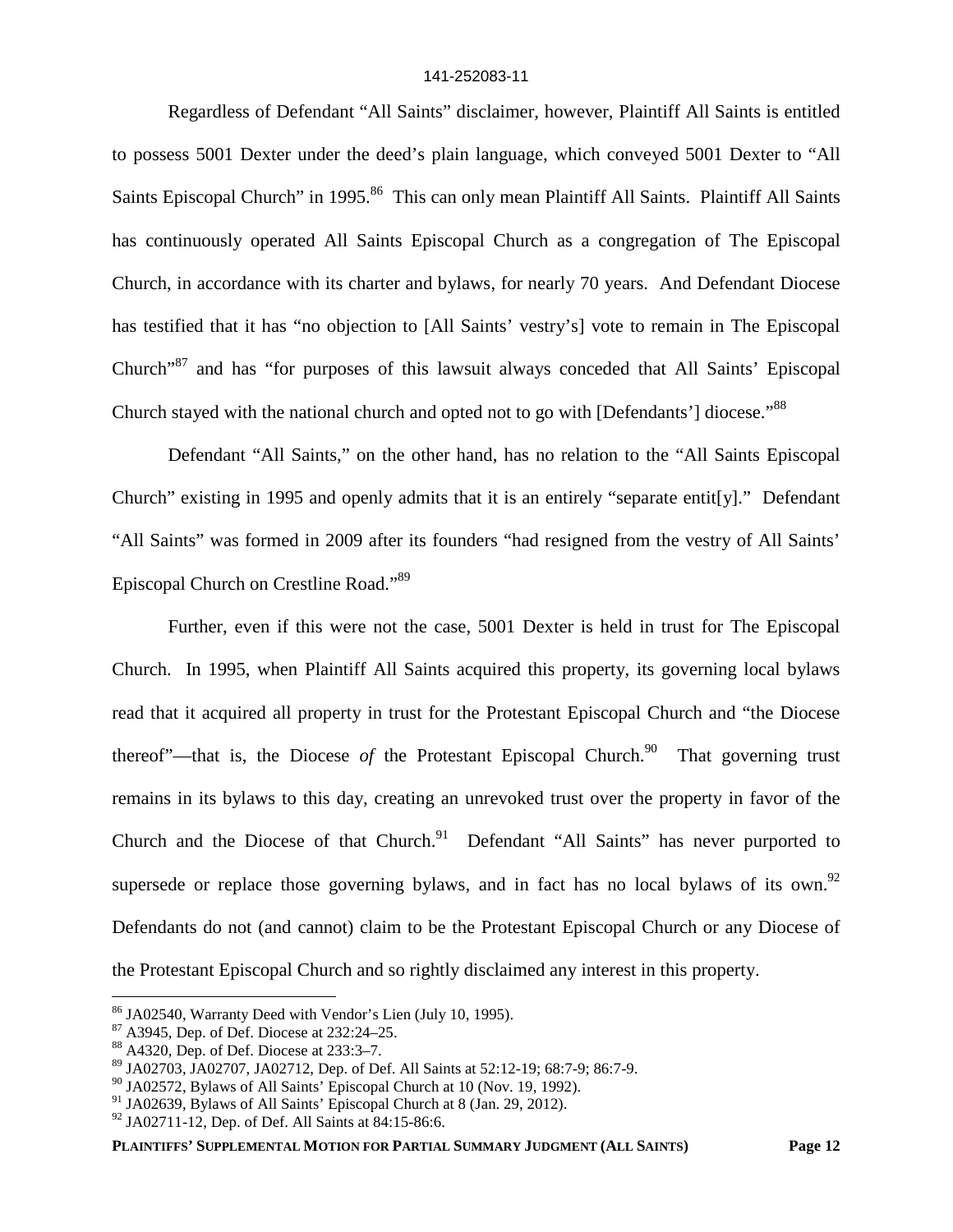Regardless of Defendant "All Saints" disclaimer, however, Plaintiff All Saints is entitled to possess 5001 Dexter under the deed's plain language, which conveyed 5001 Dexter to "All Saints Episcopal Church" in 1995.[86] This can only mean Plaintiff All Saints. Plaintiff All Saints has continuously operated All Saints Episcopal Church as a congregation of The Episcopal Church, in accordance with its charter and bylaws, for nearly 70 years. And Defendant Diocese has testified that it has "no objection to [All Saints' vestry's] vote to remain in The Episcopal Church"[87] and has "for purposes of this lawsuit always conceded that All Saints' Episcopal Church stayed with the national church and opted not to go with [Defendants'] diocese."[88]

Defendant "All Saints," on the other hand, has no relation to the "All Saints Episcopal Church" existing in 1995 and openly admits that it is an entirely "separate entit[y]." Defendant "All Saints" was formed in 2009 after its founders "had resigned from the vestry of All Saints' Episcopal Church on Crestline Road."[89]

Further, even if this were not the case, 5001 Dexter is held in trust for The Episcopal Church. In 1995, when Plaintiff All Saints acquired this property, its governing local bylaws read that it acquired all property in trust for the Protestant Episcopal Church and "the Diocese thereof"—that is, the Diocese *of* the Protestant Episcopal Church.[90] That governing trust remains in its bylaws to this day, creating an unrevoked trust over the property in favor of the Church and the Diocese of that Church.[91] Defendant "All Saints" has never purported to supersede or replace those governing bylaws, and in fact has no local bylaws of its own.[92] Defendants do not (and cannot) claim to be the Protestant Episcopal Church or any Diocese of the Protestant Episcopal Church and so rightly disclaimed any interest in this property.

---

[86] JA02540, Warranty Deed with Vendor's Lien (July 10, 1995).
[87] A3945, Dep. of Def. Diocese at 232:24–25.
[88] A4320, Dep. of Def. Diocese at 233:3–7.
[89] JA02703, JA02707, JA02712, Dep. of Def. All Saints at 52:12-19; 68:7-9; 86:7-9.
[90] JA02572, Bylaws of All Saints' Episcopal Church at 10 (Nov. 19, 1992).
[91] JA02639, Bylaws of All Saints' Episcopal Church at 8 (Jan. 29, 2012).
[92] JA02711-12, Dep. of Def. All Saints at 84:15-86:6.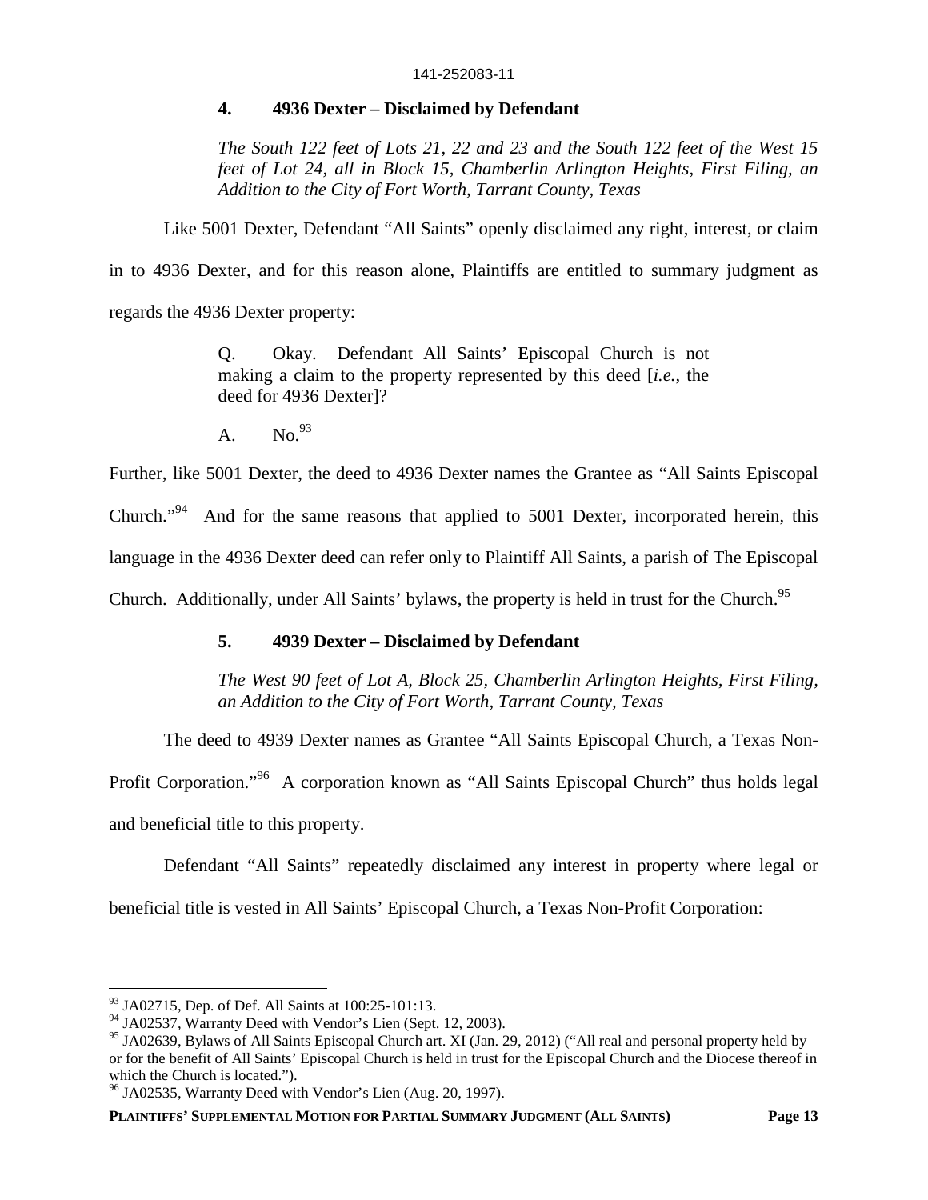### 4. 4936 Dexter – Disclaimed by Defendant

*The South 122 feet of Lots 21, 22 and 23 and the South 122 feet of the West 15 feet of Lot 24, all in Block 15, Chamberlin Arlington Heights, First Filing, an Addition to the City of Fort Worth, Tarrant County, Texas*

Like 5001 Dexter, Defendant "All Saints" openly disclaimed any right, interest, or claim in to 4936 Dexter, and for this reason alone, Plaintiffs are entitled to summary judgment as regards the 4936 Dexter property:

> Q. Okay. Defendant All Saints' Episcopal Church is not making a claim to the property represented by this deed [*i.e.*, the deed for 4936 Dexter]?
>
> A. No.[93]

Further, like 5001 Dexter, the deed to 4936 Dexter names the Grantee as "All Saints Episcopal Church."[94] And for the same reasons that applied to 5001 Dexter, incorporated herein, this language in the 4936 Dexter deed can refer only to Plaintiff All Saints, a parish of The Episcopal Church. Additionally, under All Saints' bylaws, the property is held in trust for the Church.[95]

### 5. 4939 Dexter – Disclaimed by Defendant

*The West 90 feet of Lot A, Block 25, Chamberlin Arlington Heights, First Filing, an Addition to the City of Fort Worth, Tarrant County, Texas*

The deed to 4939 Dexter names as Grantee "All Saints Episcopal Church, a Texas Non-Profit Corporation."[96] A corporation known as "All Saints Episcopal Church" thus holds legal and beneficial title to this property.

Defendant "All Saints" repeatedly disclaimed any interest in property where legal or beneficial title is vested in All Saints' Episcopal Church, a Texas Non-Profit Corporation:

---

[93] JA02715, Dep. of Def. All Saints at 100:25-101:13.

[94] JA02537, Warranty Deed with Vendor's Lien (Sept. 12, 2003).

[95] JA02639, Bylaws of All Saints Episcopal Church art. XI (Jan. 29, 2012) ("All real and personal property held by or for the benefit of All Saints' Episcopal Church is held in trust for the Episcopal Church and the Diocese thereof in which the Church is located.").

[96] JA02535, Warranty Deed with Vendor's Lien (Aug. 20, 1997).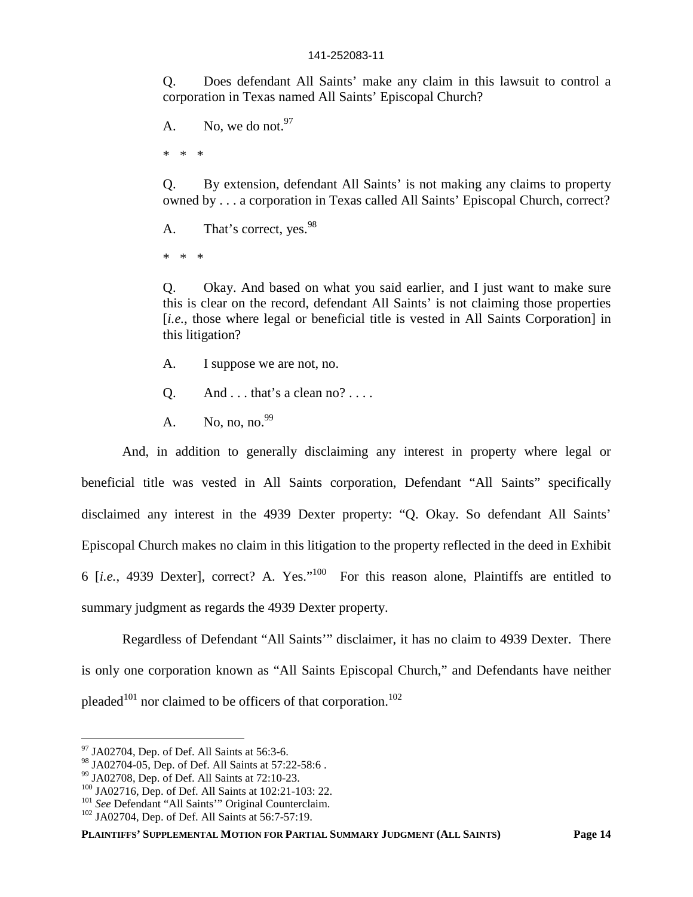> Q. Does defendant All Saints' make any claim in this lawsuit to control a corporation in Texas named All Saints' Episcopal Church?
>
> A. No, we do not.[97]
>
> \* \* \*
>
> Q. By extension, defendant All Saints' is not making any claims to property owned by . . . a corporation in Texas called All Saints' Episcopal Church, correct?
>
> A. That's correct, yes.[98]
>
> \* \* \*
>
> Q. Okay. And based on what you said earlier, and I just want to make sure this is clear on the record, defendant All Saints' is not claiming those properties [*i.e.*, those where legal or beneficial title is vested in All Saints Corporation] in this litigation?
>
> A. I suppose we are not, no.
>
> Q. And . . . that's a clean no? . . . .
>
> A. No, no, no.[99]

And, in addition to generally disclaiming any interest in property where legal or beneficial title was vested in All Saints corporation, Defendant "All Saints" specifically disclaimed any interest in the 4939 Dexter property: "Q. Okay. So defendant All Saints' Episcopal Church makes no claim in this litigation to the property reflected in the deed in Exhibit 6 [*i.e.*, 4939 Dexter], correct? A. Yes."[100] For this reason alone, Plaintiffs are entitled to summary judgment as regards the 4939 Dexter property.

Regardless of Defendant "All Saints'" disclaimer, it has no claim to 4939 Dexter. There is only one corporation known as "All Saints Episcopal Church," and Defendants have neither pleaded[101] nor claimed to be officers of that corporation.[102]

---

[97] JA02704, Dep. of Def. All Saints at 56:3-6.
[98] JA02704-05, Dep. of Def. All Saints at 57:22-58:6 .
[99] JA02708, Dep. of Def. All Saints at 72:10-23.
[100] JA02716, Dep. of Def. All Saints at 102:21-103: 22.
[101] *See* Defendant "All Saints'" Original Counterclaim.
[102] JA02704, Dep. of Def. All Saints at 56:7-57:19.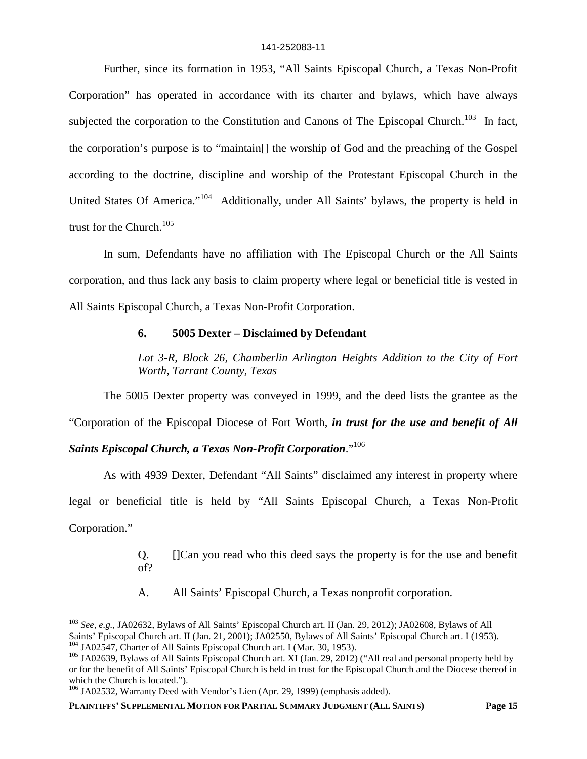Further, since its formation in 1953, "All Saints Episcopal Church, a Texas Non-Profit Corporation" has operated in accordance with its charter and bylaws, which have always subjected the corporation to the Constitution and Canons of The Episcopal Church.[103] In fact, the corporation's purpose is to "maintain[] the worship of God and the preaching of the Gospel according to the doctrine, discipline and worship of the Protestant Episcopal Church in the United States Of America."[104] Additionally, under All Saints' bylaws, the property is held in trust for the Church.[105]

In sum, Defendants have no affiliation with The Episcopal Church or the All Saints corporation, and thus lack any basis to claim property where legal or beneficial title is vested in All Saints Episcopal Church, a Texas Non-Profit Corporation.

### 6. 5005 Dexter – Disclaimed by Defendant

*Lot 3-R, Block 26, Chamberlin Arlington Heights Addition to the City of Fort Worth, Tarrant County, Texas*

The 5005 Dexter property was conveyed in 1999, and the deed lists the grantee as the "Corporation of the Episcopal Diocese of Fort Worth, ***in trust for the use and benefit of All Saints Episcopal Church, a Texas Non-Profit Corporation***."[106]

As with 4939 Dexter, Defendant "All Saints" disclaimed any interest in property where legal or beneficial title is held by "All Saints Episcopal Church, a Texas Non-Profit Corporation."

> Q. []Can you read who this deed says the property is for the use and benefit of?
>
> A. All Saints' Episcopal Church, a Texas nonprofit corporation.

---

[103] *See, e.g.*, JA02632, Bylaws of All Saints' Episcopal Church art. II (Jan. 29, 2012); JA02608, Bylaws of All Saints' Episcopal Church art. II (Jan. 21, 2001); JA02550, Bylaws of All Saints' Episcopal Church art. I (1953).

[104] JA02547, Charter of All Saints Episcopal Church art. I (Mar. 30, 1953).

[105] JA02639, Bylaws of All Saints Episcopal Church art. XI (Jan. 29, 2012) ("All real and personal property held by or for the benefit of All Saints' Episcopal Church is held in trust for the Episcopal Church and the Diocese thereof in which the Church is located.").

[106] JA02532, Warranty Deed with Vendor's Lien (Apr. 29, 1999) (emphasis added).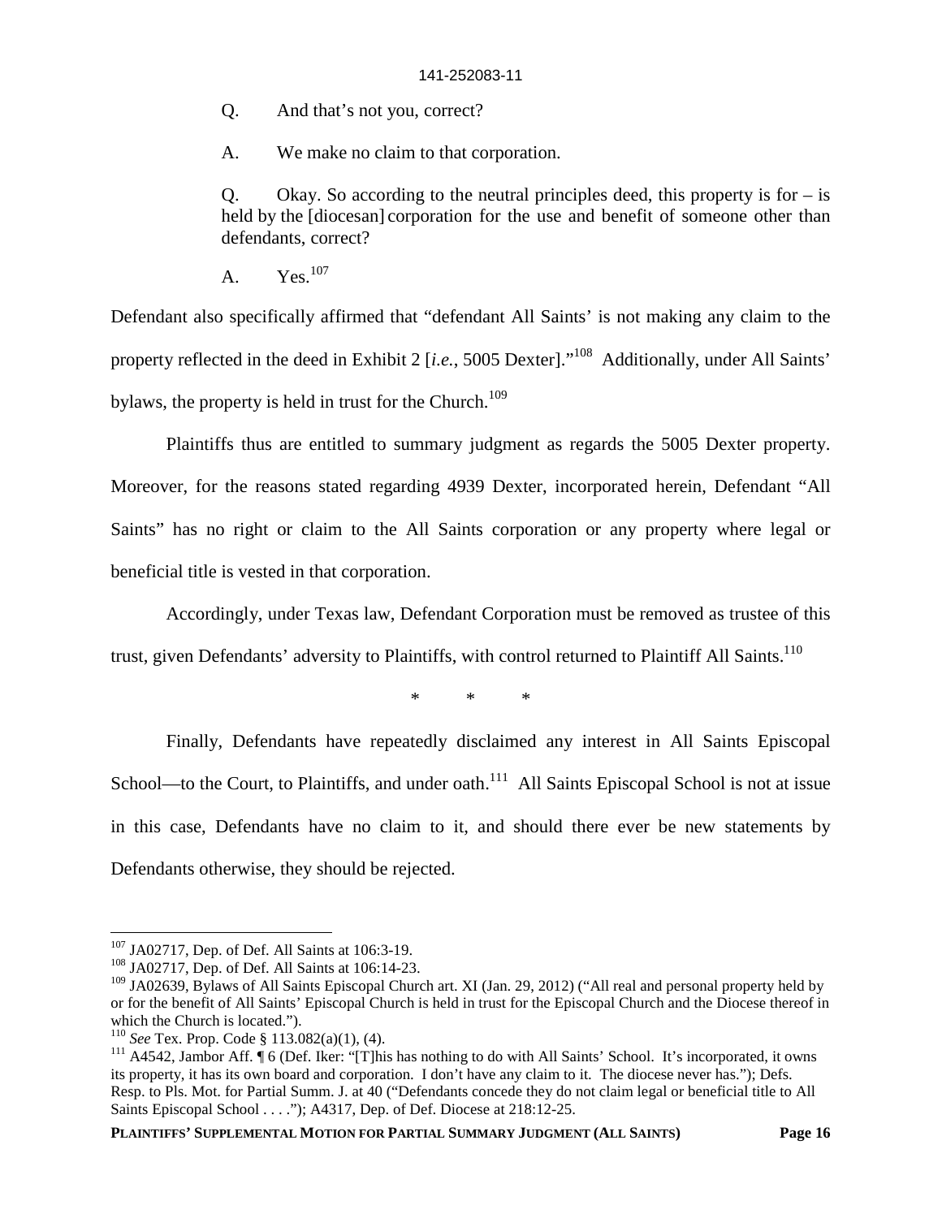Q. And that's not you, correct?

A. We make no claim to that corporation.

Q. Okay. So according to the neutral principles deed, this property is for – is held by the [diocesan] corporation for the use and benefit of someone other than defendants, correct?

A. Yes.[107]

Defendant also specifically affirmed that "defendant All Saints' is not making any claim to the property reflected in the deed in Exhibit 2 [*i.e.*, 5005 Dexter]."[108] Additionally, under All Saints' bylaws, the property is held in trust for the Church.[109]

Plaintiffs thus are entitled to summary judgment as regards the 5005 Dexter property. Moreover, for the reasons stated regarding 4939 Dexter, incorporated herein, Defendant "All Saints" has no right or claim to the All Saints corporation or any property where legal or beneficial title is vested in that corporation.

Accordingly, under Texas law, Defendant Corporation must be removed as trustee of this trust, given Defendants' adversity to Plaintiffs, with control returned to Plaintiff All Saints.[110]

\* \* \*

Finally, Defendants have repeatedly disclaimed any interest in All Saints Episcopal School—to the Court, to Plaintiffs, and under oath.[111] All Saints Episcopal School is not at issue in this case, Defendants have no claim to it, and should there ever be new statements by Defendants otherwise, they should be rejected.

---

[107] JA02717, Dep. of Def. All Saints at 106:3-19.

[108] JA02717, Dep. of Def. All Saints at 106:14-23.

[109] JA02639, Bylaws of All Saints Episcopal Church art. XI (Jan. 29, 2012) ("All real and personal property held by or for the benefit of All Saints' Episcopal Church is held in trust for the Episcopal Church and the Diocese thereof in which the Church is located.").

[110] *See* Tex. Prop. Code § 113.082(a)(1), (4).

[111] A4542, Jambor Aff. ¶ 6 (Def. Iker: "[T]his has nothing to do with All Saints' School. It's incorporated, it owns its property, it has its own board and corporation. I don't have any claim to it. The diocese never has."); Defs. Resp. to Pls. Mot. for Partial Summ. J. at 40 ("Defendants concede they do not claim legal or beneficial title to All Saints Episcopal School . . . ."); A4317, Dep. of Def. Diocese at 218:12-25.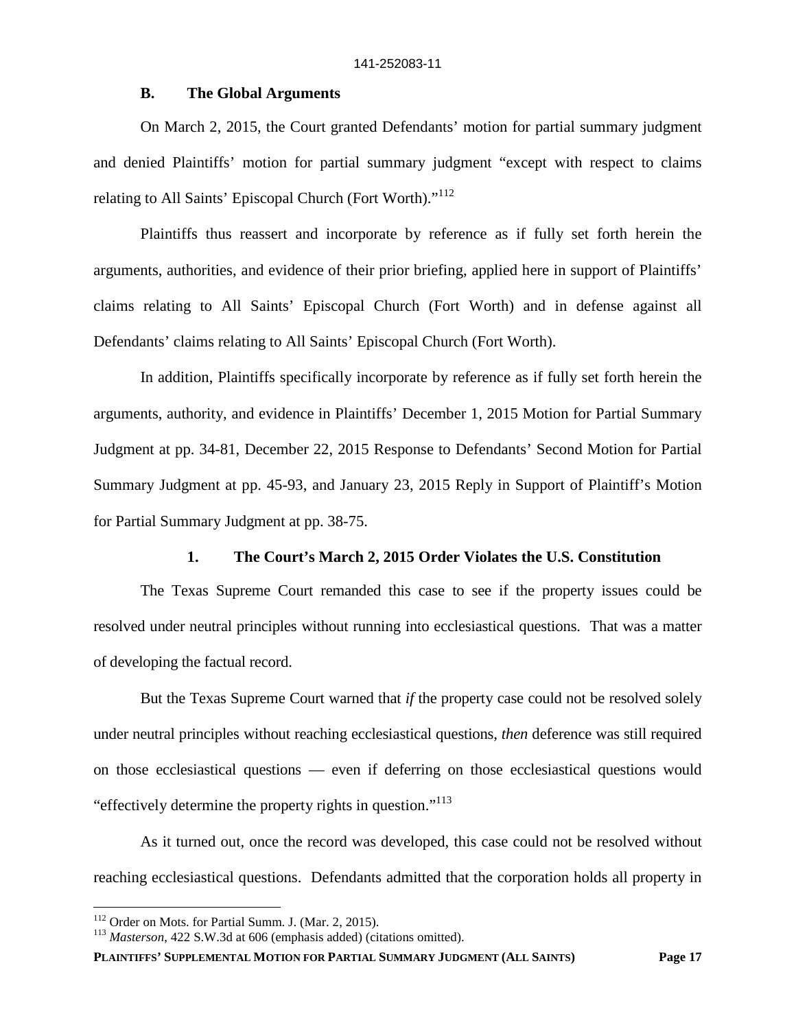### B. The Global Arguments

On March 2, 2015, the Court granted Defendants' motion for partial summary judgment and denied Plaintiffs' motion for partial summary judgment "except with respect to claims relating to All Saints' Episcopal Church (Fort Worth)."[112]

Plaintiffs thus reassert and incorporate by reference as if fully set forth herein the arguments, authorities, and evidence of their prior briefing, applied here in support of Plaintiffs' claims relating to All Saints' Episcopal Church (Fort Worth) and in defense against all Defendants' claims relating to All Saints' Episcopal Church (Fort Worth).

In addition, Plaintiffs specifically incorporate by reference as if fully set forth herein the arguments, authority, and evidence in Plaintiffs' December 1, 2015 Motion for Partial Summary Judgment at pp. 34-81, December 22, 2015 Response to Defendants' Second Motion for Partial Summary Judgment at pp. 45-93, and January 23, 2015 Reply in Support of Plaintiff's Motion for Partial Summary Judgment at pp. 38-75.

#### 1. The Court's March 2, 2015 Order Violates the U.S. Constitution

The Texas Supreme Court remanded this case to see if the property issues could be resolved under neutral principles without running into ecclesiastical questions. That was a matter of developing the factual record.

But the Texas Supreme Court warned that *if* the property case could not be resolved solely under neutral principles without reaching ecclesiastical questions, *then* deference was still required on those ecclesiastical questions — even if deferring on those ecclesiastical questions would "effectively determine the property rights in question."[113]

As it turned out, once the record was developed, this case could not be resolved without reaching ecclesiastical questions. Defendants admitted that the corporation holds all property in

---

[112] Order on Mots. for Partial Summ. J. (Mar. 2, 2015).

[113] *Masterson*, 422 S.W.3d at 606 (emphasis added) (citations omitted).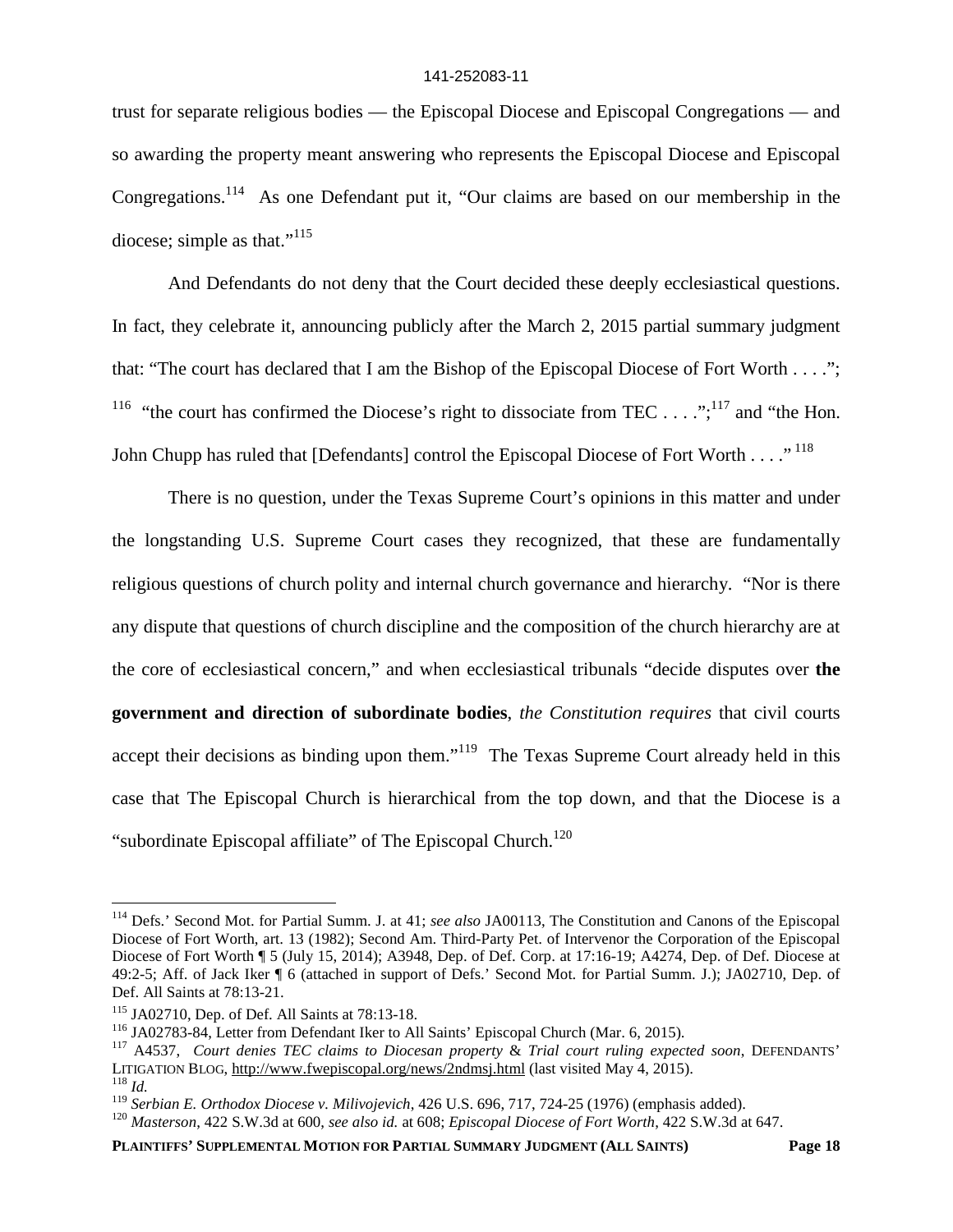trust for separate religious bodies — the Episcopal Diocese and Episcopal Congregations — and so awarding the property meant answering who represents the Episcopal Diocese and Episcopal Congregations.[114] As one Defendant put it, "Our claims are based on our membership in the diocese; simple as that."[115]

And Defendants do not deny that the Court decided these deeply ecclesiastical questions. In fact, they celebrate it, announcing publicly after the March 2, 2015 partial summary judgment that: "The court has declared that I am the Bishop of the Episcopal Diocese of Fort Worth . . . ."; [116] "the court has confirmed the Diocese's right to dissociate from TEC . . . .";[117] and "the Hon. John Chupp has ruled that [Defendants] control the Episcopal Diocese of Fort Worth . . . ."[118]

There is no question, under the Texas Supreme Court's opinions in this matter and under the longstanding U.S. Supreme Court cases they recognized, that these are fundamentally religious questions of church polity and internal church governance and hierarchy. "Nor is there any dispute that questions of church discipline and the composition of the church hierarchy are at the core of ecclesiastical concern," and when ecclesiastical tribunals "decide disputes over **the government and direction of subordinate bodies**, *the Constitution requires* that civil courts accept their decisions as binding upon them."[119] The Texas Supreme Court already held in this case that The Episcopal Church is hierarchical from the top down, and that the Diocese is a "subordinate Episcopal affiliate" of The Episcopal Church.[120]

---

[114] Defs.' Second Mot. for Partial Summ. J. at 41; *see also* JA00113, The Constitution and Canons of the Episcopal Diocese of Fort Worth, art. 13 (1982); Second Am. Third-Party Pet. of Intervenor the Corporation of the Episcopal Diocese of Fort Worth ¶ 5 (July 15, 2014); A3948, Dep. of Def. Corp. at 17:16-19; A4274, Dep. of Def. Diocese at 49:2-5; Aff. of Jack Iker ¶ 6 (attached in support of Defs.' Second Mot. for Partial Summ. J.); JA02710, Dep. of Def. All Saints at 78:13-21.

[115] JA02710, Dep. of Def. All Saints at 78:13-18.

[116] JA02783-84, Letter from Defendant Iker to All Saints' Episcopal Church (Mar. 6, 2015).

[117] A4537, *Court denies TEC claims to Diocesan property* & *Trial court ruling expected soon*, DEFENDANTS' LITIGATION BLOG, http://www.fwepiscopal.org/news/2ndmsj.html (last visited May 4, 2015).

[118] *Id.*

[119] *Serbian E. Orthodox Diocese v. Milivojevich*, 426 U.S. 696, 717, 724-25 (1976) (emphasis added).

[120] *Masterson*, 422 S.W.3d at 600, *see also id.* at 608; *Episcopal Diocese of Fort Worth*, 422 S.W.3d at 647.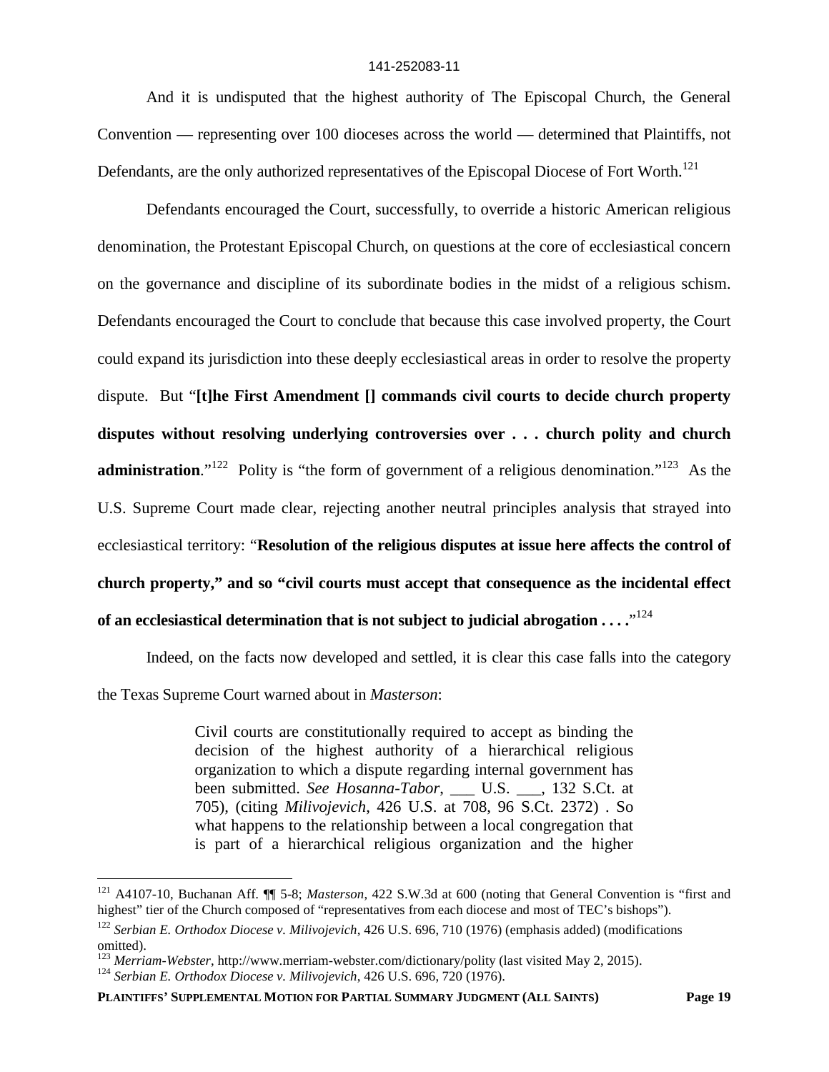And it is undisputed that the highest authority of The Episcopal Church, the General Convention — representing over 100 dioceses across the world — determined that Plaintiffs, not Defendants, are the only authorized representatives of the Episcopal Diocese of Fort Worth.[121]

Defendants encouraged the Court, successfully, to override a historic American religious denomination, the Protestant Episcopal Church, on questions at the core of ecclesiastical concern on the governance and discipline of its subordinate bodies in the midst of a religious schism. Defendants encouraged the Court to conclude that because this case involved property, the Court could expand its jurisdiction into these deeply ecclesiastical areas in order to resolve the property dispute. But "**[t]he First Amendment [] commands civil courts to decide church property disputes without resolving underlying controversies over . . . church polity and church administration**."[122] Polity is "the form of government of a religious denomination."[123] As the U.S. Supreme Court made clear, rejecting another neutral principles analysis that strayed into ecclesiastical territory: "**Resolution of the religious disputes at issue here affects the control of church property," and so "civil courts must accept that consequence as the incidental effect of an ecclesiastical determination that is not subject to judicial abrogation . . . .**"[124]

Indeed, on the facts now developed and settled, it is clear this case falls into the category the Texas Supreme Court warned about in *Masterson*:

> Civil courts are constitutionally required to accept as binding the decision of the highest authority of a hierarchical religious organization to which a dispute regarding internal government has been submitted. *See Hosanna-Tabor*, ___ U.S. ___, 132 S.Ct. at 705), (citing *Milivojevich*, 426 U.S. at 708, 96 S.Ct. 2372) . So what happens to the relationship between a local congregation that is part of a hierarchical religious organization and the higher

---

[121] A4107-10, Buchanan Aff. ¶¶ 5-8; *Masterson*, 422 S.W.3d at 600 (noting that General Convention is "first and highest" tier of the Church composed of "representatives from each diocese and most of TEC's bishops").

[122] *Serbian E. Orthodox Diocese v. Milivojevich*, 426 U.S. 696, 710 (1976) (emphasis added) (modifications omitted).

[123] *Merriam-Webster*, http://www.merriam-webster.com/dictionary/polity (last visited May 2, 2015).

[124] *Serbian E. Orthodox Diocese v. Milivojevich*, 426 U.S. 696, 720 (1976).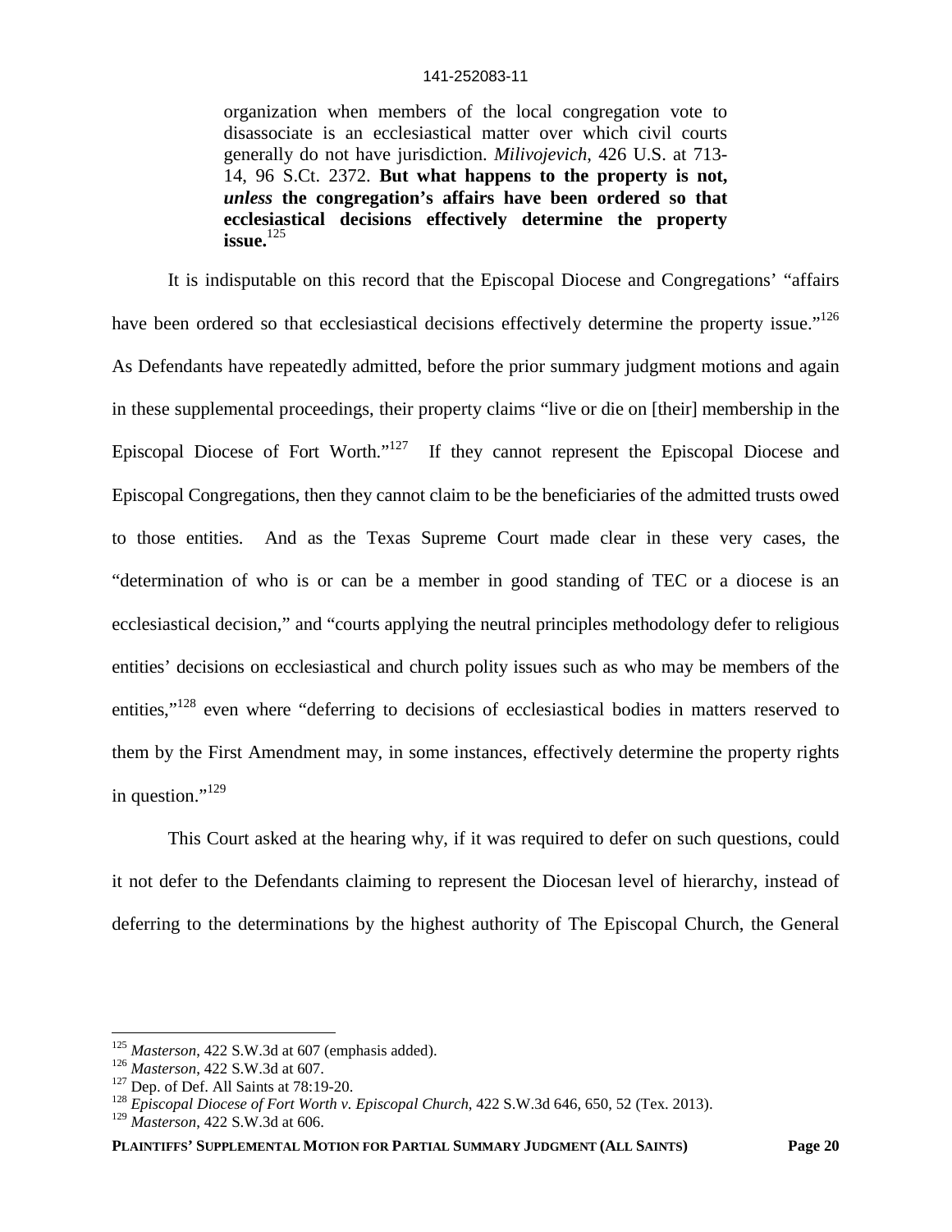> organization when members of the local congregation vote to disassociate is an ecclesiastical matter over which civil courts generally do not have jurisdiction. *Milivojevich*, 426 U.S. at 713-14, 96 S.Ct. 2372. **But what happens to the property is not, *unless* the congregation's affairs have been ordered so that ecclesiastical decisions effectively determine the property issue.**[125]

It is indisputable on this record that the Episcopal Diocese and Congregations' "affairs have been ordered so that ecclesiastical decisions effectively determine the property issue."[126] As Defendants have repeatedly admitted, before the prior summary judgment motions and again in these supplemental proceedings, their property claims "live or die on [their] membership in the Episcopal Diocese of Fort Worth."[127] If they cannot represent the Episcopal Diocese and Episcopal Congregations, then they cannot claim to be the beneficiaries of the admitted trusts owed to those entities. And as the Texas Supreme Court made clear in these very cases, the "determination of who is or can be a member in good standing of TEC or a diocese is an ecclesiastical decision," and "courts applying the neutral principles methodology defer to religious entities' decisions on ecclesiastical and church polity issues such as who may be members of the entities,"[128] even where "deferring to decisions of ecclesiastical bodies in matters reserved to them by the First Amendment may, in some instances, effectively determine the property rights in question."[129]

This Court asked at the hearing why, if it was required to defer on such questions, could it not defer to the Defendants claiming to represent the Diocesan level of hierarchy, instead of deferring to the determinations by the highest authority of The Episcopal Church, the General

---

[125] *Masterson*, 422 S.W.3d at 607 (emphasis added).

[126] *Masterson*, 422 S.W.3d at 607.

[127] Dep. of Def. All Saints at 78:19-20.

[128] *Episcopal Diocese of Fort Worth v. Episcopal Church*, 422 S.W.3d 646, 650, 52 (Tex. 2013).

[129] *Masterson*, 422 S.W.3d at 606.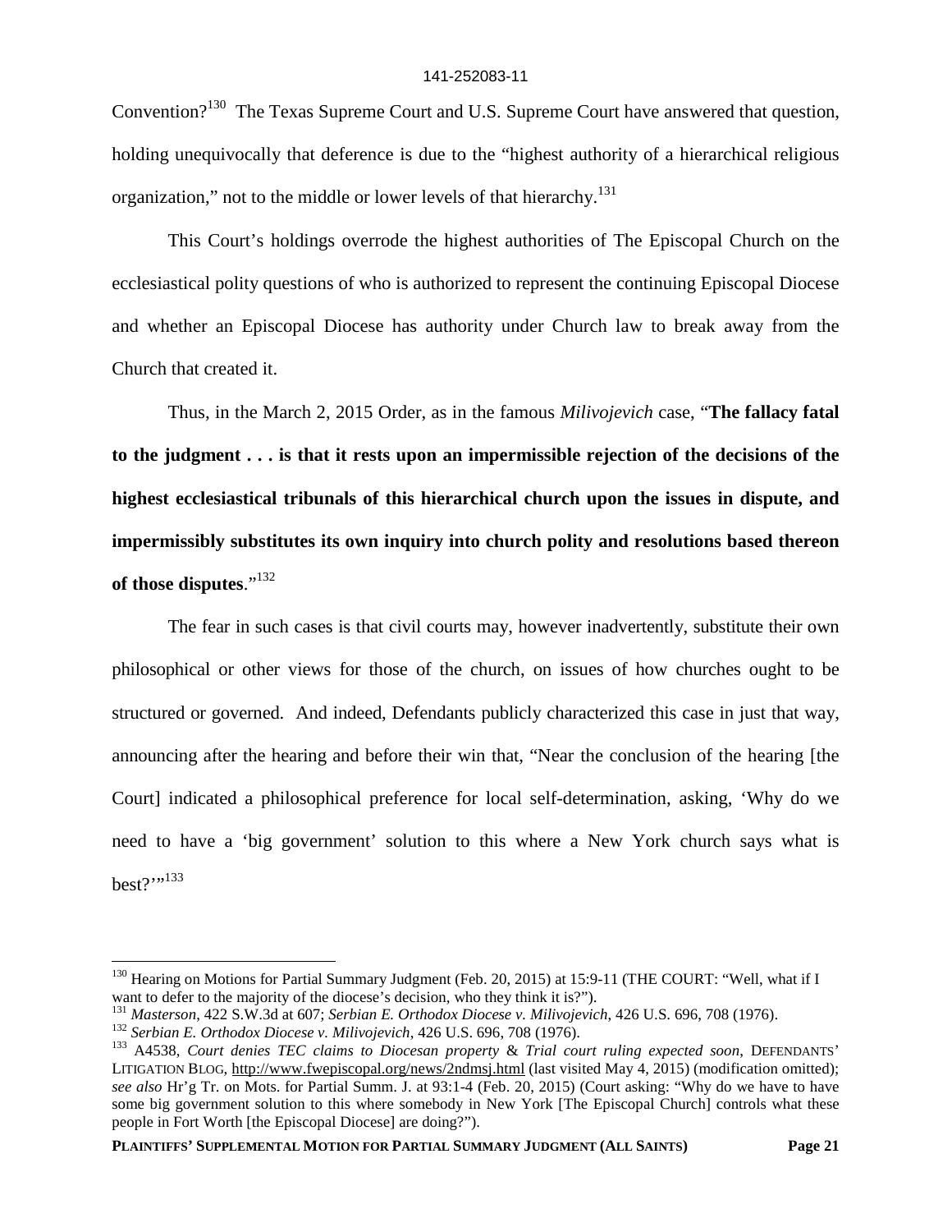Convention?[130] The Texas Supreme Court and U.S. Supreme Court have answered that question, holding unequivocally that deference is due to the "highest authority of a hierarchical religious organization," not to the middle or lower levels of that hierarchy.[131]

This Court's holdings overrode the highest authorities of The Episcopal Church on the ecclesiastical polity questions of who is authorized to represent the continuing Episcopal Diocese and whether an Episcopal Diocese has authority under Church law to break away from the Church that created it.

Thus, in the March 2, 2015 Order, as in the famous *Milivojevich* case, "**The fallacy fatal to the judgment . . . is that it rests upon an impermissible rejection of the decisions of the highest ecclesiastical tribunals of this hierarchical church upon the issues in dispute, and impermissibly substitutes its own inquiry into church polity and resolutions based thereon of those disputes**."[132]

The fear in such cases is that civil courts may, however inadvertently, substitute their own philosophical or other views for those of the church, on issues of how churches ought to be structured or governed. And indeed, Defendants publicly characterized this case in just that way, announcing after the hearing and before their win that, "Near the conclusion of the hearing [the Court] indicated a philosophical preference for local self-determination, asking, 'Why do we need to have a 'big government' solution to this where a New York church says what is best?'"[133]

---

[130] Hearing on Motions for Partial Summary Judgment (Feb. 20, 2015) at 15:9-11 (THE COURT: "Well, what if I want to defer to the majority of the diocese's decision, who they think it is?").

[131] *Masterson*, 422 S.W.3d at 607; *Serbian E. Orthodox Diocese v. Milivojevich*, 426 U.S. 696, 708 (1976).

[132] *Serbian E. Orthodox Diocese v. Milivojevich*, 426 U.S. 696, 708 (1976).

[133] A4538, *Court denies TEC claims to Diocesan property* & *Trial court ruling expected soon*, DEFENDANTS' LITIGATION BLOG, http://www.fwepiscopal.org/news/2ndmsj.html (last visited May 4, 2015) (modification omitted); *see also* Hr'g Tr. on Mots. for Partial Summ. J. at 93:1-4 (Feb. 20, 2015) (Court asking: "Why do we have to have some big government solution to this where somebody in New York [The Episcopal Church] controls what these people in Fort Worth [the Episcopal Diocese] are doing?").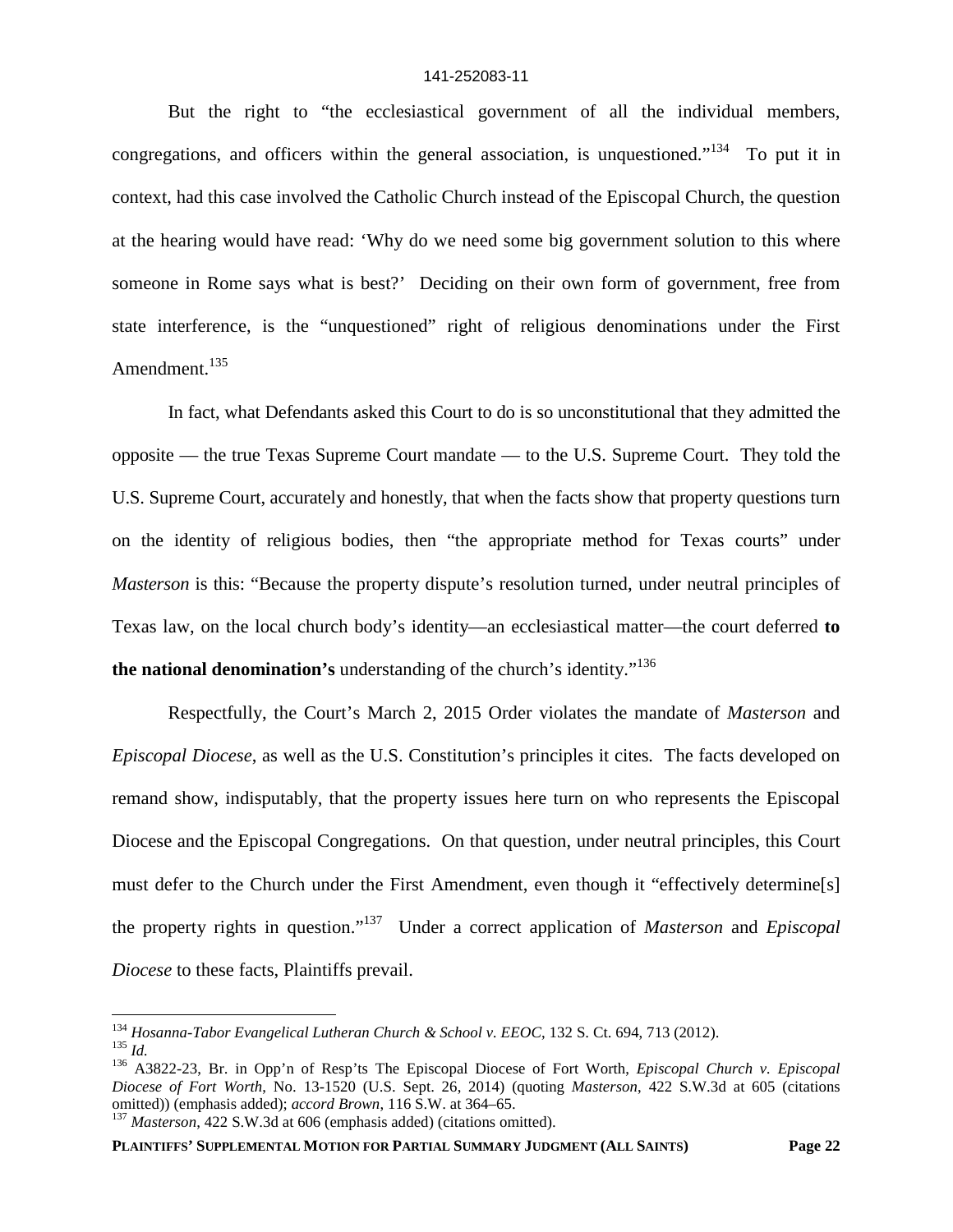But the right to "the ecclesiastical government of all the individual members, congregations, and officers within the general association, is unquestioned."[134] To put it in context, had this case involved the Catholic Church instead of the Episcopal Church, the question at the hearing would have read: 'Why do we need some big government solution to this where someone in Rome says what is best?' Deciding on their own form of government, free from state interference, is the "unquestioned" right of religious denominations under the First Amendment.[135]

In fact, what Defendants asked this Court to do is so unconstitutional that they admitted the opposite — the true Texas Supreme Court mandate — to the U.S. Supreme Court. They told the U.S. Supreme Court, accurately and honestly, that when the facts show that property questions turn on the identity of religious bodies, then "the appropriate method for Texas courts" under *Masterson* is this: "Because the property dispute's resolution turned, under neutral principles of Texas law, on the local church body's identity—an ecclesiastical matter—the court deferred **to the national denomination's** understanding of the church's identity."[136]

Respectfully, the Court's March 2, 2015 Order violates the mandate of *Masterson* and *Episcopal Diocese*, as well as the U.S. Constitution's principles it cites. The facts developed on remand show, indisputably, that the property issues here turn on who represents the Episcopal Diocese and the Episcopal Congregations. On that question, under neutral principles, this Court must defer to the Church under the First Amendment, even though it "effectively determine[s] the property rights in question."[137] Under a correct application of *Masterson* and *Episcopal Diocese* to these facts, Plaintiffs prevail.

---

[134] *Hosanna-Tabor Evangelical Lutheran Church & School v. EEOC*, 132 S. Ct. 694, 713 (2012).

[135] *Id.*

[136] A3822-23, Br. in Opp'n of Resp'ts The Episcopal Diocese of Fort Worth, *Episcopal Church v. Episcopal Diocese of Fort Worth*, No. 13-1520 (U.S. Sept. 26, 2014) (quoting *Masterson*, 422 S.W.3d at 605 (citations omitted)) (emphasis added); *accord Brown*, 116 S.W. at 364–65.

[137] *Masterson*, 422 S.W.3d at 606 (emphasis added) (citations omitted).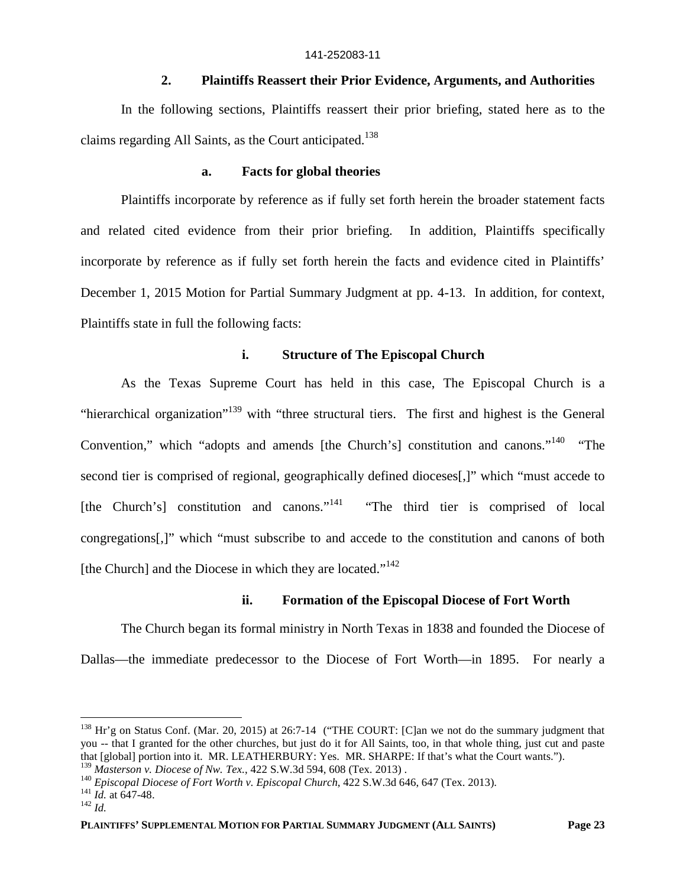### 2. Plaintiffs Reassert their Prior Evidence, Arguments, and Authorities

In the following sections, Plaintiffs reassert their prior briefing, stated here as to the claims regarding All Saints, as the Court anticipated.[138]

#### a. Facts for global theories

Plaintiffs incorporate by reference as if fully set forth herein the broader statement facts and related cited evidence from their prior briefing. In addition, Plaintiffs specifically incorporate by reference as if fully set forth herein the facts and evidence cited in Plaintiffs' December 1, 2015 Motion for Partial Summary Judgment at pp. 4-13. In addition, for context, Plaintiffs state in full the following facts:

##### i. Structure of The Episcopal Church

As the Texas Supreme Court has held in this case, The Episcopal Church is a "hierarchical organization"[139] with "three structural tiers. The first and highest is the General Convention," which "adopts and amends [the Church's] constitution and canons."[140] "The second tier is comprised of regional, geographically defined dioceses[,]" which "must accede to [the Church's] constitution and canons."[141] "The third tier is comprised of local congregations[,]" which "must subscribe to and accede to the constitution and canons of both [the Church] and the Diocese in which they are located."[142]

##### ii. Formation of the Episcopal Diocese of Fort Worth

The Church began its formal ministry in North Texas in 1838 and founded the Diocese of Dallas—the immediate predecessor to the Diocese of Fort Worth—in 1895. For nearly a

---

[138] Hr'g on Status Conf. (Mar. 20, 2015) at 26:7-14 ("THE COURT: [C]an we not do the summary judgment that you -- that I granted for the other churches, but just do it for All Saints, too, in that whole thing, just cut and paste that [global] portion into it. MR. LEATHERBURY: Yes. MR. SHARPE: If that's what the Court wants.").

[139] *Masterson v. Diocese of Nw. Tex.*, 422 S.W.3d 594, 608 (Tex. 2013) .

[140] *Episcopal Diocese of Fort Worth v. Episcopal Church*, 422 S.W.3d 646, 647 (Tex. 2013).

[141] *Id.* at 647-48.

[142] *Id.*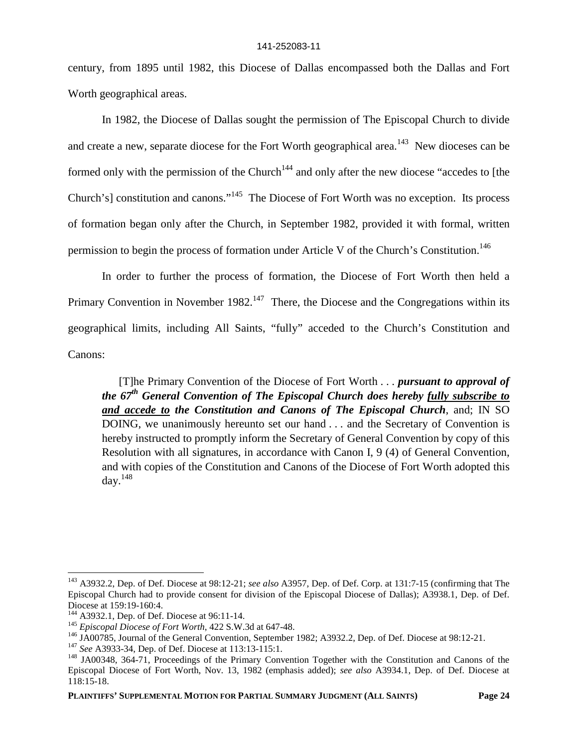century, from 1895 until 1982, this Diocese of Dallas encompassed both the Dallas and Fort Worth geographical areas.

In 1982, the Diocese of Dallas sought the permission of The Episcopal Church to divide and create a new, separate diocese for the Fort Worth geographical area.[143] New dioceses can be formed only with the permission of the Church[144] and only after the new diocese "accedes to [the Church's] constitution and canons."[145] The Diocese of Fort Worth was no exception. Its process of formation began only after the Church, in September 1982, provided it with formal, written permission to begin the process of formation under Article V of the Church's Constitution.[146]

In order to further the process of formation, the Diocese of Fort Worth then held a Primary Convention in November 1982.[147] There, the Diocese and the Congregations within its geographical limits, including All Saints, "fully" acceded to the Church's Constitution and Canons:

> [T]he Primary Convention of the Diocese of Fort Worth . . . ***pursuant to approval of the 67th General Convention of The Episcopal Church does hereby <u>fully subscribe to and accede to</u> the Constitution and Canons of The Episcopal Church***, and; IN SO DOING, we unanimously hereunto set our hand . . . and the Secretary of Convention is hereby instructed to promptly inform the Secretary of General Convention by copy of this Resolution with all signatures, in accordance with Canon I, 9 (4) of General Convention, and with copies of the Constitution and Canons of the Diocese of Fort Worth adopted this day.[148]

---

[143] A3932.2, Dep. of Def. Diocese at 98:12-21; *see also* A3957, Dep. of Def. Corp. at 131:7-15 (confirming that The Episcopal Church had to provide consent for division of the Episcopal Diocese of Dallas); A3938.1, Dep. of Def. Diocese at 159:19-160:4.

[144] A3932.1, Dep. of Def. Diocese at 96:11-14.

[145] *Episcopal Diocese of Fort Worth*, 422 S.W.3d at 647-48.

[146] JA00785, Journal of the General Convention, September 1982; A3932.2, Dep. of Def. Diocese at 98:12-21.

[147] *See* A3933-34, Dep. of Def. Diocese at 113:13-115:1.

[148] JA00348, 364-71, Proceedings of the Primary Convention Together with the Constitution and Canons of the Episcopal Diocese of Fort Worth, Nov. 13, 1982 (emphasis added); *see also* A3934.1, Dep. of Def. Diocese at 118:15-18.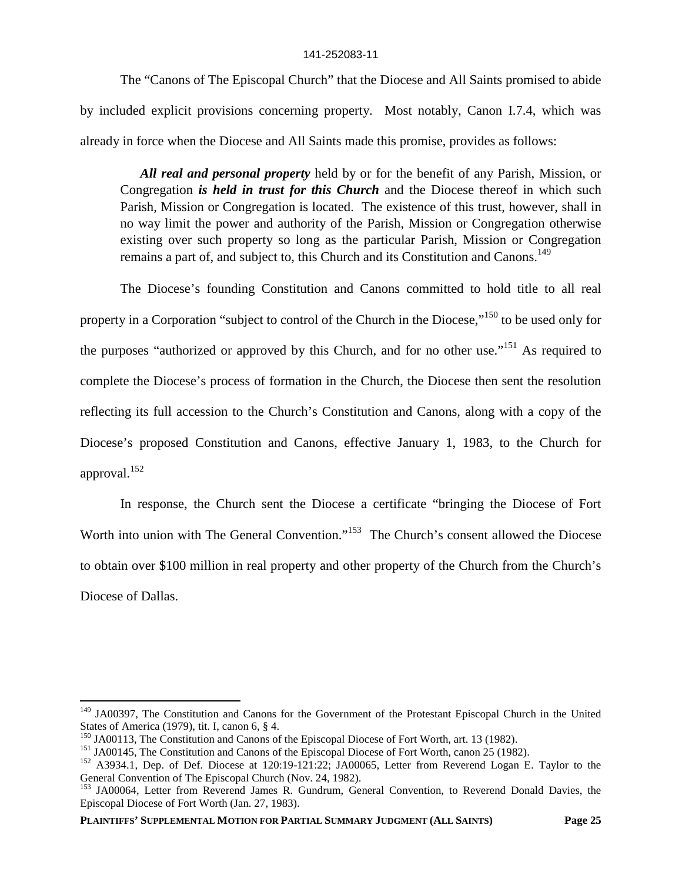The "Canons of The Episcopal Church" that the Diocese and All Saints promised to abide by included explicit provisions concerning property. Most notably, Canon I.7.4, which was already in force when the Diocese and All Saints made this promise, provides as follows:

> ***All real and personal property*** held by or for the benefit of any Parish, Mission, or Congregation ***is held in trust for this Church*** and the Diocese thereof in which such Parish, Mission or Congregation is located. The existence of this trust, however, shall in no way limit the power and authority of the Parish, Mission or Congregation otherwise existing over such property so long as the particular Parish, Mission or Congregation remains a part of, and subject to, this Church and its Constitution and Canons.[149]

The Diocese's founding Constitution and Canons committed to hold title to all real property in a Corporation "subject to control of the Church in the Diocese,"[150] to be used only for the purposes "authorized or approved by this Church, and for no other use."[151] As required to complete the Diocese's process of formation in the Church, the Diocese then sent the resolution reflecting its full accession to the Church's Constitution and Canons, along with a copy of the Diocese's proposed Constitution and Canons, effective January 1, 1983, to the Church for approval.[152]

In response, the Church sent the Diocese a certificate "bringing the Diocese of Fort Worth into union with The General Convention."[153] The Church's consent allowed the Diocese to obtain over $100 million in real property and other property of the Church from the Church's Diocese of Dallas.

---

[149] JA00397, The Constitution and Canons for the Government of the Protestant Episcopal Church in the United States of America (1979), tit. I, canon 6, § 4.

[150] JA00113, The Constitution and Canons of the Episcopal Diocese of Fort Worth, art. 13 (1982).

[151] JA00145, The Constitution and Canons of the Episcopal Diocese of Fort Worth, canon 25 (1982).

[152] A3934.1, Dep. of Def. Diocese at 120:19-121:22; JA00065, Letter from Reverend Logan E. Taylor to the General Convention of The Episcopal Church (Nov. 24, 1982).

[153] JA00064, Letter from Reverend James R. Gundrum, General Convention, to Reverend Donald Davies, the Episcopal Diocese of Fort Worth (Jan. 27, 1983).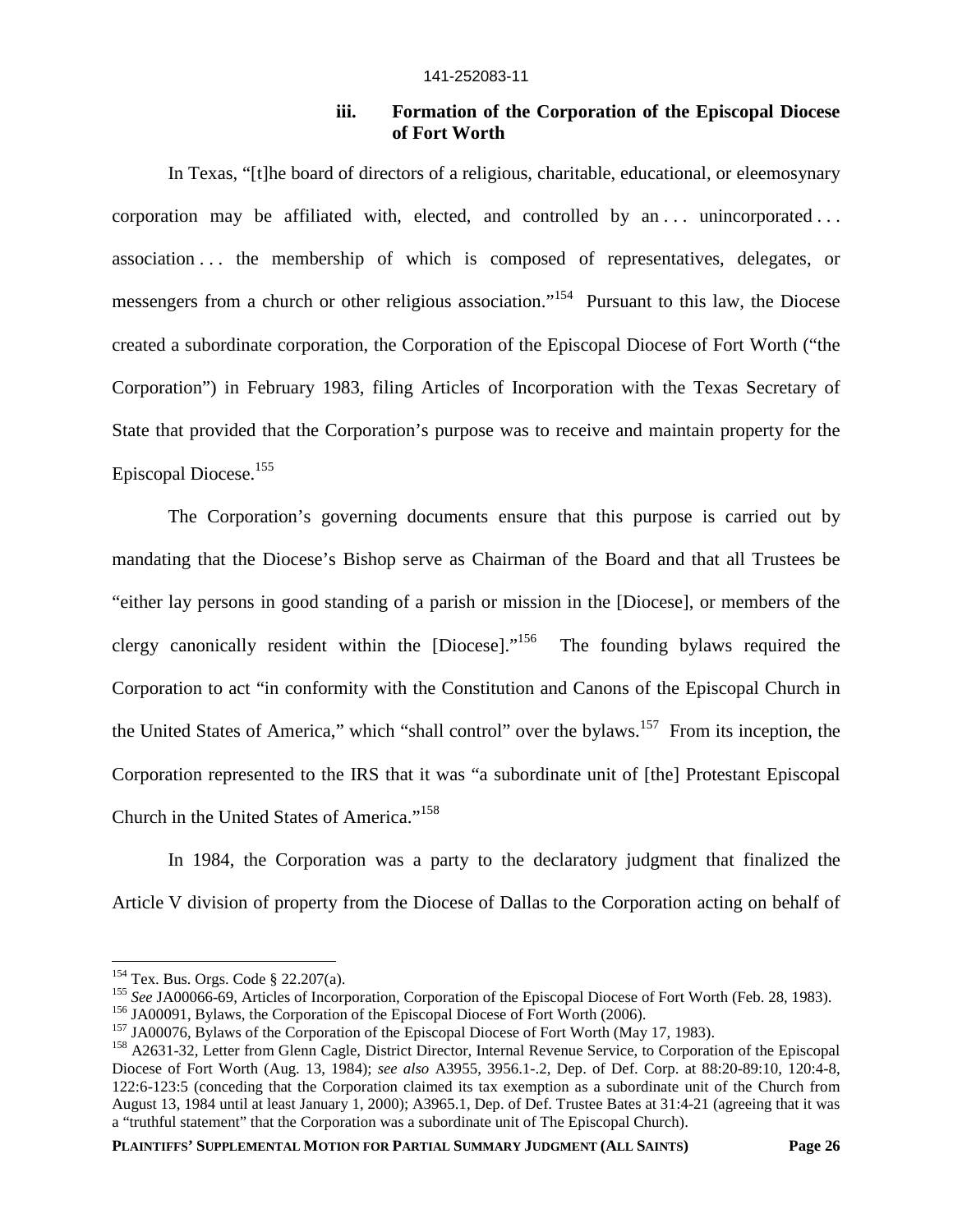### iii. Formation of the Corporation of the Episcopal Diocese of Fort Worth

In Texas, "[t]he board of directors of a religious, charitable, educational, or eleemosynary corporation may be affiliated with, elected, and controlled by an . . . unincorporated . . . association . . . the membership of which is composed of representatives, delegates, or messengers from a church or other religious association."[154] Pursuant to this law, the Diocese created a subordinate corporation, the Corporation of the Episcopal Diocese of Fort Worth ("the Corporation") in February 1983, filing Articles of Incorporation with the Texas Secretary of State that provided that the Corporation's purpose was to receive and maintain property for the Episcopal Diocese.[155]

The Corporation's governing documents ensure that this purpose is carried out by mandating that the Diocese's Bishop serve as Chairman of the Board and that all Trustees be "either lay persons in good standing of a parish or mission in the [Diocese], or members of the clergy canonically resident within the [Diocese]."[156] The founding bylaws required the Corporation to act "in conformity with the Constitution and Canons of the Episcopal Church in the United States of America," which "shall control" over the bylaws.[157] From its inception, the Corporation represented to the IRS that it was "a subordinate unit of [the] Protestant Episcopal Church in the United States of America."[158]

In 1984, the Corporation was a party to the declaratory judgment that finalized the Article V division of property from the Diocese of Dallas to the Corporation acting on behalf of

---

[154] Tex. Bus. Orgs. Code § 22.207(a).

[155] *See* JA00066-69, Articles of Incorporation, Corporation of the Episcopal Diocese of Fort Worth (Feb. 28, 1983).

[156] JA00091, Bylaws, the Corporation of the Episcopal Diocese of Fort Worth (2006).

[157] JA00076, Bylaws of the Corporation of the Episcopal Diocese of Fort Worth (May 17, 1983).

[158] A2631-32, Letter from Glenn Cagle, District Director, Internal Revenue Service, to Corporation of the Episcopal Diocese of Fort Worth (Aug. 13, 1984); *see also* A3955, 3956.1-.2, Dep. of Def. Corp. at 88:20-89:10, 120:4-8, 122:6-123:5 (conceding that the Corporation claimed its tax exemption as a subordinate unit of the Church from August 13, 1984 until at least January 1, 2000); A3965.1, Dep. of Def. Trustee Bates at 31:4-21 (agreeing that it was a "truthful statement" that the Corporation was a subordinate unit of The Episcopal Church).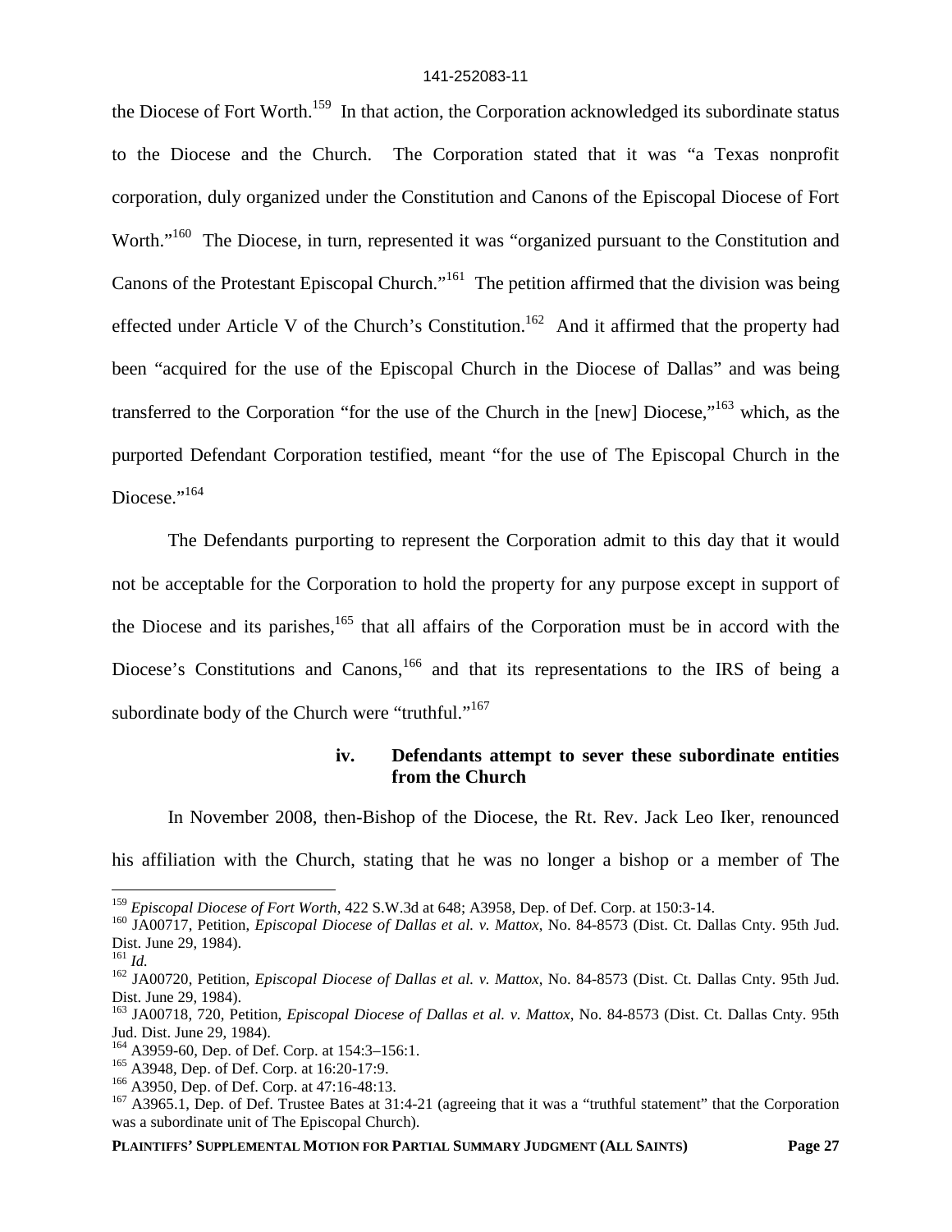the Diocese of Fort Worth.[159] In that action, the Corporation acknowledged its subordinate status to the Diocese and the Church. The Corporation stated that it was "a Texas nonprofit corporation, duly organized under the Constitution and Canons of the Episcopal Diocese of Fort Worth."[160] The Diocese, in turn, represented it was "organized pursuant to the Constitution and Canons of the Protestant Episcopal Church."[161] The petition affirmed that the division was being effected under Article V of the Church's Constitution.[162] And it affirmed that the property had been "acquired for the use of the Episcopal Church in the Diocese of Dallas" and was being transferred to the Corporation "for the use of the Church in the [new] Diocese,"[163] which, as the purported Defendant Corporation testified, meant "for the use of The Episcopal Church in the Diocese."[164]

The Defendants purporting to represent the Corporation admit to this day that it would not be acceptable for the Corporation to hold the property for any purpose except in support of the Diocese and its parishes,[165] that all affairs of the Corporation must be in accord with the Diocese's Constitutions and Canons,[166] and that its representations to the IRS of being a subordinate body of the Church were "truthful."[167]

#### iv. Defendants attempt to sever these subordinate entities from the Church

In November 2008, then-Bishop of the Diocese, the Rt. Rev. Jack Leo Iker, renounced his affiliation with the Church, stating that he was no longer a bishop or a member of The

---

[159] *Episcopal Diocese of Fort Worth*, 422 S.W.3d at 648; A3958, Dep. of Def. Corp. at 150:3-14.

[160] JA00717, Petition, *Episcopal Diocese of Dallas et al. v. Mattox*, No. 84-8573 (Dist. Ct. Dallas Cnty. 95th Jud. Dist. June 29, 1984).

[161] *Id.*

[162] JA00720, Petition, *Episcopal Diocese of Dallas et al. v. Mattox*, No. 84-8573 (Dist. Ct. Dallas Cnty. 95th Jud. Dist. June 29, 1984).

[163] JA00718, 720, Petition, *Episcopal Diocese of Dallas et al. v. Mattox*, No. 84-8573 (Dist. Ct. Dallas Cnty. 95th Jud. Dist. June 29, 1984).

[164] A3959-60, Dep. of Def. Corp. at 154:3–156:1.

[165] A3948, Dep. of Def. Corp. at 16:20-17:9.

[166] A3950, Dep. of Def. Corp. at 47:16-48:13.

[167] A3965.1, Dep. of Def. Trustee Bates at 31:4-21 (agreeing that it was a "truthful statement" that the Corporation was a subordinate unit of The Episcopal Church).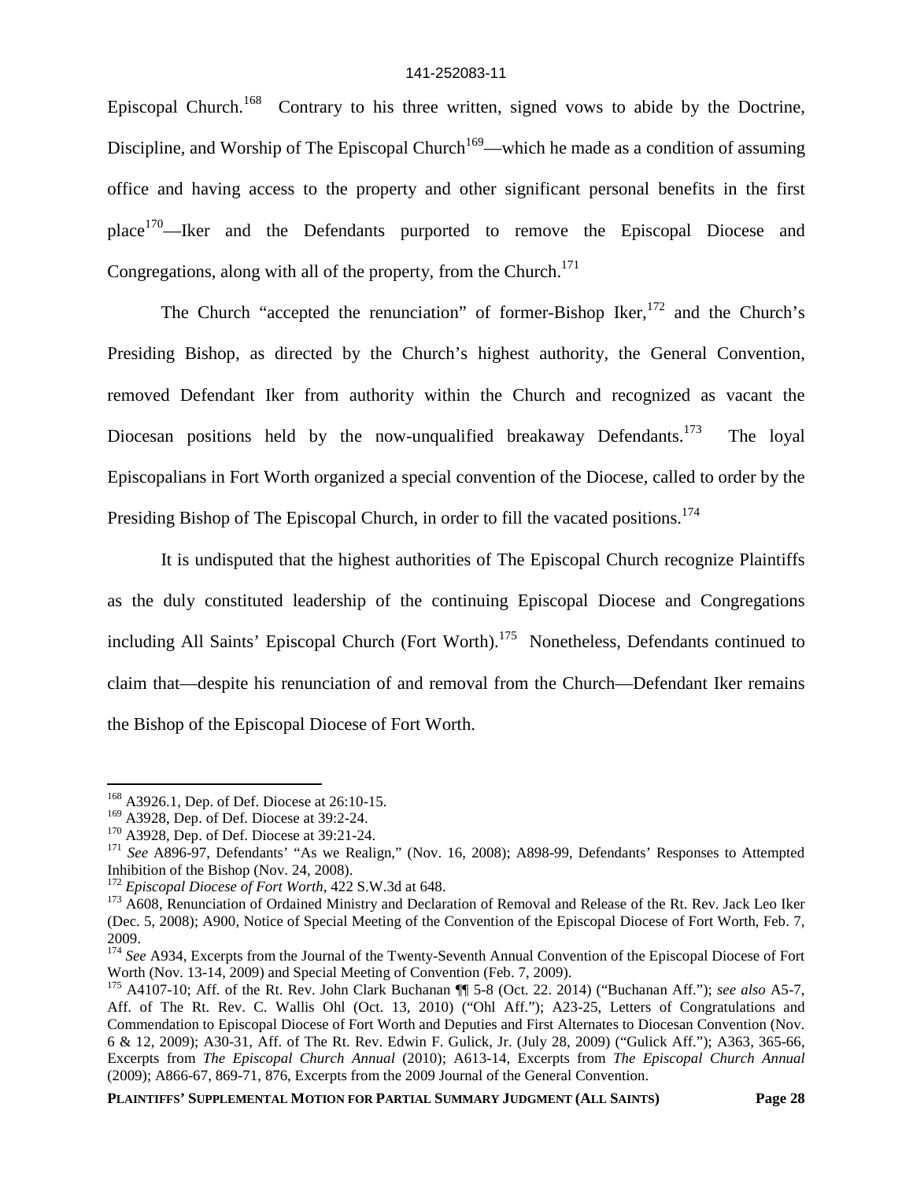Episcopal Church.[168] Contrary to his three written, signed vows to abide by the Doctrine, Discipline, and Worship of The Episcopal Church[169]—which he made as a condition of assuming office and having access to the property and other significant personal benefits in the first place[170]—Iker and the Defendants purported to remove the Episcopal Diocese and Congregations, along with all of the property, from the Church.[171]

The Church "accepted the renunciation" of former-Bishop Iker,[172] and the Church's Presiding Bishop, as directed by the Church's highest authority, the General Convention, removed Defendant Iker from authority within the Church and recognized as vacant the Diocesan positions held by the now-unqualified breakaway Defendants.[173] The loyal Episcopalians in Fort Worth organized a special convention of the Diocese, called to order by the Presiding Bishop of The Episcopal Church, in order to fill the vacated positions.[174]

It is undisputed that the highest authorities of The Episcopal Church recognize Plaintiffs as the duly constituted leadership of the continuing Episcopal Diocese and Congregations including All Saints' Episcopal Church (Fort Worth).[175] Nonetheless, Defendants continued to claim that—despite his renunciation of and removal from the Church—Defendant Iker remains the Bishop of the Episcopal Diocese of Fort Worth.

---

[168] A3926.1, Dep. of Def. Diocese at 26:10-15.

[169] A3928, Dep. of Def. Diocese at 39:2-24.

[170] A3928, Dep. of Def. Diocese at 39:21-24.

[171] *See* A896-97, Defendants' "As we Realign," (Nov. 16, 2008); A898-99, Defendants' Responses to Attempted Inhibition of the Bishop (Nov. 24, 2008).

[172] *Episcopal Diocese of Fort Worth*, 422 S.W.3d at 648.

[173] A608, Renunciation of Ordained Ministry and Declaration of Removal and Release of the Rt. Rev. Jack Leo Iker (Dec. 5, 2008); A900, Notice of Special Meeting of the Convention of the Episcopal Diocese of Fort Worth, Feb. 7, 2009.

[174] *See* A934, Excerpts from the Journal of the Twenty-Seventh Annual Convention of the Episcopal Diocese of Fort Worth (Nov. 13-14, 2009) and Special Meeting of Convention (Feb. 7, 2009).

[175] A4107-10; Aff. of the Rt. Rev. John Clark Buchanan ¶¶ 5-8 (Oct. 22. 2014) ("Buchanan Aff."); *see also* A5-7, Aff. of The Rt. Rev. C. Wallis Ohl (Oct. 13, 2010) ("Ohl Aff."); A23-25, Letters of Congratulations and Commendation to Episcopal Diocese of Fort Worth and Deputies and First Alternates to Diocesan Convention (Nov. 6 & 12, 2009); A30-31, Aff. of The Rt. Rev. Edwin F. Gulick, Jr. (July 28, 2009) ("Gulick Aff."); A363, 365-66, Excerpts from *The Episcopal Church Annual* (2010); A613-14, Excerpts from *The Episcopal Church Annual* (2009); A866-67, 869-71, 876, Excerpts from the 2009 Journal of the General Convention.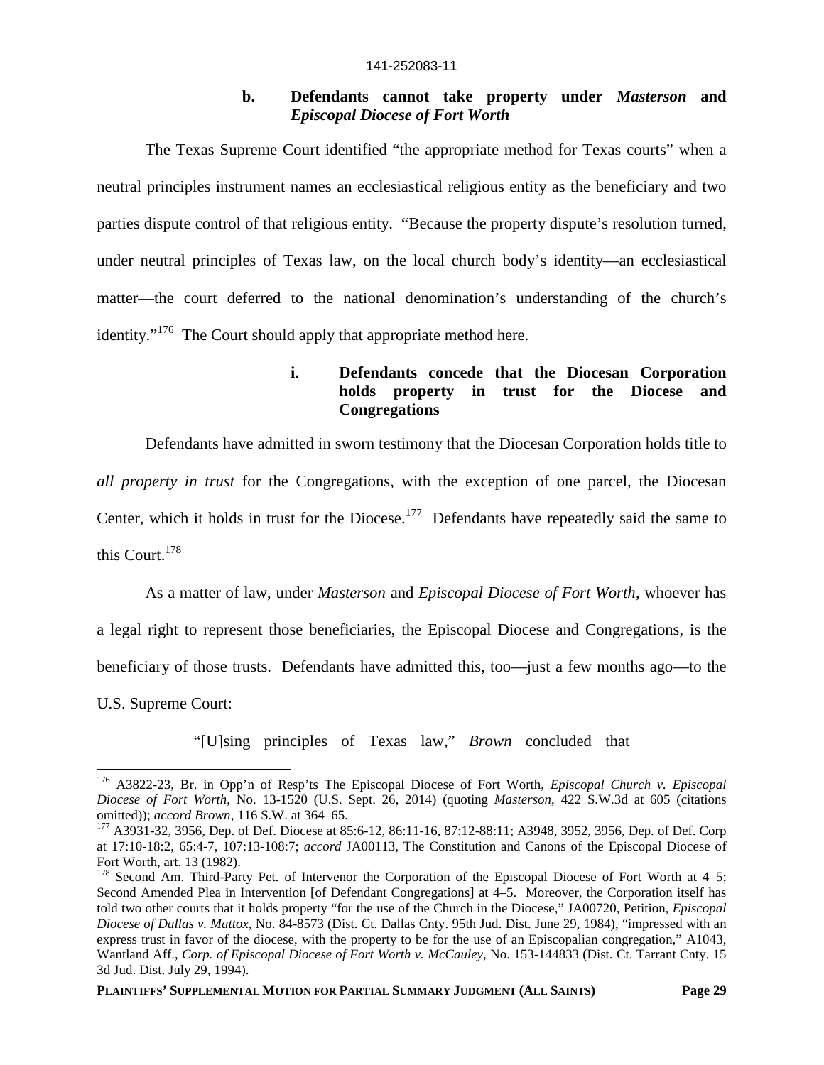### b. Defendants cannot take property under *Masterson* and *Episcopal Diocese of Fort Worth*

The Texas Supreme Court identified "the appropriate method for Texas courts" when a neutral principles instrument names an ecclesiastical religious entity as the beneficiary and two parties dispute control of that religious entity. "Because the property dispute's resolution turned, under neutral principles of Texas law, on the local church body's identity—an ecclesiastical matter—the court deferred to the national denomination's understanding of the church's identity."[176] The Court should apply that appropriate method here.

#### i. Defendants concede that the Diocesan Corporation holds property in trust for the Diocese and Congregations

Defendants have admitted in sworn testimony that the Diocesan Corporation holds title to *all property in trust* for the Congregations, with the exception of one parcel, the Diocesan Center, which it holds in trust for the Diocese.[177] Defendants have repeatedly said the same to this Court.[178]

As a matter of law, under *Masterson* and *Episcopal Diocese of Fort Worth*, whoever has a legal right to represent those beneficiaries, the Episcopal Diocese and Congregations, is the beneficiary of those trusts. Defendants have admitted this, too—just a few months ago—to the U.S. Supreme Court:

> "[U]sing principles of Texas law," *Brown* concluded that

---

[176] A3822-23, Br. in Opp'n of Resp'ts The Episcopal Diocese of Fort Worth, *Episcopal Church v. Episcopal Diocese of Fort Worth*, No. 13-1520 (U.S. Sept. 26, 2014) (quoting *Masterson*, 422 S.W.3d at 605 (citations omitted)); *accord Brown*, 116 S.W. at 364–65.

[177] A3931-32, 3956, Dep. of Def. Diocese at 85:6-12, 86:11-16, 87:12-88:11; A3948, 3952, 3956, Dep. of Def. Corp at 17:10-18:2, 65:4-7, 107:13-108:7; *accord* JA00113, The Constitution and Canons of the Episcopal Diocese of Fort Worth, art. 13 (1982).

[178] Second Am. Third-Party Pet. of Intervenor the Corporation of the Episcopal Diocese of Fort Worth at 4–5; Second Amended Plea in Intervention [of Defendant Congregations] at 4–5. Moreover, the Corporation itself has told two other courts that it holds property "for the use of the Church in the Diocese," JA00720, Petition, *Episcopal Diocese of Dallas v. Mattox*, No. 84-8573 (Dist. Ct. Dallas Cnty. 95th Jud. Dist. June 29, 1984), "impressed with an express trust in favor of the diocese, with the property to be for the use of an Episcopalian congregation," A1043, Wantland Aff., *Corp. of Episcopal Diocese of Fort Worth v. McCauley*, No. 153-144833 (Dist. Ct. Tarrant Cnty. 15 3d Jud. Dist. July 29, 1994).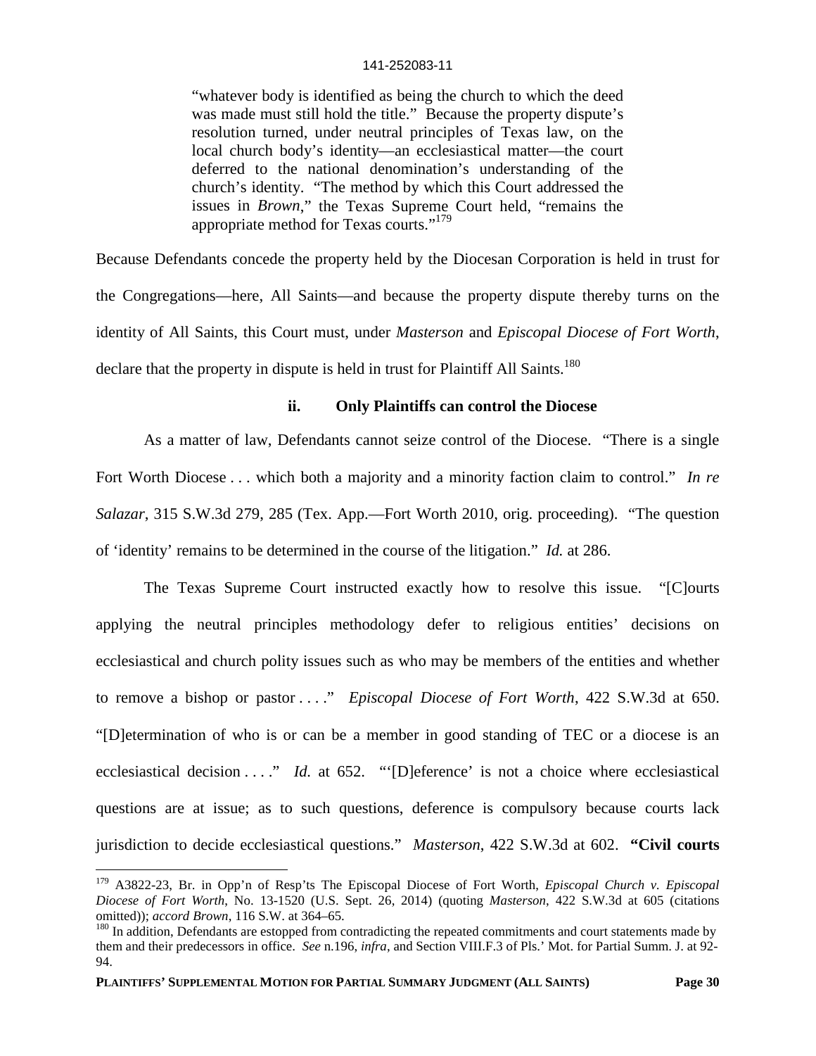> "whatever body is identified as being the church to which the deed was made must still hold the title." Because the property dispute's resolution turned, under neutral principles of Texas law, on the local church body's identity—an ecclesiastical matter—the court deferred to the national denomination's understanding of the church's identity. "The method by which this Court addressed the issues in *Brown*," the Texas Supreme Court held, "remains the appropriate method for Texas courts."[179]

Because Defendants concede the property held by the Diocesan Corporation is held in trust for the Congregations—here, All Saints—and because the property dispute thereby turns on the identity of All Saints, this Court must, under *Masterson* and *Episcopal Diocese of Fort Worth*, declare that the property in dispute is held in trust for Plaintiff All Saints.[180]

### ii. Only Plaintiffs can control the Diocese

As a matter of law, Defendants cannot seize control of the Diocese. "There is a single Fort Worth Diocese . . . which both a majority and a minority faction claim to control." *In re Salazar*, 315 S.W.3d 279, 285 (Tex. App.—Fort Worth 2010, orig. proceeding). "The question of 'identity' remains to be determined in the course of the litigation." *Id.* at 286.

The Texas Supreme Court instructed exactly how to resolve this issue. "[C]ourts applying the neutral principles methodology defer to religious entities' decisions on ecclesiastical and church polity issues such as who may be members of the entities and whether to remove a bishop or pastor . . . ." *Episcopal Diocese of Fort Worth*, 422 S.W.3d at 650. "[D]etermination of who is or can be a member in good standing of TEC or a diocese is an ecclesiastical decision . . . ." *Id.* at 652. "'[D]eference' is not a choice where ecclesiastical questions are at issue; as to such questions, deference is compulsory because courts lack jurisdiction to decide ecclesiastical questions." *Masterson*, 422 S.W.3d at 602. **"Civil courts**

---

[179] A3822-23, Br. in Opp'n of Resp'ts The Episcopal Diocese of Fort Worth, *Episcopal Church v. Episcopal Diocese of Fort Worth*, No. 13-1520 (U.S. Sept. 26, 2014) (quoting *Masterson*, 422 S.W.3d at 605 (citations omitted)); *accord Brown*, 116 S.W. at 364–65.

[180] In addition, Defendants are estopped from contradicting the repeated commitments and court statements made by them and their predecessors in office. *See* n.196, *infra*, and Section VIII.F.3 of Pls.' Mot. for Partial Summ. J. at 92-94.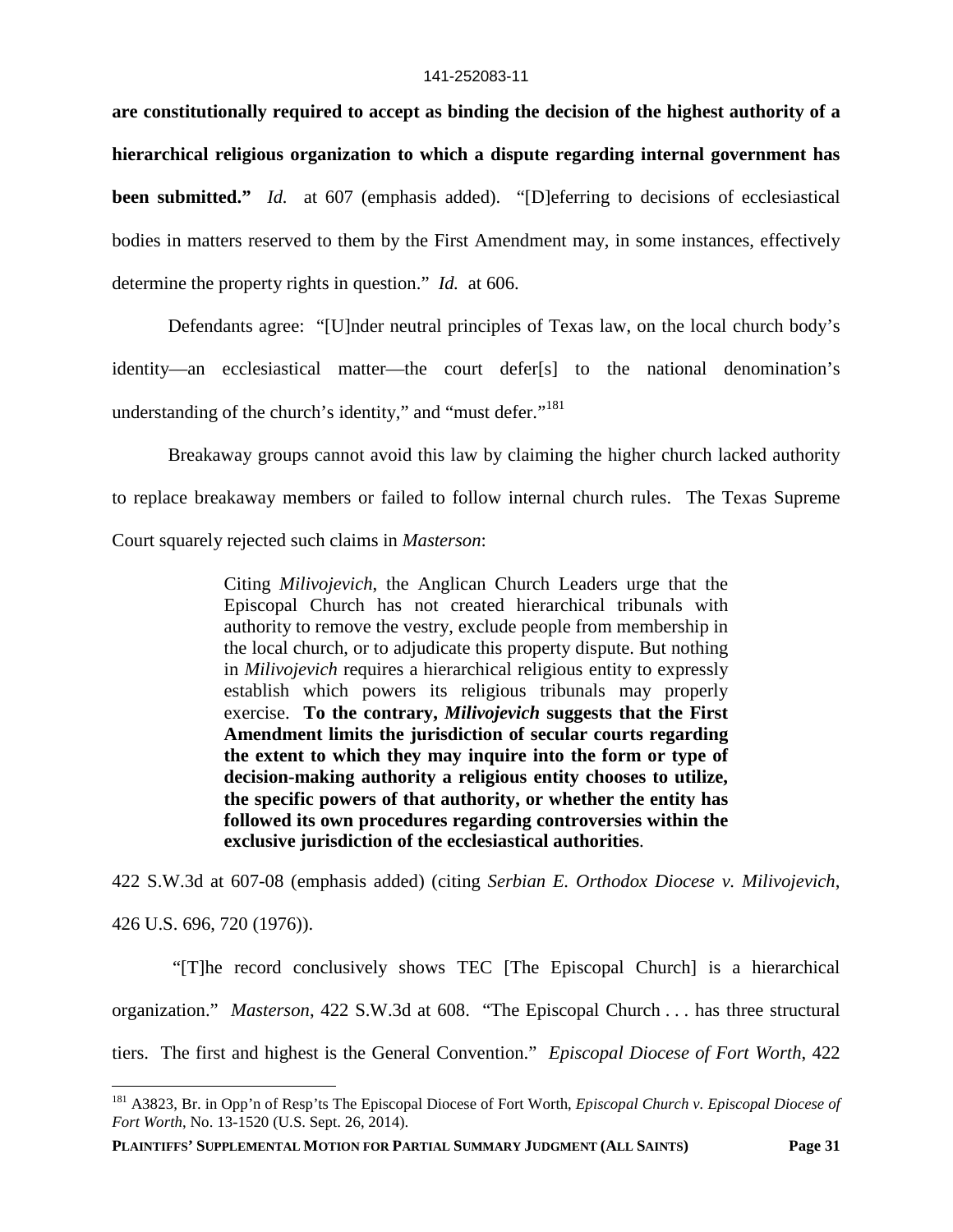**are constitutionally required to accept as binding the decision of the highest authority of a hierarchical religious organization to which a dispute regarding internal government has been submitted."** *Id.* at 607 (emphasis added). "[D]eferring to decisions of ecclesiastical bodies in matters reserved to them by the First Amendment may, in some instances, effectively determine the property rights in question." *Id.* at 606.

Defendants agree: "[U]nder neutral principles of Texas law, on the local church body's identity—an ecclesiastical matter—the court defer[s] to the national denomination's understanding of the church's identity," and "must defer."[181]

Breakaway groups cannot avoid this law by claiming the higher church lacked authority to replace breakaway members or failed to follow internal church rules. The Texas Supreme Court squarely rejected such claims in *Masterson*:

> Citing *Milivojevich*, the Anglican Church Leaders urge that the Episcopal Church has not created hierarchical tribunals with authority to remove the vestry, exclude people from membership in the local church, or to adjudicate this property dispute. But nothing in *Milivojevich* requires a hierarchical religious entity to expressly establish which powers its religious tribunals may properly exercise. **To the contrary, *Milivojevich* suggests that the First Amendment limits the jurisdiction of secular courts regarding the extent to which they may inquire into the form or type of decision-making authority a religious entity chooses to utilize, the specific powers of that authority, or whether the entity has followed its own procedures regarding controversies within the exclusive jurisdiction of the ecclesiastical authorities**.

422 S.W.3d at 607-08 (emphasis added) (citing *Serbian E. Orthodox Diocese v. Milivojevich*, 426 U.S. 696, 720 (1976)).

"[T]he record conclusively shows TEC [The Episcopal Church] is a hierarchical organization." *Masterson*, 422 S.W.3d at 608. "The Episcopal Church . . . has three structural tiers. The first and highest is the General Convention." *Episcopal Diocese of Fort Worth*, 422

---

[181] A3823, Br. in Opp'n of Resp'ts The Episcopal Diocese of Fort Worth, *Episcopal Church v. Episcopal Diocese of Fort Worth*, No. 13-1520 (U.S. Sept. 26, 2014).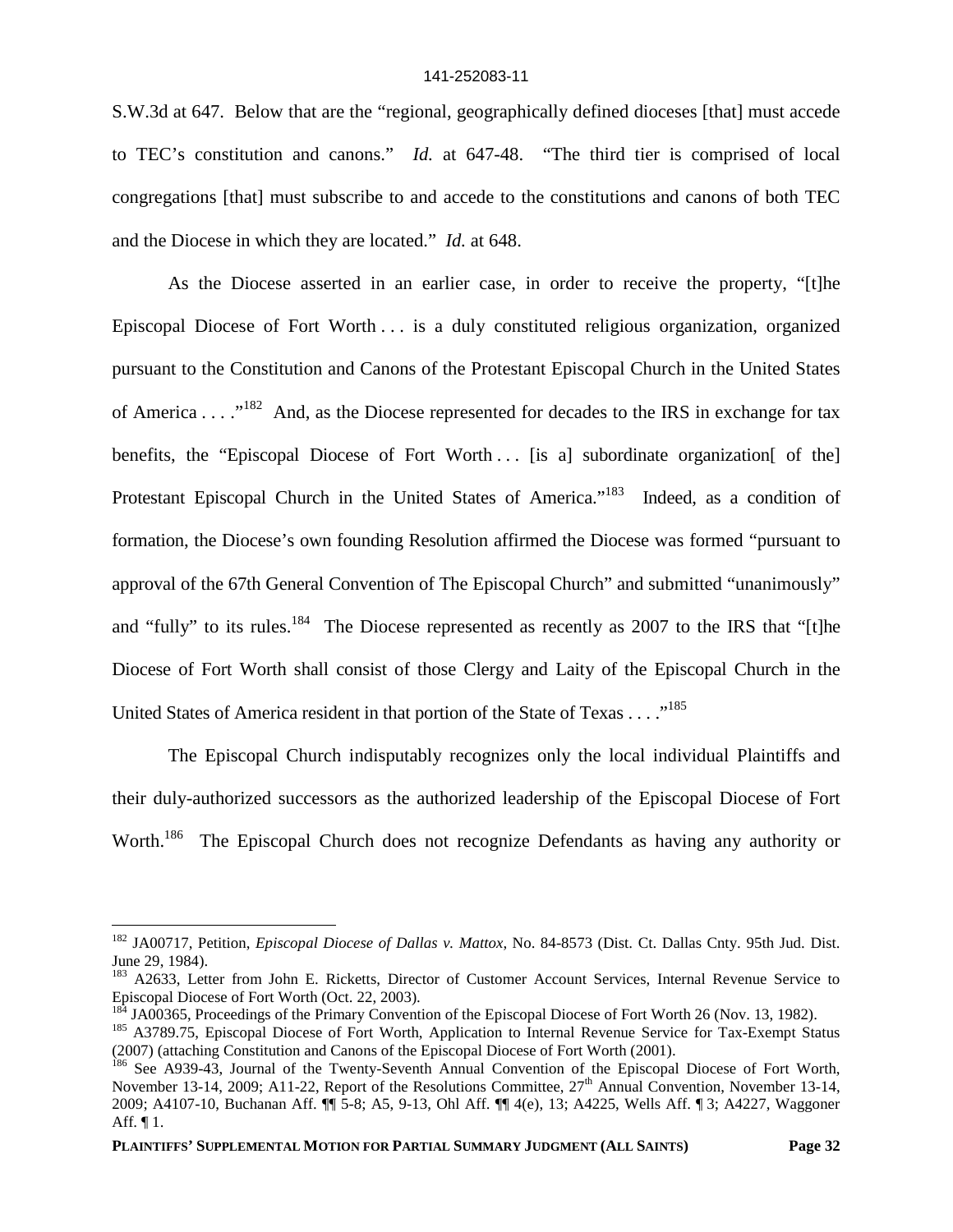S.W.3d at 647. Below that are the "regional, geographically defined dioceses [that] must accede to TEC's constitution and canons." *Id.* at 647-48. "The third tier is comprised of local congregations [that] must subscribe to and accede to the constitutions and canons of both TEC and the Diocese in which they are located." *Id.* at 648.

As the Diocese asserted in an earlier case, in order to receive the property, "[t]he Episcopal Diocese of Fort Worth . . . is a duly constituted religious organization, organized pursuant to the Constitution and Canons of the Protestant Episcopal Church in the United States of America . . . ."[182] And, as the Diocese represented for decades to the IRS in exchange for tax benefits, the "Episcopal Diocese of Fort Worth . . . [is a] subordinate organization[ of the] Protestant Episcopal Church in the United States of America."[183] Indeed, as a condition of formation, the Diocese's own founding Resolution affirmed the Diocese was formed "pursuant to approval of the 67th General Convention of The Episcopal Church" and submitted "unanimously" and "fully" to its rules.[184] The Diocese represented as recently as 2007 to the IRS that "[t]he Diocese of Fort Worth shall consist of those Clergy and Laity of the Episcopal Church in the United States of America resident in that portion of the State of Texas . . . ."[185]

The Episcopal Church indisputably recognizes only the local individual Plaintiffs and their duly-authorized successors as the authorized leadership of the Episcopal Diocese of Fort Worth.[186] The Episcopal Church does not recognize Defendants as having any authority or

---

[182] JA00717, Petition, *Episcopal Diocese of Dallas v. Mattox*, No. 84-8573 (Dist. Ct. Dallas Cnty. 95th Jud. Dist. June 29, 1984).

[183] A2633, Letter from John E. Ricketts, Director of Customer Account Services, Internal Revenue Service to Episcopal Diocese of Fort Worth (Oct. 22, 2003).

[184] JA00365, Proceedings of the Primary Convention of the Episcopal Diocese of Fort Worth 26 (Nov. 13, 1982).

[185] A3789.75, Episcopal Diocese of Fort Worth, Application to Internal Revenue Service for Tax-Exempt Status (2007) (attaching Constitution and Canons of the Episcopal Diocese of Fort Worth (2001).

[186] See A939-43, Journal of the Twenty-Seventh Annual Convention of the Episcopal Diocese of Fort Worth, November 13-14, 2009; A11-22, Report of the Resolutions Committee, 27th Annual Convention, November 13-14, 2009; A4107-10, Buchanan Aff. ¶¶ 5-8; A5, 9-13, Ohl Aff. ¶¶ 4(e), 13; A4225, Wells Aff. ¶ 3; A4227, Waggoner Aff. ¶ 1.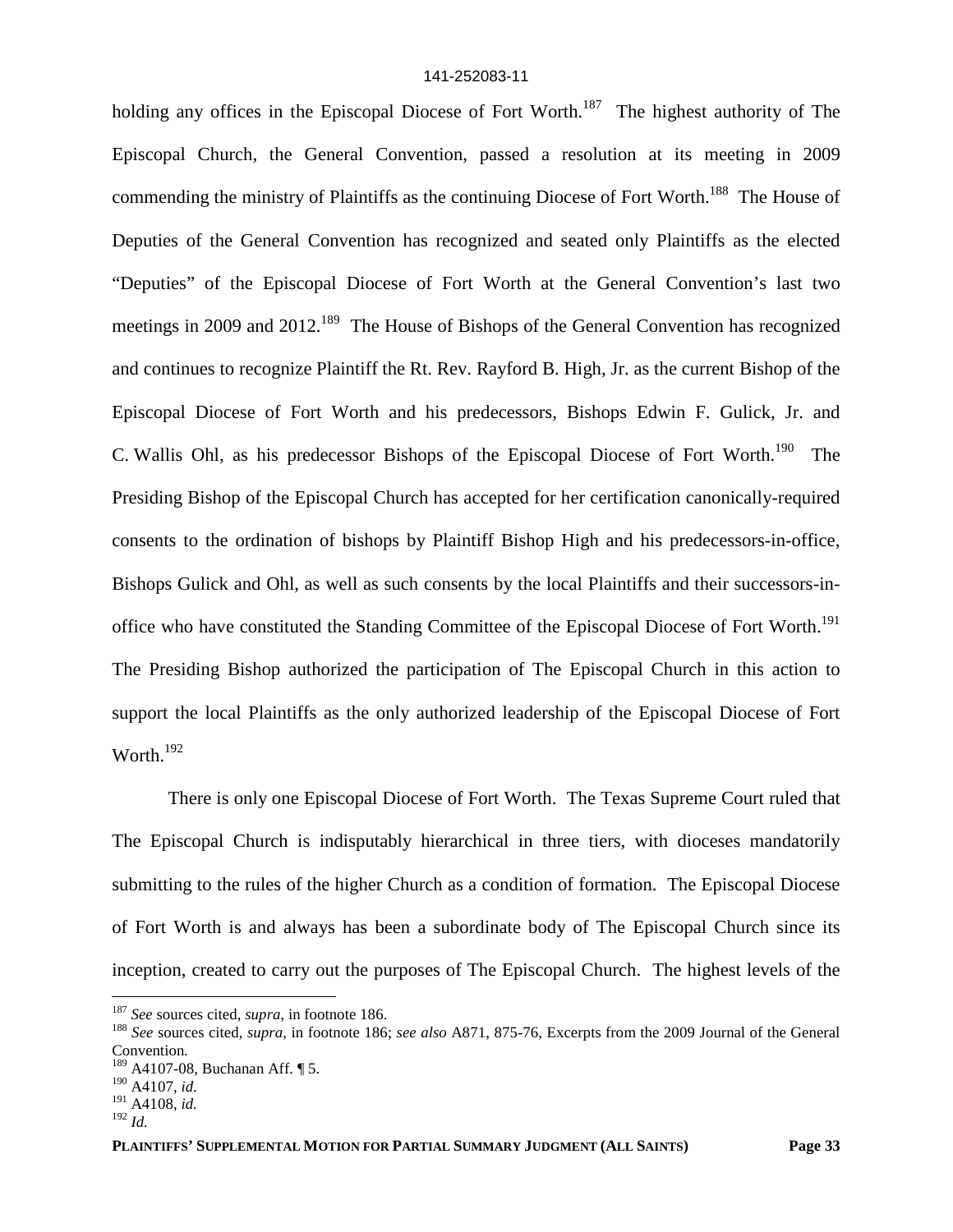holding any offices in the Episcopal Diocese of Fort Worth.[187] The highest authority of The Episcopal Church, the General Convention, passed a resolution at its meeting in 2009 commending the ministry of Plaintiffs as the continuing Diocese of Fort Worth.[188] The House of Deputies of the General Convention has recognized and seated only Plaintiffs as the elected "Deputies" of the Episcopal Diocese of Fort Worth at the General Convention's last two meetings in 2009 and 2012.[189] The House of Bishops of the General Convention has recognized and continues to recognize Plaintiff the Rt. Rev. Rayford B. High, Jr. as the current Bishop of the Episcopal Diocese of Fort Worth and his predecessors, Bishops Edwin F. Gulick, Jr. and C. Wallis Ohl, as his predecessor Bishops of the Episcopal Diocese of Fort Worth.[190] The Presiding Bishop of the Episcopal Church has accepted for her certification canonically-required consents to the ordination of bishops by Plaintiff Bishop High and his predecessors-in-office, Bishops Gulick and Ohl, as well as such consents by the local Plaintiffs and their successors-in-office who have constituted the Standing Committee of the Episcopal Diocese of Fort Worth.[191] The Presiding Bishop authorized the participation of The Episcopal Church in this action to support the local Plaintiffs as the only authorized leadership of the Episcopal Diocese of Fort Worth.[192]

There is only one Episcopal Diocese of Fort Worth. The Texas Supreme Court ruled that The Episcopal Church is indisputably hierarchical in three tiers, with dioceses mandatorily submitting to the rules of the higher Church as a condition of formation. The Episcopal Diocese of Fort Worth is and always has been a subordinate body of The Episcopal Church since its inception, created to carry out the purposes of The Episcopal Church. The highest levels of the

---

[187] *See* sources cited, *supra*, in footnote 186.

[188] *See* sources cited, *supra*, in footnote 186; *see also* A871, 875-76, Excerpts from the 2009 Journal of the General Convention.

[189] A4107-08, Buchanan Aff. ¶ 5.

[190] A4107, *id.*

[191] A4108, *id.*

[192] *Id.*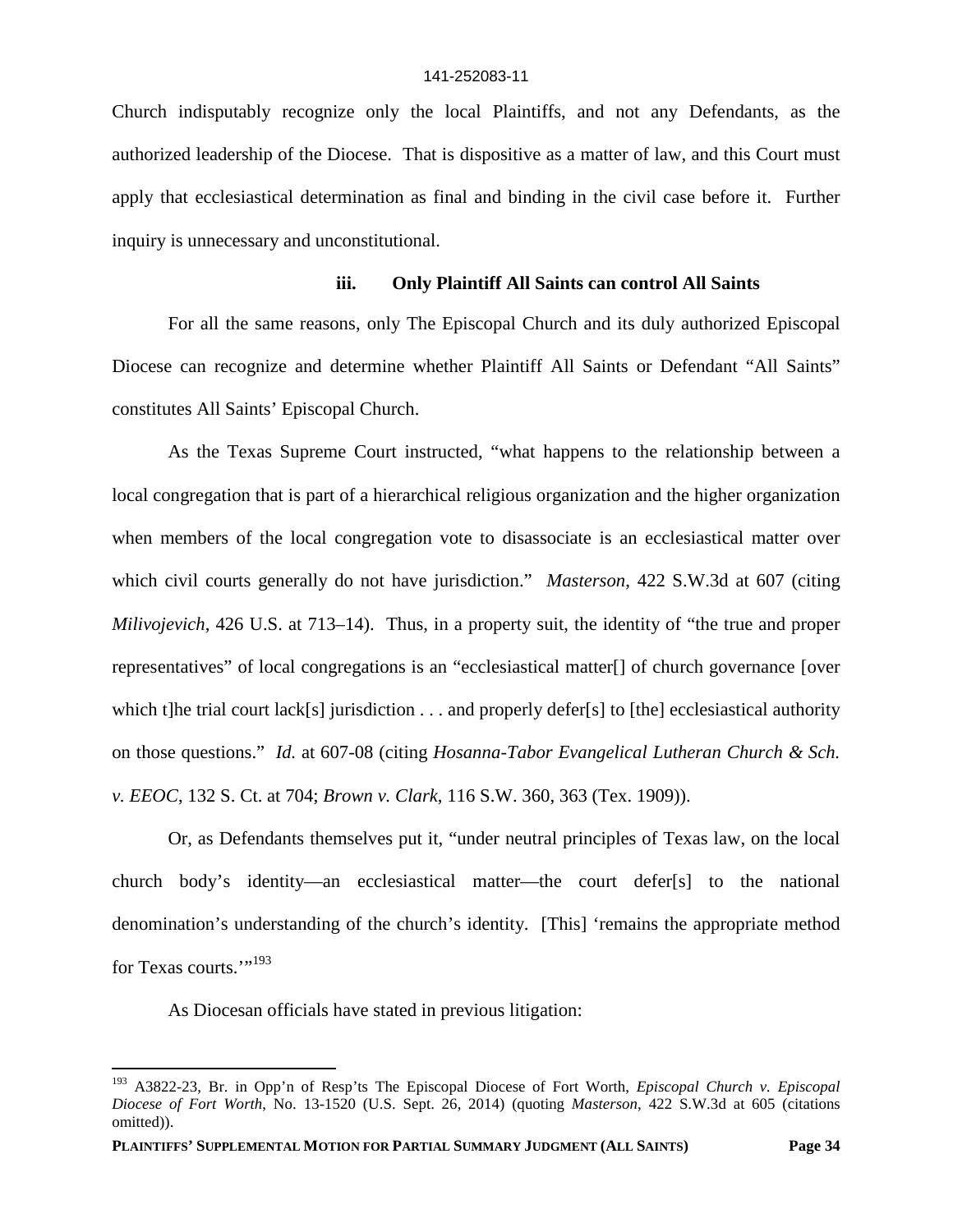Church indisputably recognize only the local Plaintiffs, and not any Defendants, as the authorized leadership of the Diocese. That is dispositive as a matter of law, and this Court must apply that ecclesiastical determination as final and binding in the civil case before it. Further inquiry is unnecessary and unconstitutional.

### iii. Only Plaintiff All Saints can control All Saints

For all the same reasons, only The Episcopal Church and its duly authorized Episcopal Diocese can recognize and determine whether Plaintiff All Saints or Defendant "All Saints" constitutes All Saints' Episcopal Church.

As the Texas Supreme Court instructed, "what happens to the relationship between a local congregation that is part of a hierarchical religious organization and the higher organization when members of the local congregation vote to disassociate is an ecclesiastical matter over which civil courts generally do not have jurisdiction." *Masterson*, 422 S.W.3d at 607 (citing *Milivojevich*, 426 U.S. at 713–14). Thus, in a property suit, the identity of "the true and proper representatives" of local congregations is an "ecclesiastical matter[] of church governance [over which t]he trial court lack[s] jurisdiction . . . and properly defer[s] to [the] ecclesiastical authority on those questions." *Id.* at 607-08 (citing *Hosanna-Tabor Evangelical Lutheran Church & Sch. v. EEOC*, 132 S. Ct. at 704; *Brown v. Clark*, 116 S.W. 360, 363 (Tex. 1909)).

Or, as Defendants themselves put it, "under neutral principles of Texas law, on the local church body's identity—an ecclesiastical matter—the court defer[s] to the national denomination's understanding of the church's identity. [This] 'remains the appropriate method for Texas courts.'"[193]

As Diocesan officials have stated in previous litigation:

[193] A3822-23, Br. in Opp'n of Resp'ts The Episcopal Diocese of Fort Worth, *Episcopal Church v. Episcopal Diocese of Fort Worth*, No. 13-1520 (U.S. Sept. 26, 2014) (quoting *Masterson*, 422 S.W.3d at 605 (citations omitted)).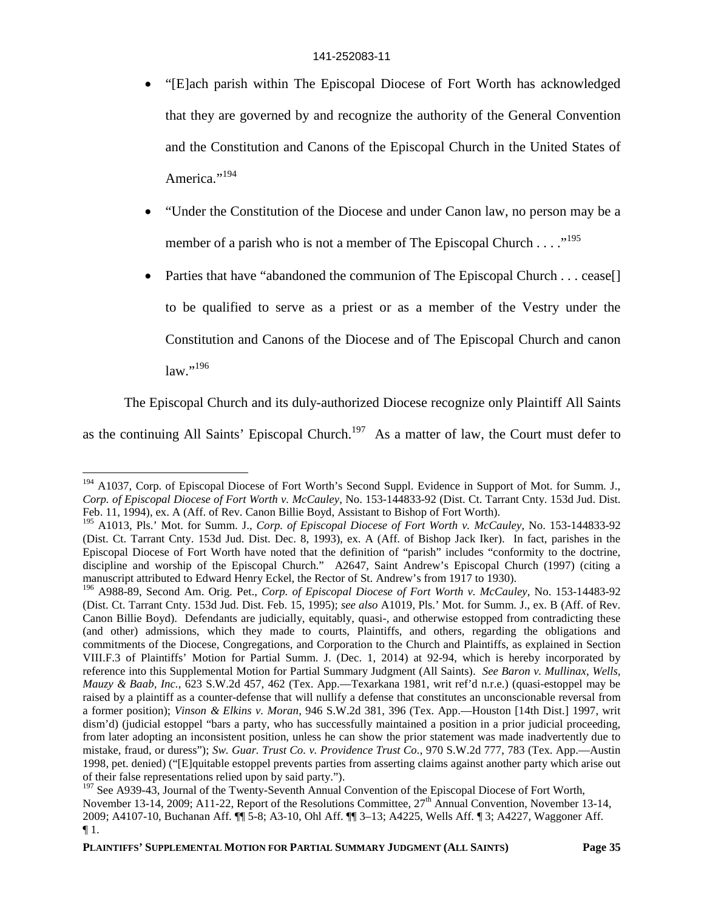- "[E]ach parish within The Episcopal Diocese of Fort Worth has acknowledged that they are governed by and recognize the authority of the General Convention and the Constitution and Canons of the Episcopal Church in the United States of America."[194]

- "Under the Constitution of the Diocese and under Canon law, no person may be a member of a parish who is not a member of The Episcopal Church . . . ."[195]

- Parties that have "abandoned the communion of The Episcopal Church . . . cease[] to be qualified to serve as a priest or as a member of the Vestry under the Constitution and Canons of the Diocese and of The Episcopal Church and canon law."[196]

The Episcopal Church and its duly-authorized Diocese recognize only Plaintiff All Saints as the continuing All Saints' Episcopal Church.[197] As a matter of law, the Court must defer to

---

[194] A1037, Corp. of Episcopal Diocese of Fort Worth's Second Suppl. Evidence in Support of Mot. for Summ. J., *Corp. of Episcopal Diocese of Fort Worth v. McCauley*, No. 153-144833-92 (Dist. Ct. Tarrant Cnty. 153d Jud. Dist. Feb. 11, 1994), ex. A (Aff. of Rev. Canon Billie Boyd, Assistant to Bishop of Fort Worth).

[195] A1013, Pls.' Mot. for Summ. J., *Corp. of Episcopal Diocese of Fort Worth v. McCauley*, No. 153-144833-92 (Dist. Ct. Tarrant Cnty. 153d Jud. Dist. Dec. 8, 1993), ex. A (Aff. of Bishop Jack Iker). In fact, parishes in the Episcopal Diocese of Fort Worth have noted that the definition of "parish" includes "conformity to the doctrine, discipline and worship of the Episcopal Church." A2647, Saint Andrew's Episcopal Church (1997) (citing a manuscript attributed to Edward Henry Eckel, the Rector of St. Andrew's from 1917 to 1930).

[196] A988-89, Second Am. Orig. Pet., *Corp. of Episcopal Diocese of Fort Worth v. McCauley*, No. 153-14483-92 (Dist. Ct. Tarrant Cnty. 153d Jud. Dist. Feb. 15, 1995); *see also* A1019, Pls.' Mot. for Summ. J., ex. B (Aff. of Rev. Canon Billie Boyd). Defendants are judicially, equitably, quasi-, and otherwise estopped from contradicting these (and other) admissions, which they made to courts, Plaintiffs, and others, regarding the obligations and commitments of the Diocese, Congregations, and Corporation to the Church and Plaintiffs, as explained in Section VIII.F.3 of Plaintiffs' Motion for Partial Summ. J. (Dec. 1, 2014) at 92-94, which is hereby incorporated by reference into this Supplemental Motion for Partial Summary Judgment (All Saints). *See Baron v. Mullinax, Wells, Mauzy & Baab, Inc.*, 623 S.W.2d 457, 462 (Tex. App.—Texarkana 1981, writ ref'd n.r.e.) (quasi-estoppel may be raised by a plaintiff as a counter-defense that will nullify a defense that constitutes an unconscionable reversal from a former position); *Vinson & Elkins v. Moran*, 946 S.W.2d 381, 396 (Tex. App.—Houston [14th Dist.] 1997, writ dism'd) (judicial estoppel "bars a party, who has successfully maintained a position in a prior judicial proceeding, from later adopting an inconsistent position, unless he can show the prior statement was made inadvertently due to mistake, fraud, or duress"); *Sw. Guar. Trust Co. v. Providence Trust Co.*, 970 S.W.2d 777, 783 (Tex. App.—Austin 1998, pet. denied) ("[E]quitable estoppel prevents parties from asserting claims against another party which arise out of their false representations relied upon by said party.").

[197] See A939-43, Journal of the Twenty-Seventh Annual Convention of the Episcopal Diocese of Fort Worth, November 13-14, 2009; A11-22, Report of the Resolutions Committee, 27th Annual Convention, November 13-14, 2009; A4107-10, Buchanan Aff. ¶¶ 5-8; A3-10, Ohl Aff. ¶¶ 3–13; A4225, Wells Aff. ¶ 3; A4227, Waggoner Aff. ¶ 1.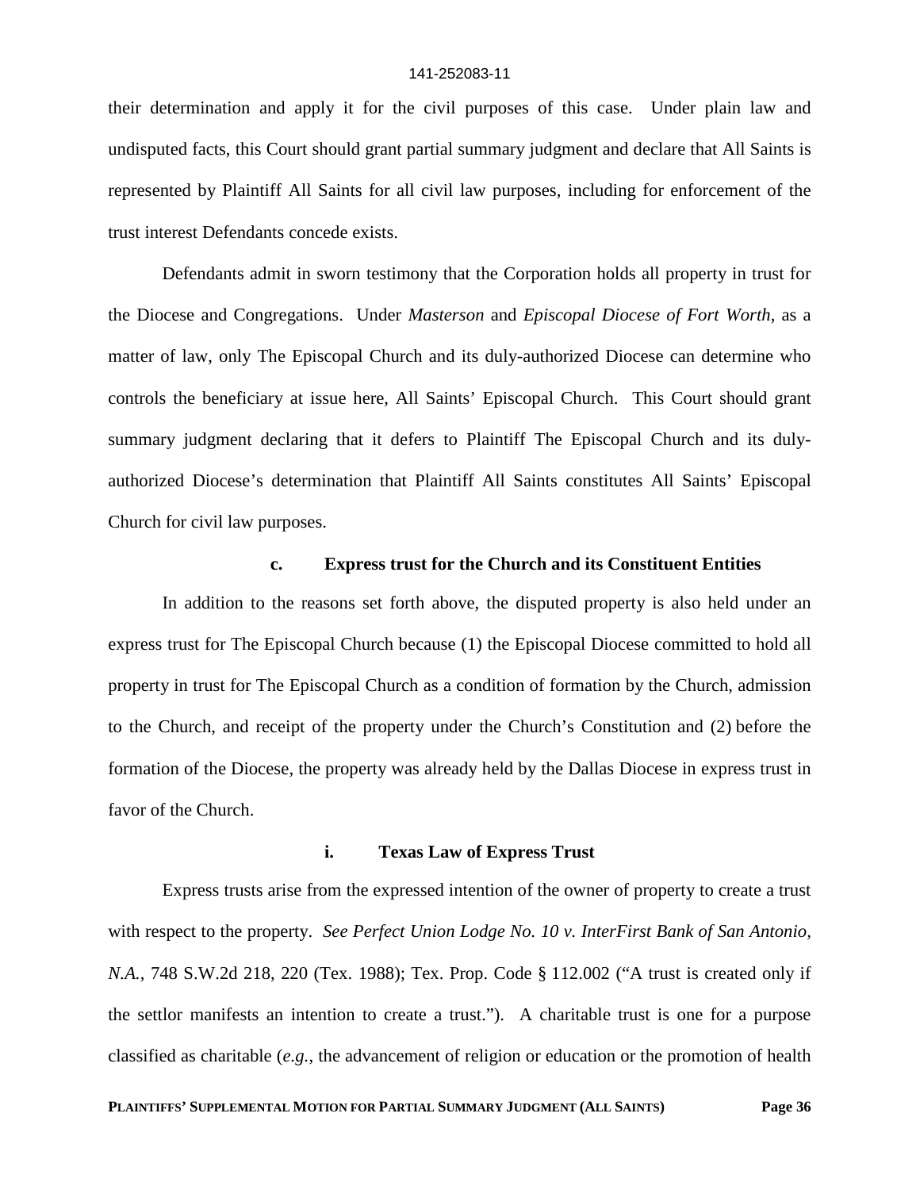their determination and apply it for the civil purposes of this case. Under plain law and undisputed facts, this Court should grant partial summary judgment and declare that All Saints is represented by Plaintiff All Saints for all civil law purposes, including for enforcement of the trust interest Defendants concede exists.

Defendants admit in sworn testimony that the Corporation holds all property in trust for the Diocese and Congregations. Under *Masterson* and *Episcopal Diocese of Fort Worth*, as a matter of law, only The Episcopal Church and its duly-authorized Diocese can determine who controls the beneficiary at issue here, All Saints' Episcopal Church. This Court should grant summary judgment declaring that it defers to Plaintiff The Episcopal Church and its duly-authorized Diocese's determination that Plaintiff All Saints constitutes All Saints' Episcopal Church for civil law purposes.

#### c. Express trust for the Church and its Constituent Entities

In addition to the reasons set forth above, the disputed property is also held under an express trust for The Episcopal Church because (1) the Episcopal Diocese committed to hold all property in trust for The Episcopal Church as a condition of formation by the Church, admission to the Church, and receipt of the property under the Church's Constitution and (2) before the formation of the Diocese, the property was already held by the Dallas Diocese in express trust in favor of the Church.

##### i. Texas Law of Express Trust

Express trusts arise from the expressed intention of the owner of property to create a trust with respect to the property. *See Perfect Union Lodge No. 10 v. InterFirst Bank of San Antonio, N.A.*, 748 S.W.2d 218, 220 (Tex. 1988); Tex. Prop. Code § 112.002 ("A trust is created only if the settlor manifests an intention to create a trust."). A charitable trust is one for a purpose classified as charitable (*e.g.*, the advancement of religion or education or the promotion of health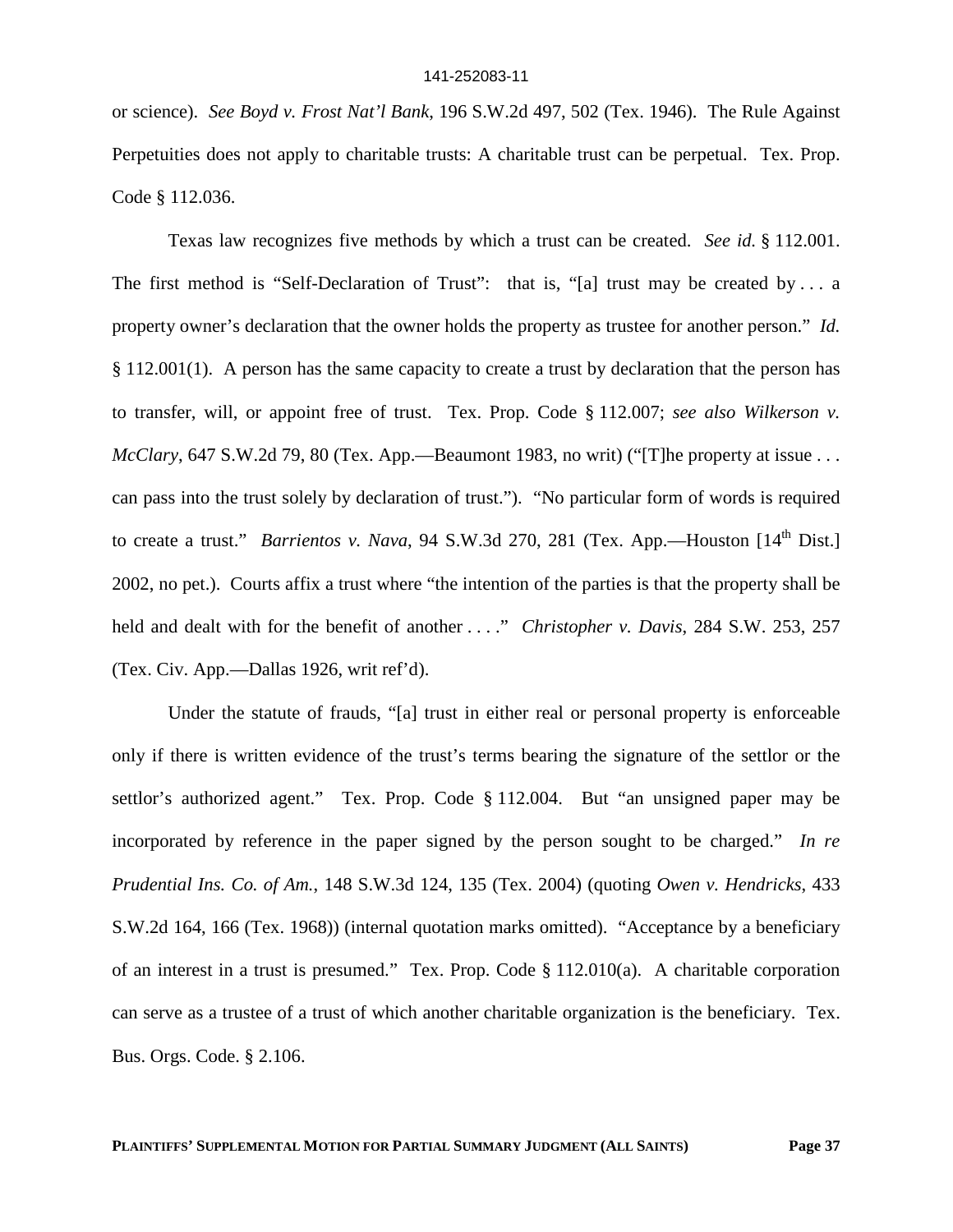or science). *See Boyd v. Frost Nat'l Bank*, 196 S.W.2d 497, 502 (Tex. 1946). The Rule Against Perpetuities does not apply to charitable trusts: A charitable trust can be perpetual. Tex. Prop. Code § 112.036.

Texas law recognizes five methods by which a trust can be created. *See id.* § 112.001. The first method is "Self-Declaration of Trust": that is, "[a] trust may be created by . . . a property owner's declaration that the owner holds the property as trustee for another person." *Id.* § 112.001(1). A person has the same capacity to create a trust by declaration that the person has to transfer, will, or appoint free of trust. Tex. Prop. Code § 112.007; *see also Wilkerson v. McClary*, 647 S.W.2d 79, 80 (Tex. App.—Beaumont 1983, no writ) ("[T]he property at issue . . . can pass into the trust solely by declaration of trust."). "No particular form of words is required to create a trust." *Barrientos v. Nava*, 94 S.W.3d 270, 281 (Tex. App.—Houston [14th Dist.] 2002, no pet.). Courts affix a trust where "the intention of the parties is that the property shall be held and dealt with for the benefit of another . . . ." *Christopher v. Davis*, 284 S.W. 253, 257 (Tex. Civ. App.—Dallas 1926, writ ref'd).

Under the statute of frauds, "[a] trust in either real or personal property is enforceable only if there is written evidence of the trust's terms bearing the signature of the settlor or the settlor's authorized agent." Tex. Prop. Code § 112.004. But "an unsigned paper may be incorporated by reference in the paper signed by the person sought to be charged." *In re Prudential Ins. Co. of Am.*, 148 S.W.3d 124, 135 (Tex. 2004) (quoting *Owen v. Hendricks*, 433 S.W.2d 164, 166 (Tex. 1968)) (internal quotation marks omitted). "Acceptance by a beneficiary of an interest in a trust is presumed." Tex. Prop. Code § 112.010(a). A charitable corporation can serve as a trustee of a trust of which another charitable organization is the beneficiary. Tex. Bus. Orgs. Code. § 2.106.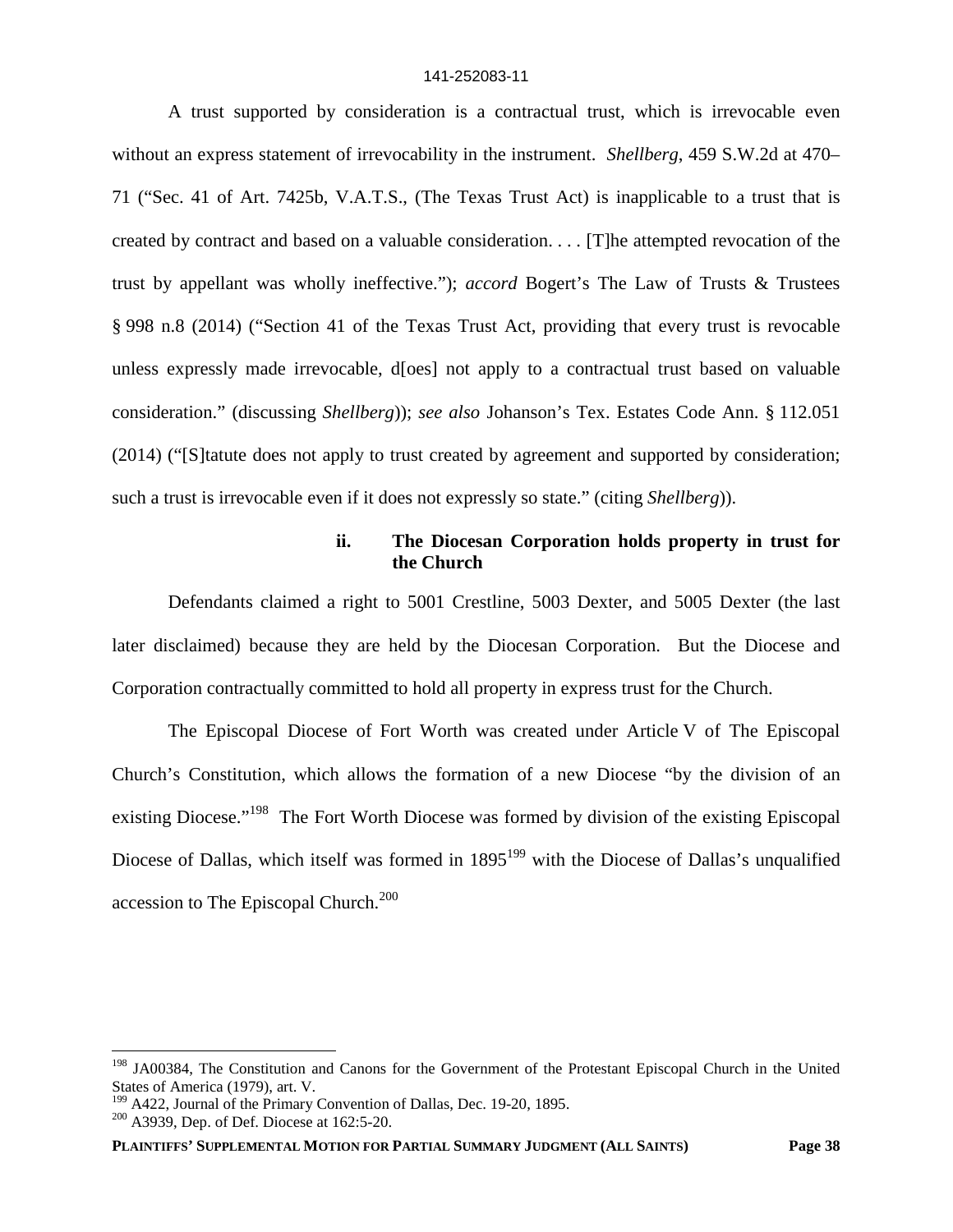A trust supported by consideration is a contractual trust, which is irrevocable even without an express statement of irrevocability in the instrument. *Shellberg*, 459 S.W.2d at 470–71 ("Sec. 41 of Art. 7425b, V.A.T.S., (The Texas Trust Act) is inapplicable to a trust that is created by contract and based on a valuable consideration. . . . [T]he attempted revocation of the trust by appellant was wholly ineffective."); *accord* Bogert's The Law of Trusts & Trustees § 998 n.8 (2014) ("Section 41 of the Texas Trust Act, providing that every trust is revocable unless expressly made irrevocable, d[oes] not apply to a contractual trust based on valuable consideration." (discussing *Shellberg*)); *see also* Johanson's Tex. Estates Code Ann. § 112.051 (2014) ("[S]tatute does not apply to trust created by agreement and supported by consideration; such a trust is irrevocable even if it does not expressly so state." (citing *Shellberg*)).

#### ii. The Diocesan Corporation holds property in trust for the Church

Defendants claimed a right to 5001 Crestline, 5003 Dexter, and 5005 Dexter (the last later disclaimed) because they are held by the Diocesan Corporation. But the Diocese and Corporation contractually committed to hold all property in express trust for the Church.

The Episcopal Diocese of Fort Worth was created under Article V of The Episcopal Church's Constitution, which allows the formation of a new Diocese "by the division of an existing Diocese."[198] The Fort Worth Diocese was formed by division of the existing Episcopal Diocese of Dallas, which itself was formed in 1895[199] with the Diocese of Dallas's unqualified accession to The Episcopal Church.[200]

---

[198] JA00384, The Constitution and Canons for the Government of the Protestant Episcopal Church in the United States of America (1979), art. V.

[199] A422, Journal of the Primary Convention of Dallas, Dec. 19-20, 1895.

[200] A3939, Dep. of Def. Diocese at 162:5-20.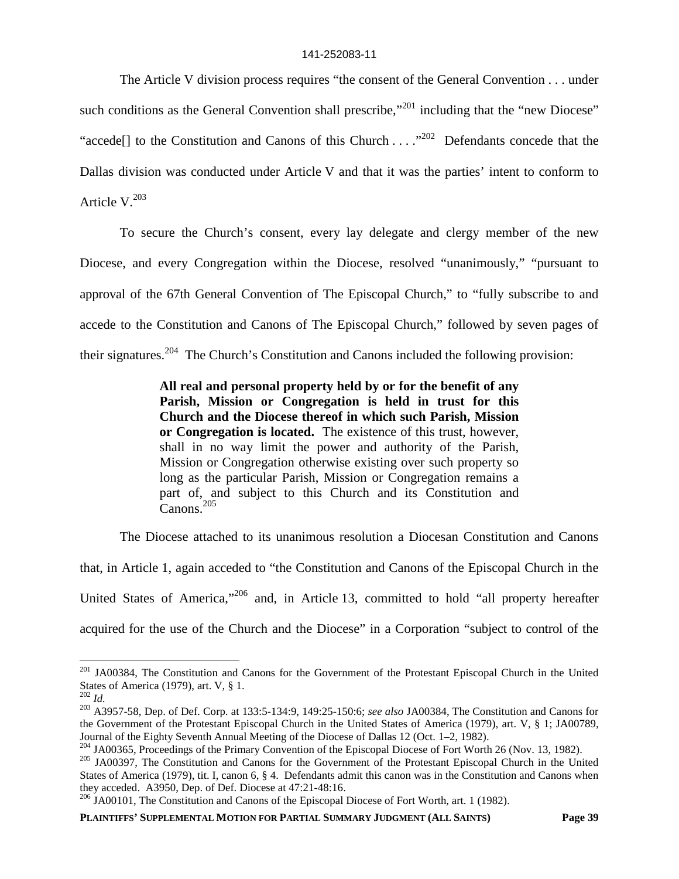The Article V division process requires "the consent of the General Convention . . . under such conditions as the General Convention shall prescribe,"[201] including that the "new Diocese" "accede[] to the Constitution and Canons of this Church . . . ."[202] Defendants concede that the Dallas division was conducted under Article V and that it was the parties' intent to conform to Article V.[203]

To secure the Church's consent, every lay delegate and clergy member of the new Diocese, and every Congregation within the Diocese, resolved "unanimously," "pursuant to approval of the 67th General Convention of The Episcopal Church," to "fully subscribe to and accede to the Constitution and Canons of The Episcopal Church," followed by seven pages of their signatures.[204] The Church's Constitution and Canons included the following provision:

> **All real and personal property held by or for the benefit of any Parish, Mission or Congregation is held in trust for this Church and the Diocese thereof in which such Parish, Mission or Congregation is located.** The existence of this trust, however, shall in no way limit the power and authority of the Parish, Mission or Congregation otherwise existing over such property so long as the particular Parish, Mission or Congregation remains a part of, and subject to this Church and its Constitution and Canons.[205]

The Diocese attached to its unanimous resolution a Diocesan Constitution and Canons that, in Article 1, again acceded to "the Constitution and Canons of the Episcopal Church in the United States of America,"[206] and, in Article 13, committed to hold "all property hereafter acquired for the use of the Church and the Diocese" in a Corporation "subject to control of the

---

[201] JA00384, The Constitution and Canons for the Government of the Protestant Episcopal Church in the United States of America (1979), art. V, § 1.

[202] *Id.*

[203] A3957-58, Dep. of Def. Corp. at 133:5-134:9, 149:25-150:6; *see also* JA00384, The Constitution and Canons for the Government of the Protestant Episcopal Church in the United States of America (1979), art. V, § 1; JA00789, Journal of the Eighty Seventh Annual Meeting of the Diocese of Dallas 12 (Oct. 1–2, 1982).

[204] JA00365, Proceedings of the Primary Convention of the Episcopal Diocese of Fort Worth 26 (Nov. 13, 1982).

[205] JA00397, The Constitution and Canons for the Government of the Protestant Episcopal Church in the United States of America (1979), tit. I, canon 6, § 4. Defendants admit this canon was in the Constitution and Canons when they acceded. A3950, Dep. of Def. Diocese at 47:21-48:16.

[206] JA00101, The Constitution and Canons of the Episcopal Diocese of Fort Worth, art. 1 (1982).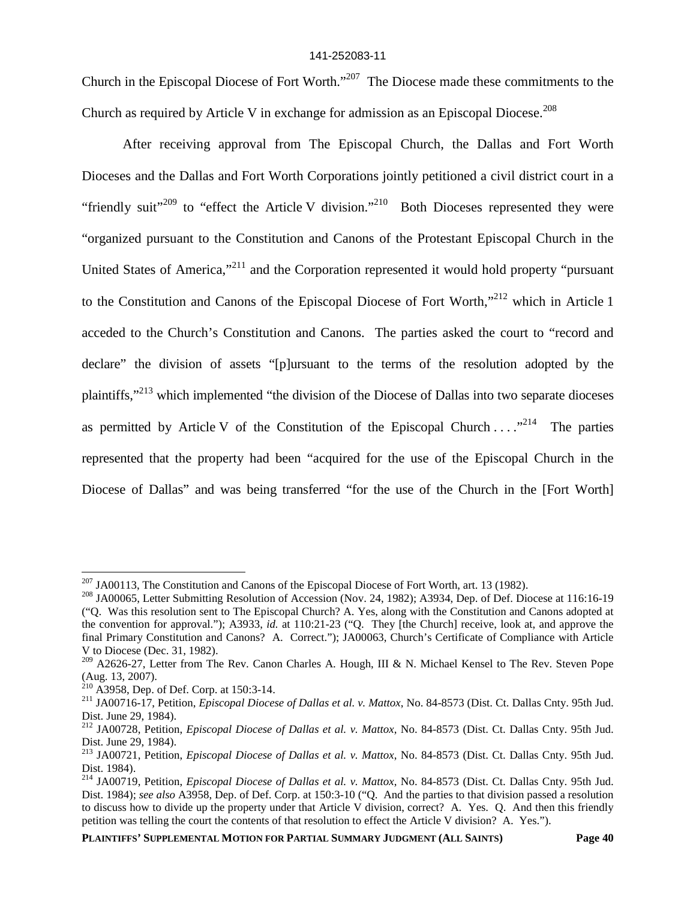Church in the Episcopal Diocese of Fort Worth."[207] The Diocese made these commitments to the Church as required by Article V in exchange for admission as an Episcopal Diocese.[208]

After receiving approval from The Episcopal Church, the Dallas and Fort Worth Dioceses and the Dallas and Fort Worth Corporations jointly petitioned a civil district court in a "friendly suit"[209] to "effect the Article V division."[210] Both Dioceses represented they were "organized pursuant to the Constitution and Canons of the Protestant Episcopal Church in the United States of America,"[211] and the Corporation represented it would hold property "pursuant to the Constitution and Canons of the Episcopal Diocese of Fort Worth,"[212] which in Article 1 acceded to the Church's Constitution and Canons. The parties asked the court to "record and declare" the division of assets "[p]ursuant to the terms of the resolution adopted by the plaintiffs,"[213] which implemented "the division of the Diocese of Dallas into two separate dioceses as permitted by Article V of the Constitution of the Episcopal Church . . . ."[214] The parties represented that the property had been "acquired for the use of the Episcopal Church in the Diocese of Dallas" and was being transferred "for the use of the Church in the [Fort Worth]

---

[207] JA00113, The Constitution and Canons of the Episcopal Diocese of Fort Worth, art. 13 (1982).

[208] JA00065, Letter Submitting Resolution of Accession (Nov. 24, 1982); A3934, Dep. of Def. Diocese at 116:16-19 ("Q. Was this resolution sent to The Episcopal Church? A. Yes, along with the Constitution and Canons adopted at the convention for approval."); A3933, *id.* at 110:21-23 ("Q. They [the Church] receive, look at, and approve the final Primary Constitution and Canons? A. Correct."); JA00063, Church's Certificate of Compliance with Article V to Diocese (Dec. 31, 1982).

[209] A2626-27, Letter from The Rev. Canon Charles A. Hough, III & N. Michael Kensel to The Rev. Steven Pope (Aug. 13, 2007).

[210] A3958, Dep. of Def. Corp. at 150:3-14.

[211] JA00716-17, Petition, *Episcopal Diocese of Dallas et al. v. Mattox*, No. 84-8573 (Dist. Ct. Dallas Cnty. 95th Jud. Dist. June 29, 1984).

[212] JA00728, Petition, *Episcopal Diocese of Dallas et al. v. Mattox*, No. 84-8573 (Dist. Ct. Dallas Cnty. 95th Jud. Dist. June 29, 1984).

[213] JA00721, Petition, *Episcopal Diocese of Dallas et al. v. Mattox*, No. 84-8573 (Dist. Ct. Dallas Cnty. 95th Jud. Dist. 1984).

[214] JA00719, Petition, *Episcopal Diocese of Dallas et al. v. Mattox*, No. 84-8573 (Dist. Ct. Dallas Cnty. 95th Jud. Dist. 1984); *see also* A3958, Dep. of Def. Corp. at 150:3-10 ("Q. And the parties to that division passed a resolution to discuss how to divide up the property under that Article V division, correct? A. Yes. Q. And then this friendly petition was telling the court the contents of that resolution to effect the Article V division? A. Yes.").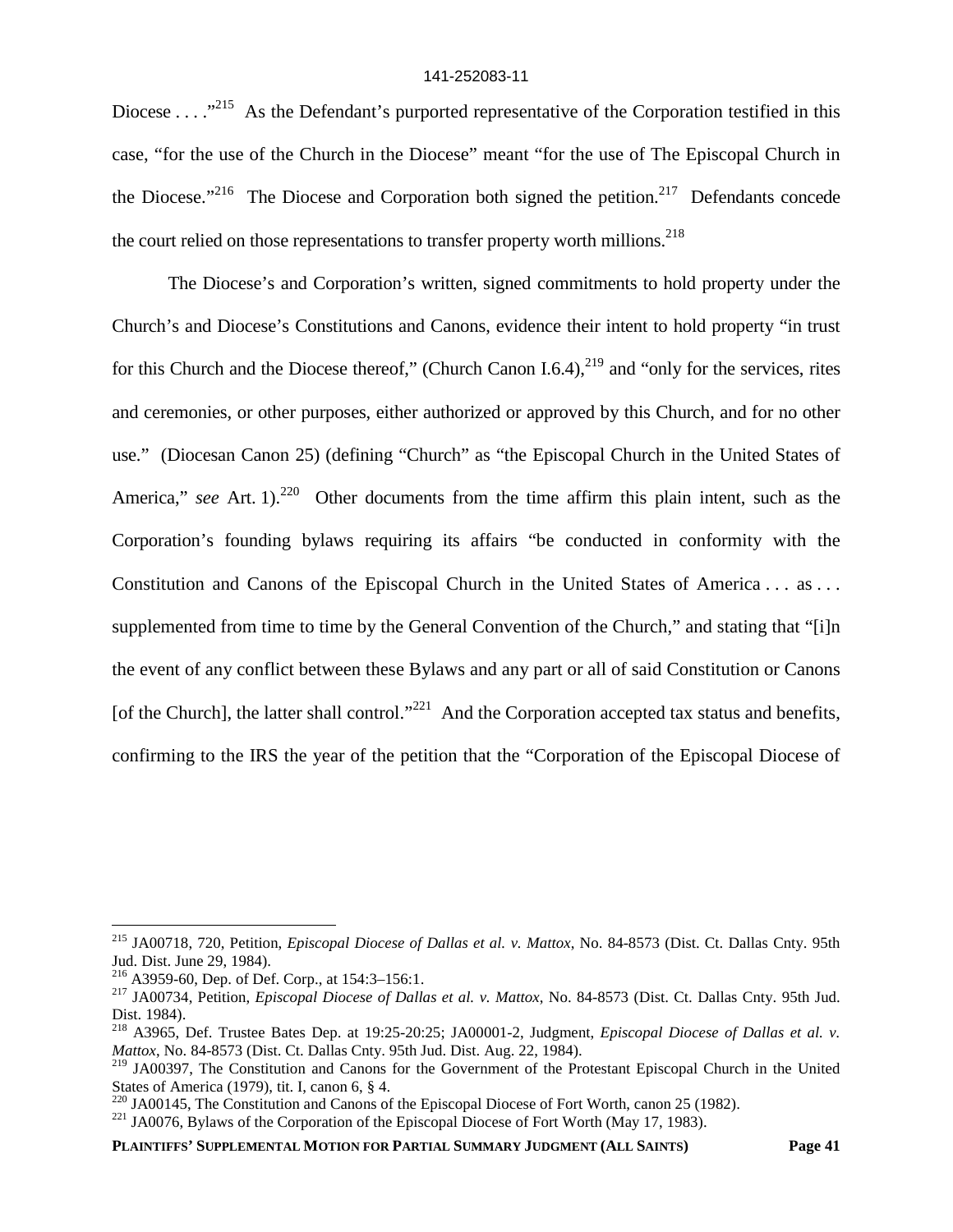Diocese . . . ."[215] As the Defendant's purported representative of the Corporation testified in this case, "for the use of the Church in the Diocese" meant "for the use of The Episcopal Church in the Diocese."[216] The Diocese and Corporation both signed the petition.[217] Defendants concede the court relied on those representations to transfer property worth millions.[218]

The Diocese's and Corporation's written, signed commitments to hold property under the Church's and Diocese's Constitutions and Canons, evidence their intent to hold property "in trust for this Church and the Diocese thereof," (Church Canon I.6.4),[219] and "only for the services, rites and ceremonies, or other purposes, either authorized or approved by this Church, and for no other use." (Diocesan Canon 25) (defining "Church" as "the Episcopal Church in the United States of America," *see* Art. 1).[220] Other documents from the time affirm this plain intent, such as the Corporation's founding bylaws requiring its affairs "be conducted in conformity with the Constitution and Canons of the Episcopal Church in the United States of America . . . as . . . supplemented from time to time by the General Convention of the Church," and stating that "[i]n the event of any conflict between these Bylaws and any part or all of said Constitution or Canons [of the Church], the latter shall control."[221] And the Corporation accepted tax status and benefits, confirming to the IRS the year of the petition that the "Corporation of the Episcopal Diocese of

---

[215] JA00718, 720, Petition, *Episcopal Diocese of Dallas et al. v. Mattox*, No. 84-8573 (Dist. Ct. Dallas Cnty. 95th Jud. Dist. June 29, 1984).

[216] A3959-60, Dep. of Def. Corp., at 154:3–156:1.

[217] JA00734, Petition, *Episcopal Diocese of Dallas et al. v. Mattox*, No. 84-8573 (Dist. Ct. Dallas Cnty. 95th Jud. Dist. 1984).

[218] A3965, Def. Trustee Bates Dep. at 19:25-20:25; JA00001-2, Judgment, *Episcopal Diocese of Dallas et al. v. Mattox*, No. 84-8573 (Dist. Ct. Dallas Cnty. 95th Jud. Dist. Aug. 22, 1984).

[219] JA00397, The Constitution and Canons for the Government of the Protestant Episcopal Church in the United States of America (1979), tit. I, canon 6, § 4.

[220] JA00145, The Constitution and Canons of the Episcopal Diocese of Fort Worth, canon 25 (1982).

[221] JA0076, Bylaws of the Corporation of the Episcopal Diocese of Fort Worth (May 17, 1983).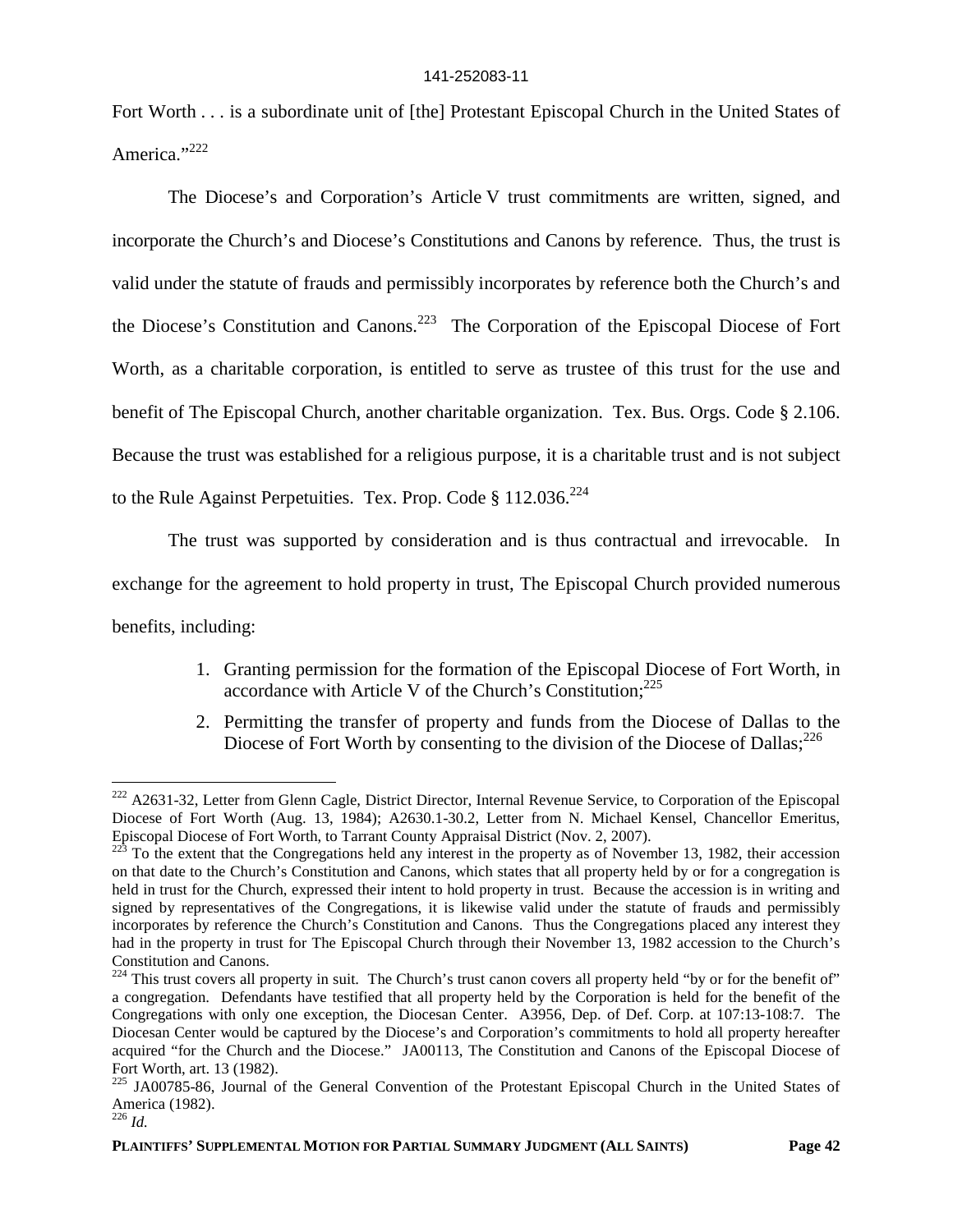Fort Worth . . . is a subordinate unit of [the] Protestant Episcopal Church in the United States of America."[222]

The Diocese's and Corporation's Article V trust commitments are written, signed, and incorporate the Church's and Diocese's Constitutions and Canons by reference. Thus, the trust is valid under the statute of frauds and permissibly incorporates by reference both the Church's and the Diocese's Constitution and Canons.[223] The Corporation of the Episcopal Diocese of Fort Worth, as a charitable corporation, is entitled to serve as trustee of this trust for the use and benefit of The Episcopal Church, another charitable organization. Tex. Bus. Orgs. Code § 2.106. Because the trust was established for a religious purpose, it is a charitable trust and is not subject to the Rule Against Perpetuities. Tex. Prop. Code § 112.036.[224]

The trust was supported by consideration and is thus contractual and irrevocable. In exchange for the agreement to hold property in trust, The Episcopal Church provided numerous benefits, including:

1. Granting permission for the formation of the Episcopal Diocese of Fort Worth, in accordance with Article V of the Church's Constitution;[225]
2. Permitting the transfer of property and funds from the Diocese of Dallas to the Diocese of Fort Worth by consenting to the division of the Diocese of Dallas;[226]

---

[222] A2631-32, Letter from Glenn Cagle, District Director, Internal Revenue Service, to Corporation of the Episcopal Diocese of Fort Worth (Aug. 13, 1984); A2630.1-30.2, Letter from N. Michael Kensel, Chancellor Emeritus, Episcopal Diocese of Fort Worth, to Tarrant County Appraisal District (Nov. 2, 2007).

[223] To the extent that the Congregations held any interest in the property as of November 13, 1982, their accession on that date to the Church's Constitution and Canons, which states that all property held by or for a congregation is held in trust for the Church, expressed their intent to hold property in trust. Because the accession is in writing and signed by representatives of the Congregations, it is likewise valid under the statute of frauds and permissibly incorporates by reference the Church's Constitution and Canons. Thus the Congregations placed any interest they had in the property in trust for The Episcopal Church through their November 13, 1982 accession to the Church's Constitution and Canons.

[224] This trust covers all property in suit. The Church's trust canon covers all property held "by or for the benefit of" a congregation. Defendants have testified that all property held by the Corporation is held for the benefit of the Congregations with only one exception, the Diocesan Center. A3956, Dep. of Def. Corp. at 107:13-108:7. The Diocesan Center would be captured by the Diocese's and Corporation's commitments to hold all property hereafter acquired "for the Church and the Diocese." JA00113, The Constitution and Canons of the Episcopal Diocese of Fort Worth, art. 13 (1982).

[225] JA00785-86, Journal of the General Convention of the Protestant Episcopal Church in the United States of America (1982).

[226] *Id.*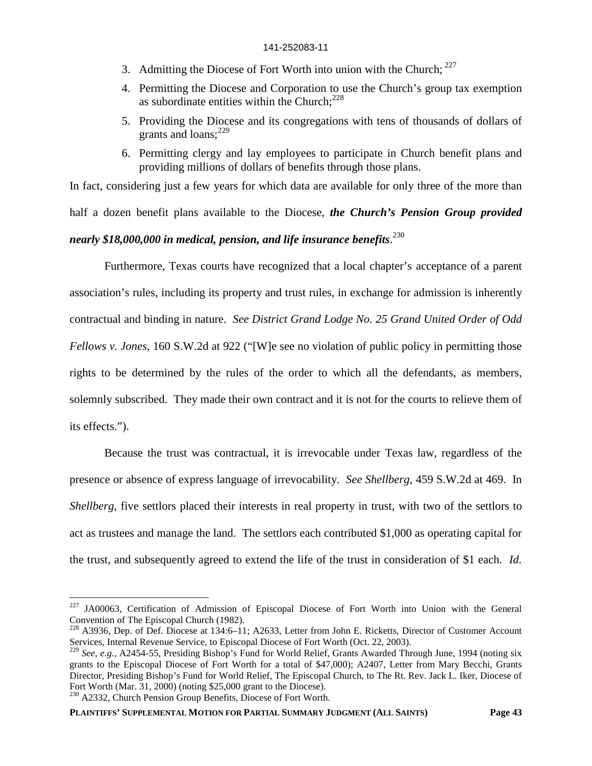3. Admitting the Diocese of Fort Worth into union with the Church; [227]
4. Permitting the Diocese and Corporation to use the Church's group tax exemption as subordinate entities within the Church;[228]
5. Providing the Diocese and its congregations with tens of thousands of dollars of grants and loans;[229]
6. Permitting clergy and lay employees to participate in Church benefit plans and providing millions of dollars of benefits through those plans.

In fact, considering just a few years for which data are available for only three of the more than half a dozen benefit plans available to the Diocese, ***the Church's Pension Group provided nearly $18,000,000 in medical, pension, and life insurance benefits***.[230]

Furthermore, Texas courts have recognized that a local chapter's acceptance of a parent association's rules, including its property and trust rules, in exchange for admission is inherently contractual and binding in nature. *See District Grand Lodge No. 25 Grand United Order of Odd Fellows v. Jones*, 160 S.W.2d at 922 ("[W]e see no violation of public policy in permitting those rights to be determined by the rules of the order to which all the defendants, as members, solemnly subscribed. They made their own contract and it is not for the courts to relieve them of its effects.").

Because the trust was contractual, it is irrevocable under Texas law, regardless of the presence or absence of express language of irrevocability. *See Shellberg*, 459 S.W.2d at 469. In *Shellberg*, five settlors placed their interests in real property in trust, with two of the settlors to act as trustees and manage the land. The settlors each contributed $1,000 as operating capital for the trust, and subsequently agreed to extend the life of the trust in consideration of $1 each. *Id.*

---

[227] JA00063, Certification of Admission of Episcopal Diocese of Fort Worth into Union with the General Convention of The Episcopal Church (1982).

[228] A3936, Dep. of Def. Diocese at 134:6–11; A2633, Letter from John E. Ricketts, Director of Customer Account Services, Internal Revenue Service, to Episcopal Diocese of Fort Worth (Oct. 22, 2003).

[229] *See, e.g.*, A2454-55, Presiding Bishop's Fund for World Relief, Grants Awarded Through June, 1994 (noting six grants to the Episcopal Diocese of Fort Worth for a total of $47,000); A2407, Letter from Mary Becchi, Grants Director, Presiding Bishop's Fund for World Relief, The Episcopal Church, to The Rt. Rev. Jack L. Iker, Diocese of Fort Worth (Mar. 31, 2000) (noting $25,000 grant to the Diocese).

[230] A2332, Church Pension Group Benefits, Diocese of Fort Worth.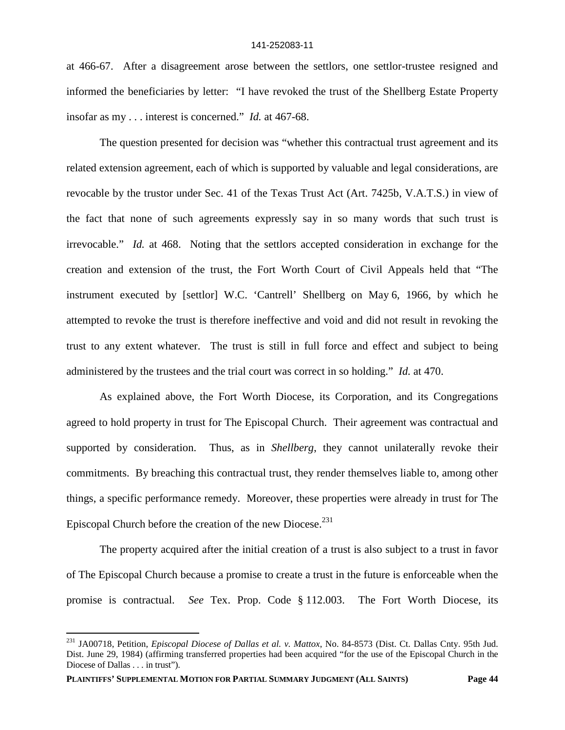at 466-67. After a disagreement arose between the settlors, one settlor-trustee resigned and informed the beneficiaries by letter: "I have revoked the trust of the Shellberg Estate Property insofar as my . . . interest is concerned." *Id.* at 467-68.

The question presented for decision was "whether this contractual trust agreement and its related extension agreement, each of which is supported by valuable and legal considerations, are revocable by the trustor under Sec. 41 of the Texas Trust Act (Art. 7425b, V.A.T.S.) in view of the fact that none of such agreements expressly say in so many words that such trust is irrevocable." *Id.* at 468. Noting that the settlors accepted consideration in exchange for the creation and extension of the trust, the Fort Worth Court of Civil Appeals held that "The instrument executed by [settlor] W.C. 'Cantrell' Shellberg on May 6, 1966, by which he attempted to revoke the trust is therefore ineffective and void and did not result in revoking the trust to any extent whatever. The trust is still in full force and effect and subject to being administered by the trustees and the trial court was correct in so holding." *Id.* at 470.

As explained above, the Fort Worth Diocese, its Corporation, and its Congregations agreed to hold property in trust for The Episcopal Church. Their agreement was contractual and supported by consideration. Thus, as in *Shellberg*, they cannot unilaterally revoke their commitments. By breaching this contractual trust, they render themselves liable to, among other things, a specific performance remedy. Moreover, these properties were already in trust for The Episcopal Church before the creation of the new Diocese.[231]

The property acquired after the initial creation of a trust is also subject to a trust in favor of The Episcopal Church because a promise to create a trust in the future is enforceable when the promise is contractual. *See* Tex. Prop. Code § 112.003. The Fort Worth Diocese, its

---

[231] JA00718, Petition, *Episcopal Diocese of Dallas et al. v. Mattox*, No. 84-8573 (Dist. Ct. Dallas Cnty. 95th Jud. Dist. June 29, 1984) (affirming transferred properties had been acquired "for the use of the Episcopal Church in the Diocese of Dallas . . . in trust").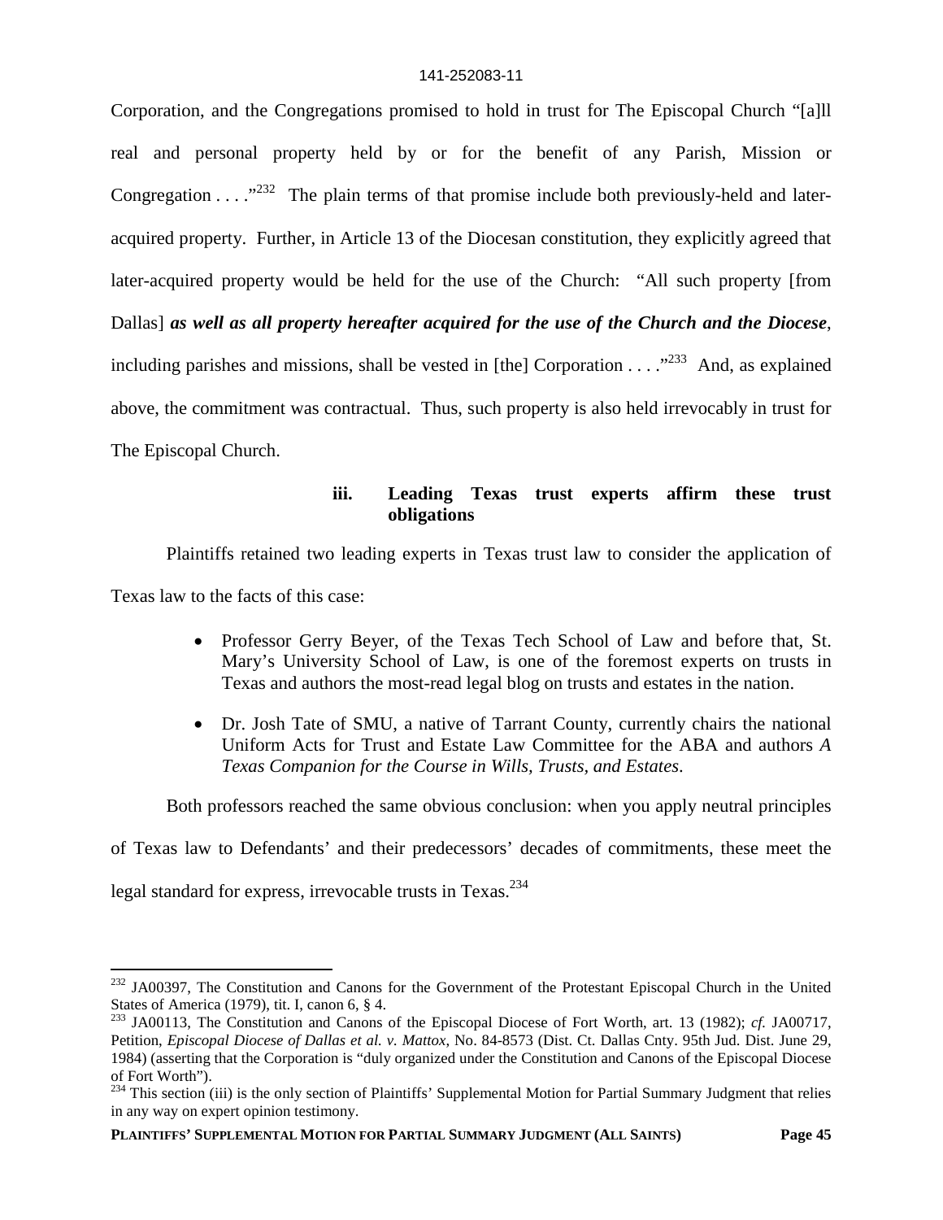Corporation, and the Congregations promised to hold in trust for The Episcopal Church "[a]ll real and personal property held by or for the benefit of any Parish, Mission or Congregation . . . ."[232] The plain terms of that promise include both previously-held and later-acquired property. Further, in Article 13 of the Diocesan constitution, they explicitly agreed that later-acquired property would be held for the use of the Church: "All such property [from Dallas] ***as well as all property hereafter acquired for the use of the Church and the Diocese***, including parishes and missions, shall be vested in [the] Corporation . . . ."[233] And, as explained above, the commitment was contractual. Thus, such property is also held irrevocably in trust for The Episcopal Church.

#### iii. Leading Texas trust experts affirm these trust obligations

Plaintiffs retained two leading experts in Texas trust law to consider the application of Texas law to the facts of this case:

- Professor Gerry Beyer, of the Texas Tech School of Law and before that, St. Mary's University School of Law, is one of the foremost experts on trusts in Texas and authors the most-read legal blog on trusts and estates in the nation.
- Dr. Josh Tate of SMU, a native of Tarrant County, currently chairs the national Uniform Acts for Trust and Estate Law Committee for the ABA and authors *A Texas Companion for the Course in Wills, Trusts, and Estates*.

Both professors reached the same obvious conclusion: when you apply neutral principles of Texas law to Defendants' and their predecessors' decades of commitments, these meet the legal standard for express, irrevocable trusts in Texas.[234]

---

[232] JA00397, The Constitution and Canons for the Government of the Protestant Episcopal Church in the United States of America (1979), tit. I, canon 6, § 4.

[233] JA00113, The Constitution and Canons of the Episcopal Diocese of Fort Worth, art. 13 (1982); *cf.* JA00717, Petition, *Episcopal Diocese of Dallas et al. v. Mattox*, No. 84-8573 (Dist. Ct. Dallas Cnty. 95th Jud. Dist. June 29, 1984) (asserting that the Corporation is "duly organized under the Constitution and Canons of the Episcopal Diocese of Fort Worth").

[234] This section (iii) is the only section of Plaintiffs' Supplemental Motion for Partial Summary Judgment that relies in any way on expert opinion testimony.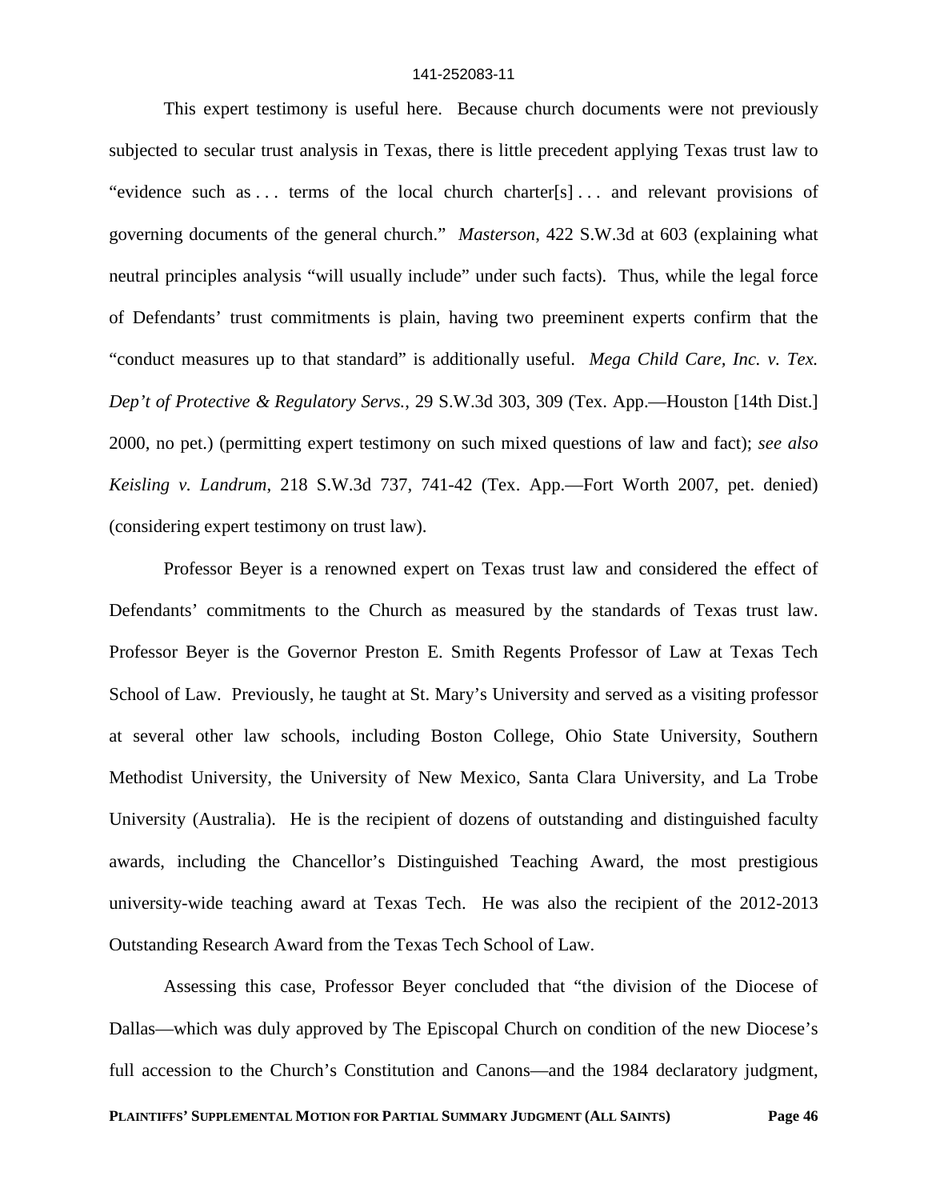This expert testimony is useful here. Because church documents were not previously subjected to secular trust analysis in Texas, there is little precedent applying Texas trust law to "evidence such as . . . terms of the local church charter[s] . . . and relevant provisions of governing documents of the general church." *Masterson*, 422 S.W.3d at 603 (explaining what neutral principles analysis "will usually include" under such facts). Thus, while the legal force of Defendants' trust commitments is plain, having two preeminent experts confirm that the "conduct measures up to that standard" is additionally useful. *Mega Child Care, Inc. v. Tex. Dep't of Protective & Regulatory Servs.*, 29 S.W.3d 303, 309 (Tex. App.—Houston [14th Dist.] 2000, no pet.) (permitting expert testimony on such mixed questions of law and fact); *see also Keisling v. Landrum*, 218 S.W.3d 737, 741-42 (Tex. App.—Fort Worth 2007, pet. denied) (considering expert testimony on trust law).

Professor Beyer is a renowned expert on Texas trust law and considered the effect of Defendants' commitments to the Church as measured by the standards of Texas trust law. Professor Beyer is the Governor Preston E. Smith Regents Professor of Law at Texas Tech School of Law. Previously, he taught at St. Mary's University and served as a visiting professor at several other law schools, including Boston College, Ohio State University, Southern Methodist University, the University of New Mexico, Santa Clara University, and La Trobe University (Australia). He is the recipient of dozens of outstanding and distinguished faculty awards, including the Chancellor's Distinguished Teaching Award, the most prestigious university-wide teaching award at Texas Tech. He was also the recipient of the 2012-2013 Outstanding Research Award from the Texas Tech School of Law.

Assessing this case, Professor Beyer concluded that "the division of the Diocese of Dallas—which was duly approved by The Episcopal Church on condition of the new Diocese's full accession to the Church's Constitution and Canons—and the 1984 declaratory judgment,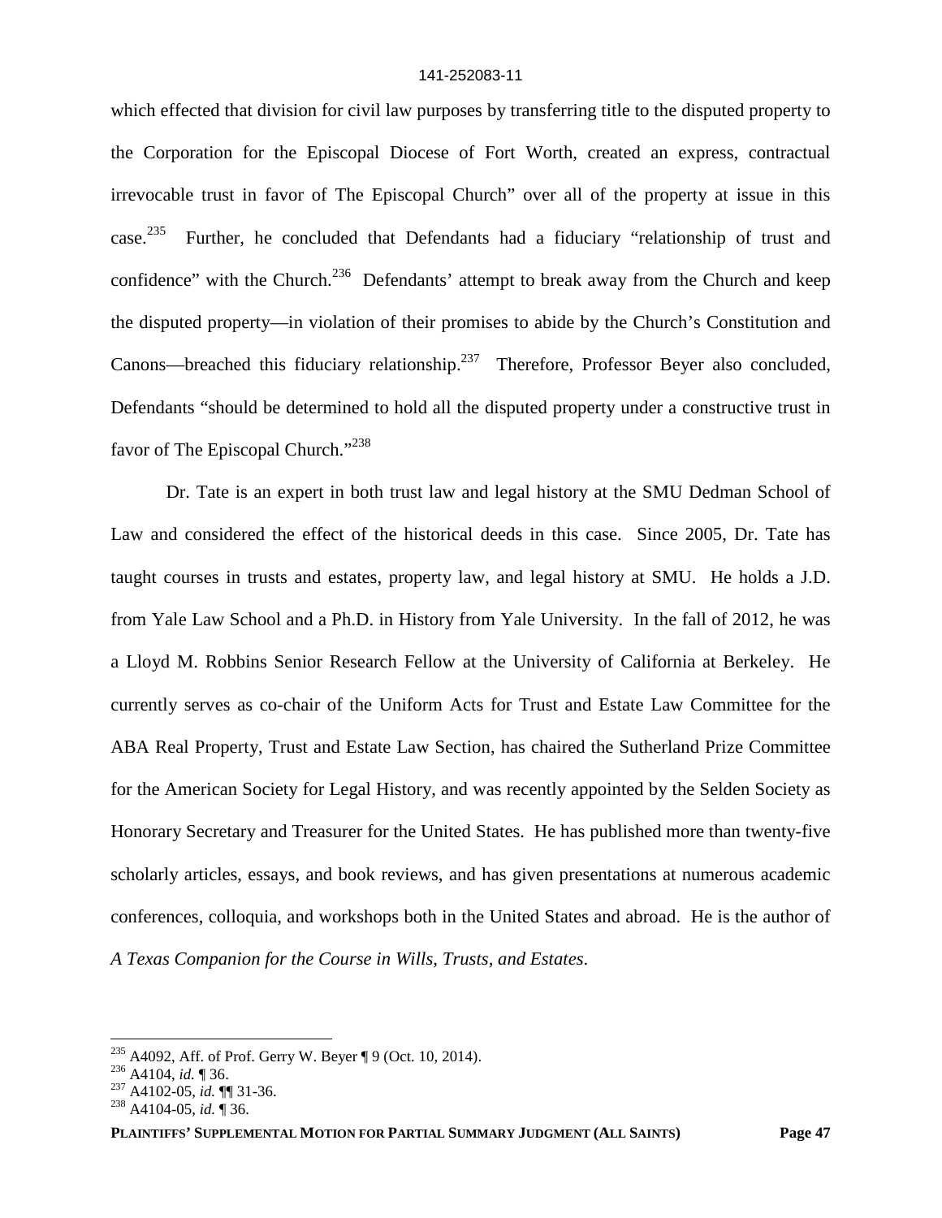which effected that division for civil law purposes by transferring title to the disputed property to the Corporation for the Episcopal Diocese of Fort Worth, created an express, contractual irrevocable trust in favor of The Episcopal Church" over all of the property at issue in this case.[235] Further, he concluded that Defendants had a fiduciary "relationship of trust and confidence" with the Church.[236] Defendants' attempt to break away from the Church and keep the disputed property—in violation of their promises to abide by the Church's Constitution and Canons—breached this fiduciary relationship.[237] Therefore, Professor Beyer also concluded, Defendants "should be determined to hold all the disputed property under a constructive trust in favor of The Episcopal Church."[238]

Dr. Tate is an expert in both trust law and legal history at the SMU Dedman School of Law and considered the effect of the historical deeds in this case. Since 2005, Dr. Tate has taught courses in trusts and estates, property law, and legal history at SMU. He holds a J.D. from Yale Law School and a Ph.D. in History from Yale University. In the fall of 2012, he was a Lloyd M. Robbins Senior Research Fellow at the University of California at Berkeley. He currently serves as co-chair of the Uniform Acts for Trust and Estate Law Committee for the ABA Real Property, Trust and Estate Law Section, has chaired the Sutherland Prize Committee for the American Society for Legal History, and was recently appointed by the Selden Society as Honorary Secretary and Treasurer for the United States. He has published more than twenty-five scholarly articles, essays, and book reviews, and has given presentations at numerous academic conferences, colloquia, and workshops both in the United States and abroad. He is the author of *A Texas Companion for the Course in Wills, Trusts, and Estates*.

---

[235] A4092, Aff. of Prof. Gerry W. Beyer ¶ 9 (Oct. 10, 2014).

[236] A4104, *id.* ¶ 36.

[237] A4102-05, *id.* ¶¶ 31-36.

[238] A4104-05, *id.* ¶ 36.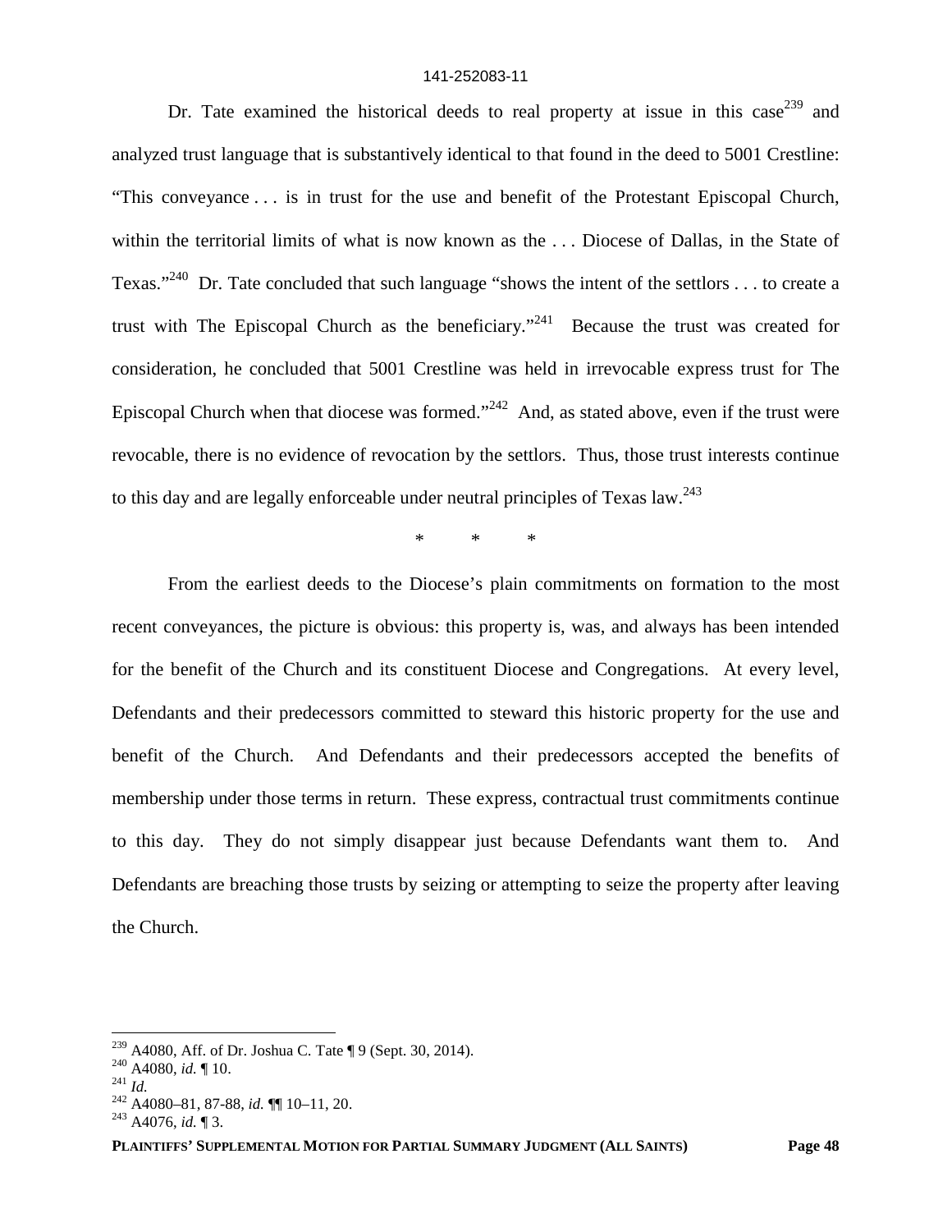Dr. Tate examined the historical deeds to real property at issue in this case[239] and analyzed trust language that is substantively identical to that found in the deed to 5001 Crestline: "This conveyance . . . is in trust for the use and benefit of the Protestant Episcopal Church, within the territorial limits of what is now known as the . . . Diocese of Dallas, in the State of Texas."[240] Dr. Tate concluded that such language "shows the intent of the settlors . . . to create a trust with The Episcopal Church as the beneficiary."[241] Because the trust was created for consideration, he concluded that 5001 Crestline was held in irrevocable express trust for The Episcopal Church when that diocese was formed."[242] And, as stated above, even if the trust were revocable, there is no evidence of revocation by the settlors. Thus, those trust interests continue to this day and are legally enforceable under neutral principles of Texas law.[243]

\* \* \*

From the earliest deeds to the Diocese's plain commitments on formation to the most recent conveyances, the picture is obvious: this property is, was, and always has been intended for the benefit of the Church and its constituent Diocese and Congregations. At every level, Defendants and their predecessors committed to steward this historic property for the use and benefit of the Church. And Defendants and their predecessors accepted the benefits of membership under those terms in return. These express, contractual trust commitments continue to this day. They do not simply disappear just because Defendants want them to. And Defendants are breaching those trusts by seizing or attempting to seize the property after leaving the Church.

---

[239] A4080, Aff. of Dr. Joshua C. Tate ¶ 9 (Sept. 30, 2014).

[240] A4080, *id.* ¶ 10.

[241] *Id.*

[242] A4080–81, 87-88, *id.* ¶¶ 10–11, 20.

[243] A4076, *id.* ¶ 3.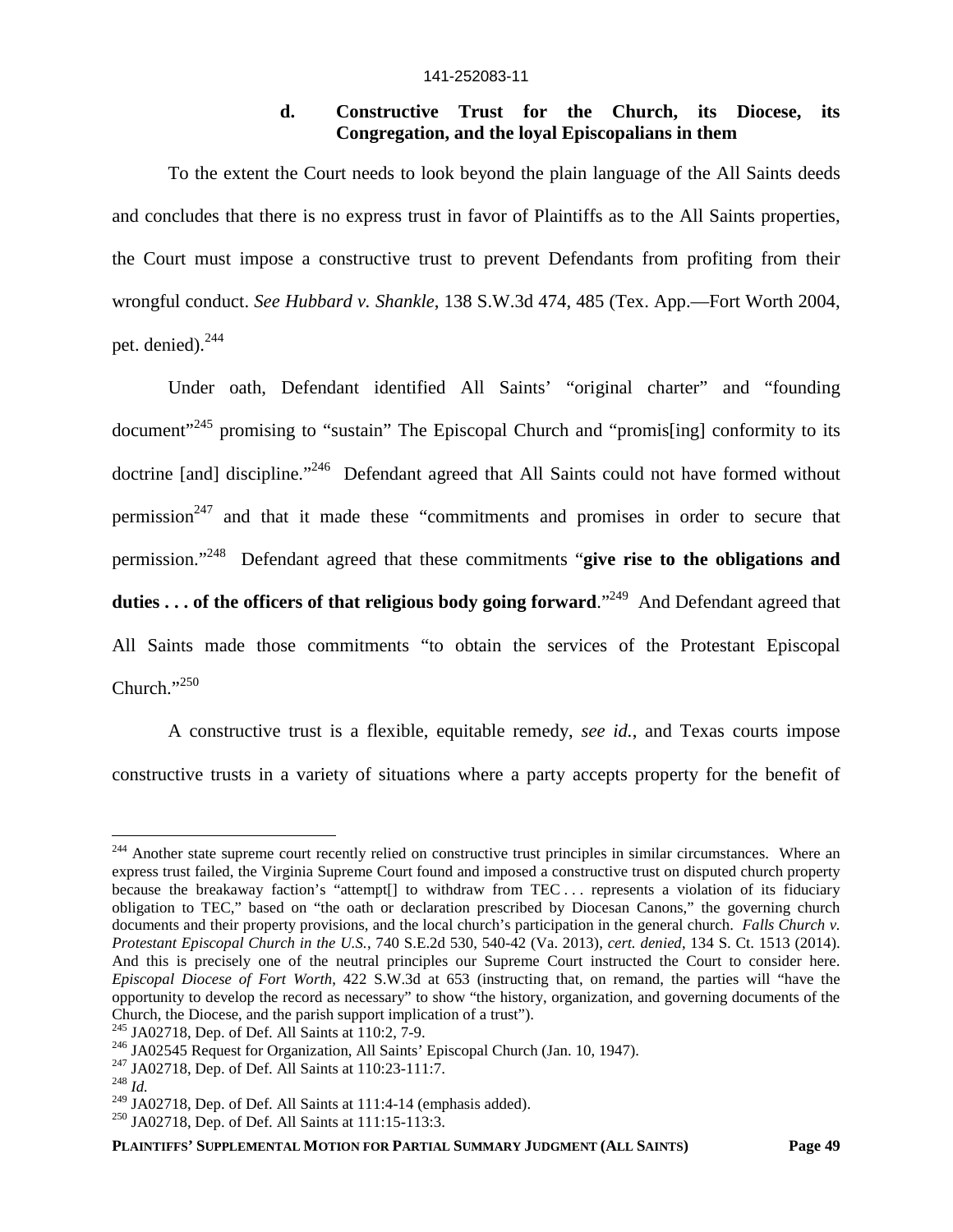### d. Constructive Trust for the Church, its Diocese, its Congregation, and the loyal Episcopalians in them

To the extent the Court needs to look beyond the plain language of the All Saints deeds and concludes that there is no express trust in favor of Plaintiffs as to the All Saints properties, the Court must impose a constructive trust to prevent Defendants from profiting from their wrongful conduct. *See Hubbard v. Shankle*, 138 S.W.3d 474, 485 (Tex. App.—Fort Worth 2004, pet. denied).[244]

Under oath, Defendant identified All Saints' "original charter" and "founding document"[245] promising to "sustain" The Episcopal Church and "promis[ing] conformity to its doctrine [and] discipline."[246] Defendant agreed that All Saints could not have formed without permission[247] and that it made these "commitments and promises in order to secure that permission."[248] Defendant agreed that these commitments "**give rise to the obligations and duties . . . of the officers of that religious body going forward**."[249] And Defendant agreed that All Saints made those commitments "to obtain the services of the Protestant Episcopal Church."[250]

A constructive trust is a flexible, equitable remedy, *see id.*, and Texas courts impose constructive trusts in a variety of situations where a party accepts property for the benefit of

---

[244] Another state supreme court recently relied on constructive trust principles in similar circumstances. Where an express trust failed, the Virginia Supreme Court found and imposed a constructive trust on disputed church property because the breakaway faction's "attempt[] to withdraw from TEC . . . represents a violation of its fiduciary obligation to TEC," based on "the oath or declaration prescribed by Diocesan Canons," the governing church documents and their property provisions, and the local church's participation in the general church. *Falls Church v. Protestant Episcopal Church in the U.S.*, 740 S.E.2d 530, 540-42 (Va. 2013), *cert. denied*, 134 S. Ct. 1513 (2014). And this is precisely one of the neutral principles our Supreme Court instructed the Court to consider here. *Episcopal Diocese of Fort Worth*, 422 S.W.3d at 653 (instructing that, on remand, the parties will "have the opportunity to develop the record as necessary" to show "the history, organization, and governing documents of the Church, the Diocese, and the parish support implication of a trust").

[245] JA02718, Dep. of Def. All Saints at 110:2, 7-9.

[246] JA02545 Request for Organization, All Saints' Episcopal Church (Jan. 10, 1947).

[247] JA02718, Dep. of Def. All Saints at 110:23-111:7.

[248] *Id.*

[249] JA02718, Dep. of Def. All Saints at 111:4-14 (emphasis added).

[250] JA02718, Dep. of Def. All Saints at 111:15-113:3.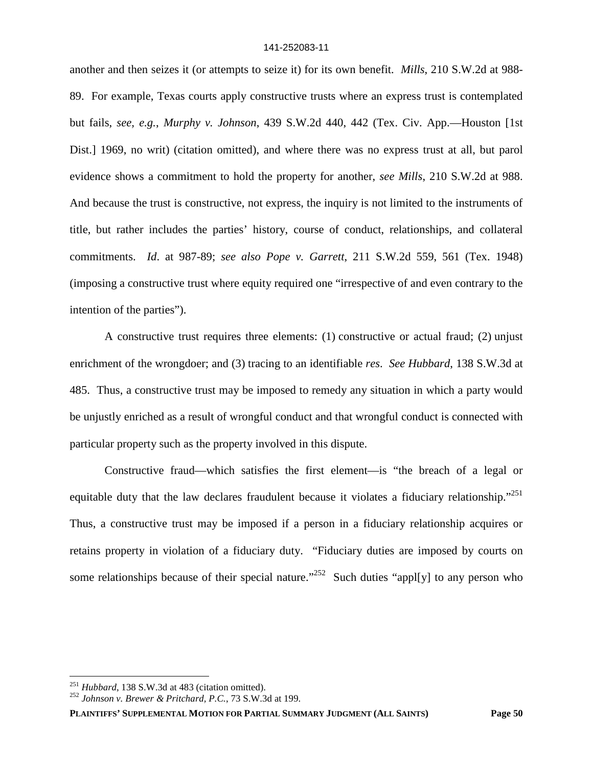another and then seizes it (or attempts to seize it) for its own benefit. *Mills*, 210 S.W.2d at 988-89. For example, Texas courts apply constructive trusts where an express trust is contemplated but fails, *see, e.g.*, *Murphy v. Johnson*, 439 S.W.2d 440, 442 (Tex. Civ. App.—Houston [1st Dist.] 1969, no writ) (citation omitted), and where there was no express trust at all, but parol evidence shows a commitment to hold the property for another, *see Mills*, 210 S.W.2d at 988. And because the trust is constructive, not express, the inquiry is not limited to the instruments of title, but rather includes the parties' history, course of conduct, relationships, and collateral commitments. *Id*. at 987-89; *see also Pope v. Garrett*, 211 S.W.2d 559, 561 (Tex. 1948) (imposing a constructive trust where equity required one "irrespective of and even contrary to the intention of the parties").

A constructive trust requires three elements: (1) constructive or actual fraud; (2) unjust enrichment of the wrongdoer; and (3) tracing to an identifiable *res*. *See Hubbard*, 138 S.W.3d at 485. Thus, a constructive trust may be imposed to remedy any situation in which a party would be unjustly enriched as a result of wrongful conduct and that wrongful conduct is connected with particular property such as the property involved in this dispute.

Constructive fraud—which satisfies the first element—is "the breach of a legal or equitable duty that the law declares fraudulent because it violates a fiduciary relationship."[251] Thus, a constructive trust may be imposed if a person in a fiduciary relationship acquires or retains property in violation of a fiduciary duty. "Fiduciary duties are imposed by courts on some relationships because of their special nature."[252] Such duties "appl[y] to any person who

---

[251] *Hubbard*, 138 S.W.3d at 483 (citation omitted).

[252] *Johnson v. Brewer & Pritchard, P.C.*, 73 S.W.3d at 199.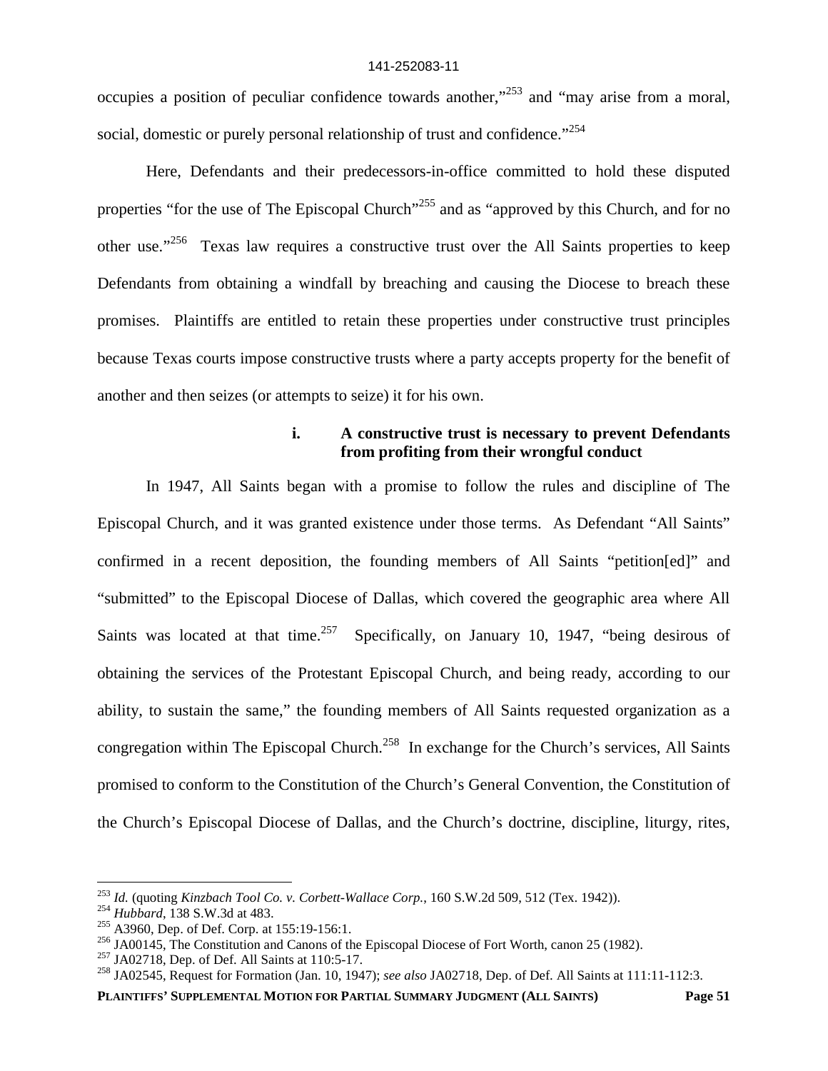occupies a position of peculiar confidence towards another,"[253] and "may arise from a moral, social, domestic or purely personal relationship of trust and confidence."[254]

Here, Defendants and their predecessors-in-office committed to hold these disputed properties "for the use of The Episcopal Church"[255] and as "approved by this Church, and for no other use."[256] Texas law requires a constructive trust over the All Saints properties to keep Defendants from obtaining a windfall by breaching and causing the Diocese to breach these promises. Plaintiffs are entitled to retain these properties under constructive trust principles because Texas courts impose constructive trusts where a party accepts property for the benefit of another and then seizes (or attempts to seize) it for his own.

**i. A constructive trust is necessary to prevent Defendants from profiting from their wrongful conduct**

In 1947, All Saints began with a promise to follow the rules and discipline of The Episcopal Church, and it was granted existence under those terms. As Defendant "All Saints" confirmed in a recent deposition, the founding members of All Saints "petition[ed]" and "submitted" to the Episcopal Diocese of Dallas, which covered the geographic area where All Saints was located at that time.[257] Specifically, on January 10, 1947, "being desirous of obtaining the services of the Protestant Episcopal Church, and being ready, according to our ability, to sustain the same," the founding members of All Saints requested organization as a congregation within The Episcopal Church.[258] In exchange for the Church's services, All Saints promised to conform to the Constitution of the Church's General Convention, the Constitution of the Church's Episcopal Diocese of Dallas, and the Church's doctrine, discipline, liturgy, rites,

---

[253] *Id.* (quoting *Kinzbach Tool Co. v. Corbett-Wallace Corp.*, 160 S.W.2d 509, 512 (Tex. 1942)).

[254] *Hubbard*, 138 S.W.3d at 483.

[255] A3960, Dep. of Def. Corp. at 155:19-156:1.

[256] JA00145, The Constitution and Canons of the Episcopal Diocese of Fort Worth, canon 25 (1982).

[257] JA02718, Dep. of Def. All Saints at 110:5-17.

[258] JA02545, Request for Formation (Jan. 10, 1947); *see also* JA02718, Dep. of Def. All Saints at 111:11-112:3.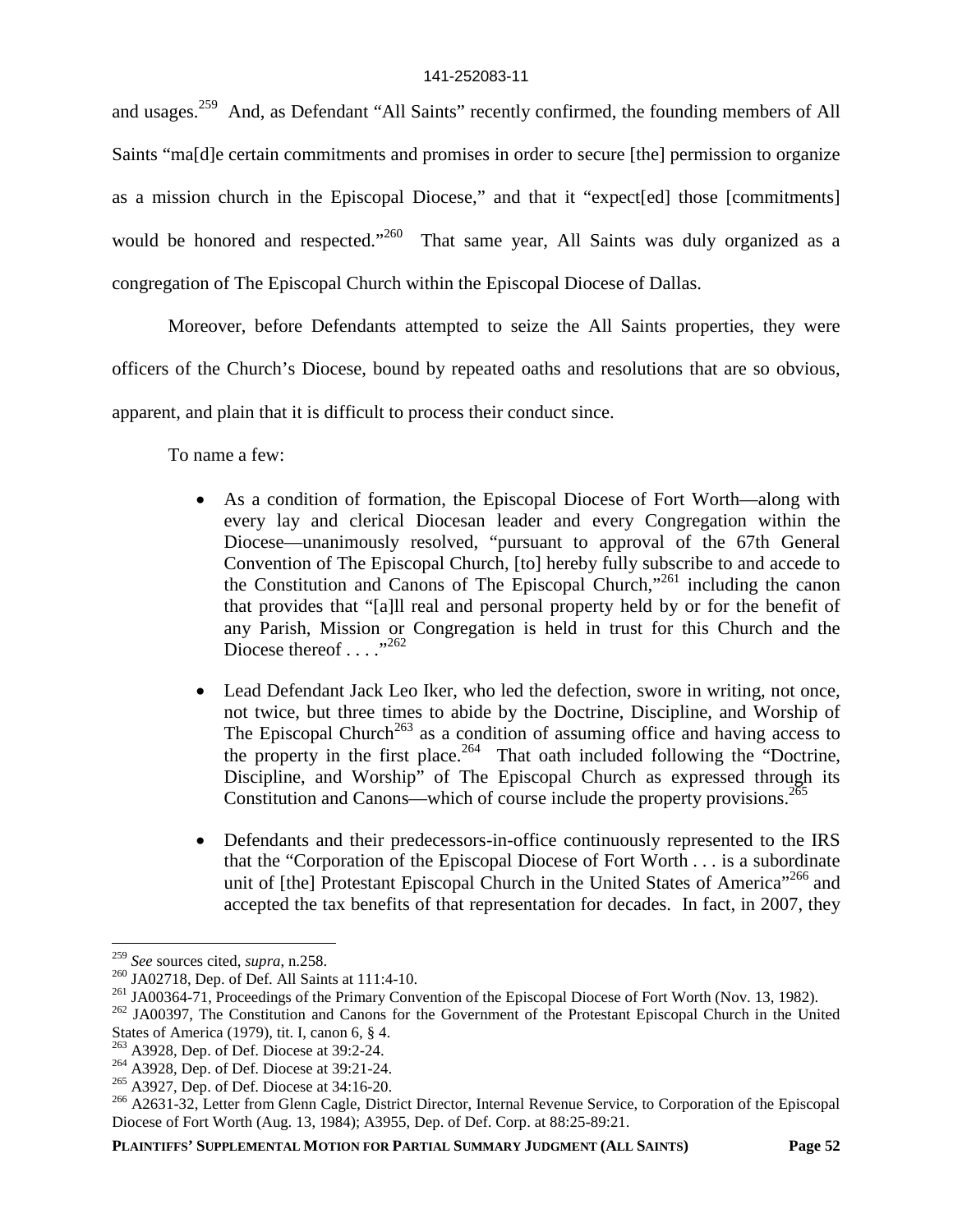and usages.[259] And, as Defendant "All Saints" recently confirmed, the founding members of All Saints "ma[d]e certain commitments and promises in order to secure [the] permission to organize as a mission church in the Episcopal Diocese," and that it "expect[ed] those [commitments] would be honored and respected."[260] That same year, All Saints was duly organized as a congregation of The Episcopal Church within the Episcopal Diocese of Dallas.

Moreover, before Defendants attempted to seize the All Saints properties, they were officers of the Church's Diocese, bound by repeated oaths and resolutions that are so obvious, apparent, and plain that it is difficult to process their conduct since.

To name a few:

- As a condition of formation, the Episcopal Diocese of Fort Worth—along with every lay and clerical Diocesan leader and every Congregation within the Diocese—unanimously resolved, "pursuant to approval of the 67th General Convention of The Episcopal Church, [to] hereby fully subscribe to and accede to the Constitution and Canons of The Episcopal Church,"[261] including the canon that provides that "[a]ll real and personal property held by or for the benefit of any Parish, Mission or Congregation is held in trust for this Church and the Diocese thereof . . . ."[262]

- Lead Defendant Jack Leo Iker, who led the defection, swore in writing, not once, not twice, but three times to abide by the Doctrine, Discipline, and Worship of The Episcopal Church[263] as a condition of assuming office and having access to the property in the first place.[264] That oath included following the "Doctrine, Discipline, and Worship" of The Episcopal Church as expressed through its Constitution and Canons—which of course include the property provisions.[265]

- Defendants and their predecessors-in-office continuously represented to the IRS that the "Corporation of the Episcopal Diocese of Fort Worth . . . is a subordinate unit of [the] Protestant Episcopal Church in the United States of America"[266] and accepted the tax benefits of that representation for decades. In fact, in 2007, they

---

[259] *See* sources cited, *supra*, n.258.

[260] JA02718, Dep. of Def. All Saints at 111:4-10.

[261] JA00364-71, Proceedings of the Primary Convention of the Episcopal Diocese of Fort Worth (Nov. 13, 1982).

[262] JA00397, The Constitution and Canons for the Government of the Protestant Episcopal Church in the United States of America (1979), tit. I, canon 6, § 4.

[263] A3928, Dep. of Def. Diocese at 39:2-24.

[264] A3928, Dep. of Def. Diocese at 39:21-24.

[265] A3927, Dep. of Def. Diocese at 34:16-20.

[266] A2631-32, Letter from Glenn Cagle, District Director, Internal Revenue Service, to Corporation of the Episcopal Diocese of Fort Worth (Aug. 13, 1984); A3955, Dep. of Def. Corp. at 88:25-89:21.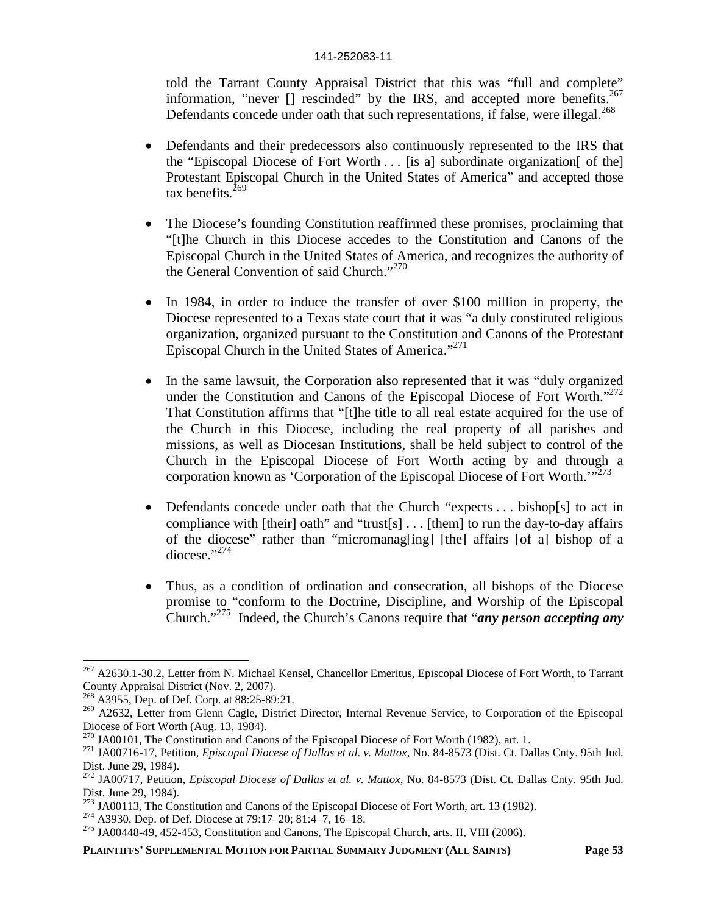told the Tarrant County Appraisal District that this was "full and complete" information, "never [] rescinded" by the IRS, and accepted more benefits.[267] Defendants concede under oath that such representations, if false, were illegal.[268]

- Defendants and their predecessors also continuously represented to the IRS that the "Episcopal Diocese of Fort Worth . . . [is a] subordinate organization[ of the] Protestant Episcopal Church in the United States of America" and accepted those tax benefits.[269]

- The Diocese's founding Constitution reaffirmed these promises, proclaiming that "[t]he Church in this Diocese accedes to the Constitution and Canons of the Episcopal Church in the United States of America, and recognizes the authority of the General Convention of said Church."[270]

- In 1984, in order to induce the transfer of over $100 million in property, the Diocese represented to a Texas state court that it was "a duly constituted religious organization, organized pursuant to the Constitution and Canons of the Protestant Episcopal Church in the United States of America."[271]

- In the same lawsuit, the Corporation also represented that it was "duly organized under the Constitution and Canons of the Episcopal Diocese of Fort Worth."[272] That Constitution affirms that "[t]he title to all real estate acquired for the use of the Church in this Diocese, including the real property of all parishes and missions, as well as Diocesan Institutions, shall be held subject to control of the Church in the Episcopal Diocese of Fort Worth acting by and through a corporation known as 'Corporation of the Episcopal Diocese of Fort Worth.'"[273]

- Defendants concede under oath that the Church "expects . . . bishop[s] to act in compliance with [their] oath" and "trust[s] . . . [them] to run the day-to-day affairs of the diocese" rather than "micromanag[ing] [the] affairs [of a] bishop of a diocese."[274]

- Thus, as a condition of ordination and consecration, all bishops of the Diocese promise to "conform to the Doctrine, Discipline, and Worship of the Episcopal Church."[275] Indeed, the Church's Canons require that "***any person accepting any***

---

[267] A2630.1-30.2, Letter from N. Michael Kensel, Chancellor Emeritus, Episcopal Diocese of Fort Worth, to Tarrant County Appraisal District (Nov. 2, 2007).

[268] A3955, Dep. of Def. Corp. at 88:25-89:21.

[269] A2632, Letter from Glenn Cagle, District Director, Internal Revenue Service, to Corporation of the Episcopal Diocese of Fort Worth (Aug. 13, 1984).

[270] JA00101, The Constitution and Canons of the Episcopal Diocese of Fort Worth (1982), art. 1.

[271] JA00716-17, Petition, *Episcopal Diocese of Dallas et al. v. Mattox*, No. 84-8573 (Dist. Ct. Dallas Cnty. 95th Jud. Dist. June 29, 1984).

[272] JA00717, Petition, *Episcopal Diocese of Dallas et al. v. Mattox*, No. 84-8573 (Dist. Ct. Dallas Cnty. 95th Jud. Dist. June 29, 1984).

[273] JA00113, The Constitution and Canons of the Episcopal Diocese of Fort Worth, art. 13 (1982).

[274] A3930, Dep. of Def. Diocese at 79:17–20; 81:4–7, 16–18.

[275] JA00448-49, 452-453, Constitution and Canons, The Episcopal Church, arts. II, VIII (2006).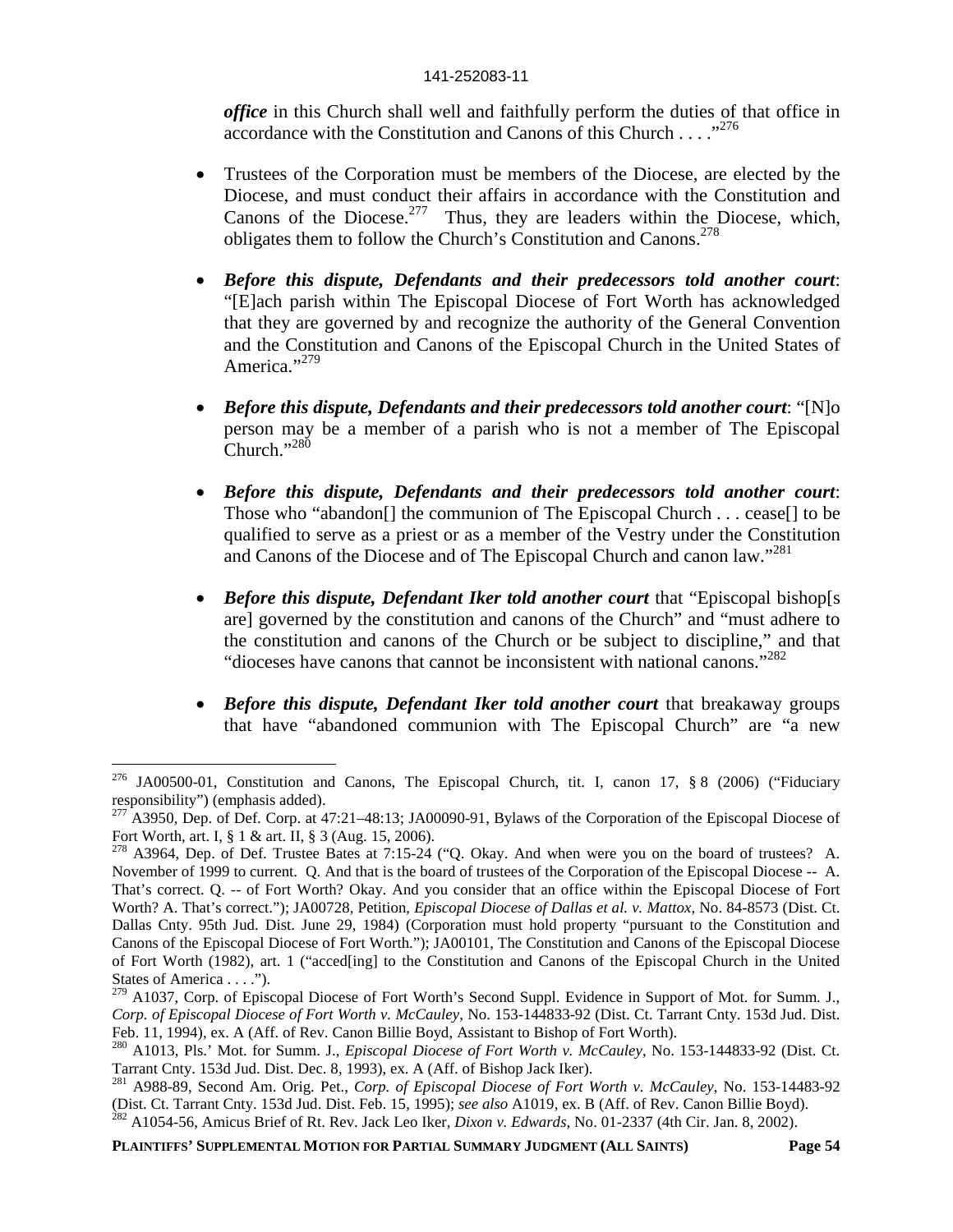***office*** in this Church shall well and faithfully perform the duties of that office in accordance with the Constitution and Canons of this Church . . . ."[276]

- Trustees of the Corporation must be members of the Diocese, are elected by the Diocese, and must conduct their affairs in accordance with the Constitution and Canons of the Diocese.[277] Thus, they are leaders within the Diocese, which, obligates them to follow the Church's Constitution and Canons.[278]

- ***Before this dispute, Defendants and their predecessors told another court***: "[E]ach parish within The Episcopal Diocese of Fort Worth has acknowledged that they are governed by and recognize the authority of the General Convention and the Constitution and Canons of the Episcopal Church in the United States of America."[279]

- ***Before this dispute, Defendants and their predecessors told another court***: "[N]o person may be a member of a parish who is not a member of The Episcopal Church."[280]

- ***Before this dispute, Defendants and their predecessors told another court***: Those who "abandon[] the communion of The Episcopal Church . . . cease[] to be qualified to serve as a priest or as a member of the Vestry under the Constitution and Canons of the Diocese and of The Episcopal Church and canon law."[281]

- ***Before this dispute, Defendant Iker told another court*** that "Episcopal bishop[s are] governed by the constitution and canons of the Church" and "must adhere to the constitution and canons of the Church or be subject to discipline," and that "dioceses have canons that cannot be inconsistent with national canons."[282]

- ***Before this dispute, Defendant Iker told another court*** that breakaway groups that have "abandoned communion with The Episcopal Church" are "a new

---

[276] JA00500-01, Constitution and Canons, The Episcopal Church, tit. I, canon 17, § 8 (2006) ("Fiduciary responsibility") (emphasis added).

[277] A3950, Dep. of Def. Corp. at 47:21–48:13; JA00090-91, Bylaws of the Corporation of the Episcopal Diocese of Fort Worth, art. I, § 1 & art. II, § 3 (Aug. 15, 2006).

[278] A3964, Dep. of Def. Trustee Bates at 7:15-24 ("Q. Okay. And when were you on the board of trustees? A. November of 1999 to current. Q. And that is the board of trustees of the Corporation of the Episcopal Diocese -- A. That's correct. Q. -- of Fort Worth? Okay. And you consider that an office within the Episcopal Diocese of Fort Worth? A. That's correct."); JA00728, Petition, *Episcopal Diocese of Dallas et al. v. Mattox*, No. 84-8573 (Dist. Ct. Dallas Cnty. 95th Jud. Dist. June 29, 1984) (Corporation must hold property "pursuant to the Constitution and Canons of the Episcopal Diocese of Fort Worth."); JA00101, The Constitution and Canons of the Episcopal Diocese of Fort Worth (1982), art. 1 ("acced[ing] to the Constitution and Canons of the Episcopal Church in the United States of America . . . .").

[279] A1037, Corp. of Episcopal Diocese of Fort Worth's Second Suppl. Evidence in Support of Mot. for Summ. J., *Corp. of Episcopal Diocese of Fort Worth v. McCauley*, No. 153-144833-92 (Dist. Ct. Tarrant Cnty. 153d Jud. Dist. Feb. 11, 1994), ex. A (Aff. of Rev. Canon Billie Boyd, Assistant to Bishop of Fort Worth).

[280] A1013, Pls.' Mot. for Summ. J., *Episcopal Diocese of Fort Worth v. McCauley*, No. 153-144833-92 (Dist. Ct. Tarrant Cnty. 153d Jud. Dist. Dec. 8, 1993), ex. A (Aff. of Bishop Jack Iker).

[281] A988-89, Second Am. Orig. Pet., *Corp. of Episcopal Diocese of Fort Worth v. McCauley*, No. 153-14483-92 (Dist. Ct. Tarrant Cnty. 153d Jud. Dist. Feb. 15, 1995); *see also* A1019, ex. B (Aff. of Rev. Canon Billie Boyd).

[282] A1054-56, Amicus Brief of Rt. Rev. Jack Leo Iker, *Dixon v. Edwards*, No. 01-2337 (4th Cir. Jan. 8, 2002).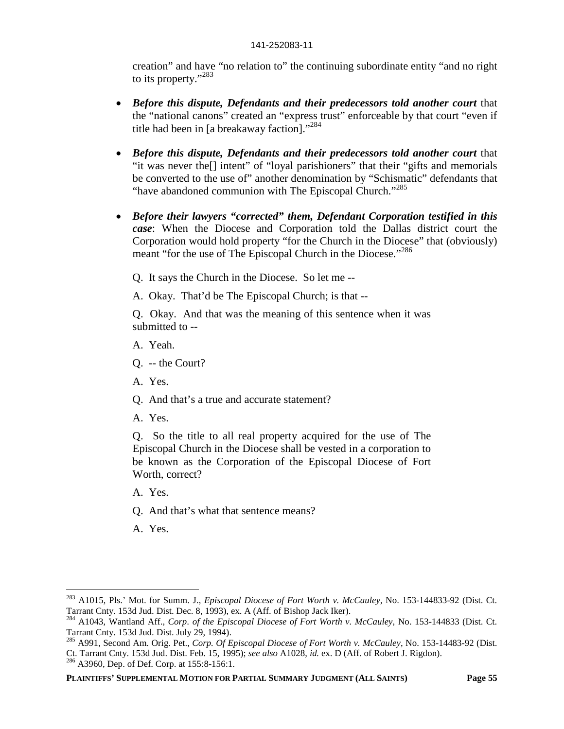creation" and have "no relation to" the continuing subordinate entity "and no right to its property."[283]

- ***Before this dispute, Defendants and their predecessors told another court*** that the "national canons" created an "express trust" enforceable by that court "even if title had been in [a breakaway faction]."[284]

- ***Before this dispute, Defendants and their predecessors told another court*** that "it was never the[] intent" of "loyal parishioners" that their "gifts and memorials be converted to the use of" another denomination by "Schismatic" defendants that "have abandoned communion with The Episcopal Church."[285]

- ***Before their lawyers "corrected" them, Defendant Corporation testified in this case***: When the Diocese and Corporation told the Dallas district court the Corporation would hold property "for the Church in the Diocese" that (obviously) meant "for the use of The Episcopal Church in the Diocese."[286]

  Q. It says the Church in the Diocese. So let me --

  A. Okay. That'd be The Episcopal Church; is that --

  Q. Okay. And that was the meaning of this sentence when it was submitted to --

  A. Yeah.

  Q. -- the Court?

  A. Yes.

  Q. And that's a true and accurate statement?

  A. Yes.

  Q. So the title to all real property acquired for the use of The Episcopal Church in the Diocese shall be vested in a corporation to be known as the Corporation of the Episcopal Diocese of Fort Worth, correct?

  A. Yes.

  Q. And that's what that sentence means?

  A. Yes.

---

[283] A1015, Pls.' Mot. for Summ. J., *Episcopal Diocese of Fort Worth v. McCauley*, No. 153-144833-92 (Dist. Ct. Tarrant Cnty. 153d Jud. Dist. Dec. 8, 1993), ex. A (Aff. of Bishop Jack Iker).

[284] A1043, Wantland Aff., *Corp. of the Episcopal Diocese of Fort Worth v. McCauley*, No. 153-144833 (Dist. Ct. Tarrant Cnty. 153d Jud. Dist. July 29, 1994).

[285] A991, Second Am. Orig. Pet., *Corp. Of Episcopal Diocese of Fort Worth v. McCauley*, No. 153-14483-92 (Dist. Ct. Tarrant Cnty. 153d Jud. Dist. Feb. 15, 1995); *see also* A1028, *id.* ex. D (Aff. of Robert J. Rigdon).

[286] A3960, Dep. of Def. Corp. at 155:8-156:1.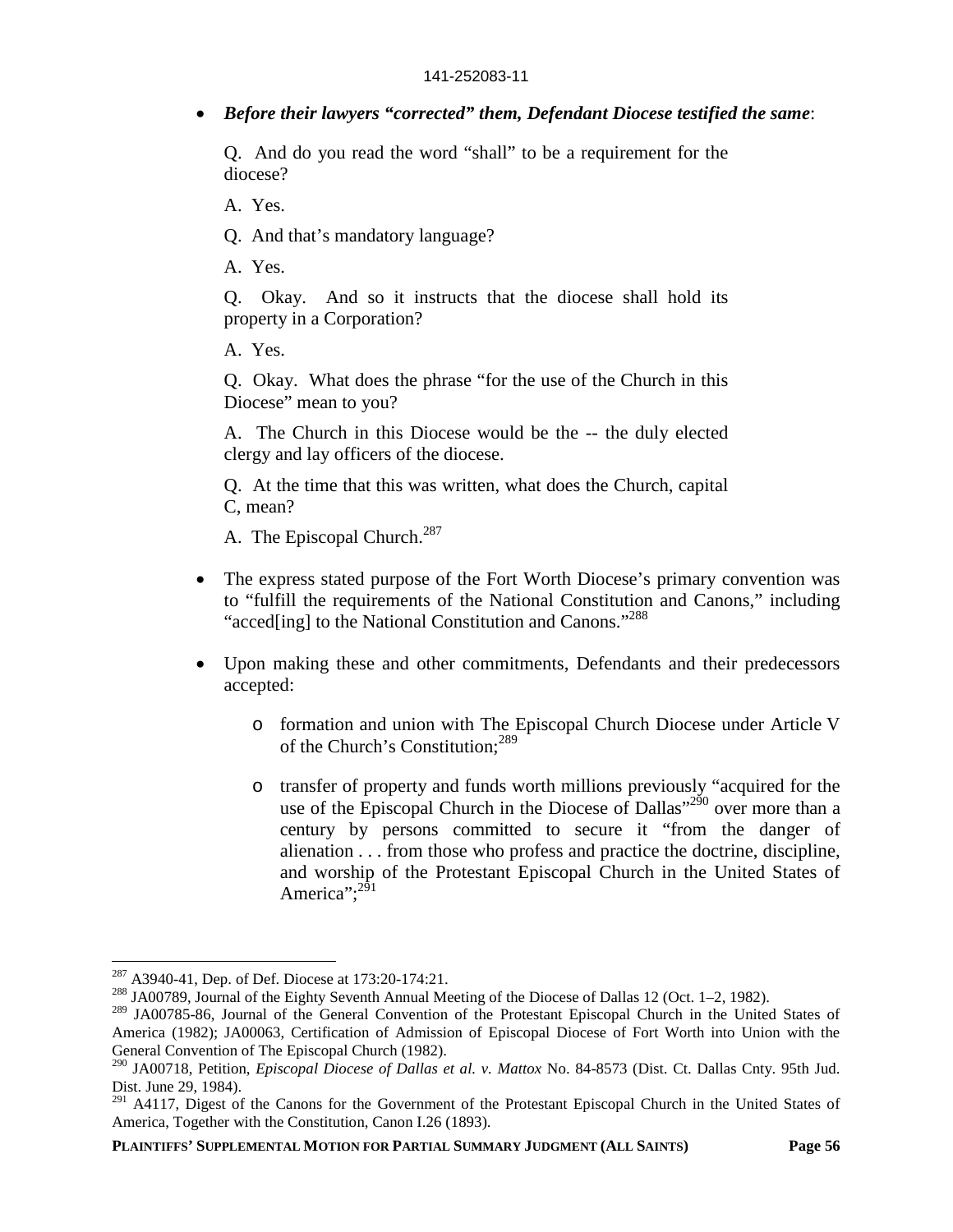- ***Before their lawyers "corrected" them, Defendant Diocese testified the same***:

  > Q. And do you read the word "shall" to be a requirement for the diocese?
  >
  > A. Yes.
  >
  > Q. And that's mandatory language?
  >
  > A. Yes.
  >
  > Q. Okay. And so it instructs that the diocese shall hold its property in a Corporation?
  >
  > A. Yes.
  >
  > Q. Okay. What does the phrase "for the use of the Church in this Diocese" mean to you?
  >
  > A. The Church in this Diocese would be the -- the duly elected clergy and lay officers of the diocese.
  >
  > Q. At the time that this was written, what does the Church, capital C, mean?
  >
  > A. The Episcopal Church.[287]

- The express stated purpose of the Fort Worth Diocese's primary convention was to "fulfill the requirements of the National Constitution and Canons," including "acced[ing] to the National Constitution and Canons."[288]

- Upon making these and other commitments, Defendants and their predecessors accepted:

  - formation and union with The Episcopal Church Diocese under Article V of the Church's Constitution;[289]

  - transfer of property and funds worth millions previously "acquired for the use of the Episcopal Church in the Diocese of Dallas"[290] over more than a century by persons committed to secure it "from the danger of alienation . . . from those who profess and practice the doctrine, discipline, and worship of the Protestant Episcopal Church in the United States of America";[291]

---

[287] A3940-41, Dep. of Def. Diocese at 173:20-174:21.

[288] JA00789, Journal of the Eighty Seventh Annual Meeting of the Diocese of Dallas 12 (Oct. 1–2, 1982).

[289] JA00785-86, Journal of the General Convention of the Protestant Episcopal Church in the United States of America (1982); JA00063, Certification of Admission of Episcopal Diocese of Fort Worth into Union with the General Convention of The Episcopal Church (1982).

[290] JA00718, Petition, *Episcopal Diocese of Dallas et al. v. Mattox* No. 84-8573 (Dist. Ct. Dallas Cnty. 95th Jud. Dist. June 29, 1984).

[291] A4117, Digest of the Canons for the Government of the Protestant Episcopal Church in the United States of America, Together with the Constitution, Canon I.26 (1893).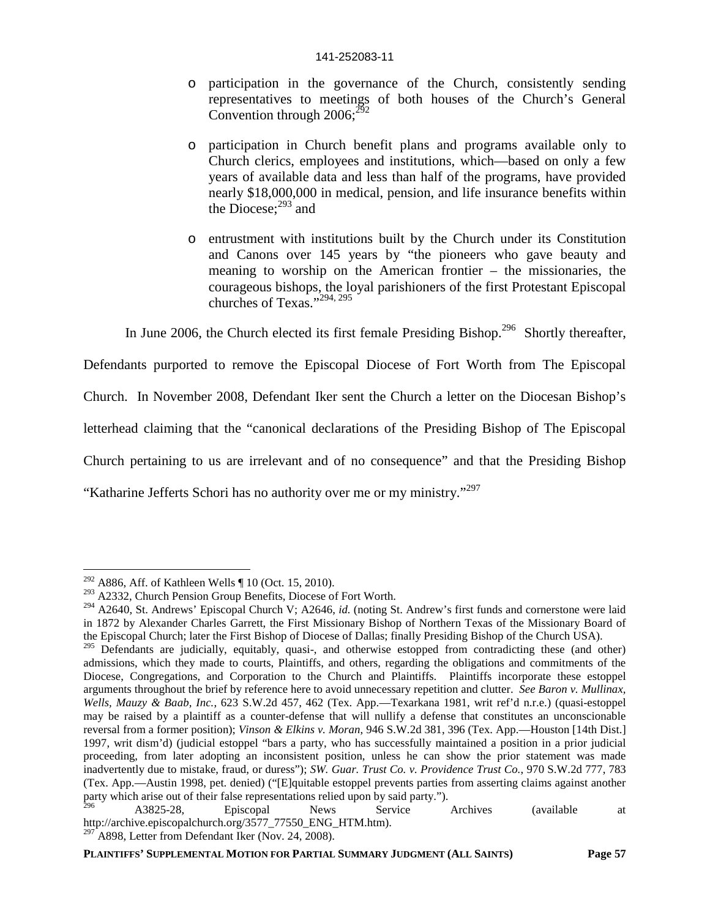- participation in the governance of the Church, consistently sending representatives to meetings of both houses of the Church's General Convention through 2006;[292]

- participation in Church benefit plans and programs available only to Church clerics, employees and institutions, which—based on only a few years of available data and less than half of the programs, have provided nearly $18,000,000 in medical, pension, and life insurance benefits within the Diocese;[293] and

- entrustment with institutions built by the Church under its Constitution and Canons over 145 years by "the pioneers who gave beauty and meaning to worship on the American frontier – the missionaries, the courageous bishops, the loyal parishioners of the first Protestant Episcopal churches of Texas."[294, 295]

In June 2006, the Church elected its first female Presiding Bishop.[296] Shortly thereafter, Defendants purported to remove the Episcopal Diocese of Fort Worth from The Episcopal Church. In November 2008, Defendant Iker sent the Church a letter on the Diocesan Bishop's letterhead claiming that the "canonical declarations of the Presiding Bishop of The Episcopal Church pertaining to us are irrelevant and of no consequence" and that the Presiding Bishop "Katharine Jefferts Schori has no authority over me or my ministry."[297]

---

[292] A886, Aff. of Kathleen Wells ¶ 10 (Oct. 15, 2010).

[293] A2332, Church Pension Group Benefits, Diocese of Fort Worth.

[294] A2640, St. Andrews' Episcopal Church V; A2646, *id.* (noting St. Andrew's first funds and cornerstone were laid in 1872 by Alexander Charles Garrett, the First Missionary Bishop of Northern Texas of the Missionary Board of the Episcopal Church; later the First Bishop of Diocese of Dallas; finally Presiding Bishop of the Church USA).

[295] Defendants are judicially, equitably, quasi-, and otherwise estopped from contradicting these (and other) admissions, which they made to courts, Plaintiffs, and others, regarding the obligations and commitments of the Diocese, Congregations, and Corporation to the Church and Plaintiffs. Plaintiffs incorporate these estoppel arguments throughout the brief by reference here to avoid unnecessary repetition and clutter. *See Baron v. Mullinax, Wells, Mauzy & Baab, Inc.*, 623 S.W.2d 457, 462 (Tex. App.—Texarkana 1981, writ ref'd n.r.e.) (quasi-estoppel may be raised by a plaintiff as a counter-defense that will nullify a defense that constitutes an unconscionable reversal from a former position); *Vinson & Elkins v. Moran*, 946 S.W.2d 381, 396 (Tex. App.—Houston [14th Dist.] 1997, writ dism'd) (judicial estoppel "bars a party, who has successfully maintained a position in a prior judicial proceeding, from later adopting an inconsistent position, unless he can show the prior statement was made inadvertently due to mistake, fraud, or duress"); *SW. Guar. Trust Co. v. Providence Trust Co.*, 970 S.W.2d 777, 783 (Tex. App.—Austin 1998, pet. denied) ("[E]quitable estoppel prevents parties from asserting claims against another party which arise out of their false representations relied upon by said party.").

[296] A3825-28, Episcopal News Service Archives (available at http://archive.episcopalchurch.org/3577_77550_ENG_HTM.htm).

[297] A898, Letter from Defendant Iker (Nov. 24, 2008).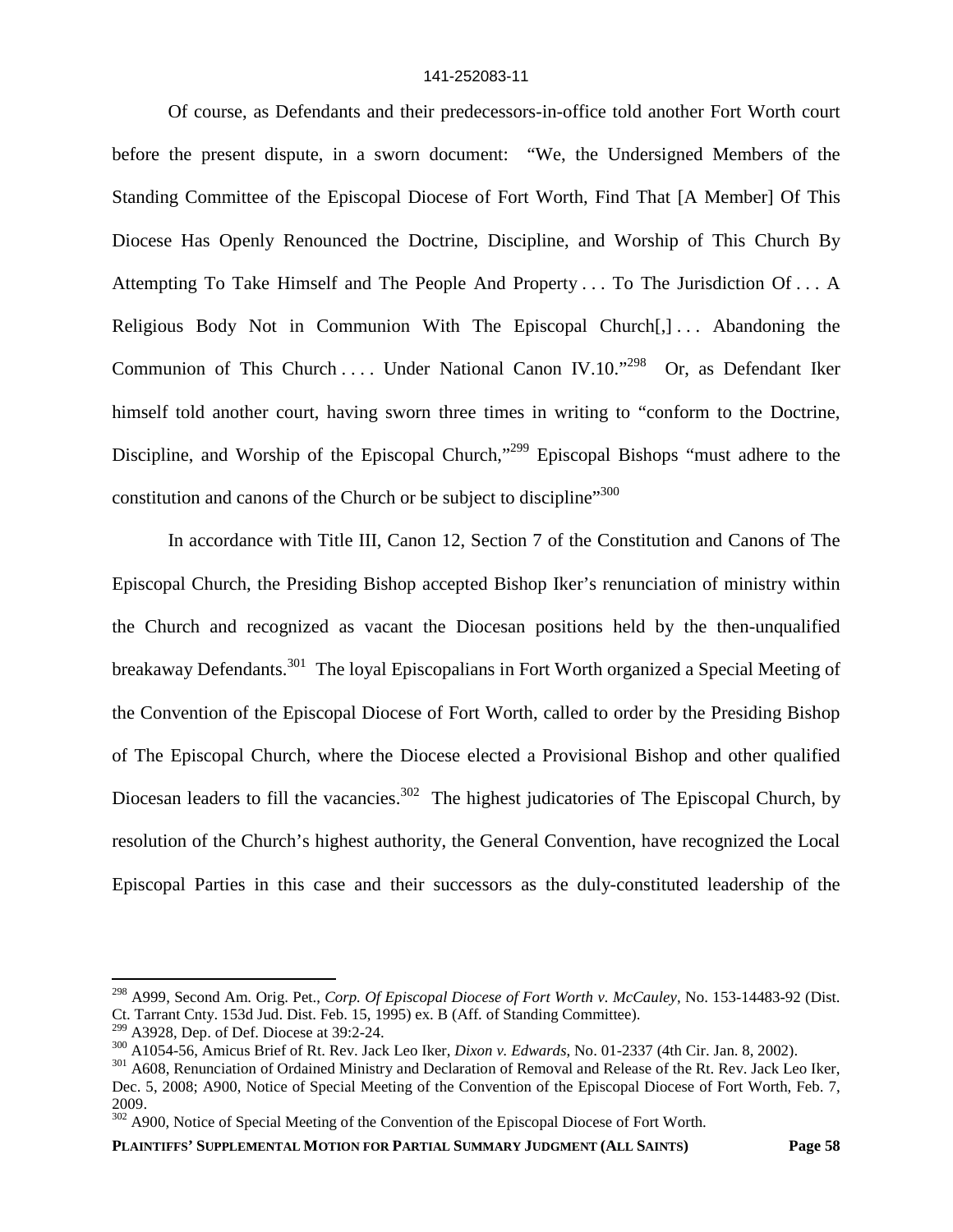Of course, as Defendants and their predecessors-in-office told another Fort Worth court before the present dispute, in a sworn document: "We, the Undersigned Members of the Standing Committee of the Episcopal Diocese of Fort Worth, Find That [A Member] Of This Diocese Has Openly Renounced the Doctrine, Discipline, and Worship of This Church By Attempting To Take Himself and The People And Property . . . To The Jurisdiction Of . . . A Religious Body Not in Communion With The Episcopal Church[,] . . . Abandoning the Communion of This Church . . . . Under National Canon IV.10."[298] Or, as Defendant Iker himself told another court, having sworn three times in writing to "conform to the Doctrine, Discipline, and Worship of the Episcopal Church,"[299] Episcopal Bishops "must adhere to the constitution and canons of the Church or be subject to discipline"[300]

In accordance with Title III, Canon 12, Section 7 of the Constitution and Canons of The Episcopal Church, the Presiding Bishop accepted Bishop Iker's renunciation of ministry within the Church and recognized as vacant the Diocesan positions held by the then-unqualified breakaway Defendants.[301] The loyal Episcopalians in Fort Worth organized a Special Meeting of the Convention of the Episcopal Diocese of Fort Worth, called to order by the Presiding Bishop of The Episcopal Church, where the Diocese elected a Provisional Bishop and other qualified Diocesan leaders to fill the vacancies.[302] The highest judicatories of The Episcopal Church, by resolution of the Church's highest authority, the General Convention, have recognized the Local Episcopal Parties in this case and their successors as the duly-constituted leadership of the

---

[298] A999, Second Am. Orig. Pet., *Corp. Of Episcopal Diocese of Fort Worth v. McCauley*, No. 153-14483-92 (Dist. Ct. Tarrant Cnty. 153d Jud. Dist. Feb. 15, 1995) ex. B (Aff. of Standing Committee).

[299] A3928, Dep. of Def. Diocese at 39:2-24.

[300] A1054-56, Amicus Brief of Rt. Rev. Jack Leo Iker, *Dixon v. Edwards*, No. 01-2337 (4th Cir. Jan. 8, 2002).

[301] A608, Renunciation of Ordained Ministry and Declaration of Removal and Release of the Rt. Rev. Jack Leo Iker, Dec. 5, 2008; A900, Notice of Special Meeting of the Convention of the Episcopal Diocese of Fort Worth, Feb. 7, 2009.

[302] A900, Notice of Special Meeting of the Convention of the Episcopal Diocese of Fort Worth.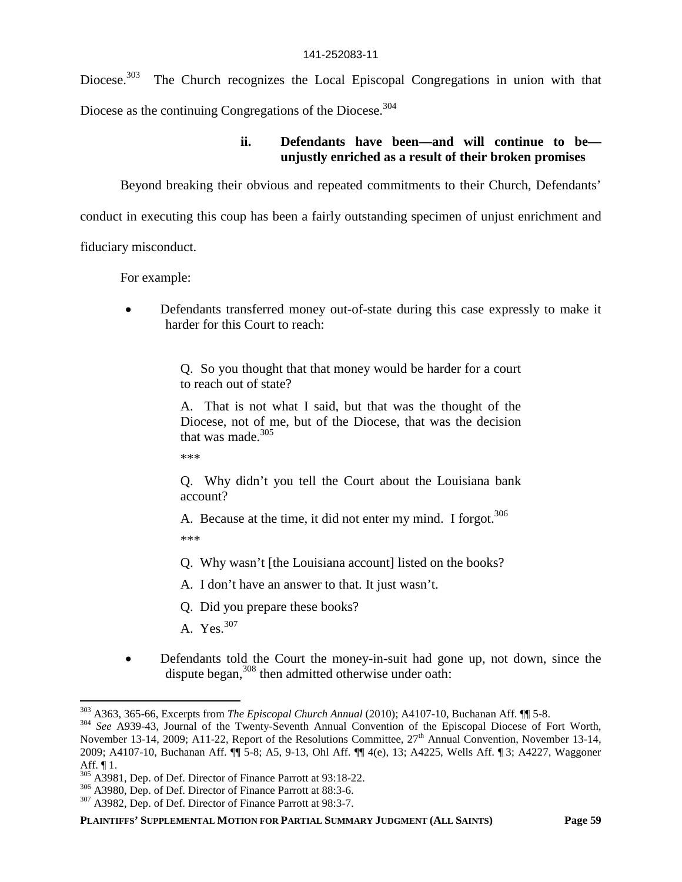Diocese.[303] The Church recognizes the Local Episcopal Congregations in union with that Diocese as the continuing Congregations of the Diocese.[304]

### ii. Defendants have been—and will continue to be—unjustly enriched as a result of their broken promises

Beyond breaking their obvious and repeated commitments to their Church, Defendants' conduct in executing this coup has been a fairly outstanding specimen of unjust enrichment and fiduciary misconduct.

For example:

- Defendants transferred money out-of-state during this case expressly to make it harder for this Court to reach:

> Q. So you thought that that money would be harder for a court to reach out of state?
>
> A. That is not what I said, but that was the thought of the Diocese, not of me, but of the Diocese, that was the decision that was made.[305]
>
> ***
>
> Q. Why didn't you tell the Court about the Louisiana bank account?
>
> A. Because at the time, it did not enter my mind. I forgot.[306]
>
> ***
>
> Q. Why wasn't [the Louisiana account] listed on the books?
>
> A. I don't have an answer to that. It just wasn't.
>
> Q. Did you prepare these books?
>
> A. Yes.[307]

- Defendants told the Court the money-in-suit had gone up, not down, since the dispute began,[308] then admitted otherwise under oath:

---

[303] A363, 365-66, Excerpts from *The Episcopal Church Annual* (2010); A4107-10, Buchanan Aff. ¶¶ 5-8.

[304] *See* A939-43, Journal of the Twenty-Seventh Annual Convention of the Episcopal Diocese of Fort Worth, November 13-14, 2009; A11-22, Report of the Resolutions Committee, 27th Annual Convention, November 13-14, 2009; A4107-10, Buchanan Aff. ¶¶ 5-8; A5, 9-13, Ohl Aff. ¶¶ 4(e), 13; A4225, Wells Aff. ¶ 3; A4227, Waggoner Aff. ¶ 1.

[305] A3981, Dep. of Def. Director of Finance Parrott at 93:18-22.

[306] A3980, Dep. of Def. Director of Finance Parrott at 88:3-6.

[307] A3982, Dep. of Def. Director of Finance Parrott at 98:3-7.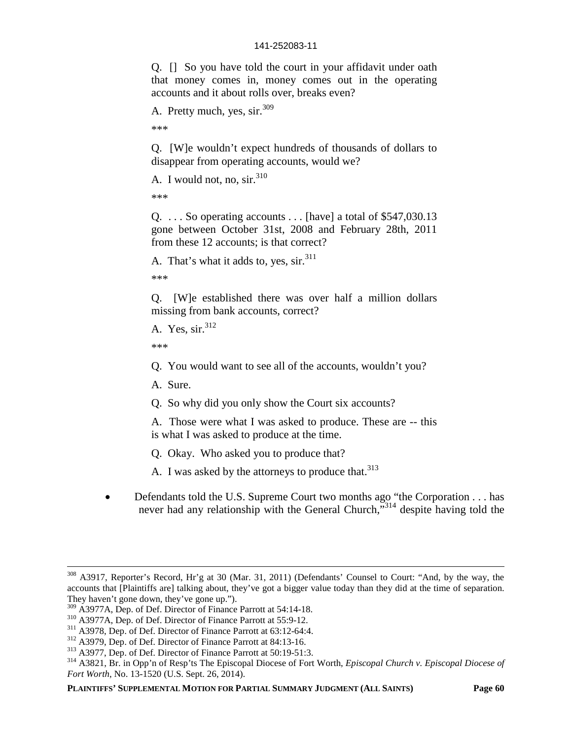> Q. [] So you have told the court in your affidavit under oath that money comes in, money comes out in the operating accounts and it about rolls over, breaks even?
>
> A. Pretty much, yes, sir.[309]
>
> ***
>
> Q. [W]e wouldn't expect hundreds of thousands of dollars to disappear from operating accounts, would we?
>
> A. I would not, no, sir.[310]
>
> ***
>
> Q. . . . So operating accounts . . . [have] a total of $547,030.13 gone between October 31st, 2008 and February 28th, 2011 from these 12 accounts; is that correct?
>
> A. That's what it adds to, yes, sir.[311]
>
> ***
>
> Q. [W]e established there was over half a million dollars missing from bank accounts, correct?
>
> A. Yes, sir.[312]
>
> ***
>
> Q. You would want to see all of the accounts, wouldn't you?
>
> A. Sure.
>
> Q. So why did you only show the Court six accounts?
>
> A. Those were what I was asked to produce. These are -- this is what I was asked to produce at the time.
>
> Q. Okay. Who asked you to produce that?
>
> A. I was asked by the attorneys to produce that.[313]

- Defendants told the U.S. Supreme Court two months ago "the Corporation . . . has never had any relationship with the General Church,"[314] despite having told the

---

[308] A3917, Reporter's Record, Hr'g at 30 (Mar. 31, 2011) (Defendants' Counsel to Court: "And, by the way, the accounts that [Plaintiffs are] talking about, they've got a bigger value today than they did at the time of separation. They haven't gone down, they've gone up.").

[309] A3977A, Dep. of Def. Director of Finance Parrott at 54:14-18.

[310] A3977A, Dep. of Def. Director of Finance Parrott at 55:9-12.

[311] A3978, Dep. of Def. Director of Finance Parrott at 63:12-64:4.

[312] A3979, Dep. of Def. Director of Finance Parrott at 84:13-16.

[313] A3977, Dep. of Def. Director of Finance Parrott at 50:19-51:3.

[314] A3821, Br. in Opp'n of Resp'ts The Episcopal Diocese of Fort Worth, *Episcopal Church v. Episcopal Diocese of Fort Worth*, No. 13-1520 (U.S. Sept. 26, 2014).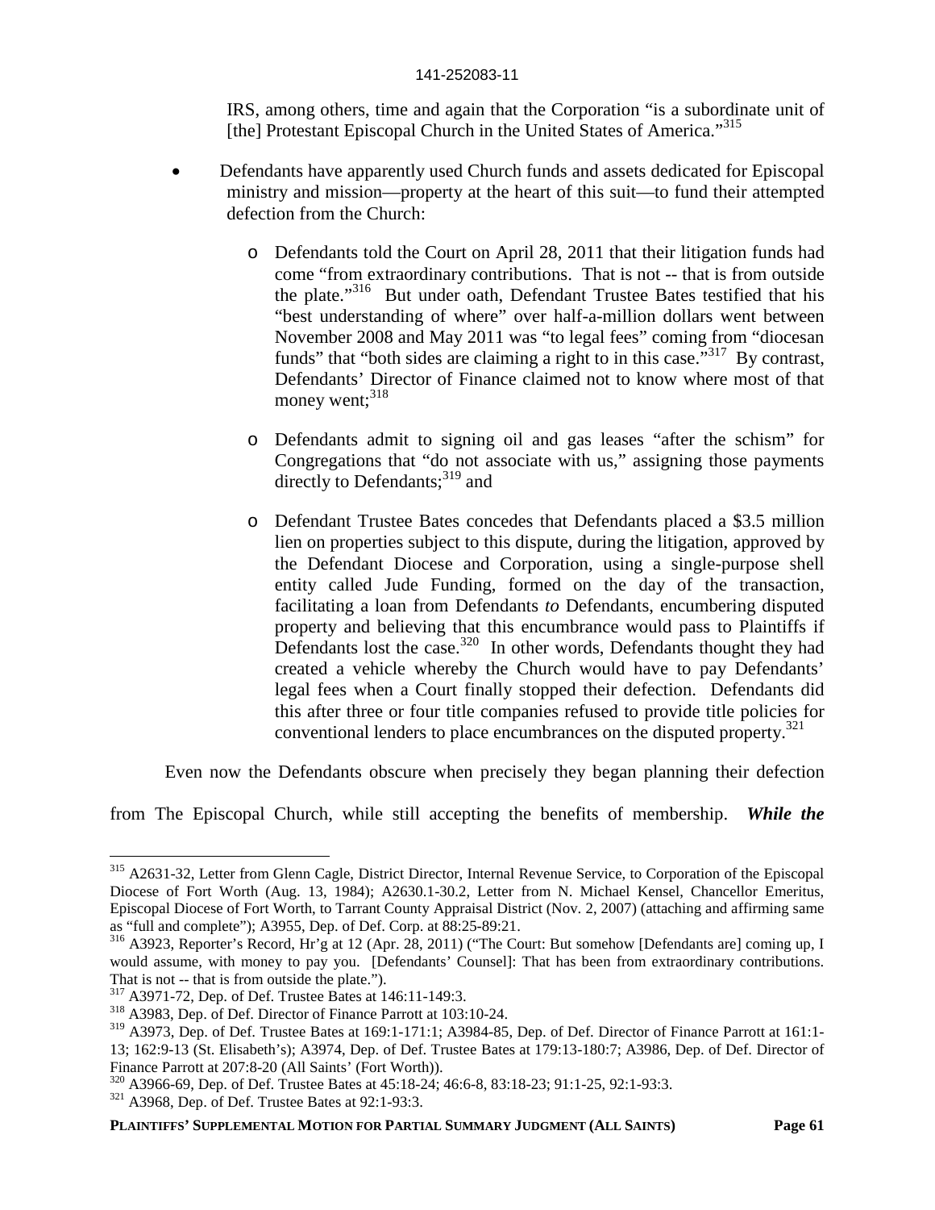IRS, among others, time and again that the Corporation "is a subordinate unit of [the] Protestant Episcopal Church in the United States of America."[315]

- Defendants have apparently used Church funds and assets dedicated for Episcopal ministry and mission—property at the heart of this suit—to fund their attempted defection from the Church:
  - Defendants told the Court on April 28, 2011 that their litigation funds had come "from extraordinary contributions. That is not -- that is from outside the plate."[316] But under oath, Defendant Trustee Bates testified that his "best understanding of where" over half-a-million dollars went between November 2008 and May 2011 was "to legal fees" coming from "diocesan funds" that "both sides are claiming a right to in this case."[317] By contrast, Defendants' Director of Finance claimed not to know where most of that money went;[318]
  - Defendants admit to signing oil and gas leases "after the schism" for Congregations that "do not associate with us," assigning those payments directly to Defendants;[319] and
  - Defendant Trustee Bates concedes that Defendants placed a $3.5 million lien on properties subject to this dispute, during the litigation, approved by the Defendant Diocese and Corporation, using a single-purpose shell entity called Jude Funding, formed on the day of the transaction, facilitating a loan from Defendants *to* Defendants, encumbering disputed property and believing that this encumbrance would pass to Plaintiffs if Defendants lost the case.[320] In other words, Defendants thought they had created a vehicle whereby the Church would have to pay Defendants' legal fees when a Court finally stopped their defection. Defendants did this after three or four title companies refused to provide title policies for conventional lenders to place encumbrances on the disputed property.[321]

Even now the Defendants obscure when precisely they began planning their defection from The Episcopal Church, while still accepting the benefits of membership. ***While the***

---

[315] A2631-32, Letter from Glenn Cagle, District Director, Internal Revenue Service, to Corporation of the Episcopal Diocese of Fort Worth (Aug. 13, 1984); A2630.1-30.2, Letter from N. Michael Kensel, Chancellor Emeritus, Episcopal Diocese of Fort Worth, to Tarrant County Appraisal District (Nov. 2, 2007) (attaching and affirming same as "full and complete"); A3955, Dep. of Def. Corp. at 88:25-89:21.

[316] A3923, Reporter's Record, Hr'g at 12 (Apr. 28, 2011) ("The Court: But somehow [Defendants are] coming up, I would assume, with money to pay you. [Defendants' Counsel]: That has been from extraordinary contributions. That is not -- that is from outside the plate.").

[317] A3971-72, Dep. of Def. Trustee Bates at 146:11-149:3.

[318] A3983, Dep. of Def. Director of Finance Parrott at 103:10-24.

[319] A3973, Dep. of Def. Trustee Bates at 169:1-171:1; A3984-85, Dep. of Def. Director of Finance Parrott at 161:1-13; 162:9-13 (St. Elisabeth's); A3974, Dep. of Def. Trustee Bates at 179:13-180:7; A3986, Dep. of Def. Director of Finance Parrott at 207:8-20 (All Saints' (Fort Worth)).

[320] A3966-69, Dep. of Def. Trustee Bates at 45:18-24; 46:6-8, 83:18-23; 91:1-25, 92:1-93:3.

[321] A3968, Dep. of Def. Trustee Bates at 92:1-93:3.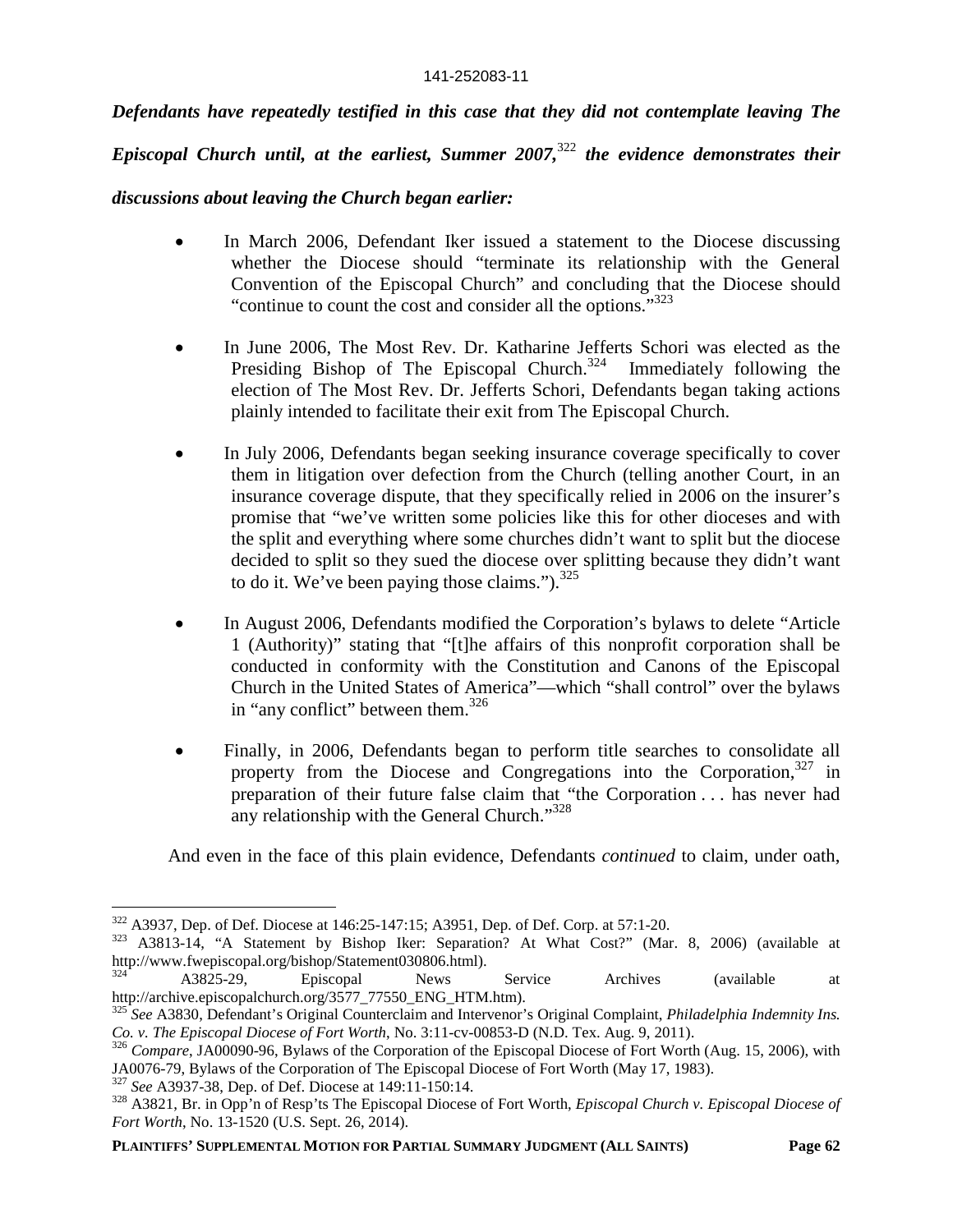***Defendants have repeatedly testified in this case that they did not contemplate leaving The Episcopal Church until, at the earliest, Summer 2007,***[322] ***the evidence demonstrates their discussions about leaving the Church began earlier:***

- In March 2006, Defendant Iker issued a statement to the Diocese discussing whether the Diocese should "terminate its relationship with the General Convention of the Episcopal Church" and concluding that the Diocese should "continue to count the cost and consider all the options."[323]

- In June 2006, The Most Rev. Dr. Katharine Jefferts Schori was elected as the Presiding Bishop of The Episcopal Church.[324] Immediately following the election of The Most Rev. Dr. Jefferts Schori, Defendants began taking actions plainly intended to facilitate their exit from The Episcopal Church.

- In July 2006, Defendants began seeking insurance coverage specifically to cover them in litigation over defection from the Church (telling another Court, in an insurance coverage dispute, that they specifically relied in 2006 on the insurer's promise that "we've written some policies like this for other dioceses and with the split and everything where some churches didn't want to split but the diocese decided to split so they sued the diocese over splitting because they didn't want to do it. We've been paying those claims.").[325]

- In August 2006, Defendants modified the Corporation's bylaws to delete "Article 1 (Authority)" stating that "[t]he affairs of this nonprofit corporation shall be conducted in conformity with the Constitution and Canons of the Episcopal Church in the United States of America"—which "shall control" over the bylaws in "any conflict" between them.[326]

- Finally, in 2006, Defendants began to perform title searches to consolidate all property from the Diocese and Congregations into the Corporation,[327] in preparation of their future false claim that "the Corporation . . . has never had any relationship with the General Church."[328]

And even in the face of this plain evidence, Defendants *continued* to claim, under oath,

---

[322] A3937, Dep. of Def. Diocese at 146:25-147:15; A3951, Dep. of Def. Corp. at 57:1-20.

[323] A3813-14, "A Statement by Bishop Iker: Separation? At What Cost?" (Mar. 8, 2006) (available at http://www.fwepiscopal.org/bishop/Statement030806.html).

[324] A3825-29, Episcopal News Service Archives (available at http://archive.episcopalchurch.org/3577_77550_ENG_HTM.htm).

[325] *See* A3830, Defendant's Original Counterclaim and Intervenor's Original Complaint, *Philadelphia Indemnity Ins. Co. v. The Episcopal Diocese of Fort Worth*, No. 3:11-cv-00853-D (N.D. Tex. Aug. 9, 2011).

[326] *Compare*, JA00090-96, Bylaws of the Corporation of the Episcopal Diocese of Fort Worth (Aug. 15, 2006), with JA0076-79, Bylaws of the Corporation of The Episcopal Diocese of Fort Worth (May 17, 1983).

[327] *See* A3937-38, Dep. of Def. Diocese at 149:11-150:14.

[328] A3821, Br. in Opp'n of Resp'ts The Episcopal Diocese of Fort Worth, *Episcopal Church v. Episcopal Diocese of Fort Worth*, No. 13-1520 (U.S. Sept. 26, 2014).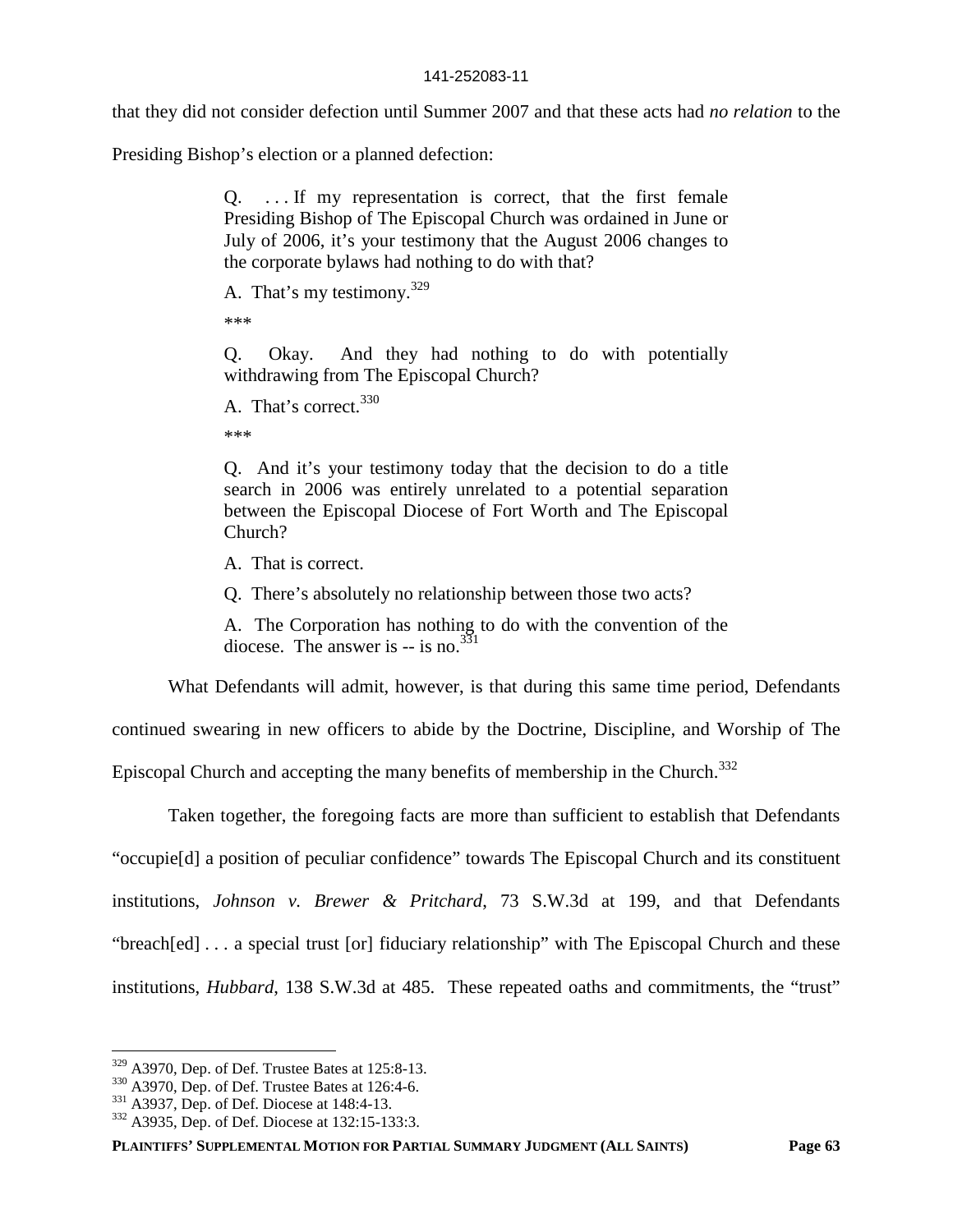that they did not consider defection until Summer 2007 and that these acts had *no relation* to the Presiding Bishop's election or a planned defection:

> Q. . . . If my representation is correct, that the first female Presiding Bishop of The Episcopal Church was ordained in June or July of 2006, it's your testimony that the August 2006 changes to the corporate bylaws had nothing to do with that?
>
> A. That's my testimony.[329]
>
> ***
>
> Q. Okay. And they had nothing to do with potentially withdrawing from The Episcopal Church?
>
> A. That's correct.[330]
>
> ***
>
> Q. And it's your testimony today that the decision to do a title search in 2006 was entirely unrelated to a potential separation between the Episcopal Diocese of Fort Worth and The Episcopal Church?
>
> A. That is correct.
>
> Q. There's absolutely no relationship between those two acts?
>
> A. The Corporation has nothing to do with the convention of the diocese. The answer is -- is no.[331]

What Defendants will admit, however, is that during this same time period, Defendants continued swearing in new officers to abide by the Doctrine, Discipline, and Worship of The Episcopal Church and accepting the many benefits of membership in the Church.[332]

Taken together, the foregoing facts are more than sufficient to establish that Defendants "occupie[d] a position of peculiar confidence" towards The Episcopal Church and its constituent institutions, *Johnson v. Brewer & Pritchard*, 73 S.W.3d at 199, and that Defendants "breach[ed] . . . a special trust [or] fiduciary relationship" with The Episcopal Church and these institutions, *Hubbard*, 138 S.W.3d at 485. These repeated oaths and commitments, the "trust"

[329] A3970, Dep. of Def. Trustee Bates at 125:8-13.
[330] A3970, Dep. of Def. Trustee Bates at 126:4-6.
[331] A3937, Dep. of Def. Diocese at 148:4-13.
[332] A3935, Dep. of Def. Diocese at 132:15-133:3.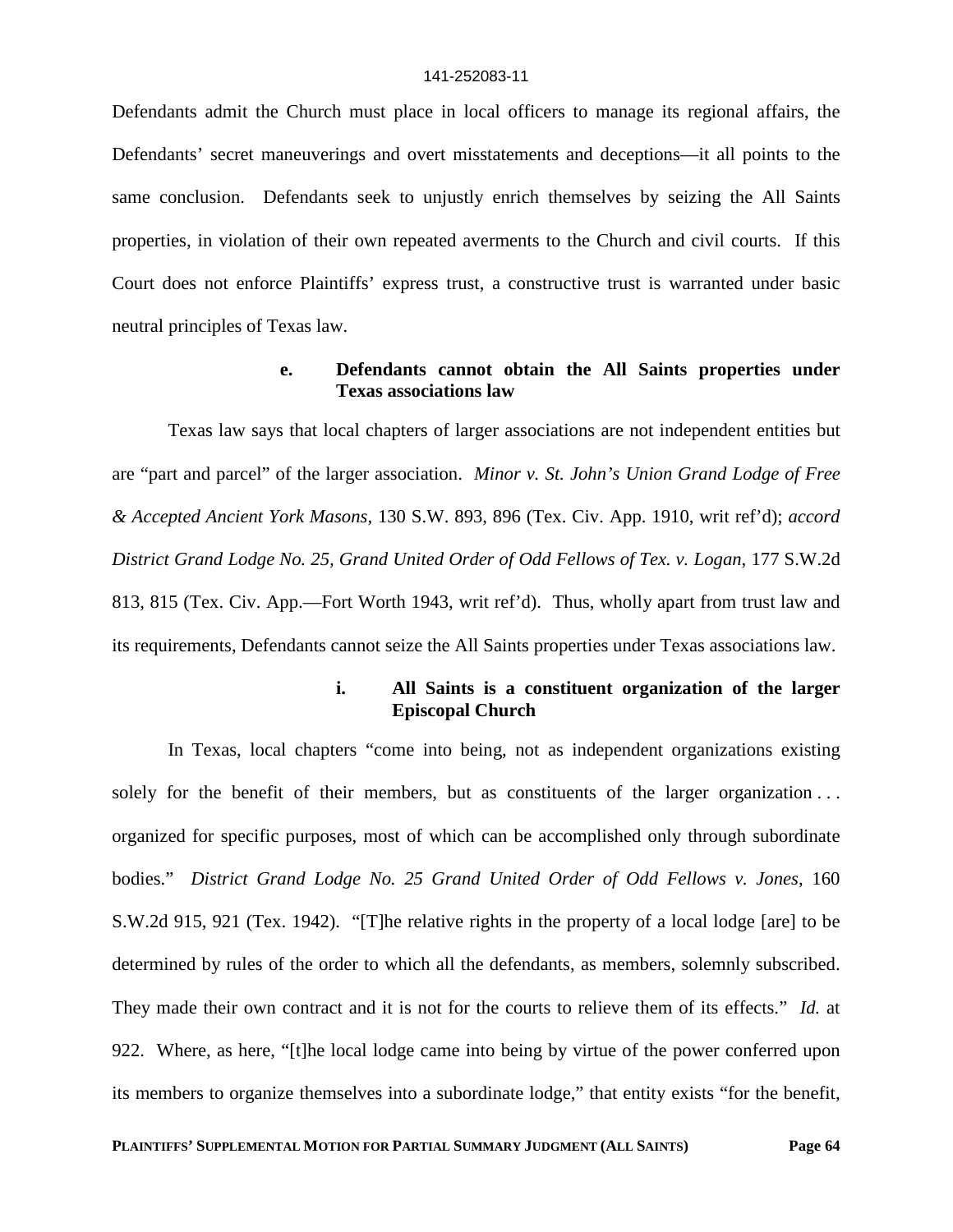Defendants admit the Church must place in local officers to manage its regional affairs, the Defendants' secret maneuverings and overt misstatements and deceptions—it all points to the same conclusion. Defendants seek to unjustly enrich themselves by seizing the All Saints properties, in violation of their own repeated averments to the Church and civil courts. If this Court does not enforce Plaintiffs' express trust, a constructive trust is warranted under basic neutral principles of Texas law.

#### e. Defendants cannot obtain the All Saints properties under Texas associations law

Texas law says that local chapters of larger associations are not independent entities but are "part and parcel" of the larger association. *Minor v. St. John's Union Grand Lodge of Free & Accepted Ancient York Masons*, 130 S.W. 893, 896 (Tex. Civ. App. 1910, writ ref'd); *accord District Grand Lodge No. 25, Grand United Order of Odd Fellows of Tex. v. Logan*, 177 S.W.2d 813, 815 (Tex. Civ. App.—Fort Worth 1943, writ ref'd). Thus, wholly apart from trust law and its requirements, Defendants cannot seize the All Saints properties under Texas associations law.

##### i. All Saints is a constituent organization of the larger Episcopal Church

In Texas, local chapters "come into being, not as independent organizations existing solely for the benefit of their members, but as constituents of the larger organization . . . organized for specific purposes, most of which can be accomplished only through subordinate bodies." *District Grand Lodge No. 25 Grand United Order of Odd Fellows v. Jones*, 160 S.W.2d 915, 921 (Tex. 1942). "[T]he relative rights in the property of a local lodge [are] to be determined by rules of the order to which all the defendants, as members, solemnly subscribed. They made their own contract and it is not for the courts to relieve them of its effects." *Id.* at 922. Where, as here, "[t]he local lodge came into being by virtue of the power conferred upon its members to organize themselves into a subordinate lodge," that entity exists "for the benefit,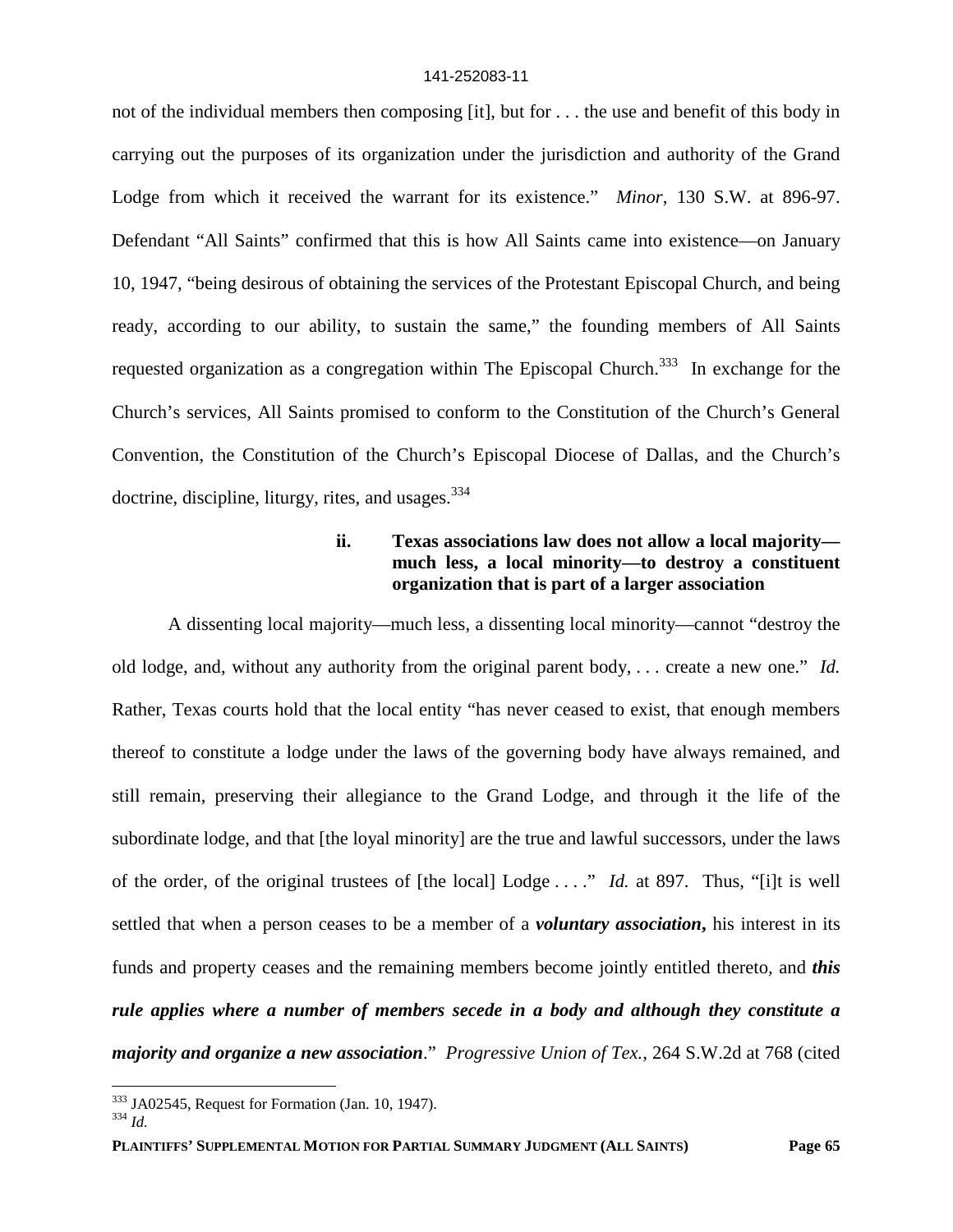not of the individual members then composing [it], but for . . . the use and benefit of this body in carrying out the purposes of its organization under the jurisdiction and authority of the Grand Lodge from which it received the warrant for its existence." *Minor*, 130 S.W. at 896-97. Defendant "All Saints" confirmed that this is how All Saints came into existence—on January 10, 1947, "being desirous of obtaining the services of the Protestant Episcopal Church, and being ready, according to our ability, to sustain the same," the founding members of All Saints requested organization as a congregation within The Episcopal Church.[333] In exchange for the Church's services, All Saints promised to conform to the Constitution of the Church's General Convention, the Constitution of the Church's Episcopal Diocese of Dallas, and the Church's doctrine, discipline, liturgy, rites, and usages.[334]

#### ii. Texas associations law does not allow a local majority—much less, a local minority—to destroy a constituent organization that is part of a larger association

A dissenting local majority—much less, a dissenting local minority—cannot "destroy the old lodge, and, without any authority from the original parent body, . . . create a new one." *Id.* Rather, Texas courts hold that the local entity "has never ceased to exist, that enough members thereof to constitute a lodge under the laws of the governing body have always remained, and still remain, preserving their allegiance to the Grand Lodge, and through it the life of the subordinate lodge, and that [the loyal minority] are the true and lawful successors, under the laws of the order, of the original trustees of [the local] Lodge . . . ." *Id.* at 897. Thus, "[i]t is well settled that when a person ceases to be a member of a ***voluntary association***, his interest in its funds and property ceases and the remaining members become jointly entitled thereto, and ***this rule applies where a number of members secede in a body and although they constitute a majority and organize a new association***." *Progressive Union of Tex.*, 264 S.W.2d at 768 (cited

---

[333] JA02545, Request for Formation (Jan. 10, 1947).

[334] *Id.*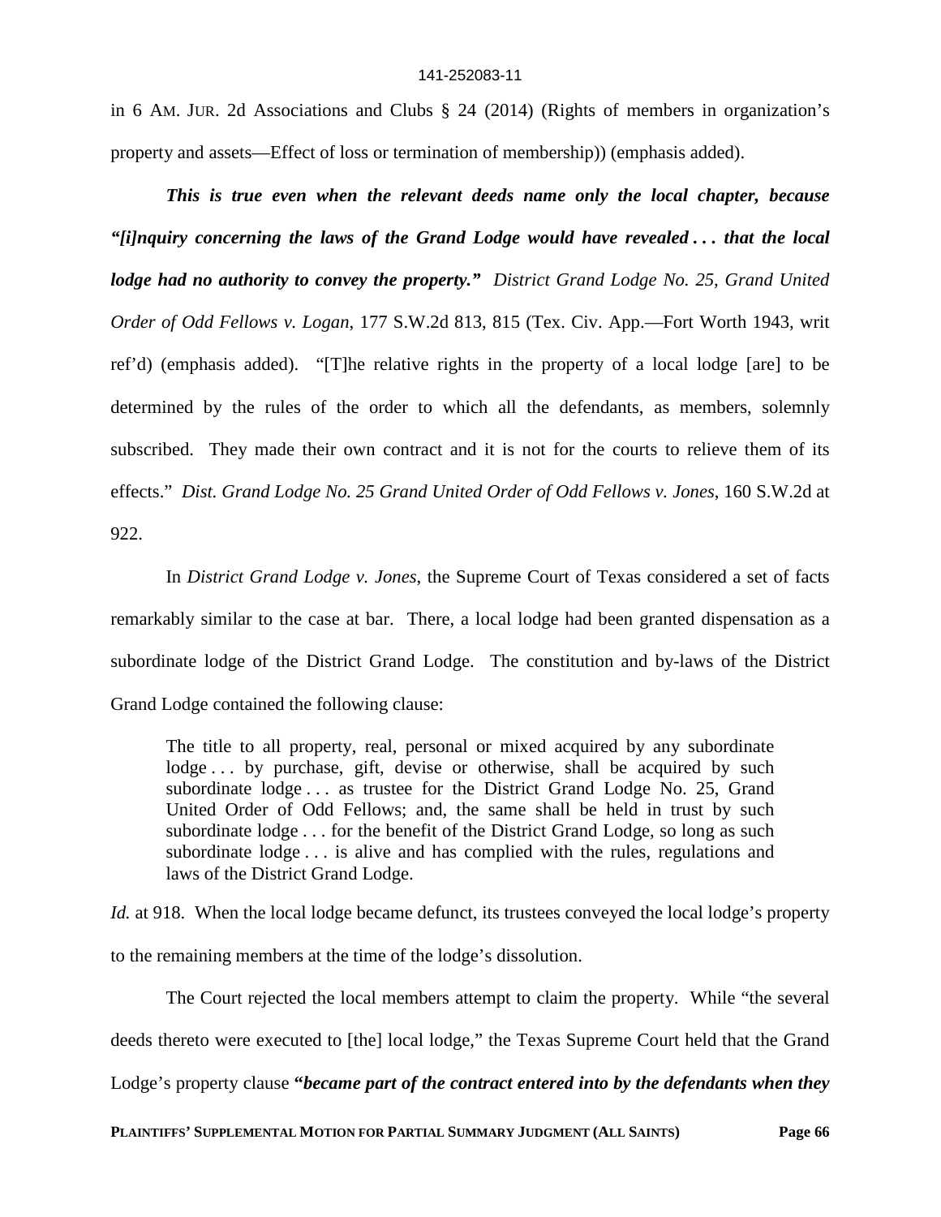in 6 AM. JUR. 2d Associations and Clubs § 24 (2014) (Rights of members in organization's property and assets—Effect of loss or termination of membership)) (emphasis added).

***This is true even when the relevant deeds name only the local chapter, because "[i]nquiry concerning the laws of the Grand Lodge would have revealed . . . that the local lodge had no authority to convey the property."*** *District Grand Lodge No. 25, Grand United Order of Odd Fellows v. Logan*, 177 S.W.2d 813, 815 (Tex. Civ. App.—Fort Worth 1943, writ ref'd) (emphasis added). "[T]he relative rights in the property of a local lodge [are] to be determined by the rules of the order to which all the defendants, as members, solemnly subscribed. They made their own contract and it is not for the courts to relieve them of its effects." *Dist. Grand Lodge No. 25 Grand United Order of Odd Fellows v. Jones*, 160 S.W.2d at 922.

In *District Grand Lodge v. Jones*, the Supreme Court of Texas considered a set of facts remarkably similar to the case at bar. There, a local lodge had been granted dispensation as a subordinate lodge of the District Grand Lodge. The constitution and by-laws of the District Grand Lodge contained the following clause:

> The title to all property, real, personal or mixed acquired by any subordinate lodge . . . by purchase, gift, devise or otherwise, shall be acquired by such subordinate lodge . . . as trustee for the District Grand Lodge No. 25, Grand United Order of Odd Fellows; and, the same shall be held in trust by such subordinate lodge . . . for the benefit of the District Grand Lodge, so long as such subordinate lodge . . . is alive and has complied with the rules, regulations and laws of the District Grand Lodge.

*Id.* at 918. When the local lodge became defunct, its trustees conveyed the local lodge's property to the remaining members at the time of the lodge's dissolution.

The Court rejected the local members attempt to claim the property. While "the several deeds thereto were executed to [the] local lodge," the Texas Supreme Court held that the Grand Lodge's property clause ***"became part of the contract entered into by the defendants when they***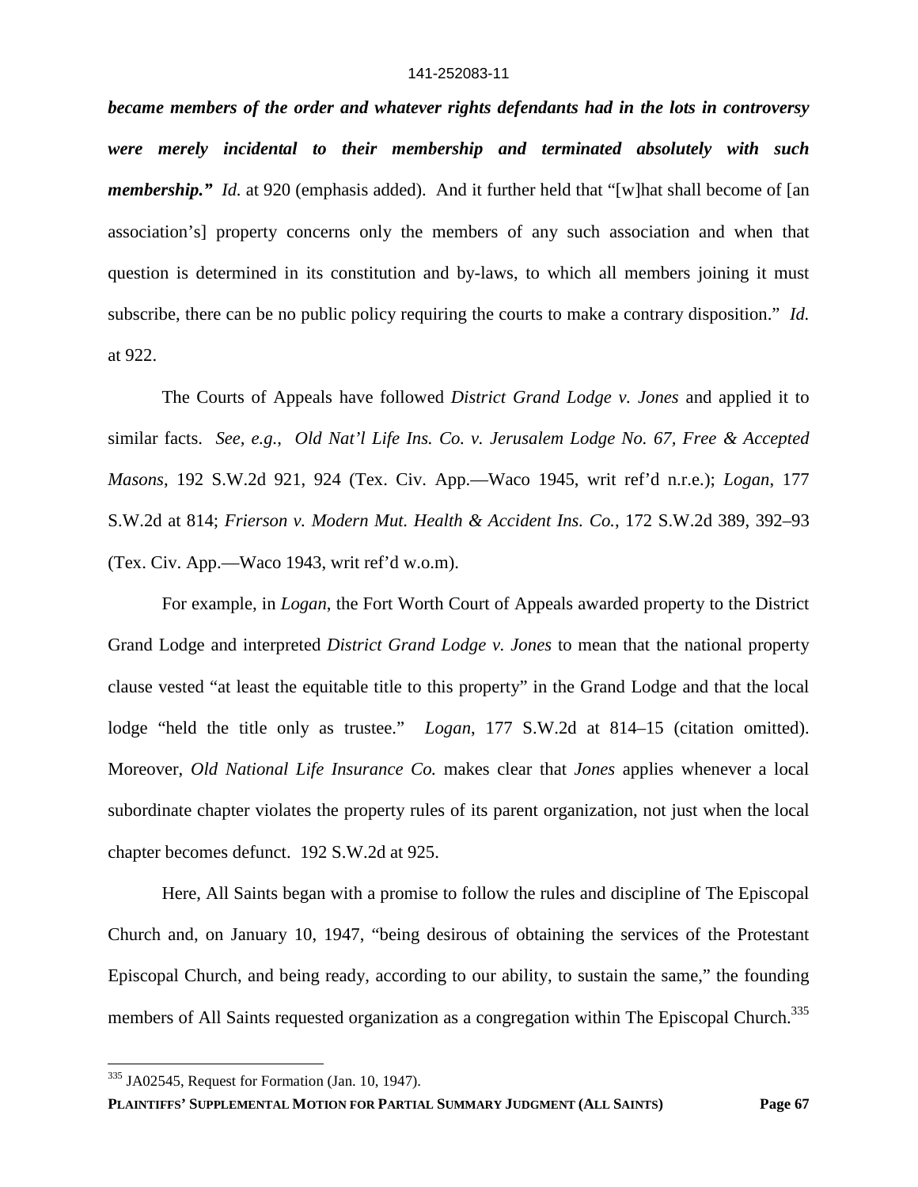***became members of the order and whatever rights defendants had in the lots in controversy were merely incidental to their membership and terminated absolutely with such membership."*** *Id.* at 920 (emphasis added). And it further held that "[w]hat shall become of [an association's] property concerns only the members of any such association and when that question is determined in its constitution and by-laws, to which all members joining it must subscribe, there can be no public policy requiring the courts to make a contrary disposition." *Id.* at 922.

The Courts of Appeals have followed *District Grand Lodge v. Jones* and applied it to similar facts. *See, e.g.*, *Old Nat'l Life Ins. Co. v. Jerusalem Lodge No. 67, Free & Accepted Masons*, 192 S.W.2d 921, 924 (Tex. Civ. App.—Waco 1945, writ ref'd n.r.e.); *Logan*, 177 S.W.2d at 814; *Frierson v. Modern Mut. Health & Accident Ins. Co.*, 172 S.W.2d 389, 392–93 (Tex. Civ. App.—Waco 1943, writ ref'd w.o.m).

For example, in *Logan*, the Fort Worth Court of Appeals awarded property to the District Grand Lodge and interpreted *District Grand Lodge v. Jones* to mean that the national property clause vested "at least the equitable title to this property" in the Grand Lodge and that the local lodge "held the title only as trustee." *Logan*, 177 S.W.2d at 814–15 (citation omitted). Moreover, *Old National Life Insurance Co.* makes clear that *Jones* applies whenever a local subordinate chapter violates the property rules of its parent organization, not just when the local chapter becomes defunct. 192 S.W.2d at 925.

Here, All Saints began with a promise to follow the rules and discipline of The Episcopal Church and, on January 10, 1947, "being desirous of obtaining the services of the Protestant Episcopal Church, and being ready, according to our ability, to sustain the same," the founding members of All Saints requested organization as a congregation within The Episcopal Church.[335]

---

[335] JA02545, Request for Formation (Jan. 10, 1947).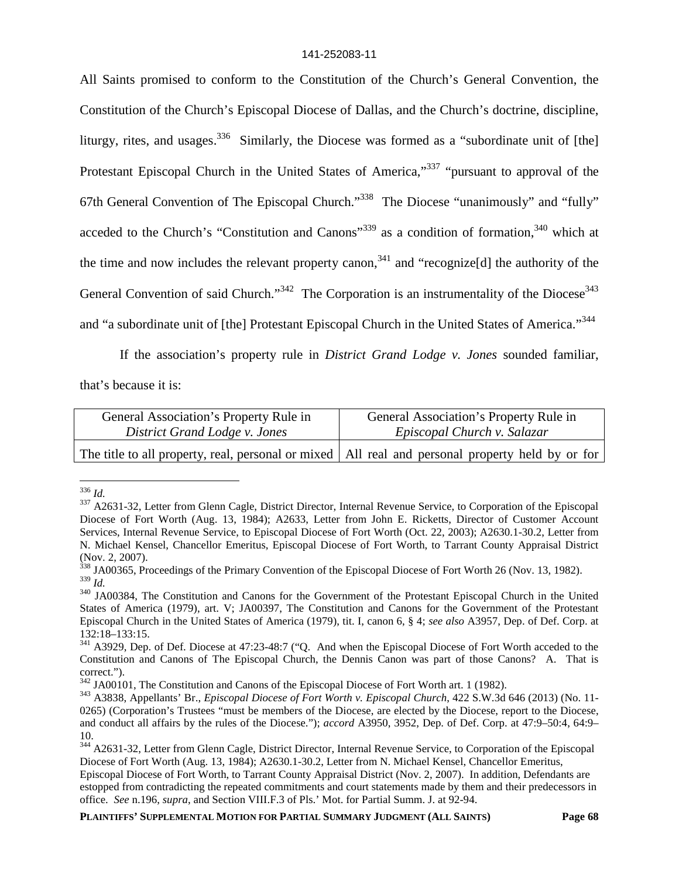All Saints promised to conform to the Constitution of the Church's General Convention, the Constitution of the Church's Episcopal Diocese of Dallas, and the Church's doctrine, discipline, liturgy, rites, and usages.[336] Similarly, the Diocese was formed as a "subordinate unit of [the] Protestant Episcopal Church in the United States of America,"[337] "pursuant to approval of the 67th General Convention of The Episcopal Church."[338] The Diocese "unanimously" and "fully" acceded to the Church's "Constitution and Canons"[339] as a condition of formation,[340] which at the time and now includes the relevant property canon,[341] and "recognize[d] the authority of the General Convention of said Church."[342] The Corporation is an instrumentality of the Diocese[343] and "a subordinate unit of [the] Protestant Episcopal Church in the United States of America."[344]

If the association's property rule in *District Grand Lodge v. Jones* sounded familiar, that's because it is:

| General Association's Property Rule in *District Grand Lodge v. Jones* | General Association's Property Rule in *Episcopal Church v. Salazar* |
|---|---|
| The title to all property, real, personal or mixed | All real and personal property held by or for |

---

[336] *Id.*

[337] A2631-32, Letter from Glenn Cagle, District Director, Internal Revenue Service, to Corporation of the Episcopal Diocese of Fort Worth (Aug. 13, 1984); A2633, Letter from John E. Ricketts, Director of Customer Account Services, Internal Revenue Service, to Episcopal Diocese of Fort Worth (Oct. 22, 2003); A2630.1-30.2, Letter from N. Michael Kensel, Chancellor Emeritus, Episcopal Diocese of Fort Worth, to Tarrant County Appraisal District (Nov. 2, 2007).

[338] JA00365, Proceedings of the Primary Convention of the Episcopal Diocese of Fort Worth 26 (Nov. 13, 1982).

[339] *Id.*

[340] JA00384, The Constitution and Canons for the Government of the Protestant Episcopal Church in the United States of America (1979), art. V; JA00397, The Constitution and Canons for the Government of the Protestant Episcopal Church in the United States of America (1979), tit. I, canon 6, § 4; *see also* A3957, Dep. of Def. Corp. at 132:18–133:15.

[341] A3929, Dep. of Def. Diocese at 47:23-48:7 ("Q. And when the Episcopal Diocese of Fort Worth acceded to the Constitution and Canons of The Episcopal Church, the Dennis Canon was part of those Canons? A. That is correct.").

[342] JA00101, The Constitution and Canons of the Episcopal Diocese of Fort Worth art. 1 (1982).

[343] A3838, Appellants' Br., *Episcopal Diocese of Fort Worth v. Episcopal Church*, 422 S.W.3d 646 (2013) (No. 11-0265) (Corporation's Trustees "must be members of the Diocese, are elected by the Diocese, report to the Diocese, and conduct all affairs by the rules of the Diocese."); *accord* A3950, 3952, Dep. of Def. Corp. at 47:9–50:4, 64:9–10.

[344] A2631-32, Letter from Glenn Cagle, District Director, Internal Revenue Service, to Corporation of the Episcopal Diocese of Fort Worth (Aug. 13, 1984); A2630.1-30.2, Letter from N. Michael Kensel, Chancellor Emeritus, Episcopal Diocese of Fort Worth, to Tarrant County Appraisal District (Nov. 2, 2007). In addition, Defendants are estopped from contradicting the repeated commitments and court statements made by them and their predecessors in office. *See* n.196, *supra*, and Section VIII.F.3 of Pls.' Mot. for Partial Summ. J. at 92-94.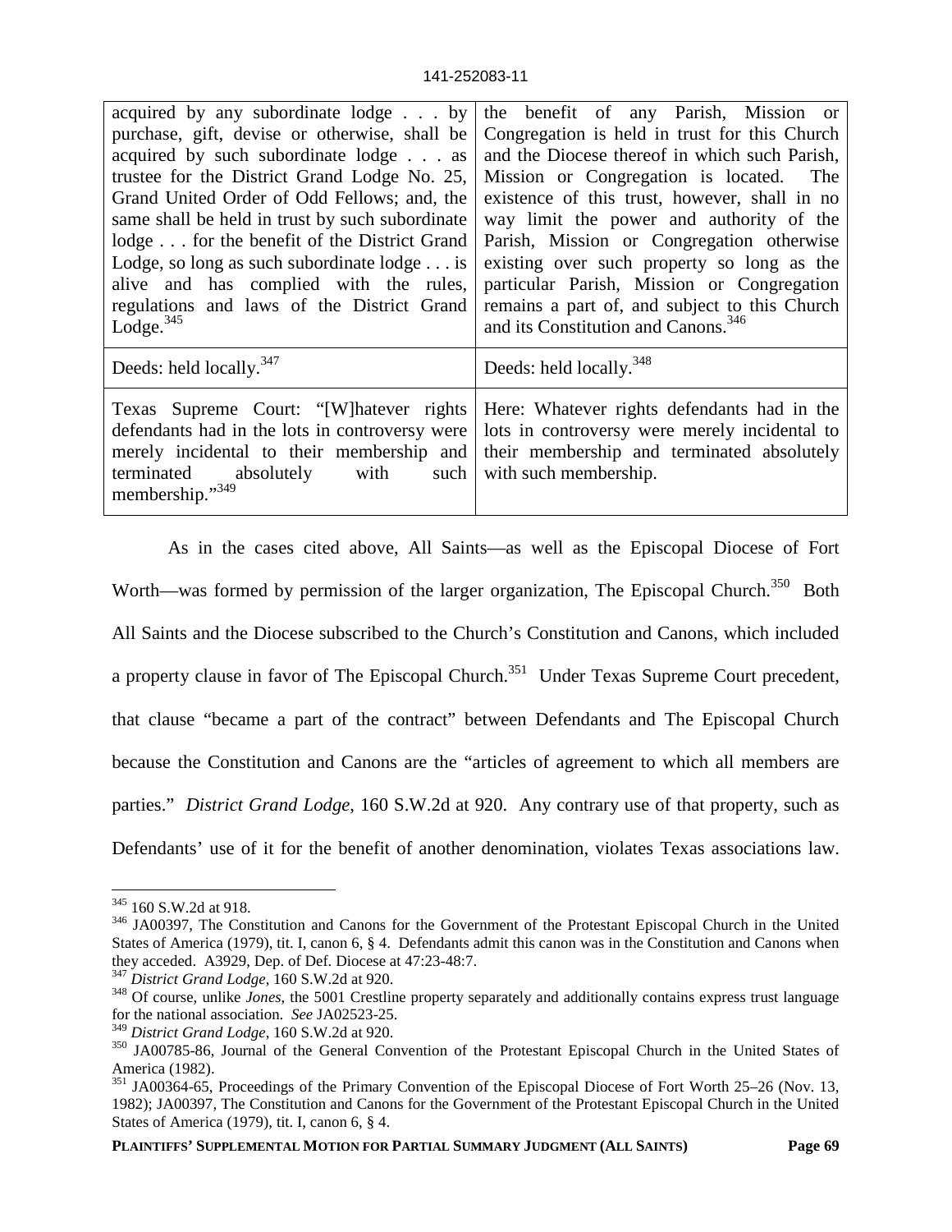| | |
|---|---|
| acquired by any subordinate lodge . . . by purchase, gift, devise or otherwise, shall be acquired by such subordinate lodge . . . as trustee for the District Grand Lodge No. 25, Grand United Order of Odd Fellows; and, the same shall be held in trust by such subordinate lodge . . . for the benefit of the District Grand Lodge, so long as such subordinate lodge . . . is alive and has complied with the rules, regulations and laws of the District Grand Lodge.[345] | the benefit of any Parish, Mission or Congregation is held in trust for this Church and the Diocese thereof in which such Parish, Mission or Congregation is located. The existence of this trust, however, shall in no way limit the power and authority of the Parish, Mission or Congregation otherwise existing over such property so long as the particular Parish, Mission or Congregation remains a part of, and subject to this Church and its Constitution and Canons.[346] |
| Deeds: held locally.[347] | Deeds: held locally.[348] |
| Texas Supreme Court: "[W]hatever rights defendants had in the lots in controversy were merely incidental to their membership and terminated absolutely with such membership."[349] | Here: Whatever rights defendants had in the lots in controversy were merely incidental to their membership and terminated absolutely with such membership. |

As in the cases cited above, All Saints—as well as the Episcopal Diocese of Fort Worth—was formed by permission of the larger organization, The Episcopal Church.[350] Both All Saints and the Diocese subscribed to the Church's Constitution and Canons, which included a property clause in favor of The Episcopal Church.[351] Under Texas Supreme Court precedent, that clause "became a part of the contract" between Defendants and The Episcopal Church because the Constitution and Canons are the "articles of agreement to which all members are parties." *District Grand Lodge*, 160 S.W.2d at 920. Any contrary use of that property, such as Defendants' use of it for the benefit of another denomination, violates Texas associations law.

---

[345] 160 S.W.2d at 918.

[346] JA00397, The Constitution and Canons for the Government of the Protestant Episcopal Church in the United States of America (1979), tit. I, canon 6, § 4. Defendants admit this canon was in the Constitution and Canons when they acceded. A3929, Dep. of Def. Diocese at 47:23-48:7.

[347] *District Grand Lodge*, 160 S.W.2d at 920.

[348] Of course, unlike *Jones*, the 5001 Crestline property separately and additionally contains express trust language for the national association. *See* JA02523-25.

[349] *District Grand Lodge*, 160 S.W.2d at 920.

[350] JA00785-86, Journal of the General Convention of the Protestant Episcopal Church in the United States of America (1982).

[351] JA00364-65, Proceedings of the Primary Convention of the Episcopal Diocese of Fort Worth 25–26 (Nov. 13, 1982); JA00397, The Constitution and Canons for the Government of the Protestant Episcopal Church in the United States of America (1979), tit. I, canon 6, § 4.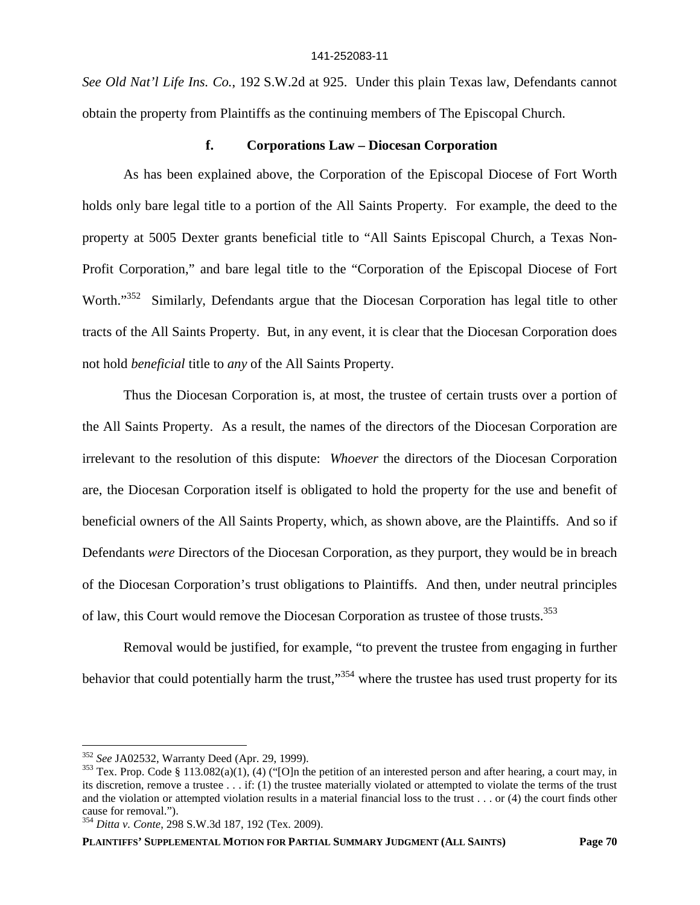*See Old Nat'l Life Ins. Co.*, 192 S.W.2d at 925. Under this plain Texas law, Defendants cannot obtain the property from Plaintiffs as the continuing members of The Episcopal Church.

### f. Corporations Law – Diocesan Corporation

As has been explained above, the Corporation of the Episcopal Diocese of Fort Worth holds only bare legal title to a portion of the All Saints Property. For example, the deed to the property at 5005 Dexter grants beneficial title to "All Saints Episcopal Church, a Texas Non-Profit Corporation," and bare legal title to the "Corporation of the Episcopal Diocese of Fort Worth."[352] Similarly, Defendants argue that the Diocesan Corporation has legal title to other tracts of the All Saints Property. But, in any event, it is clear that the Diocesan Corporation does not hold *beneficial* title to *any* of the All Saints Property.

Thus the Diocesan Corporation is, at most, the trustee of certain trusts over a portion of the All Saints Property. As a result, the names of the directors of the Diocesan Corporation are irrelevant to the resolution of this dispute: *Whoever* the directors of the Diocesan Corporation are, the Diocesan Corporation itself is obligated to hold the property for the use and benefit of beneficial owners of the All Saints Property, which, as shown above, are the Plaintiffs. And so if Defendants *were* Directors of the Diocesan Corporation, as they purport, they would be in breach of the Diocesan Corporation's trust obligations to Plaintiffs. And then, under neutral principles of law, this Court would remove the Diocesan Corporation as trustee of those trusts.[353]

Removal would be justified, for example, "to prevent the trustee from engaging in further behavior that could potentially harm the trust,"[354] where the trustee has used trust property for its

---

[352] *See* JA02532, Warranty Deed (Apr. 29, 1999).

[353] Tex. Prop. Code § 113.082(a)(1), (4) ("[O]n the petition of an interested person and after hearing, a court may, in its discretion, remove a trustee . . . if: (1) the trustee materially violated or attempted to violate the terms of the trust and the violation or attempted violation results in a material financial loss to the trust . . . or (4) the court finds other cause for removal.").

[354] *Ditta v. Conte*, 298 S.W.3d 187, 192 (Tex. 2009).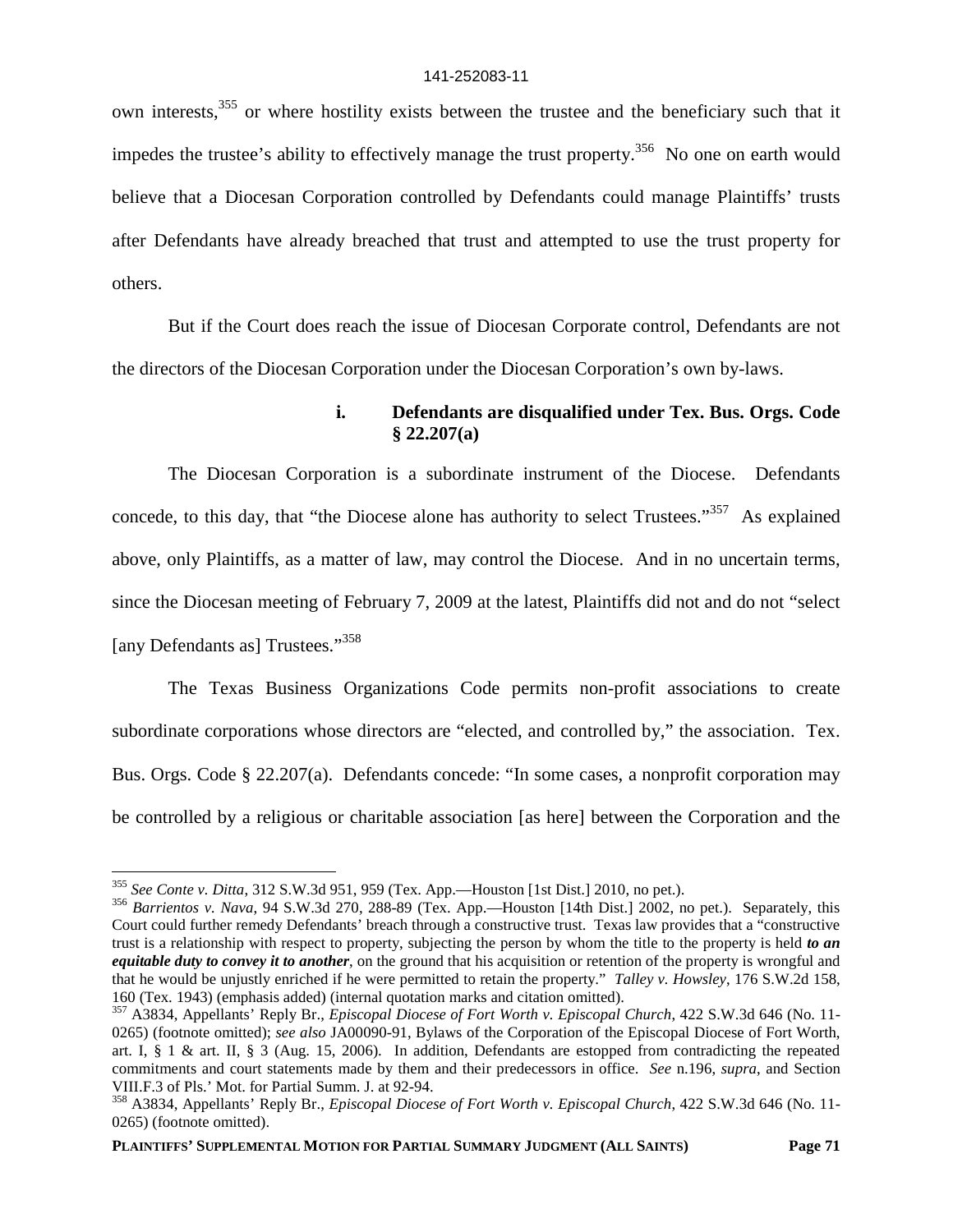own interests,[355] or where hostility exists between the trustee and the beneficiary such that it impedes the trustee's ability to effectively manage the trust property.[356] No one on earth would believe that a Diocesan Corporation controlled by Defendants could manage Plaintiffs' trusts after Defendants have already breached that trust and attempted to use the trust property for others.

But if the Court does reach the issue of Diocesan Corporate control, Defendants are not the directors of the Diocesan Corporation under the Diocesan Corporation's own by-laws.

#### i. Defendants are disqualified under Tex. Bus. Orgs. Code § 22.207(a)

The Diocesan Corporation is a subordinate instrument of the Diocese. Defendants concede, to this day, that "the Diocese alone has authority to select Trustees."[357] As explained above, only Plaintiffs, as a matter of law, may control the Diocese. And in no uncertain terms, since the Diocesan meeting of February 7, 2009 at the latest, Plaintiffs did not and do not "select [any Defendants as] Trustees."[358]

The Texas Business Organizations Code permits non-profit associations to create subordinate corporations whose directors are "elected, and controlled by," the association. Tex. Bus. Orgs. Code § 22.207(a). Defendants concede: "In some cases, a nonprofit corporation may be controlled by a religious or charitable association [as here] between the Corporation and the

---

[355] *See Conte v. Ditta*, 312 S.W.3d 951, 959 (Tex. App.—Houston [1st Dist.] 2010, no pet.).

[356] *Barrientos v. Nava*, 94 S.W.3d 270, 288-89 (Tex. App.—Houston [14th Dist.] 2002, no pet.). Separately, this Court could further remedy Defendants' breach through a constructive trust. Texas law provides that a "constructive trust is a relationship with respect to property, subjecting the person by whom the title to the property is held ***to an equitable duty to convey it to another***, on the ground that his acquisition or retention of the property is wrongful and that he would be unjustly enriched if he were permitted to retain the property." *Talley v. Howsley*, 176 S.W.2d 158, 160 (Tex. 1943) (emphasis added) (internal quotation marks and citation omitted).

[357] A3834, Appellants' Reply Br., *Episcopal Diocese of Fort Worth v. Episcopal Church*, 422 S.W.3d 646 (No. 11-0265) (footnote omitted); *see also* JA00090-91, Bylaws of the Corporation of the Episcopal Diocese of Fort Worth, art. I, § 1 & art. II, § 3 (Aug. 15, 2006). In addition, Defendants are estopped from contradicting the repeated commitments and court statements made by them and their predecessors in office. *See* n.196, *supra*, and Section VIII.F.3 of Pls.' Mot. for Partial Summ. J. at 92-94.

[358] A3834, Appellants' Reply Br., *Episcopal Diocese of Fort Worth v. Episcopal Church*, 422 S.W.3d 646 (No. 11-0265) (footnote omitted).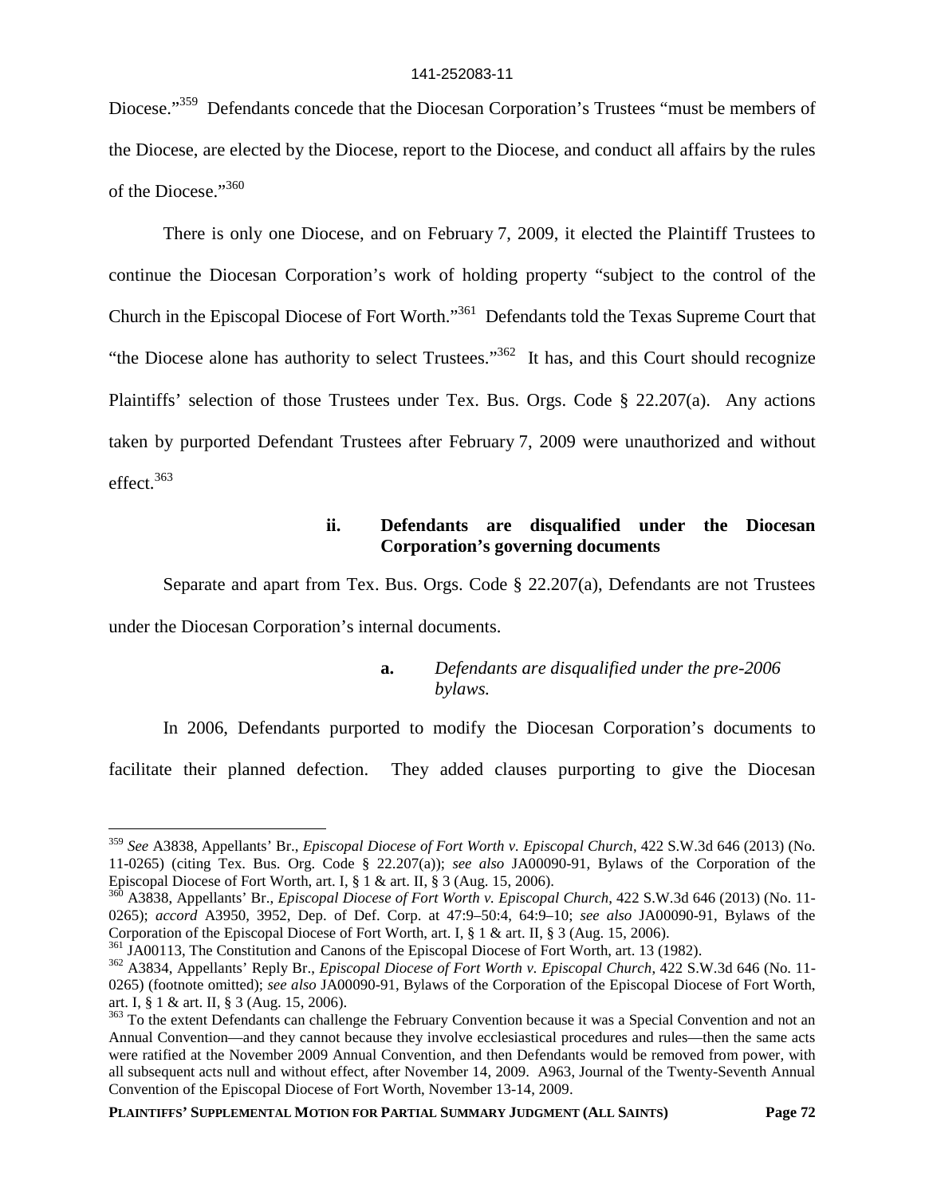Diocese."[359] Defendants concede that the Diocesan Corporation's Trustees "must be members of the Diocese, are elected by the Diocese, report to the Diocese, and conduct all affairs by the rules of the Diocese."[360]

There is only one Diocese, and on February 7, 2009, it elected the Plaintiff Trustees to continue the Diocesan Corporation's work of holding property "subject to the control of the Church in the Episcopal Diocese of Fort Worth."[361] Defendants told the Texas Supreme Court that "the Diocese alone has authority to select Trustees."[362] It has, and this Court should recognize Plaintiffs' selection of those Trustees under Tex. Bus. Orgs. Code § 22.207(a). Any actions taken by purported Defendant Trustees after February 7, 2009 were unauthorized and without effect.[363]

#### ii. Defendants are disqualified under the Diocesan Corporation's governing documents

Separate and apart from Tex. Bus. Orgs. Code § 22.207(a), Defendants are not Trustees under the Diocesan Corporation's internal documents.

##### a. *Defendants are disqualified under the pre-2006 bylaws.*

In 2006, Defendants purported to modify the Diocesan Corporation's documents to facilitate their planned defection. They added clauses purporting to give the Diocesan

---

[359] *See* A3838, Appellants' Br., *Episcopal Diocese of Fort Worth v. Episcopal Church*, 422 S.W.3d 646 (2013) (No. 11-0265) (citing Tex. Bus. Org. Code § 22.207(a)); *see also* JA00090-91, Bylaws of the Corporation of the Episcopal Diocese of Fort Worth, art. I, § 1 & art. II, § 3 (Aug. 15, 2006).

[360] A3838, Appellants' Br., *Episcopal Diocese of Fort Worth v. Episcopal Church*, 422 S.W.3d 646 (2013) (No. 11-0265); *accord* A3950, 3952, Dep. of Def. Corp. at 47:9–50:4, 64:9–10; *see also* JA00090-91, Bylaws of the Corporation of the Episcopal Diocese of Fort Worth, art. I, § 1 & art. II, § 3 (Aug. 15, 2006).

[361] JA00113, The Constitution and Canons of the Episcopal Diocese of Fort Worth, art. 13 (1982).

[362] A3834, Appellants' Reply Br., *Episcopal Diocese of Fort Worth v. Episcopal Church*, 422 S.W.3d 646 (No. 11-0265) (footnote omitted); *see also* JA00090-91, Bylaws of the Corporation of the Episcopal Diocese of Fort Worth, art. I, § 1 & art. II, § 3 (Aug. 15, 2006).

[363] To the extent Defendants can challenge the February Convention because it was a Special Convention and not an Annual Convention—and they cannot because they involve ecclesiastical procedures and rules—then the same acts were ratified at the November 2009 Annual Convention, and then Defendants would be removed from power, with all subsequent acts null and without effect, after November 14, 2009. A963, Journal of the Twenty-Seventh Annual Convention of the Episcopal Diocese of Fort Worth, November 13-14, 2009.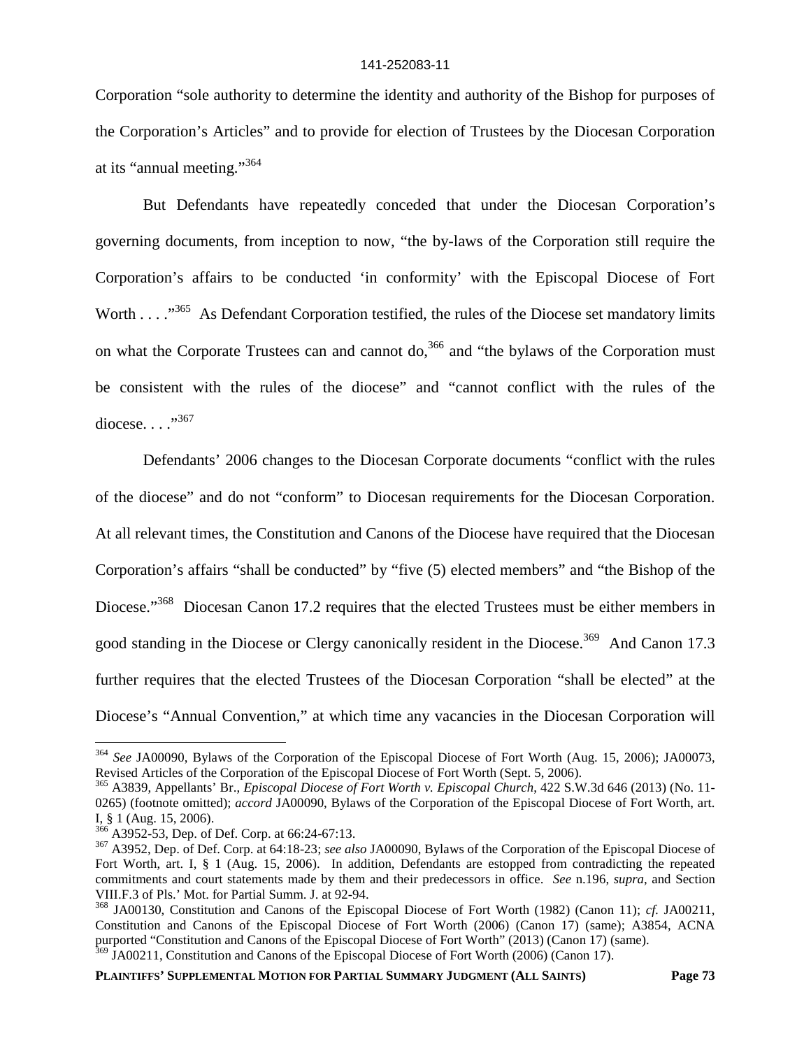Corporation "sole authority to determine the identity and authority of the Bishop for purposes of the Corporation's Articles" and to provide for election of Trustees by the Diocesan Corporation at its "annual meeting."[364]

But Defendants have repeatedly conceded that under the Diocesan Corporation's governing documents, from inception to now, "the by-laws of the Corporation still require the Corporation's affairs to be conducted 'in conformity' with the Episcopal Diocese of Fort Worth . . . ."[365] As Defendant Corporation testified, the rules of the Diocese set mandatory limits on what the Corporate Trustees can and cannot do,[366] and "the bylaws of the Corporation must be consistent with the rules of the diocese" and "cannot conflict with the rules of the diocese. . . ."[367]

Defendants' 2006 changes to the Diocesan Corporate documents "conflict with the rules of the diocese" and do not "conform" to Diocesan requirements for the Diocesan Corporation. At all relevant times, the Constitution and Canons of the Diocese have required that the Diocesan Corporation's affairs "shall be conducted" by "five (5) elected members" and "the Bishop of the Diocese."[368] Diocesan Canon 17.2 requires that the elected Trustees must be either members in good standing in the Diocese or Clergy canonically resident in the Diocese.[369] And Canon 17.3 further requires that the elected Trustees of the Diocesan Corporation "shall be elected" at the Diocese's "Annual Convention," at which time any vacancies in the Diocesan Corporation will

---

[364] *See* JA00090, Bylaws of the Corporation of the Episcopal Diocese of Fort Worth (Aug. 15, 2006); JA00073, Revised Articles of the Corporation of the Episcopal Diocese of Fort Worth (Sept. 5, 2006).

[365] A3839, Appellants' Br., *Episcopal Diocese of Fort Worth v. Episcopal Church*, 422 S.W.3d 646 (2013) (No. 11-0265) (footnote omitted); *accord* JA00090, Bylaws of the Corporation of the Episcopal Diocese of Fort Worth, art. I, § 1 (Aug. 15, 2006).

[366] A3952-53, Dep. of Def. Corp. at 66:24-67:13.

[367] A3952, Dep. of Def. Corp. at 64:18-23; *see also* JA00090, Bylaws of the Corporation of the Episcopal Diocese of Fort Worth, art. I, § 1 (Aug. 15, 2006). In addition, Defendants are estopped from contradicting the repeated commitments and court statements made by them and their predecessors in office. *See* n.196, *supra*, and Section VIII.F.3 of Pls.' Mot. for Partial Summ. J. at 92-94.

[368] JA00130, Constitution and Canons of the Episcopal Diocese of Fort Worth (1982) (Canon 11); *cf.* JA00211, Constitution and Canons of the Episcopal Diocese of Fort Worth (2006) (Canon 17) (same); A3854, ACNA purported "Constitution and Canons of the Episcopal Diocese of Fort Worth" (2013) (Canon 17) (same).

[369] JA00211, Constitution and Canons of the Episcopal Diocese of Fort Worth (2006) (Canon 17).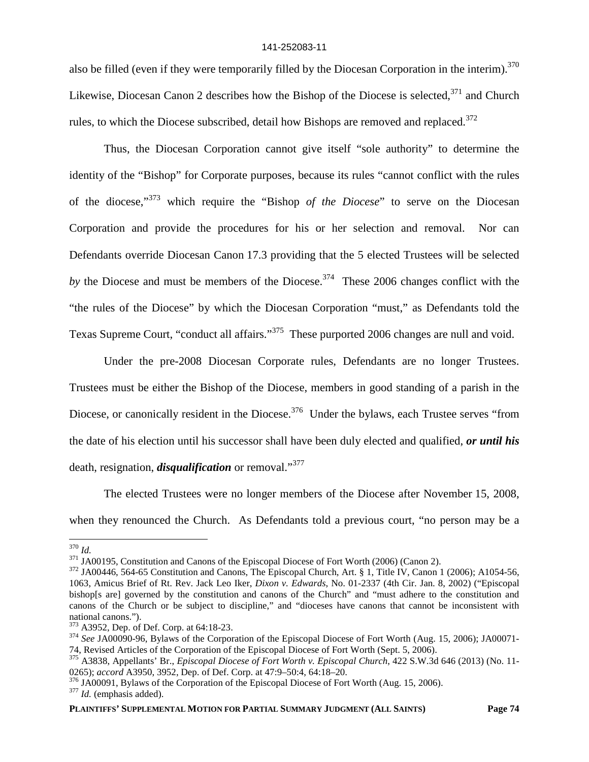also be filled (even if they were temporarily filled by the Diocesan Corporation in the interim).[370] Likewise, Diocesan Canon 2 describes how the Bishop of the Diocese is selected,[371] and Church rules, to which the Diocese subscribed, detail how Bishops are removed and replaced.[372]

Thus, the Diocesan Corporation cannot give itself "sole authority" to determine the identity of the "Bishop" for Corporate purposes, because its rules "cannot conflict with the rules of the diocese,"[373] which require the "Bishop *of the Diocese*" to serve on the Diocesan Corporation and provide the procedures for his or her selection and removal. Nor can Defendants override Diocesan Canon 17.3 providing that the 5 elected Trustees will be selected *by* the Diocese and must be members of the Diocese.[374] These 2006 changes conflict with the "the rules of the Diocese" by which the Diocesan Corporation "must," as Defendants told the Texas Supreme Court, "conduct all affairs."[375] These purported 2006 changes are null and void.

Under the pre-2008 Diocesan Corporate rules, Defendants are no longer Trustees. Trustees must be either the Bishop of the Diocese, members in good standing of a parish in the Diocese, or canonically resident in the Diocese.[376] Under the bylaws, each Trustee serves "from the date of his election until his successor shall have been duly elected and qualified, ***or until his*** death, resignation, ***disqualification*** or removal."[377]

The elected Trustees were no longer members of the Diocese after November 15, 2008, when they renounced the Church. As Defendants told a previous court, "no person may be a

---

[370] *Id.*

[371] JA00195, Constitution and Canons of the Episcopal Diocese of Fort Worth (2006) (Canon 2).

[372] JA00446, 564-65 Constitution and Canons, The Episcopal Church, Art. § 1, Title IV, Canon 1 (2006); A1054-56, 1063, Amicus Brief of Rt. Rev. Jack Leo Iker, *Dixon v. Edwards*, No. 01-2337 (4th Cir. Jan. 8, 2002) ("Episcopal bishop[s are] governed by the constitution and canons of the Church" and "must adhere to the constitution and canons of the Church or be subject to discipline," and "dioceses have canons that cannot be inconsistent with national canons.").

[373] A3952, Dep. of Def. Corp. at 64:18-23.

[374] *See* JA00090-96, Bylaws of the Corporation of the Episcopal Diocese of Fort Worth (Aug. 15, 2006); JA00071-74, Revised Articles of the Corporation of the Episcopal Diocese of Fort Worth (Sept. 5, 2006).

[375] A3838, Appellants' Br., *Episcopal Diocese of Fort Worth v. Episcopal Church*, 422 S.W.3d 646 (2013) (No. 11-0265); *accord* A3950, 3952, Dep. of Def. Corp. at 47:9–50:4, 64:18–20.

[376] JA00091, Bylaws of the Corporation of the Episcopal Diocese of Fort Worth (Aug. 15, 2006).

[377] *Id.* (emphasis added).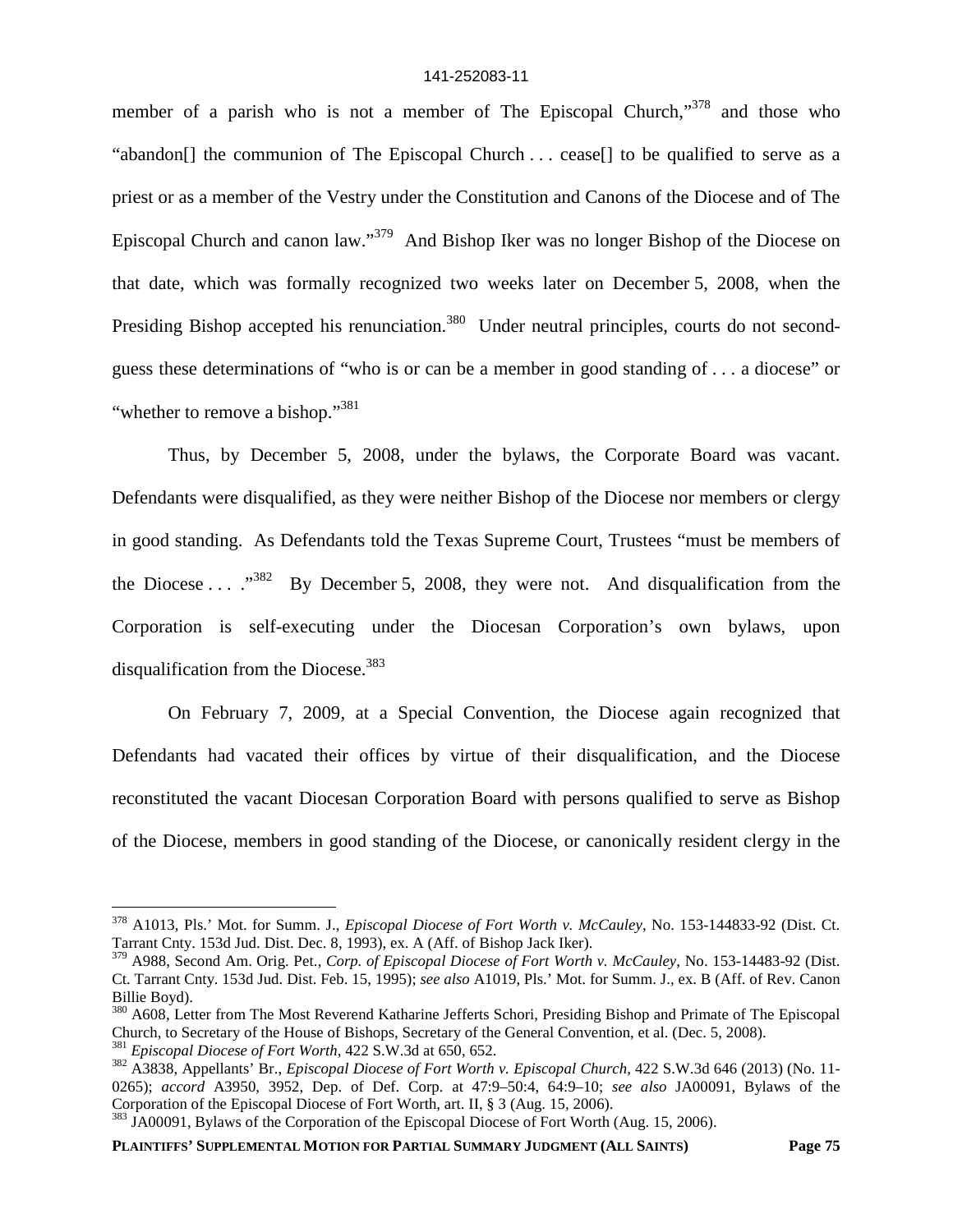member of a parish who is not a member of The Episcopal Church,"[378] and those who "abandon[] the communion of The Episcopal Church . . . cease[] to be qualified to serve as a priest or as a member of the Vestry under the Constitution and Canons of the Diocese and of The Episcopal Church and canon law."[379] And Bishop Iker was no longer Bishop of the Diocese on that date, which was formally recognized two weeks later on December 5, 2008, when the Presiding Bishop accepted his renunciation.[380] Under neutral principles, courts do not second-guess these determinations of "who is or can be a member in good standing of . . . a diocese" or "whether to remove a bishop."[381]

Thus, by December 5, 2008, under the bylaws, the Corporate Board was vacant. Defendants were disqualified, as they were neither Bishop of the Diocese nor members or clergy in good standing. As Defendants told the Texas Supreme Court, Trustees "must be members of the Diocese . . . ."[382] By December 5, 2008, they were not. And disqualification from the Corporation is self-executing under the Diocesan Corporation's own bylaws, upon disqualification from the Diocese.[383]

On February 7, 2009, at a Special Convention, the Diocese again recognized that Defendants had vacated their offices by virtue of their disqualification, and the Diocese reconstituted the vacant Diocesan Corporation Board with persons qualified to serve as Bishop of the Diocese, members in good standing of the Diocese, or canonically resident clergy in the

---

[378] A1013, Pls.' Mot. for Summ. J., *Episcopal Diocese of Fort Worth v. McCauley*, No. 153-144833-92 (Dist. Ct. Tarrant Cnty. 153d Jud. Dist. Dec. 8, 1993), ex. A (Aff. of Bishop Jack Iker).

[379] A988, Second Am. Orig. Pet., *Corp. of Episcopal Diocese of Fort Worth v. McCauley*, No. 153-14483-92 (Dist. Ct. Tarrant Cnty. 153d Jud. Dist. Feb. 15, 1995); *see also* A1019, Pls.' Mot. for Summ. J., ex. B (Aff. of Rev. Canon Billie Boyd).

[380] A608, Letter from The Most Reverend Katharine Jefferts Schori, Presiding Bishop and Primate of The Episcopal Church, to Secretary of the House of Bishops, Secretary of the General Convention, et al. (Dec. 5, 2008).

[381] *Episcopal Diocese of Fort Worth*, 422 S.W.3d at 650, 652.

[382] A3838, Appellants' Br., *Episcopal Diocese of Fort Worth v. Episcopal Church*, 422 S.W.3d 646 (2013) (No. 11-0265); *accord* A3950, 3952, Dep. of Def. Corp. at 47:9–50:4, 64:9–10; *see also* JA00091, Bylaws of the Corporation of the Episcopal Diocese of Fort Worth, art. II, § 3 (Aug. 15, 2006).

[383] JA00091, Bylaws of the Corporation of the Episcopal Diocese of Fort Worth (Aug. 15, 2006).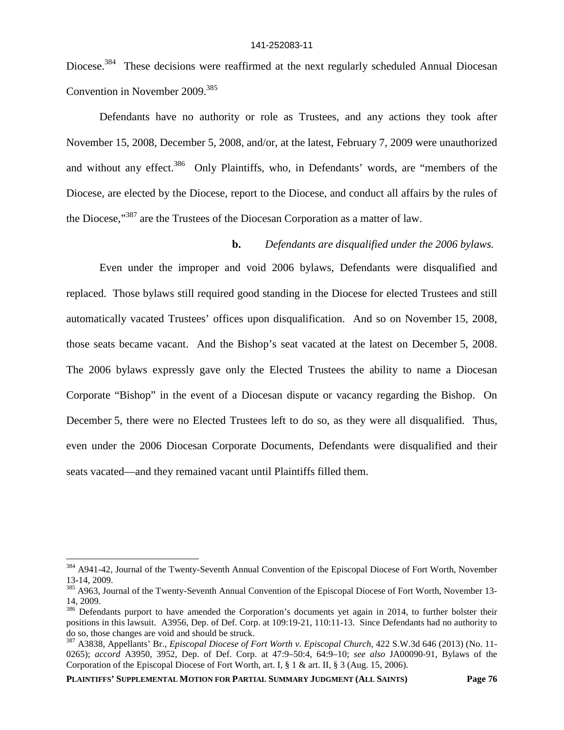Diocese.[384] These decisions were reaffirmed at the next regularly scheduled Annual Diocesan Convention in November 2009.[385]

Defendants have no authority or role as Trustees, and any actions they took after November 15, 2008, December 5, 2008, and/or, at the latest, February 7, 2009 were unauthorized and without any effect.[386] Only Plaintiffs, who, in Defendants' words, are "members of the Diocese, are elected by the Diocese, report to the Diocese, and conduct all affairs by the rules of the Diocese,"[387] are the Trustees of the Diocesan Corporation as a matter of law.

**b.** *Defendants are disqualified under the 2006 bylaws.*

Even under the improper and void 2006 bylaws, Defendants were disqualified and replaced. Those bylaws still required good standing in the Diocese for elected Trustees and still automatically vacated Trustees' offices upon disqualification. And so on November 15, 2008, those seats became vacant. And the Bishop's seat vacated at the latest on December 5, 2008. The 2006 bylaws expressly gave only the Elected Trustees the ability to name a Diocesan Corporate "Bishop" in the event of a Diocesan dispute or vacancy regarding the Bishop. On December 5, there were no Elected Trustees left to do so, as they were all disqualified. Thus, even under the 2006 Diocesan Corporate Documents, Defendants were disqualified and their seats vacated—and they remained vacant until Plaintiffs filled them.

---

[384] A941-42, Journal of the Twenty-Seventh Annual Convention of the Episcopal Diocese of Fort Worth, November 13-14, 2009.

[385] A963, Journal of the Twenty-Seventh Annual Convention of the Episcopal Diocese of Fort Worth, November 13-14, 2009.

[386] Defendants purport to have amended the Corporation's documents yet again in 2014, to further bolster their positions in this lawsuit. A3956, Dep. of Def. Corp. at 109:19-21, 110:11-13. Since Defendants had no authority to do so, those changes are void and should be struck.

[387] A3838, Appellants' Br., *Episcopal Diocese of Fort Worth v. Episcopal Church*, 422 S.W.3d 646 (2013) (No. 11-0265); *accord* A3950, 3952, Dep. of Def. Corp. at 47:9–50:4, 64:9–10; *see also* JA00090-91, Bylaws of the Corporation of the Episcopal Diocese of Fort Worth, art. I, § 1 & art. II, § 3 (Aug. 15, 2006).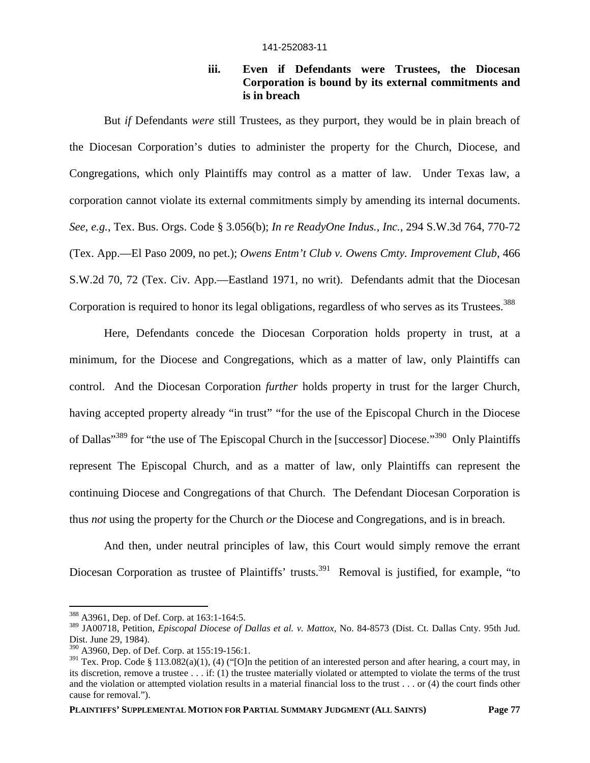### iii. Even if Defendants were Trustees, the Diocesan Corporation is bound by its external commitments and is in breach

But *if* Defendants *were* still Trustees, as they purport, they would be in plain breach of the Diocesan Corporation's duties to administer the property for the Church, Diocese, and Congregations, which only Plaintiffs may control as a matter of law. Under Texas law, a corporation cannot violate its external commitments simply by amending its internal documents. *See, e.g.*, Tex. Bus. Orgs. Code § 3.056(b); *In re ReadyOne Indus., Inc.*, 294 S.W.3d 764, 770-72 (Tex. App.—El Paso 2009, no pet.); *Owens Entm't Club v. Owens Cmty. Improvement Club*, 466 S.W.2d 70, 72 (Tex. Civ. App.—Eastland 1971, no writ). Defendants admit that the Diocesan Corporation is required to honor its legal obligations, regardless of who serves as its Trustees.[388]

Here, Defendants concede the Diocesan Corporation holds property in trust, at a minimum, for the Diocese and Congregations, which as a matter of law, only Plaintiffs can control. And the Diocesan Corporation *further* holds property in trust for the larger Church, having accepted property already "in trust" "for the use of the Episcopal Church in the Diocese of Dallas"[389] for "the use of The Episcopal Church in the [successor] Diocese."[390] Only Plaintiffs represent The Episcopal Church, and as a matter of law, only Plaintiffs can represent the continuing Diocese and Congregations of that Church. The Defendant Diocesan Corporation is thus *not* using the property for the Church *or* the Diocese and Congregations, and is in breach.

And then, under neutral principles of law, this Court would simply remove the errant Diocesan Corporation as trustee of Plaintiffs' trusts.[391] Removal is justified, for example, "to

---

[388] A3961, Dep. of Def. Corp. at 163:1-164:5.

[389] JA00718, Petition, *Episcopal Diocese of Dallas et al. v. Mattox*, No. 84-8573 (Dist. Ct. Dallas Cnty. 95th Jud. Dist. June 29, 1984).

[390] A3960, Dep. of Def. Corp. at 155:19-156:1.

[391] Tex. Prop. Code § 113.082(a)(1), (4) ("[O]n the petition of an interested person and after hearing, a court may, in its discretion, remove a trustee . . . if: (1) the trustee materially violated or attempted to violate the terms of the trust and the violation or attempted violation results in a material financial loss to the trust . . . or (4) the court finds other cause for removal.").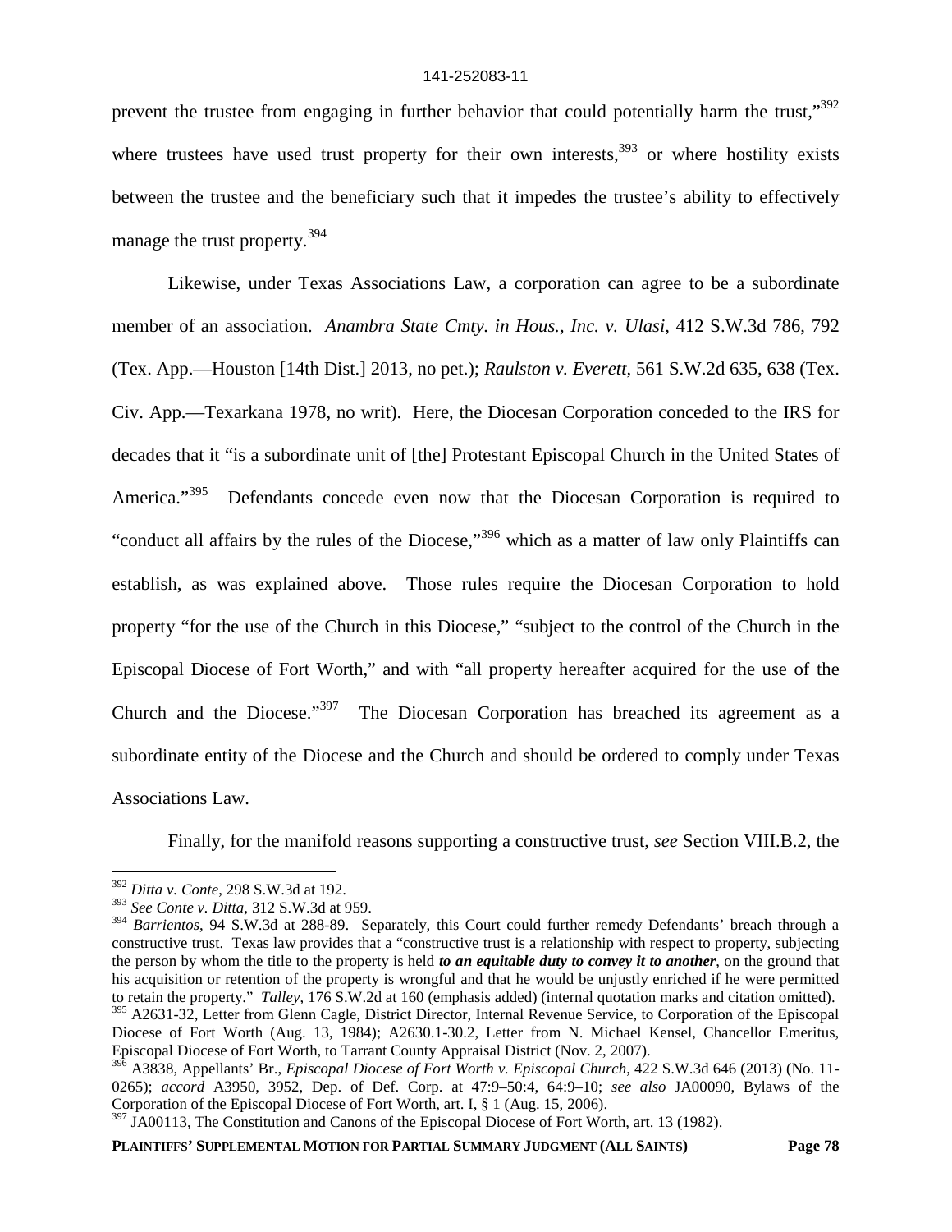prevent the trustee from engaging in further behavior that could potentially harm the trust,"[392] where trustees have used trust property for their own interests,[393] or where hostility exists between the trustee and the beneficiary such that it impedes the trustee's ability to effectively manage the trust property.[394]

Likewise, under Texas Associations Law, a corporation can agree to be a subordinate member of an association. *Anambra State Cmty. in Hous., Inc. v. Ulasi*, 412 S.W.3d 786, 792 (Tex. App.—Houston [14th Dist.] 2013, no pet.); *Raulston v. Everett*, 561 S.W.2d 635, 638 (Tex. Civ. App.—Texarkana 1978, no writ). Here, the Diocesan Corporation conceded to the IRS for decades that it "is a subordinate unit of [the] Protestant Episcopal Church in the United States of America."[395] Defendants concede even now that the Diocesan Corporation is required to "conduct all affairs by the rules of the Diocese,"[396] which as a matter of law only Plaintiffs can establish, as was explained above. Those rules require the Diocesan Corporation to hold property "for the use of the Church in this Diocese," "subject to the control of the Church in the Episcopal Diocese of Fort Worth," and with "all property hereafter acquired for the use of the Church and the Diocese."[397] The Diocesan Corporation has breached its agreement as a subordinate entity of the Diocese and the Church and should be ordered to comply under Texas Associations Law.

Finally, for the manifold reasons supporting a constructive trust, *see* Section VIII.B.2, the

---

[392] *Ditta v. Conte*, 298 S.W.3d at 192.

[393] *See Conte v. Ditta*, 312 S.W.3d at 959.

[394] *Barrientos*, 94 S.W.3d at 288-89. Separately, this Court could further remedy Defendants' breach through a constructive trust. Texas law provides that a "constructive trust is a relationship with respect to property, subjecting the person by whom the title to the property is held ***to an equitable duty to convey it to another***, on the ground that his acquisition or retention of the property is wrongful and that he would be unjustly enriched if he were permitted to retain the property." *Talley*, 176 S.W.2d at 160 (emphasis added) (internal quotation marks and citation omitted).

[395] A2631-32, Letter from Glenn Cagle, District Director, Internal Revenue Service, to Corporation of the Episcopal Diocese of Fort Worth (Aug. 13, 1984); A2630.1-30.2, Letter from N. Michael Kensel, Chancellor Emeritus, Episcopal Diocese of Fort Worth, to Tarrant County Appraisal District (Nov. 2, 2007).

[396] A3838, Appellants' Br., *Episcopal Diocese of Fort Worth v. Episcopal Church*, 422 S.W.3d 646 (2013) (No. 11-0265); *accord* A3950, 3952, Dep. of Def. Corp. at 47:9–50:4, 64:9–10; *see also* JA00090, Bylaws of the Corporation of the Episcopal Diocese of Fort Worth, art. I, § 1 (Aug. 15, 2006).

[397] JA00113, The Constitution and Canons of the Episcopal Diocese of Fort Worth, art. 13 (1982).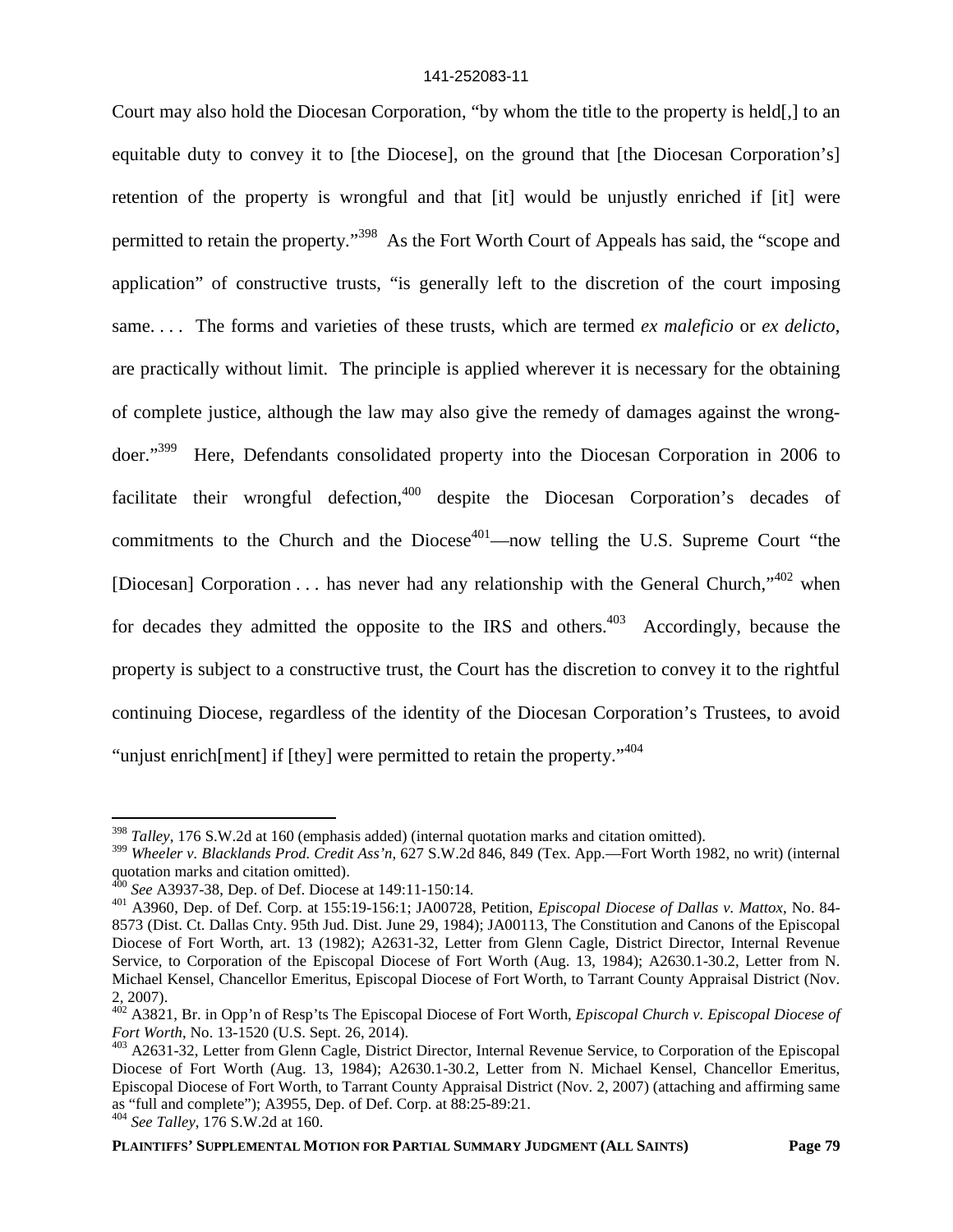Court may also hold the Diocesan Corporation, "by whom the title to the property is held[,] to an equitable duty to convey it to [the Diocese], on the ground that [the Diocesan Corporation's] retention of the property is wrongful and that [it] would be unjustly enriched if [it] were permitted to retain the property."[398] As the Fort Worth Court of Appeals has said, the "scope and application" of constructive trusts, "is generally left to the discretion of the court imposing same. . . . The forms and varieties of these trusts, which are termed *ex maleficio* or *ex delicto*, are practically without limit. The principle is applied wherever it is necessary for the obtaining of complete justice, although the law may also give the remedy of damages against the wrong-doer."[399] Here, Defendants consolidated property into the Diocesan Corporation in 2006 to facilitate their wrongful defection,[400] despite the Diocesan Corporation's decades of commitments to the Church and the Diocese[401]—now telling the U.S. Supreme Court "the [Diocesan] Corporation . . . has never had any relationship with the General Church,"[402] when for decades they admitted the opposite to the IRS and others.[403] Accordingly, because the property is subject to a constructive trust, the Court has the discretion to convey it to the rightful continuing Diocese, regardless of the identity of the Diocesan Corporation's Trustees, to avoid "unjust enrich[ment] if [they] were permitted to retain the property."[404]

---

[398] *Talley*, 176 S.W.2d at 160 (emphasis added) (internal quotation marks and citation omitted).

[399] *Wheeler v. Blacklands Prod. Credit Ass'n*, 627 S.W.2d 846, 849 (Tex. App.—Fort Worth 1982, no writ) (internal quotation marks and citation omitted).

[400] *See* A3937-38, Dep. of Def. Diocese at 149:11-150:14.

[401] A3960, Dep. of Def. Corp. at 155:19-156:1; JA00728, Petition, *Episcopal Diocese of Dallas v. Mattox*, No. 84-8573 (Dist. Ct. Dallas Cnty. 95th Jud. Dist. June 29, 1984); JA00113, The Constitution and Canons of the Episcopal Diocese of Fort Worth, art. 13 (1982); A2631-32, Letter from Glenn Cagle, District Director, Internal Revenue Service, to Corporation of the Episcopal Diocese of Fort Worth (Aug. 13, 1984); A2630.1-30.2, Letter from N. Michael Kensel, Chancellor Emeritus, Episcopal Diocese of Fort Worth, to Tarrant County Appraisal District (Nov. 2, 2007).

[402] A3821, Br. in Opp'n of Resp'ts The Episcopal Diocese of Fort Worth, *Episcopal Church v. Episcopal Diocese of Fort Worth*, No. 13-1520 (U.S. Sept. 26, 2014).

[403] A2631-32, Letter from Glenn Cagle, District Director, Internal Revenue Service, to Corporation of the Episcopal Diocese of Fort Worth (Aug. 13, 1984); A2630.1-30.2, Letter from N. Michael Kensel, Chancellor Emeritus, Episcopal Diocese of Fort Worth, to Tarrant County Appraisal District (Nov. 2, 2007) (attaching and affirming same as "full and complete"); A3955, Dep. of Def. Corp. at 88:25-89:21.

[404] *See Talley*, 176 S.W.2d at 160.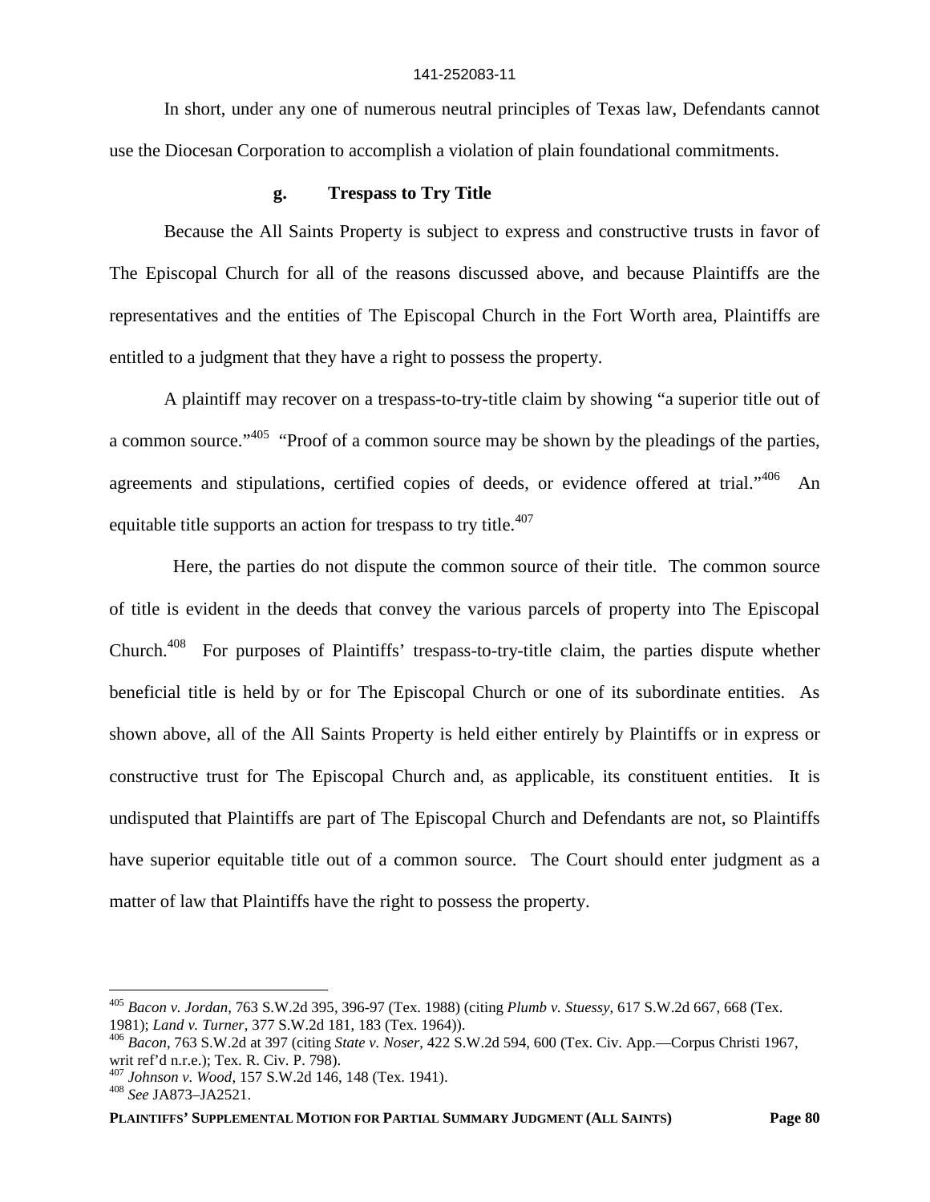In short, under any one of numerous neutral principles of Texas law, Defendants cannot use the Diocesan Corporation to accomplish a violation of plain foundational commitments.

### g. Trespass to Try Title

Because the All Saints Property is subject to express and constructive trusts in favor of The Episcopal Church for all of the reasons discussed above, and because Plaintiffs are the representatives and the entities of The Episcopal Church in the Fort Worth area, Plaintiffs are entitled to a judgment that they have a right to possess the property.

A plaintiff may recover on a trespass-to-try-title claim by showing "a superior title out of a common source."[405] "Proof of a common source may be shown by the pleadings of the parties, agreements and stipulations, certified copies of deeds, or evidence offered at trial."[406] An equitable title supports an action for trespass to try title.[407]

Here, the parties do not dispute the common source of their title. The common source of title is evident in the deeds that convey the various parcels of property into The Episcopal Church.[408] For purposes of Plaintiffs' trespass-to-try-title claim, the parties dispute whether beneficial title is held by or for The Episcopal Church or one of its subordinate entities. As shown above, all of the All Saints Property is held either entirely by Plaintiffs or in express or constructive trust for The Episcopal Church and, as applicable, its constituent entities. It is undisputed that Plaintiffs are part of The Episcopal Church and Defendants are not, so Plaintiffs have superior equitable title out of a common source. The Court should enter judgment as a matter of law that Plaintiffs have the right to possess the property.

---

[405] *Bacon v. Jordan*, 763 S.W.2d 395, 396-97 (Tex. 1988) (citing *Plumb v. Stuessy*, 617 S.W.2d 667, 668 (Tex. 1981); *Land v. Turner*, 377 S.W.2d 181, 183 (Tex. 1964)).

[406] *Bacon*, 763 S.W.2d at 397 (citing *State v. Noser*, 422 S.W.2d 594, 600 (Tex. Civ. App.—Corpus Christi 1967, writ ref'd n.r.e.); Tex. R. Civ. P. 798).

[407] *Johnson v. Wood*, 157 S.W.2d 146, 148 (Tex. 1941).

[408] *See* JA873–JA2521.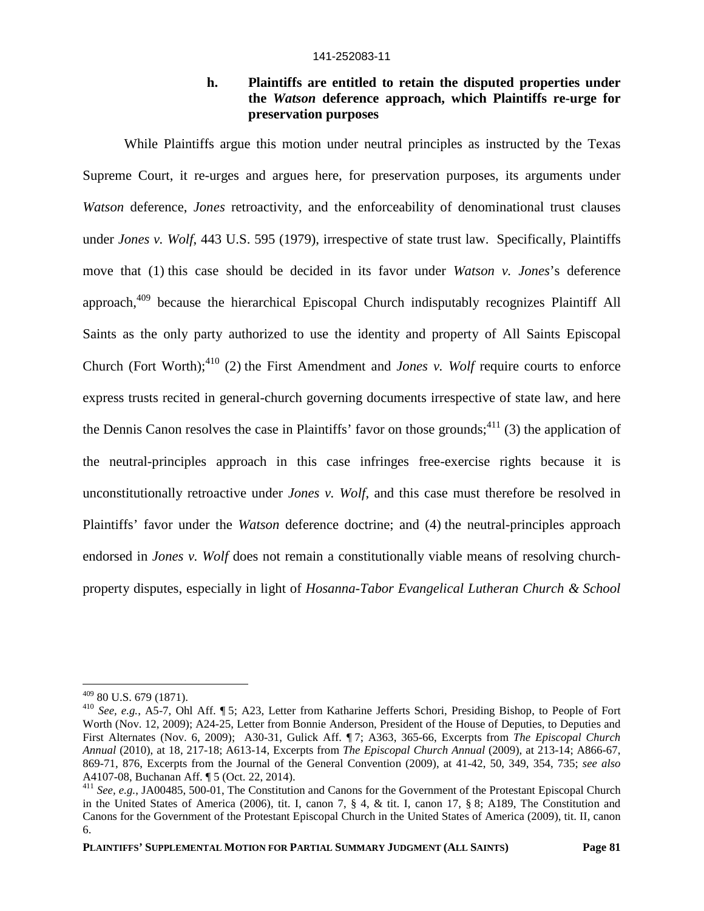#### h. Plaintiffs are entitled to retain the disputed properties under the *Watson* deference approach, which Plaintiffs re-urge for preservation purposes

While Plaintiffs argue this motion under neutral principles as instructed by the Texas Supreme Court, it re-urges and argues here, for preservation purposes, its arguments under *Watson* deference, *Jones* retroactivity, and the enforceability of denominational trust clauses under *Jones v. Wolf*, 443 U.S. 595 (1979), irrespective of state trust law. Specifically, Plaintiffs move that (1) this case should be decided in its favor under *Watson v. Jones*'s deference approach,[409] because the hierarchical Episcopal Church indisputably recognizes Plaintiff All Saints as the only party authorized to use the identity and property of All Saints Episcopal Church (Fort Worth);[410] (2) the First Amendment and *Jones v. Wolf* require courts to enforce express trusts recited in general-church governing documents irrespective of state law, and here the Dennis Canon resolves the case in Plaintiffs' favor on those grounds;[411] (3) the application of the neutral-principles approach in this case infringes free-exercise rights because it is unconstitutionally retroactive under *Jones v. Wolf*, and this case must therefore be resolved in Plaintiffs' favor under the *Watson* deference doctrine; and (4) the neutral-principles approach endorsed in *Jones v. Wolf* does not remain a constitutionally viable means of resolving church-property disputes, especially in light of *Hosanna-Tabor Evangelical Lutheran Church & School*

---

[409] 80 U.S. 679 (1871).

[410] *See, e.g.*, A5-7, Ohl Aff. ¶ 5; A23, Letter from Katharine Jefferts Schori, Presiding Bishop, to People of Fort Worth (Nov. 12, 2009); A24-25, Letter from Bonnie Anderson, President of the House of Deputies, to Deputies and First Alternates (Nov. 6, 2009); A30-31, Gulick Aff. ¶ 7; A363, 365-66, Excerpts from *The Episcopal Church Annual* (2010), at 18, 217-18; A613-14, Excerpts from *The Episcopal Church Annual* (2009), at 213-14; A866-67, 869-71, 876, Excerpts from the Journal of the General Convention (2009), at 41-42, 50, 349, 354, 735; *see also* A4107-08, Buchanan Aff. ¶ 5 (Oct. 22, 2014).

[411] *See, e.g.*, JA00485, 500-01, The Constitution and Canons for the Government of the Protestant Episcopal Church in the United States of America (2006), tit. I, canon 7, § 4, & tit. I, canon 17, § 8; A189, The Constitution and Canons for the Government of the Protestant Episcopal Church in the United States of America (2009), tit. II, canon 6.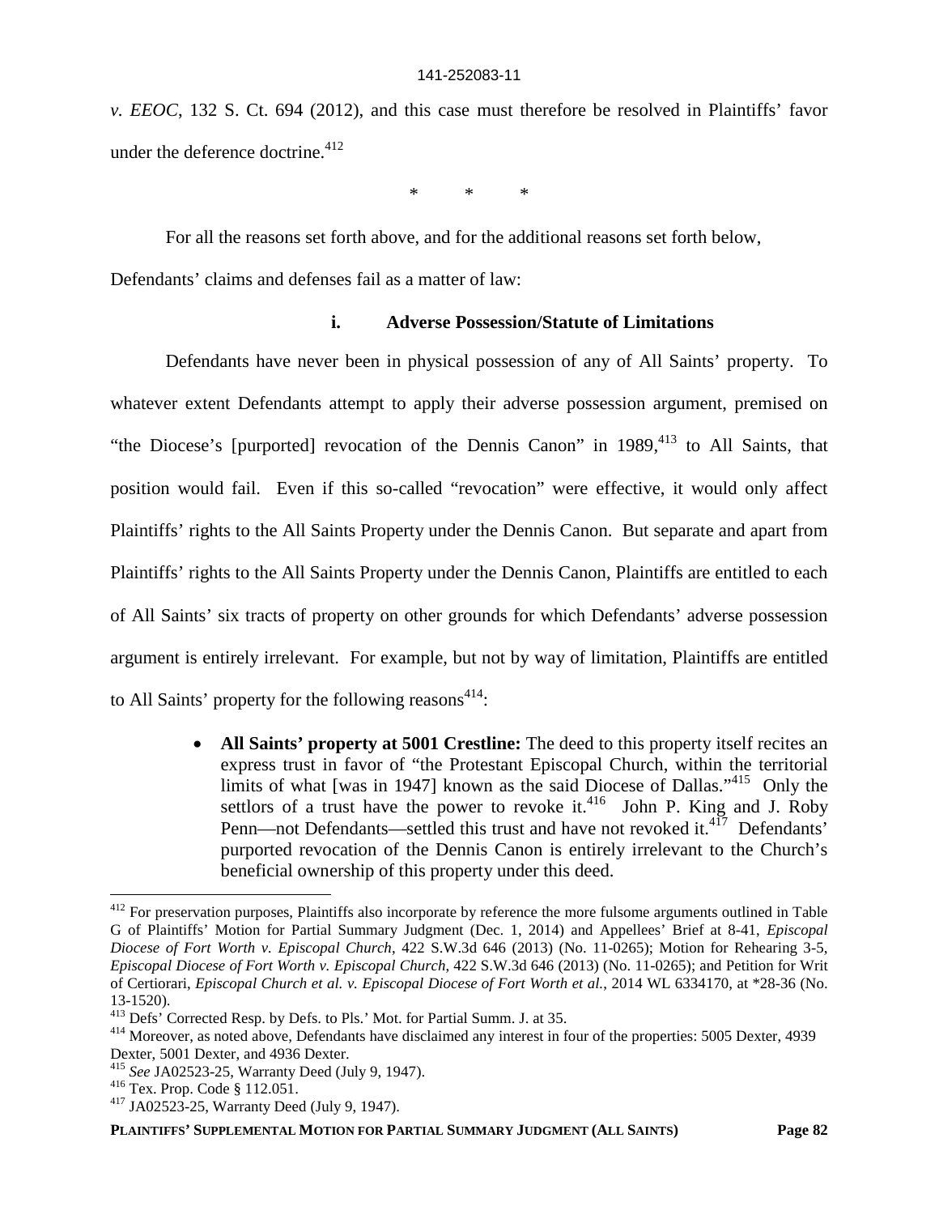*v. EEOC*, 132 S. Ct. 694 (2012), and this case must therefore be resolved in Plaintiffs' favor under the deference doctrine.[412]

\* \* \*

For all the reasons set forth above, and for the additional reasons set forth below, Defendants' claims and defenses fail as a matter of law:

**i. Adverse Possession/Statute of Limitations**

Defendants have never been in physical possession of any of All Saints' property. To whatever extent Defendants attempt to apply their adverse possession argument, premised on "the Diocese's [purported] revocation of the Dennis Canon" in 1989,[413] to All Saints, that position would fail. Even if this so-called "revocation" were effective, it would only affect Plaintiffs' rights to the All Saints Property under the Dennis Canon. But separate and apart from Plaintiffs' rights to the All Saints Property under the Dennis Canon, Plaintiffs are entitled to each of All Saints' six tracts of property on other grounds for which Defendants' adverse possession argument is entirely irrelevant. For example, but not by way of limitation, Plaintiffs are entitled to All Saints' property for the following reasons[414]:

- **All Saints' property at 5001 Crestline:** The deed to this property itself recites an express trust in favor of "the Protestant Episcopal Church, within the territorial limits of what [was in 1947] known as the said Diocese of Dallas."[415] Only the settlors of a trust have the power to revoke it.[416] John P. King and J. Roby Penn—not Defendants—settled this trust and have not revoked it.[417] Defendants' purported revocation of the Dennis Canon is entirely irrelevant to the Church's beneficial ownership of this property under this deed.

---

[412] For preservation purposes, Plaintiffs also incorporate by reference the more fulsome arguments outlined in Table G of Plaintiffs' Motion for Partial Summary Judgment (Dec. 1, 2014) and Appellees' Brief at 8-41, *Episcopal Diocese of Fort Worth v. Episcopal Church*, 422 S.W.3d 646 (2013) (No. 11-0265); Motion for Rehearing 3-5, *Episcopal Diocese of Fort Worth v. Episcopal Church*, 422 S.W.3d 646 (2013) (No. 11-0265); and Petition for Writ of Certiorari, *Episcopal Church et al. v. Episcopal Diocese of Fort Worth et al.*, 2014 WL 6334170, at \*28-36 (No. 13-1520).

[413] Defs' Corrected Resp. by Defs. to Pls.' Mot. for Partial Summ. J. at 35.

[414] Moreover, as noted above, Defendants have disclaimed any interest in four of the properties: 5005 Dexter, 4939 Dexter, 5001 Dexter, and 4936 Dexter.

[415] *See* JA02523-25, Warranty Deed (July 9, 1947).

[416] Tex. Prop. Code § 112.051.

[417] JA02523-25, Warranty Deed (July 9, 1947).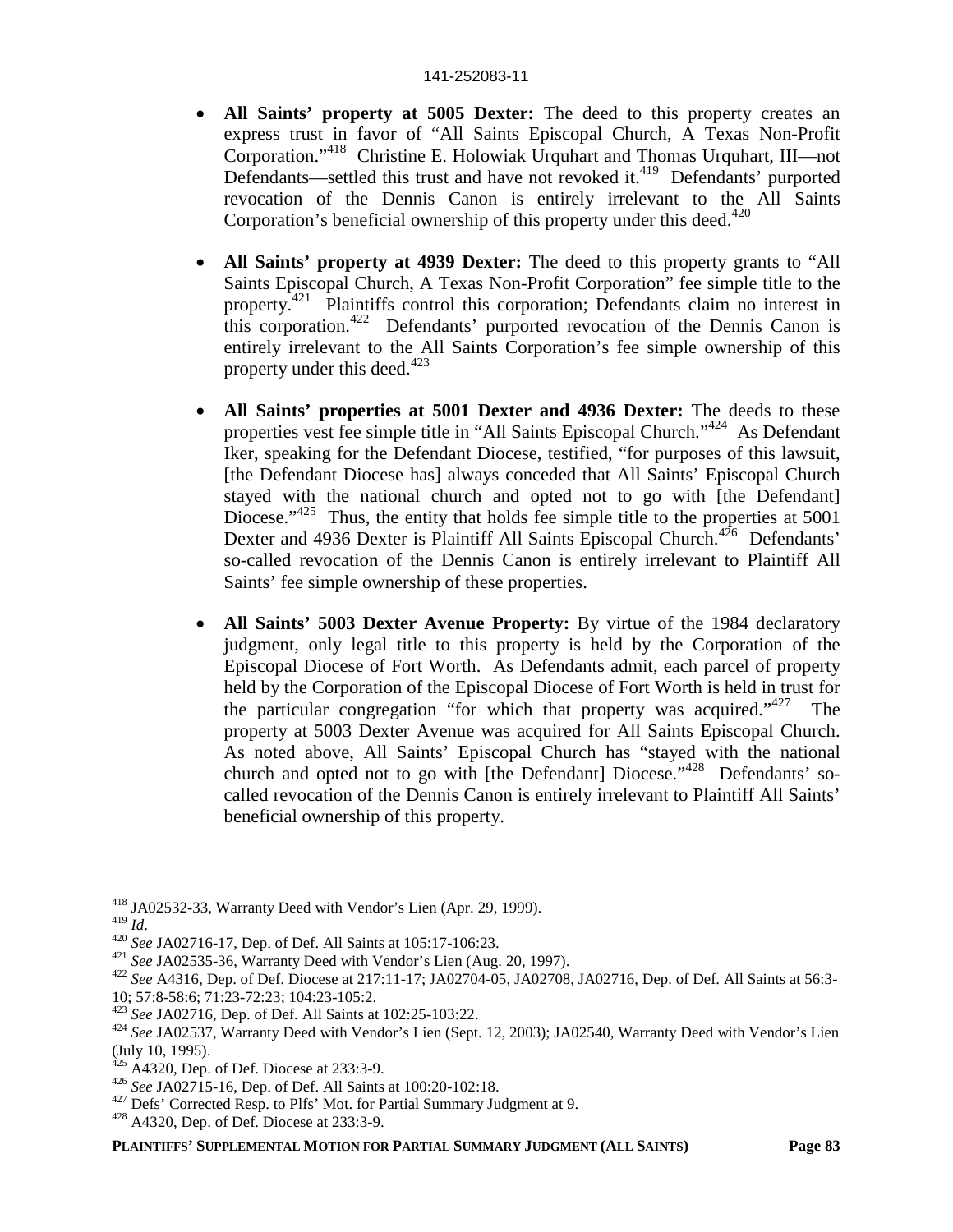- **All Saints' property at 5005 Dexter:** The deed to this property creates an express trust in favor of "All Saints Episcopal Church, A Texas Non-Profit Corporation."[418] Christine E. Holowiak Urquhart and Thomas Urquhart, III—not Defendants—settled this trust and have not revoked it.[419] Defendants' purported revocation of the Dennis Canon is entirely irrelevant to the All Saints Corporation's beneficial ownership of this property under this deed.[420]

- **All Saints' property at 4939 Dexter:** The deed to this property grants to "All Saints Episcopal Church, A Texas Non-Profit Corporation" fee simple title to the property.[421] Plaintiffs control this corporation; Defendants claim no interest in this corporation.[422] Defendants' purported revocation of the Dennis Canon is entirely irrelevant to the All Saints Corporation's fee simple ownership of this property under this deed.[423]

- **All Saints' properties at 5001 Dexter and 4936 Dexter:** The deeds to these properties vest fee simple title in "All Saints Episcopal Church."[424] As Defendant Iker, speaking for the Defendant Diocese, testified, "for purposes of this lawsuit, [the Defendant Diocese has] always conceded that All Saints' Episcopal Church stayed with the national church and opted not to go with [the Defendant] Diocese."[425] Thus, the entity that holds fee simple title to the properties at 5001 Dexter and 4936 Dexter is Plaintiff All Saints Episcopal Church.[426] Defendants' so-called revocation of the Dennis Canon is entirely irrelevant to Plaintiff All Saints' fee simple ownership of these properties.

- **All Saints' 5003 Dexter Avenue Property:** By virtue of the 1984 declaratory judgment, only legal title to this property is held by the Corporation of the Episcopal Diocese of Fort Worth. As Defendants admit, each parcel of property held by the Corporation of the Episcopal Diocese of Fort Worth is held in trust for the particular congregation "for which that property was acquired."[427] The property at 5003 Dexter Avenue was acquired for All Saints Episcopal Church. As noted above, All Saints' Episcopal Church has "stayed with the national church and opted not to go with [the Defendant] Diocese."[428] Defendants' so-called revocation of the Dennis Canon is entirely irrelevant to Plaintiff All Saints' beneficial ownership of this property.

---

[418] JA02532-33, Warranty Deed with Vendor's Lien (Apr. 29, 1999).

[419] *Id*.

[420] *See* JA02716-17, Dep. of Def. All Saints at 105:17-106:23.

[421] *See* JA02535-36, Warranty Deed with Vendor's Lien (Aug. 20, 1997).

[422] *See* A4316, Dep. of Def. Diocese at 217:11-17; JA02704-05, JA02708, JA02716, Dep. of Def. All Saints at 56:3-10; 57:8-58:6; 71:23-72:23; 104:23-105:2.

[423] *See* JA02716, Dep. of Def. All Saints at 102:25-103:22.

[424] *See* JA02537, Warranty Deed with Vendor's Lien (Sept. 12, 2003); JA02540, Warranty Deed with Vendor's Lien (July 10, 1995).

[425] A4320, Dep. of Def. Diocese at 233:3-9.

[426] *See* JA02715-16, Dep. of Def. All Saints at 100:20-102:18.

[427] Defs' Corrected Resp. to Plfs' Mot. for Partial Summary Judgment at 9.

[428] A4320, Dep. of Def. Diocese at 233:3-9.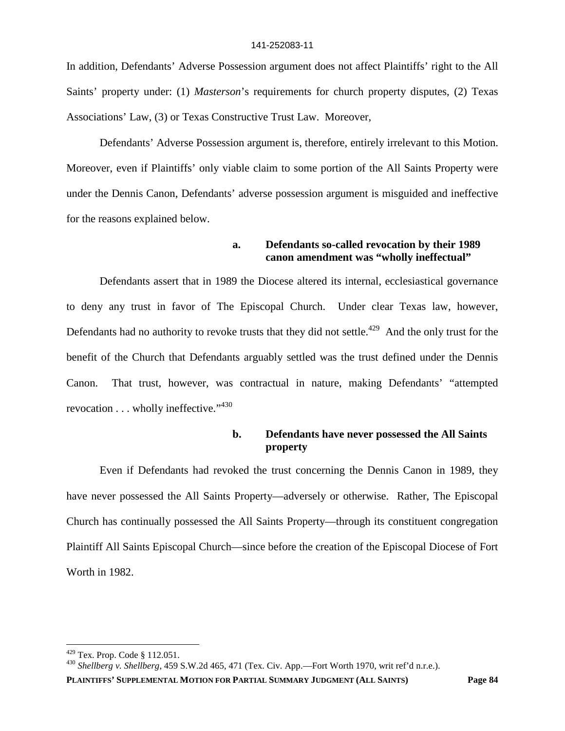In addition, Defendants' Adverse Possession argument does not affect Plaintiffs' right to the All Saints' property under: (1) *Masterson*'s requirements for church property disputes, (2) Texas Associations' Law, (3) or Texas Constructive Trust Law. Moreover,

Defendants' Adverse Possession argument is, therefore, entirely irrelevant to this Motion. Moreover, even if Plaintiffs' only viable claim to some portion of the All Saints Property were under the Dennis Canon, Defendants' adverse possession argument is misguided and ineffective for the reasons explained below.

**a. Defendants so-called revocation by their 1989 canon amendment was "wholly ineffectual"**

Defendants assert that in 1989 the Diocese altered its internal, ecclesiastical governance to deny any trust in favor of The Episcopal Church. Under clear Texas law, however, Defendants had no authority to revoke trusts that they did not settle.[429] And the only trust for the benefit of the Church that Defendants arguably settled was the trust defined under the Dennis Canon. That trust, however, was contractual in nature, making Defendants' "attempted revocation . . . wholly ineffective."[430]

**b. Defendants have never possessed the All Saints property**

Even if Defendants had revoked the trust concerning the Dennis Canon in 1989, they have never possessed the All Saints Property—adversely or otherwise. Rather, The Episcopal Church has continually possessed the All Saints Property—through its constituent congregation Plaintiff All Saints Episcopal Church—since before the creation of the Episcopal Diocese of Fort Worth in 1982.

---

[429] Tex. Prop. Code § 112.051.

[430] *Shellberg v. Shellberg*, 459 S.W.2d 465, 471 (Tex. Civ. App.—Fort Worth 1970, writ ref'd n.r.e.).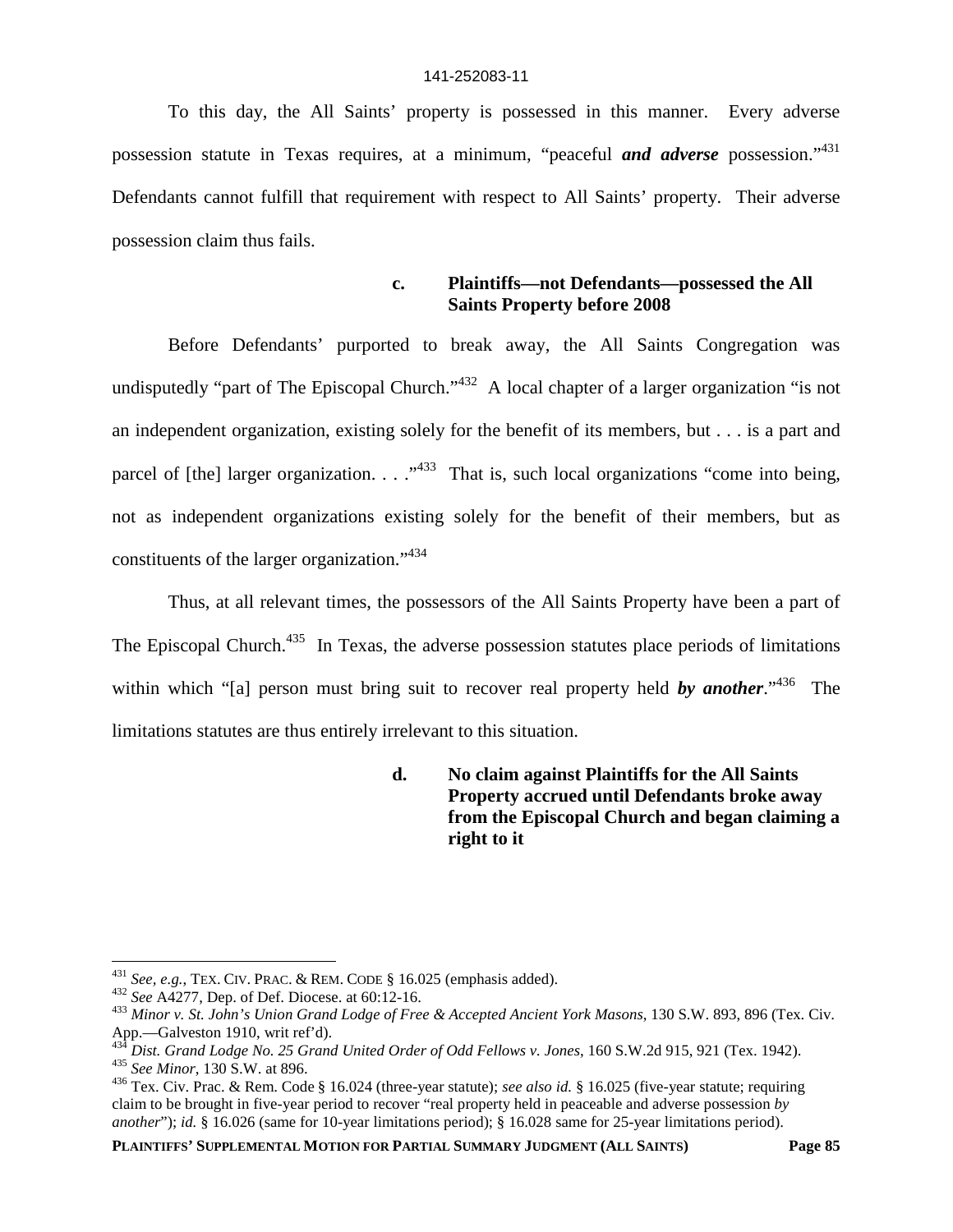To this day, the All Saints' property is possessed in this manner. Every adverse possession statute in Texas requires, at a minimum, "peaceful ***and adverse*** possession."[431] Defendants cannot fulfill that requirement with respect to All Saints' property. Their adverse possession claim thus fails.

### c. Plaintiffs—not Defendants—possessed the All Saints Property before 2008

Before Defendants' purported to break away, the All Saints Congregation was undisputedly "part of The Episcopal Church."[432] A local chapter of a larger organization "is not an independent organization, existing solely for the benefit of its members, but . . . is a part and parcel of [the] larger organization. . . ."[433] That is, such local organizations "come into being, not as independent organizations existing solely for the benefit of their members, but as constituents of the larger organization."[434]

Thus, at all relevant times, the possessors of the All Saints Property have been a part of The Episcopal Church.[435] In Texas, the adverse possession statutes place periods of limitations within which "[a] person must bring suit to recover real property held ***by another***."[436] The limitations statutes are thus entirely irrelevant to this situation.

### d. No claim against Plaintiffs for the All Saints Property accrued until Defendants broke away from the Episcopal Church and began claiming a right to it

---

[431] *See, e.g.*, TEX. CIV. PRAC. & REM. CODE § 16.025 (emphasis added).

[432] *See* A4277, Dep. of Def. Diocese. at 60:12-16.

[433] *Minor v. St. John's Union Grand Lodge of Free & Accepted Ancient York Masons*, 130 S.W. 893, 896 (Tex. Civ. App.—Galveston 1910, writ ref'd).

[434] *Dist. Grand Lodge No. 25 Grand United Order of Odd Fellows v. Jones*, 160 S.W.2d 915, 921 (Tex. 1942).

[435] *See Minor*, 130 S.W. at 896.

[436] Tex. Civ. Prac. & Rem. Code § 16.024 (three-year statute); *see also id.* § 16.025 (five-year statute; requiring claim to be brought in five-year period to recover "real property held in peaceable and adverse possession *by another*"); *id.* § 16.026 (same for 10-year limitations period); § 16.028 same for 25-year limitations period).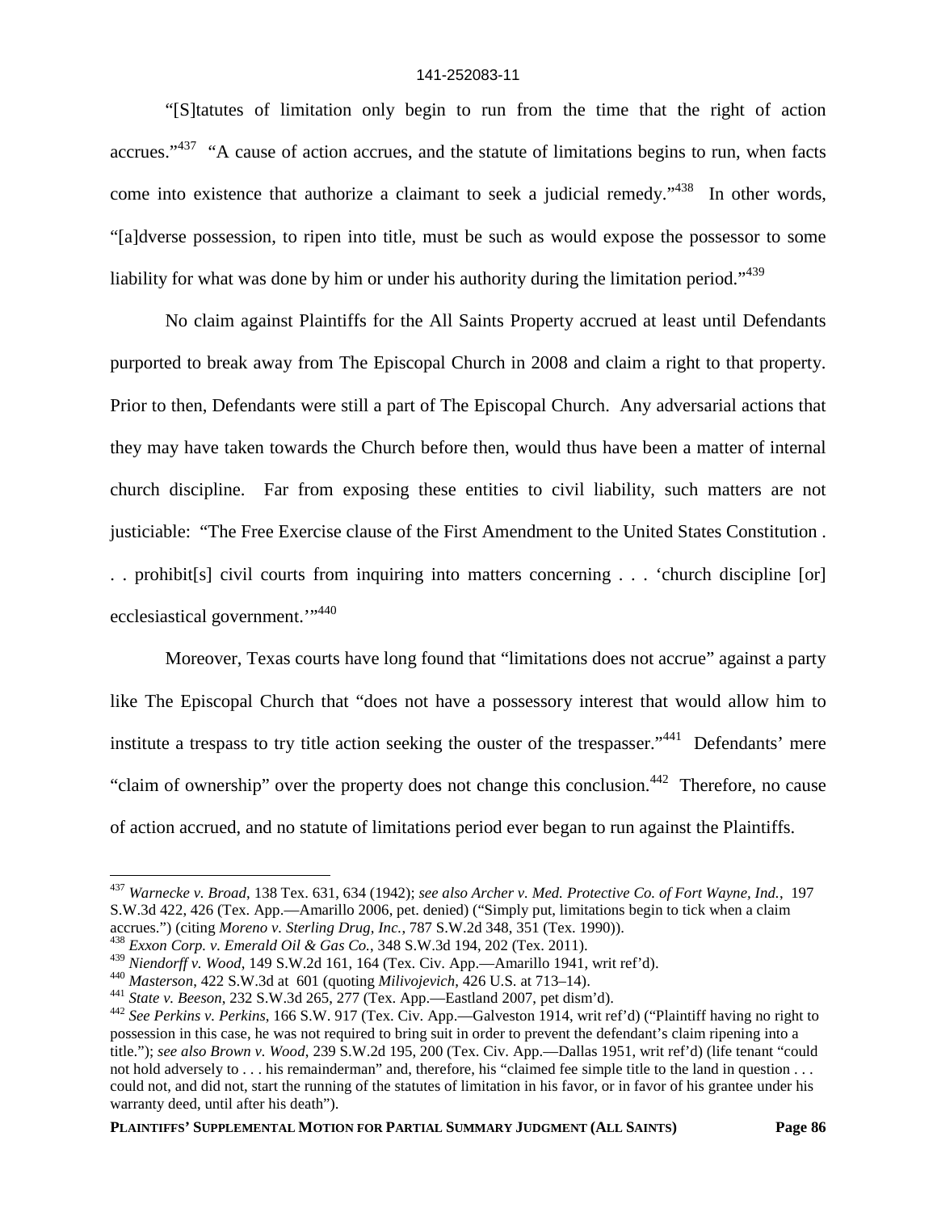"[S]tatutes of limitation only begin to run from the time that the right of action accrues."[437] "A cause of action accrues, and the statute of limitations begins to run, when facts come into existence that authorize a claimant to seek a judicial remedy."[438] In other words, "[a]dverse possession, to ripen into title, must be such as would expose the possessor to some liability for what was done by him or under his authority during the limitation period."[439]

No claim against Plaintiffs for the All Saints Property accrued at least until Defendants purported to break away from The Episcopal Church in 2008 and claim a right to that property. Prior to then, Defendants were still a part of The Episcopal Church. Any adversarial actions that they may have taken towards the Church before then, would thus have been a matter of internal church discipline. Far from exposing these entities to civil liability, such matters are not justiciable: "The Free Exercise clause of the First Amendment to the United States Constitution . . . prohibit[s] civil courts from inquiring into matters concerning . . . 'church discipline [or] ecclesiastical government.'"[440]

Moreover, Texas courts have long found that "limitations does not accrue" against a party like The Episcopal Church that "does not have a possessory interest that would allow him to institute a trespass to try title action seeking the ouster of the trespasser."[441] Defendants' mere "claim of ownership" over the property does not change this conclusion.[442] Therefore, no cause of action accrued, and no statute of limitations period ever began to run against the Plaintiffs.

---

[437] *Warnecke v. Broad*, 138 Tex. 631, 634 (1942); *see also Archer v. Med. Protective Co. of Fort Wayne, Ind.*, 197 S.W.3d 422, 426 (Tex. App.—Amarillo 2006, pet. denied) ("Simply put, limitations begin to tick when a claim accrues.") (citing *Moreno v. Sterling Drug, Inc.*, 787 S.W.2d 348, 351 (Tex. 1990)).

[438] *Exxon Corp. v. Emerald Oil & Gas Co.*, 348 S.W.3d 194, 202 (Tex. 2011).

[439] *Niendorff v. Wood*, 149 S.W.2d 161, 164 (Tex. Civ. App.—Amarillo 1941, writ ref'd).

[440] *Masterson*, 422 S.W.3d at 601 (quoting *Milivojevich*, 426 U.S. at 713–14).

[441] *State v. Beeson*, 232 S.W.3d 265, 277 (Tex. App.—Eastland 2007, pet dism'd).

[442] *See Perkins v. Perkins*, 166 S.W. 917 (Tex. Civ. App.—Galveston 1914, writ ref'd) ("Plaintiff having no right to possession in this case, he was not required to bring suit in order to prevent the defendant's claim ripening into a title."); *see also Brown v. Wood*, 239 S.W.2d 195, 200 (Tex. Civ. App.—Dallas 1951, writ ref'd) (life tenant "could not hold adversely to . . . his remainderman" and, therefore, his "claimed fee simple title to the land in question . . . could not, and did not, start the running of the statutes of limitation in his favor, or in favor of his grantee under his warranty deed, until after his death").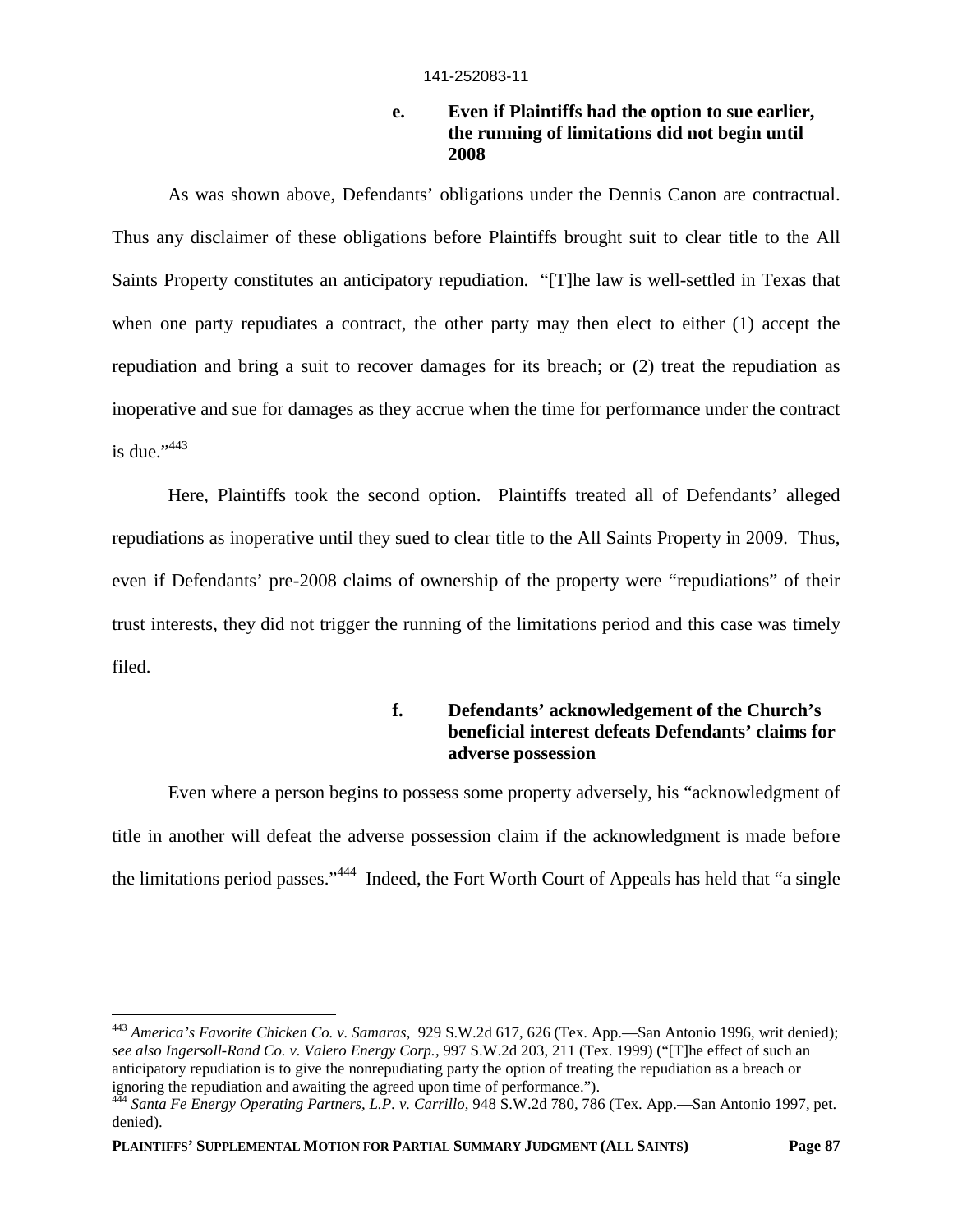#### e. Even if Plaintiffs had the option to sue earlier, the running of limitations did not begin until 2008

As was shown above, Defendants' obligations under the Dennis Canon are contractual. Thus any disclaimer of these obligations before Plaintiffs brought suit to clear title to the All Saints Property constitutes an anticipatory repudiation. "[T]he law is well-settled in Texas that when one party repudiates a contract, the other party may then elect to either (1) accept the repudiation and bring a suit to recover damages for its breach; or (2) treat the repudiation as inoperative and sue for damages as they accrue when the time for performance under the contract is due."[443]

Here, Plaintiffs took the second option. Plaintiffs treated all of Defendants' alleged repudiations as inoperative until they sued to clear title to the All Saints Property in 2009. Thus, even if Defendants' pre-2008 claims of ownership of the property were "repudiations" of their trust interests, they did not trigger the running of the limitations period and this case was timely filed.

#### f. Defendants' acknowledgement of the Church's beneficial interest defeats Defendants' claims for adverse possession

Even where a person begins to possess some property adversely, his "acknowledgment of title in another will defeat the adverse possession claim if the acknowledgment is made before the limitations period passes."[444] Indeed, the Fort Worth Court of Appeals has held that "a single

---

[443] *America's Favorite Chicken Co. v. Samaras*, 929 S.W.2d 617, 626 (Tex. App.—San Antonio 1996, writ denied); *see also Ingersoll-Rand Co. v. Valero Energy Corp.*, 997 S.W.2d 203, 211 (Tex. 1999) ("[T]he effect of such an anticipatory repudiation is to give the nonrepudiating party the option of treating the repudiation as a breach or ignoring the repudiation and awaiting the agreed upon time of performance.").

[444] *Santa Fe Energy Operating Partners, L.P. v. Carrillo*, 948 S.W.2d 780, 786 (Tex. App.—San Antonio 1997, pet. denied).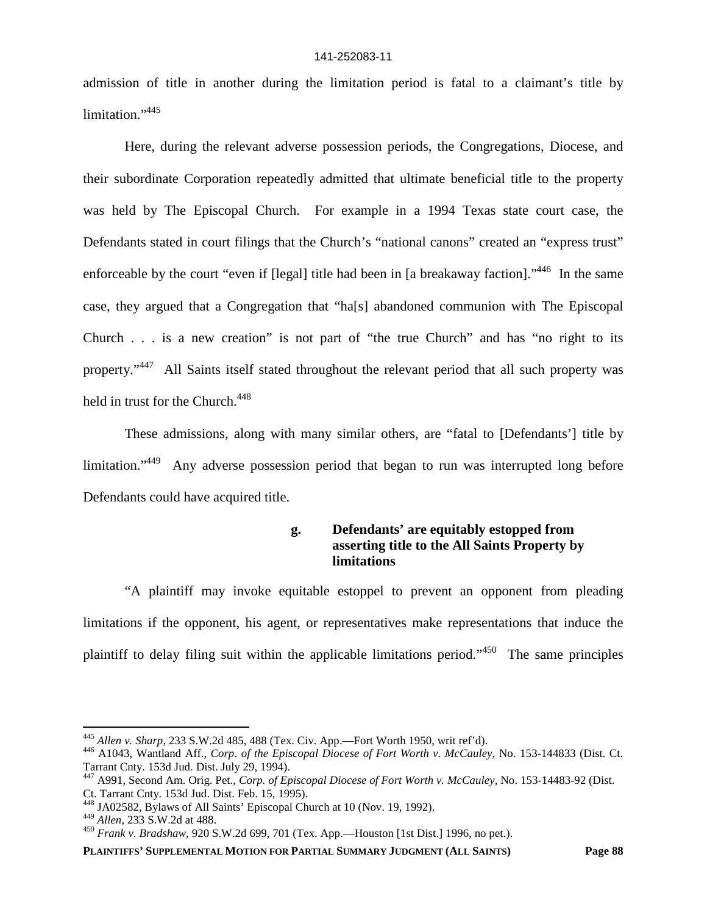admission of title in another during the limitation period is fatal to a claimant's title by limitation."[445]

Here, during the relevant adverse possession periods, the Congregations, Diocese, and their subordinate Corporation repeatedly admitted that ultimate beneficial title to the property was held by The Episcopal Church. For example in a 1994 Texas state court case, the Defendants stated in court filings that the Church's "national canons" created an "express trust" enforceable by the court "even if [legal] title had been in [a breakaway faction]."[446] In the same case, they argued that a Congregation that "ha[s] abandoned communion with The Episcopal Church . . . is a new creation" is not part of "the true Church" and has "no right to its property."[447] All Saints itself stated throughout the relevant period that all such property was held in trust for the Church.[448]

These admissions, along with many similar others, are "fatal to [Defendants'] title by limitation."[449] Any adverse possession period that began to run was interrupted long before Defendants could have acquired title.

#### g. Defendants' are equitably estopped from asserting title to the All Saints Property by limitations

"A plaintiff may invoke equitable estoppel to prevent an opponent from pleading limitations if the opponent, his agent, or representatives make representations that induce the plaintiff to delay filing suit within the applicable limitations period."[450] The same principles

---

[445] *Allen v. Sharp*, 233 S.W.2d 485, 488 (Tex. Civ. App.—Fort Worth 1950, writ ref'd).

[446] A1043, Wantland Aff., *Corp. of the Episcopal Diocese of Fort Worth v. McCauley*, No. 153-144833 (Dist. Ct. Tarrant Cnty. 153d Jud. Dist. July 29, 1994).

[447] A991, Second Am. Orig. Pet., *Corp. of Episcopal Diocese of Fort Worth v. McCauley*, No. 153-14483-92 (Dist. Ct. Tarrant Cnty. 153d Jud. Dist. Feb. 15, 1995).

[448] JA02582, Bylaws of All Saints' Episcopal Church at 10 (Nov. 19, 1992).

[449] *Allen*, 233 S.W.2d at 488.

[450] *Frank v. Bradshaw*, 920 S.W.2d 699, 701 (Tex. App.—Houston [1st Dist.] 1996, no pet.).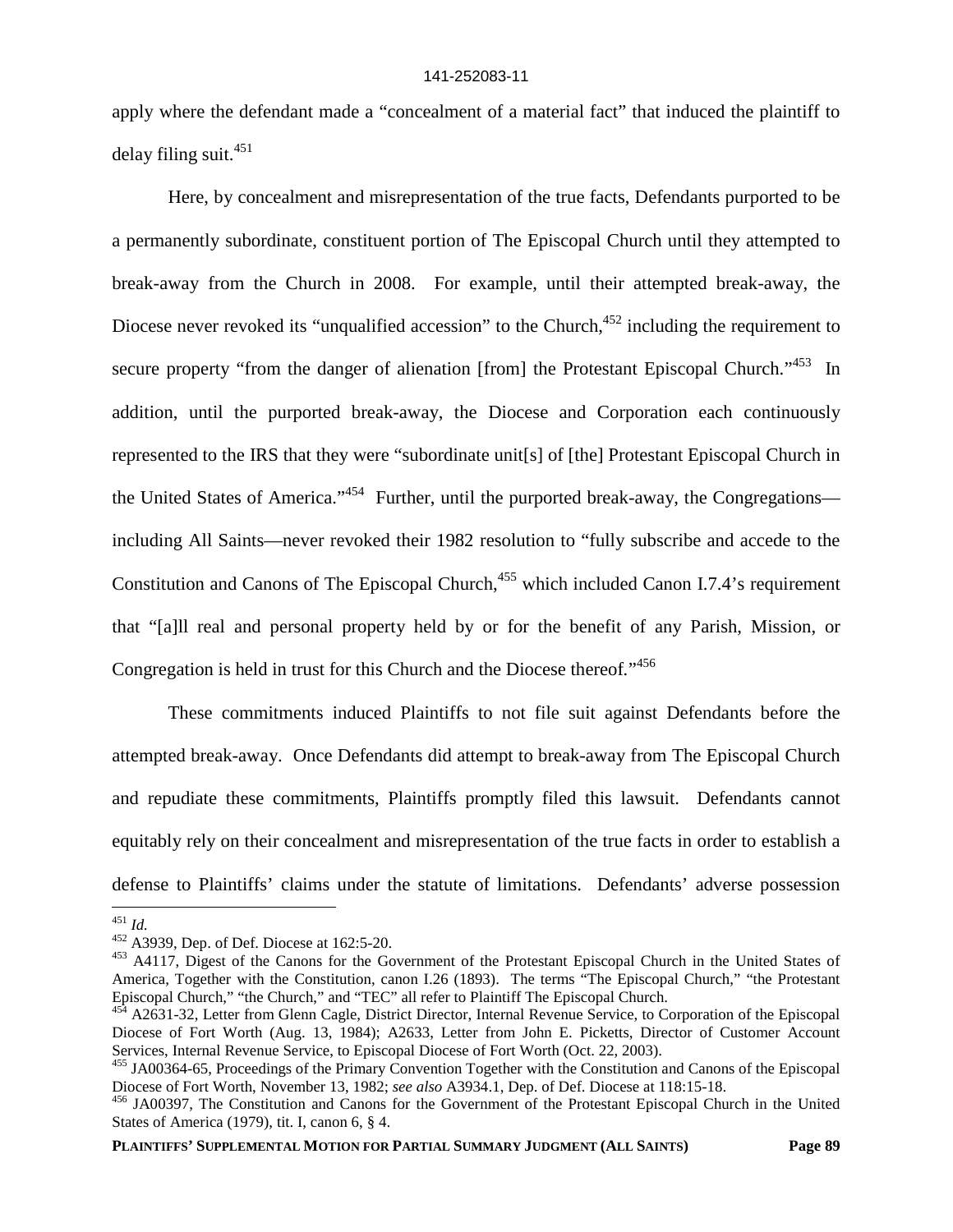apply where the defendant made a "concealment of a material fact" that induced the plaintiff to delay filing suit.[451]

Here, by concealment and misrepresentation of the true facts, Defendants purported to be a permanently subordinate, constituent portion of The Episcopal Church until they attempted to break-away from the Church in 2008. For example, until their attempted break-away, the Diocese never revoked its "unqualified accession" to the Church,[452] including the requirement to secure property "from the danger of alienation [from] the Protestant Episcopal Church."[453] In addition, until the purported break-away, the Diocese and Corporation each continuously represented to the IRS that they were "subordinate unit[s] of [the] Protestant Episcopal Church in the United States of America."[454] Further, until the purported break-away, the Congregations—including All Saints—never revoked their 1982 resolution to "fully subscribe and accede to the Constitution and Canons of The Episcopal Church,[455] which included Canon I.7.4's requirement that "[a]ll real and personal property held by or for the benefit of any Parish, Mission, or Congregation is held in trust for this Church and the Diocese thereof."[456]

These commitments induced Plaintiffs to not file suit against Defendants before the attempted break-away. Once Defendants did attempt to break-away from The Episcopal Church and repudiate these commitments, Plaintiffs promptly filed this lawsuit. Defendants cannot equitably rely on their concealment and misrepresentation of the true facts in order to establish a defense to Plaintiffs' claims under the statute of limitations. Defendants' adverse possession

---

[451] *Id.*

[452] A3939, Dep. of Def. Diocese at 162:5-20.

[453] A4117, Digest of the Canons for the Government of the Protestant Episcopal Church in the United States of America, Together with the Constitution, canon I.26 (1893). The terms "The Episcopal Church," "the Protestant Episcopal Church," "the Church," and "TEC" all refer to Plaintiff The Episcopal Church.

[454] A2631-32, Letter from Glenn Cagle, District Director, Internal Revenue Service, to Corporation of the Episcopal Diocese of Fort Worth (Aug. 13, 1984); A2633, Letter from John E. Picketts, Director of Customer Account Services, Internal Revenue Service, to Episcopal Diocese of Fort Worth (Oct. 22, 2003).

[455] JA00364-65, Proceedings of the Primary Convention Together with the Constitution and Canons of the Episcopal Diocese of Fort Worth, November 13, 1982; *see also* A3934.1, Dep. of Def. Diocese at 118:15-18.

[456] JA00397, The Constitution and Canons for the Government of the Protestant Episcopal Church in the United States of America (1979), tit. I, canon 6, § 4.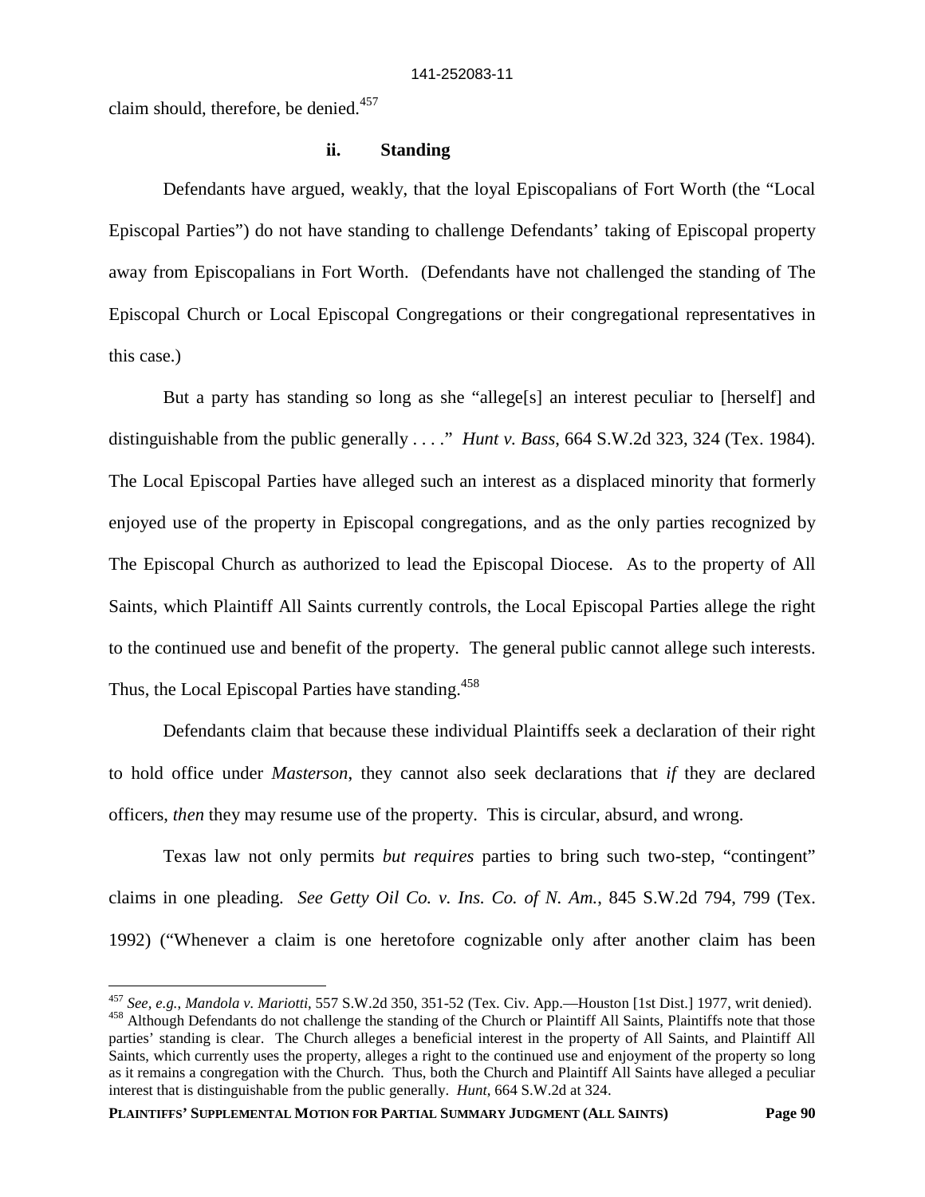claim should, therefore, be denied.[457]

### ii. Standing

Defendants have argued, weakly, that the loyal Episcopalians of Fort Worth (the "Local Episcopal Parties") do not have standing to challenge Defendants' taking of Episcopal property away from Episcopalians in Fort Worth. (Defendants have not challenged the standing of The Episcopal Church or Local Episcopal Congregations or their congregational representatives in this case.)

But a party has standing so long as she "allege[s] an interest peculiar to [herself] and distinguishable from the public generally . . . ." *Hunt v. Bass*, 664 S.W.2d 323, 324 (Tex. 1984). The Local Episcopal Parties have alleged such an interest as a displaced minority that formerly enjoyed use of the property in Episcopal congregations, and as the only parties recognized by The Episcopal Church as authorized to lead the Episcopal Diocese. As to the property of All Saints, which Plaintiff All Saints currently controls, the Local Episcopal Parties allege the right to the continued use and benefit of the property. The general public cannot allege such interests. Thus, the Local Episcopal Parties have standing.[458]

Defendants claim that because these individual Plaintiffs seek a declaration of their right to hold office under *Masterson*, they cannot also seek declarations that *if* they are declared officers, *then* they may resume use of the property. This is circular, absurd, and wrong.

Texas law not only permits *but requires* parties to bring such two-step, "contingent" claims in one pleading. *See Getty Oil Co. v. Ins. Co. of N. Am.*, 845 S.W.2d 794, 799 (Tex. 1992) ("Whenever a claim is one heretofore cognizable only after another claim has been

---

[457] *See, e.g., Mandola v. Mariotti*, 557 S.W.2d 350, 351-52 (Tex. Civ. App.—Houston [1st Dist.] 1977, writ denied).

[458] Although Defendants do not challenge the standing of the Church or Plaintiff All Saints, Plaintiffs note that those parties' standing is clear. The Church alleges a beneficial interest in the property of All Saints, and Plaintiff All Saints, which currently uses the property, alleges a right to the continued use and enjoyment of the property so long as it remains a congregation with the Church. Thus, both the Church and Plaintiff All Saints have alleged a peculiar interest that is distinguishable from the public generally. *Hunt*, 664 S.W.2d at 324.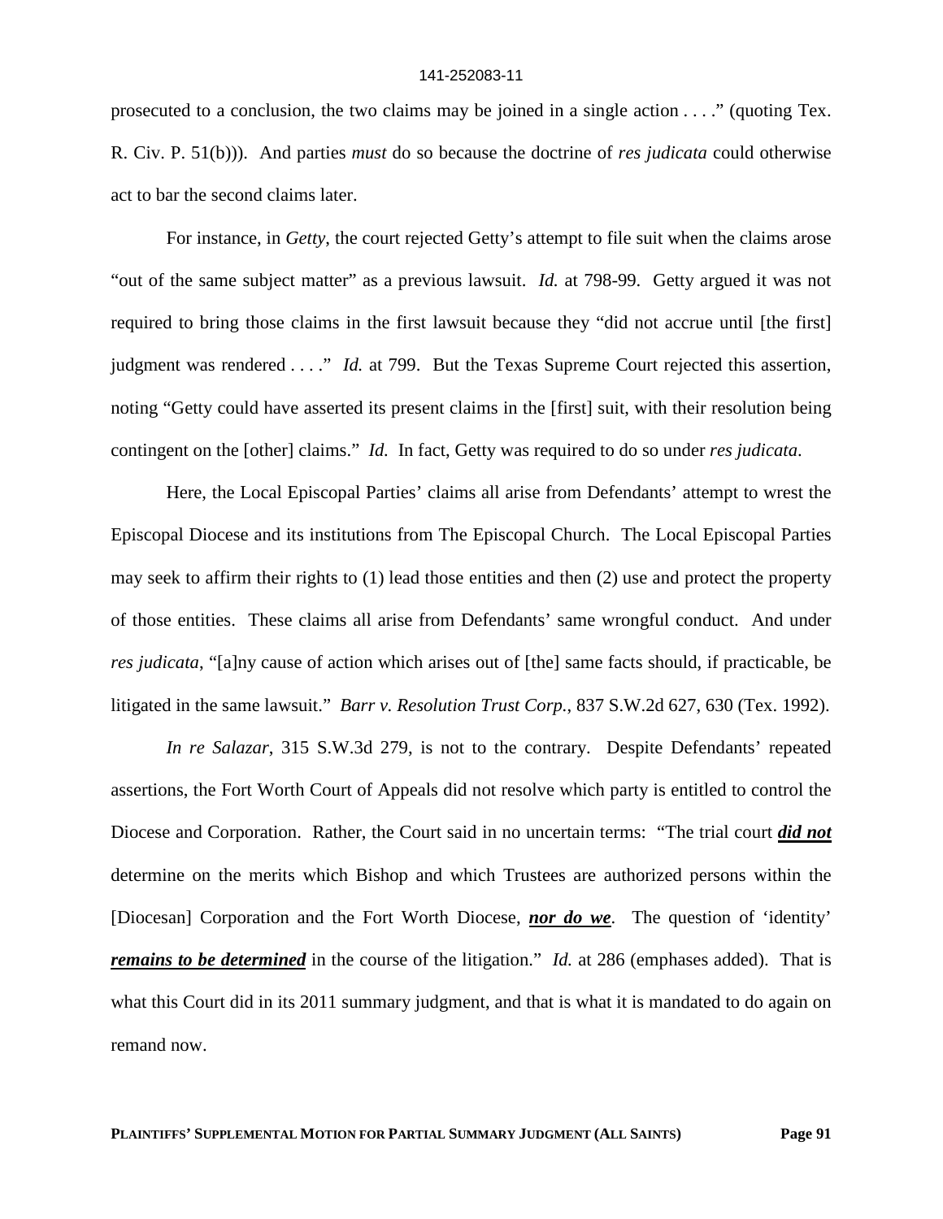prosecuted to a conclusion, the two claims may be joined in a single action . . . ." (quoting Tex. R. Civ. P. 51(b))). And parties *must* do so because the doctrine of *res judicata* could otherwise act to bar the second claims later.

For instance, in *Getty*, the court rejected Getty's attempt to file suit when the claims arose "out of the same subject matter" as a previous lawsuit. *Id.* at 798-99. Getty argued it was not required to bring those claims in the first lawsuit because they "did not accrue until [the first] judgment was rendered . . . ." *Id.* at 799. But the Texas Supreme Court rejected this assertion, noting "Getty could have asserted its present claims in the [first] suit, with their resolution being contingent on the [other] claims." *Id.* In fact, Getty was required to do so under *res judicata*.

Here, the Local Episcopal Parties' claims all arise from Defendants' attempt to wrest the Episcopal Diocese and its institutions from The Episcopal Church. The Local Episcopal Parties may seek to affirm their rights to (1) lead those entities and then (2) use and protect the property of those entities. These claims all arise from Defendants' same wrongful conduct. And under *res judicata*, "[a]ny cause of action which arises out of [the] same facts should, if practicable, be litigated in the same lawsuit." *Barr v. Resolution Trust Corp.*, 837 S.W.2d 627, 630 (Tex. 1992).

*In re Salazar*, 315 S.W.3d 279, is not to the contrary. Despite Defendants' repeated assertions, the Fort Worth Court of Appeals did not resolve which party is entitled to control the Diocese and Corporation. Rather, the Court said in no uncertain terms: "The trial court ***did not*** determine on the merits which Bishop and which Trustees are authorized persons within the [Diocesan] Corporation and the Fort Worth Diocese, ***nor do we***. The question of 'identity' ***remains to be determined*** in the course of the litigation." *Id.* at 286 (emphases added). That is what this Court did in its 2011 summary judgment, and that is what it is mandated to do again on remand now.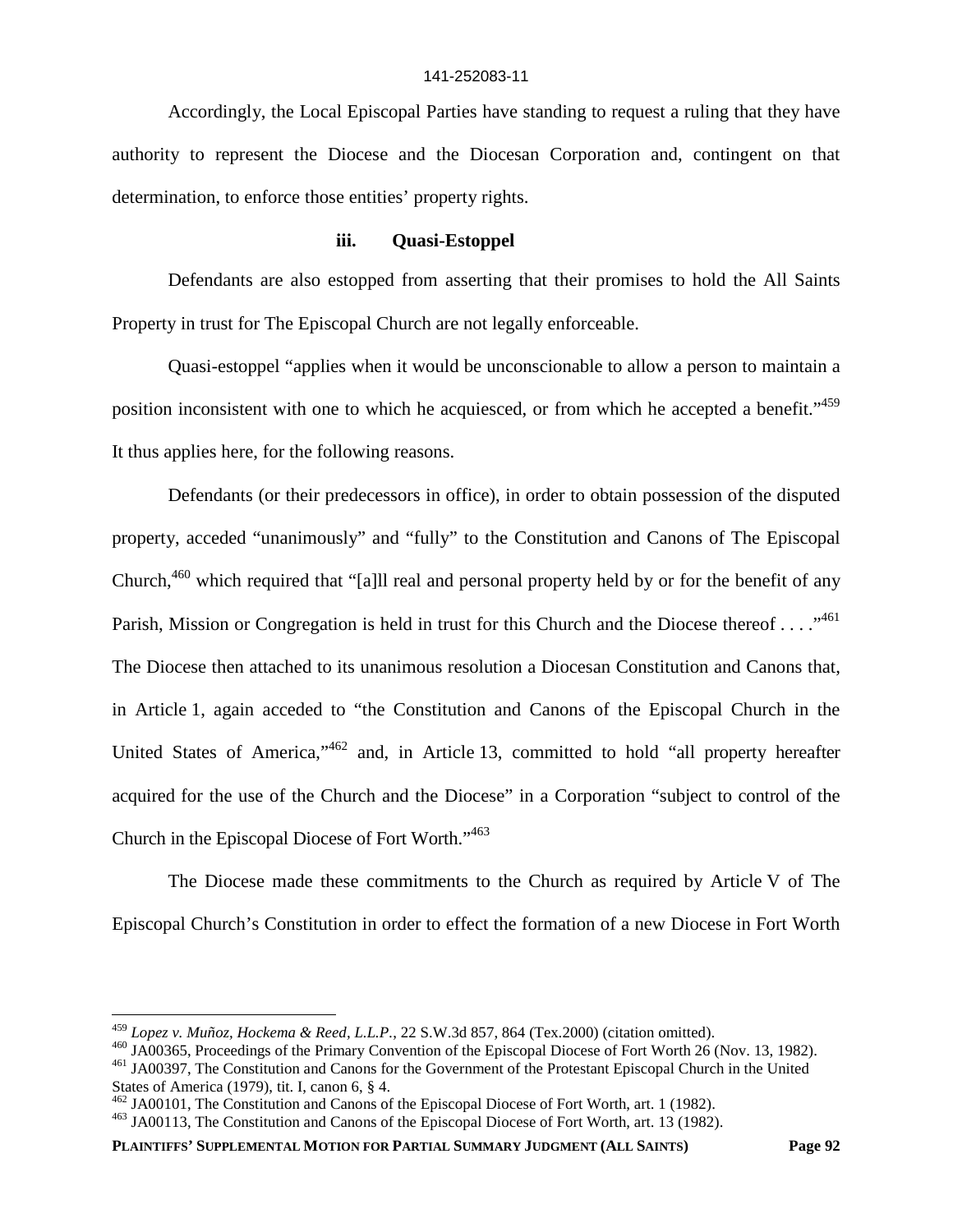Accordingly, the Local Episcopal Parties have standing to request a ruling that they have authority to represent the Diocese and the Diocesan Corporation and, contingent on that determination, to enforce those entities' property rights.

### iii. Quasi-Estoppel

Defendants are also estopped from asserting that their promises to hold the All Saints Property in trust for The Episcopal Church are not legally enforceable.

Quasi-estoppel "applies when it would be unconscionable to allow a person to maintain a position inconsistent with one to which he acquiesced, or from which he accepted a benefit."[459] It thus applies here, for the following reasons.

Defendants (or their predecessors in office), in order to obtain possession of the disputed property, acceded "unanimously" and "fully" to the Constitution and Canons of The Episcopal Church,[460] which required that "[a]ll real and personal property held by or for the benefit of any Parish, Mission or Congregation is held in trust for this Church and the Diocese thereof . . . ."[461] The Diocese then attached to its unanimous resolution a Diocesan Constitution and Canons that, in Article 1, again acceded to "the Constitution and Canons of the Episcopal Church in the United States of America,"[462] and, in Article 13, committed to hold "all property hereafter acquired for the use of the Church and the Diocese" in a Corporation "subject to control of the Church in the Episcopal Diocese of Fort Worth."[463]

The Diocese made these commitments to the Church as required by Article V of The Episcopal Church's Constitution in order to effect the formation of a new Diocese in Fort Worth

---

[459] *Lopez v. Muñoz, Hockema & Reed, L.L.P.*, 22 S.W.3d 857, 864 (Tex.2000) (citation omitted).

[460] JA00365, Proceedings of the Primary Convention of the Episcopal Diocese of Fort Worth 26 (Nov. 13, 1982).

[461] JA00397, The Constitution and Canons for the Government of the Protestant Episcopal Church in the United States of America (1979), tit. I, canon 6, § 4.

[462] JA00101, The Constitution and Canons of the Episcopal Diocese of Fort Worth, art. 1 (1982).

[463] JA00113, The Constitution and Canons of the Episcopal Diocese of Fort Worth, art. 13 (1982).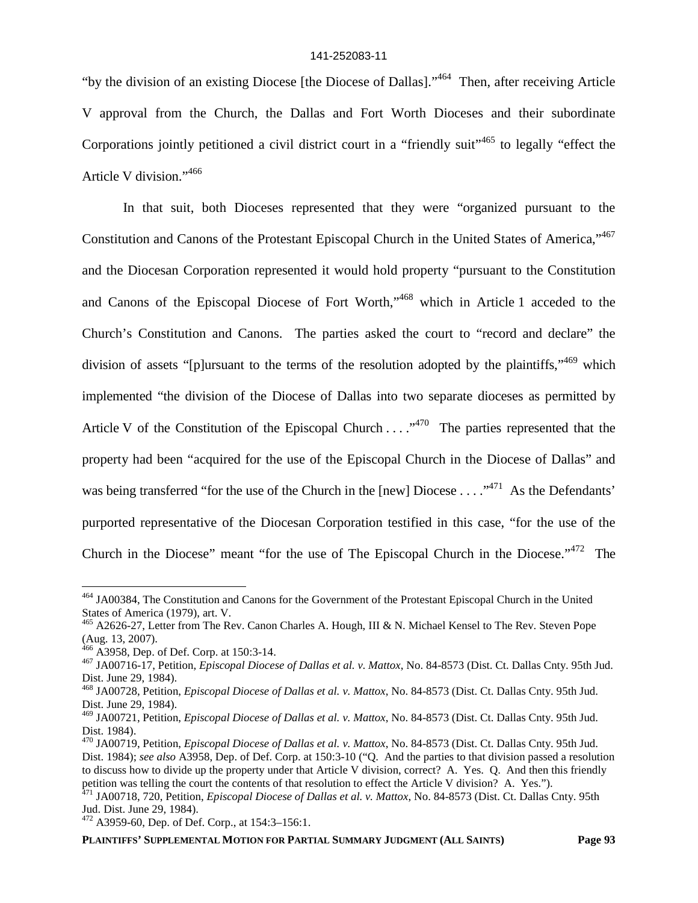"by the division of an existing Diocese [the Diocese of Dallas]."[464] Then, after receiving Article V approval from the Church, the Dallas and Fort Worth Dioceses and their subordinate Corporations jointly petitioned a civil district court in a "friendly suit"[465] to legally "effect the Article V division."[466]

In that suit, both Dioceses represented that they were "organized pursuant to the Constitution and Canons of the Protestant Episcopal Church in the United States of America,"[467] and the Diocesan Corporation represented it would hold property "pursuant to the Constitution and Canons of the Episcopal Diocese of Fort Worth,"[468] which in Article 1 acceded to the Church's Constitution and Canons. The parties asked the court to "record and declare" the division of assets "[p]ursuant to the terms of the resolution adopted by the plaintiffs,"[469] which implemented "the division of the Diocese of Dallas into two separate dioceses as permitted by Article V of the Constitution of the Episcopal Church . . . ."[470] The parties represented that the property had been "acquired for the use of the Episcopal Church in the Diocese of Dallas" and was being transferred "for the use of the Church in the [new] Diocese . . . ."[471] As the Defendants' purported representative of the Diocesan Corporation testified in this case, "for the use of the Church in the Diocese" meant "for the use of The Episcopal Church in the Diocese."[472] The

---

[464] JA00384, The Constitution and Canons for the Government of the Protestant Episcopal Church in the United States of America (1979), art. V.

[465] A2626-27, Letter from The Rev. Canon Charles A. Hough, III & N. Michael Kensel to The Rev. Steven Pope (Aug. 13, 2007).

[466] A3958, Dep. of Def. Corp. at 150:3-14.

[467] JA00716-17, Petition, *Episcopal Diocese of Dallas et al. v. Mattox*, No. 84-8573 (Dist. Ct. Dallas Cnty. 95th Jud. Dist. June 29, 1984).

[468] JA00728, Petition, *Episcopal Diocese of Dallas et al. v. Mattox*, No. 84-8573 (Dist. Ct. Dallas Cnty. 95th Jud. Dist. June 29, 1984).

[469] JA00721, Petition, *Episcopal Diocese of Dallas et al. v. Mattox*, No. 84-8573 (Dist. Ct. Dallas Cnty. 95th Jud. Dist. 1984).

[470] JA00719, Petition, *Episcopal Diocese of Dallas et al. v. Mattox*, No. 84-8573 (Dist. Ct. Dallas Cnty. 95th Jud. Dist. 1984); *see also* A3958, Dep. of Def. Corp. at 150:3-10 ("Q. And the parties to that division passed a resolution to discuss how to divide up the property under that Article V division, correct? A. Yes. Q. And then this friendly petition was telling the court the contents of that resolution to effect the Article V division? A. Yes.").

[471] JA00718, 720, Petition, *Episcopal Diocese of Dallas et al. v. Mattox*, No. 84-8573 (Dist. Ct. Dallas Cnty. 95th Jud. Dist. June 29, 1984).

[472] A3959-60, Dep. of Def. Corp., at 154:3–156:1.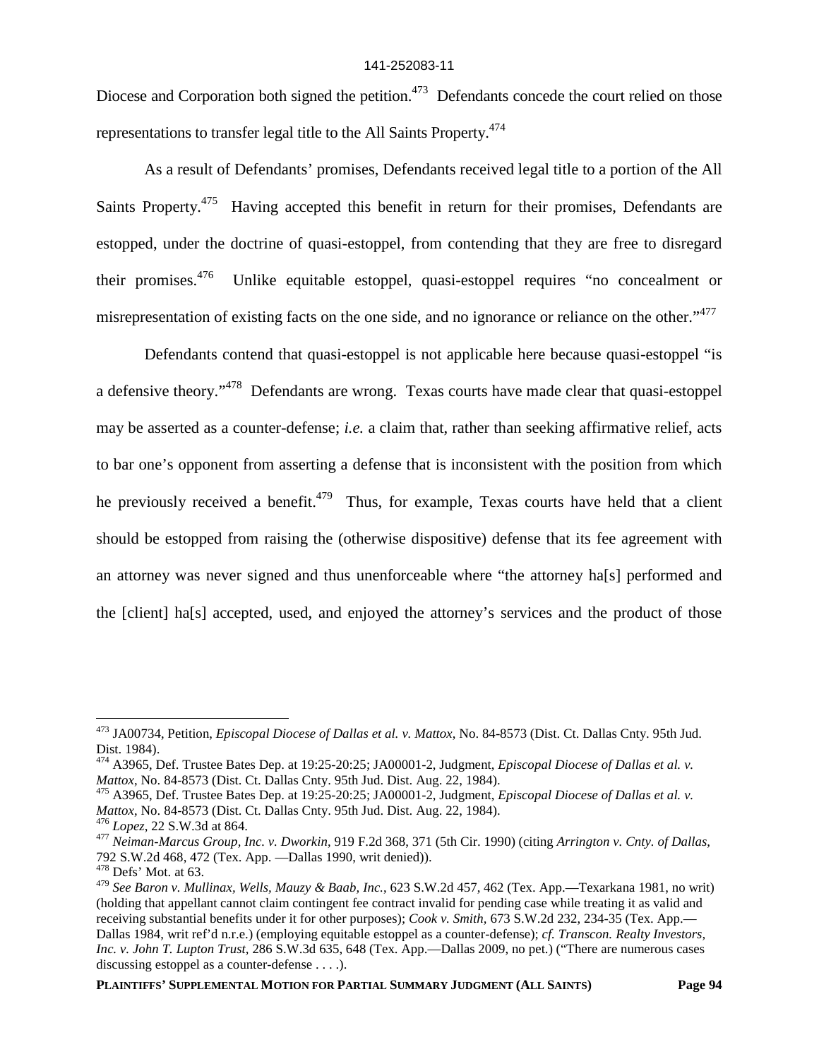Diocese and Corporation both signed the petition.[473] Defendants concede the court relied on those representations to transfer legal title to the All Saints Property.[474]

As a result of Defendants' promises, Defendants received legal title to a portion of the All Saints Property.[475] Having accepted this benefit in return for their promises, Defendants are estopped, under the doctrine of quasi-estoppel, from contending that they are free to disregard their promises.[476] Unlike equitable estoppel, quasi-estoppel requires "no concealment or misrepresentation of existing facts on the one side, and no ignorance or reliance on the other."[477]

Defendants contend that quasi-estoppel is not applicable here because quasi-estoppel "is a defensive theory."[478] Defendants are wrong. Texas courts have made clear that quasi-estoppel may be asserted as a counter-defense; *i.e.* a claim that, rather than seeking affirmative relief, acts to bar one's opponent from asserting a defense that is inconsistent with the position from which he previously received a benefit.[479] Thus, for example, Texas courts have held that a client should be estopped from raising the (otherwise dispositive) defense that its fee agreement with an attorney was never signed and thus unenforceable where "the attorney ha[s] performed and the [client] ha[s] accepted, used, and enjoyed the attorney's services and the product of those

---

[473] JA00734, Petition, *Episcopal Diocese of Dallas et al. v. Mattox*, No. 84-8573 (Dist. Ct. Dallas Cnty. 95th Jud. Dist. 1984).

[474] A3965, Def. Trustee Bates Dep. at 19:25-20:25; JA00001-2, Judgment, *Episcopal Diocese of Dallas et al. v. Mattox*, No. 84-8573 (Dist. Ct. Dallas Cnty. 95th Jud. Dist. Aug. 22, 1984).

[475] A3965, Def. Trustee Bates Dep. at 19:25-20:25; JA00001-2, Judgment, *Episcopal Diocese of Dallas et al. v. Mattox*, No. 84-8573 (Dist. Ct. Dallas Cnty. 95th Jud. Dist. Aug. 22, 1984).

[476] *Lopez*, 22 S.W.3d at 864.

[477] *Neiman-Marcus Group, Inc. v. Dworkin*, 919 F.2d 368, 371 (5th Cir. 1990) (citing *Arrington v. Cnty. of Dallas*, 792 S.W.2d 468, 472 (Tex. App. —Dallas 1990, writ denied)).

[478] Defs' Mot. at 63.

[479] *See Baron v. Mullinax, Wells, Mauzy & Baab, Inc.*, 623 S.W.2d 457, 462 (Tex. App.—Texarkana 1981, no writ) (holding that appellant cannot claim contingent fee contract invalid for pending case while treating it as valid and receiving substantial benefits under it for other purposes); *Cook v. Smith*, 673 S.W.2d 232, 234-35 (Tex. App.—Dallas 1984, writ ref'd n.r.e.) (employing equitable estoppel as a counter-defense); *cf. Transcon. Realty Investors, Inc. v. John T. Lupton Trust*, 286 S.W.3d 635, 648 (Tex. App.—Dallas 2009, no pet.) ("There are numerous cases discussing estoppel as a counter-defense . . . .).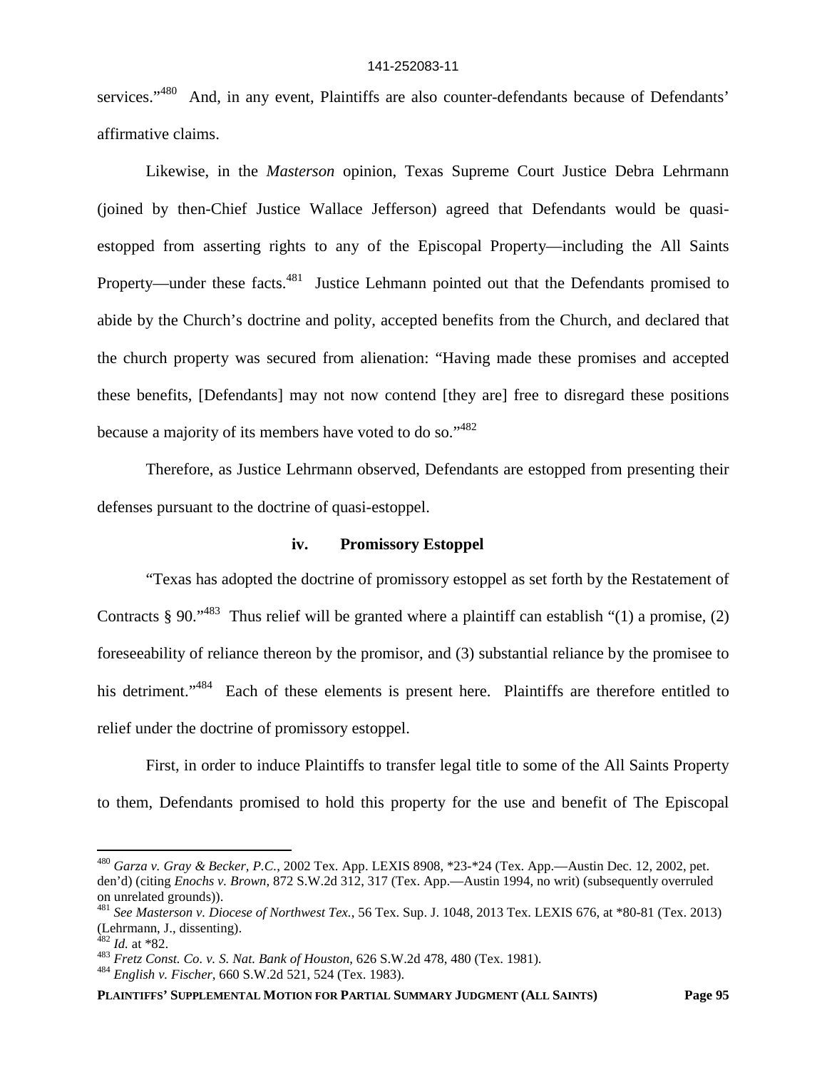services."[480] And, in any event, Plaintiffs are also counter-defendants because of Defendants' affirmative claims.

Likewise, in the *Masterson* opinion, Texas Supreme Court Justice Debra Lehrmann (joined by then-Chief Justice Wallace Jefferson) agreed that Defendants would be quasi-estopped from asserting rights to any of the Episcopal Property—including the All Saints Property—under these facts.[481] Justice Lehmann pointed out that the Defendants promised to abide by the Church's doctrine and polity, accepted benefits from the Church, and declared that the church property was secured from alienation: "Having made these promises and accepted these benefits, [Defendants] may not now contend [they are] free to disregard these positions because a majority of its members have voted to do so."[482]

Therefore, as Justice Lehrmann observed, Defendants are estopped from presenting their defenses pursuant to the doctrine of quasi-estoppel.

### iv. Promissory Estoppel

"Texas has adopted the doctrine of promissory estoppel as set forth by the Restatement of Contracts § 90."[483] Thus relief will be granted where a plaintiff can establish "(1) a promise, (2) foreseeability of reliance thereon by the promisor, and (3) substantial reliance by the promisee to his detriment."[484] Each of these elements is present here. Plaintiffs are therefore entitled to relief under the doctrine of promissory estoppel.

First, in order to induce Plaintiffs to transfer legal title to some of the All Saints Property to them, Defendants promised to hold this property for the use and benefit of The Episcopal

---

[480] *Garza v. Gray & Becker, P.C.*, 2002 Tex. App. LEXIS 8908, *23-*24 (Tex. App.—Austin Dec. 12, 2002, pet. den'd) (citing *Enochs v. Brown*, 872 S.W.2d 312, 317 (Tex. App.—Austin 1994, no writ) (subsequently overruled on unrelated grounds)).

[481] *See Masterson v. Diocese of Northwest Tex.*, 56 Tex. Sup. J. 1048, 2013 Tex. LEXIS 676, at *80-81 (Tex. 2013) (Lehrmann, J., dissenting).

[482] *Id.* at *82.

[483] *Fretz Const. Co. v. S. Nat. Bank of Houston*, 626 S.W.2d 478, 480 (Tex. 1981).

[484] *English v. Fischer*, 660 S.W.2d 521, 524 (Tex. 1983).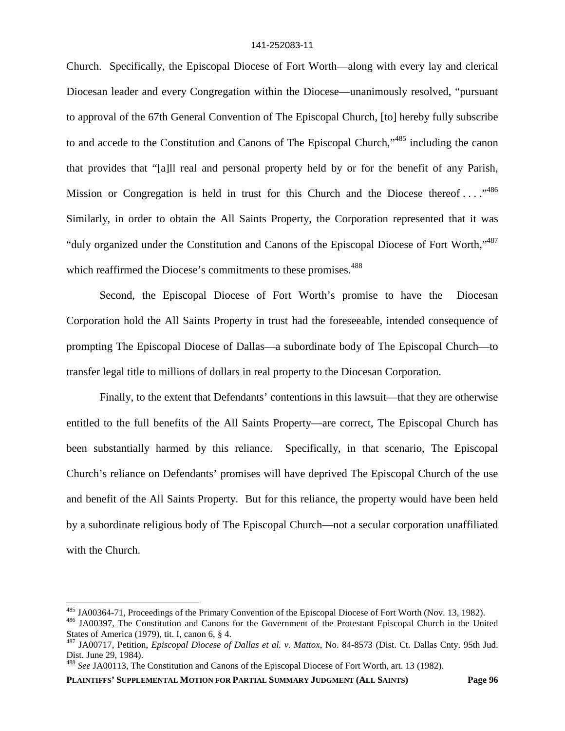Church. Specifically, the Episcopal Diocese of Fort Worth—along with every lay and clerical Diocesan leader and every Congregation within the Diocese—unanimously resolved, "pursuant to approval of the 67th General Convention of The Episcopal Church, [to] hereby fully subscribe to and accede to the Constitution and Canons of The Episcopal Church,"[485] including the canon that provides that "[a]ll real and personal property held by or for the benefit of any Parish, Mission or Congregation is held in trust for this Church and the Diocese thereof . . . ."[486] Similarly, in order to obtain the All Saints Property, the Corporation represented that it was "duly organized under the Constitution and Canons of the Episcopal Diocese of Fort Worth,"[487] which reaffirmed the Diocese's commitments to these promises.[488]

Second, the Episcopal Diocese of Fort Worth's promise to have the Diocesan Corporation hold the All Saints Property in trust had the foreseeable, intended consequence of prompting The Episcopal Diocese of Dallas—a subordinate body of The Episcopal Church—to transfer legal title to millions of dollars in real property to the Diocesan Corporation.

Finally, to the extent that Defendants' contentions in this lawsuit—that they are otherwise entitled to the full benefits of the All Saints Property—are correct, The Episcopal Church has been substantially harmed by this reliance. Specifically, in that scenario, The Episcopal Church's reliance on Defendants' promises will have deprived The Episcopal Church of the use and benefit of the All Saints Property. But for this reliance, the property would have been held by a subordinate religious body of The Episcopal Church—not a secular corporation unaffiliated with the Church.

---

[485] JA00364-71, Proceedings of the Primary Convention of the Episcopal Diocese of Fort Worth (Nov. 13, 1982).

[486] JA00397, The Constitution and Canons for the Government of the Protestant Episcopal Church in the United States of America (1979), tit. I, canon 6, § 4.

[487] JA00717, Petition, *Episcopal Diocese of Dallas et al. v. Mattox*, No. 84-8573 (Dist. Ct. Dallas Cnty. 95th Jud. Dist. June 29, 1984).

[488] *See* JA00113, The Constitution and Canons of the Episcopal Diocese of Fort Worth, art. 13 (1982).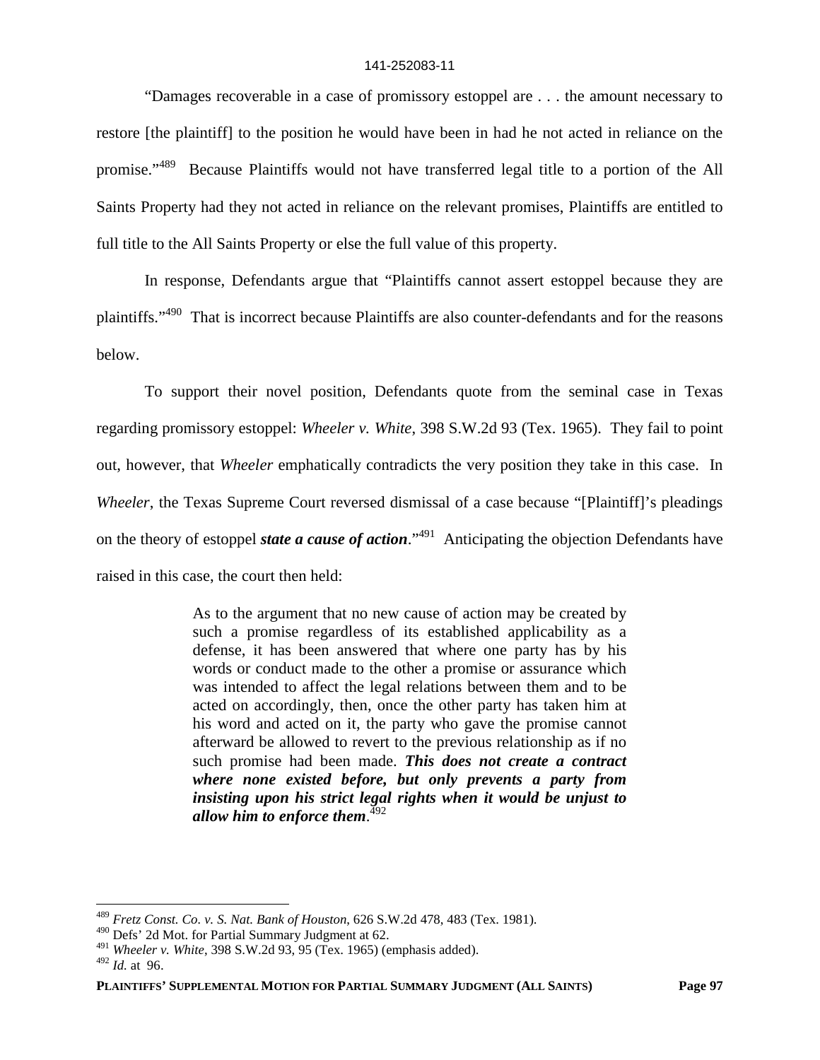"Damages recoverable in a case of promissory estoppel are . . . the amount necessary to restore [the plaintiff] to the position he would have been in had he not acted in reliance on the promise."[489] Because Plaintiffs would not have transferred legal title to a portion of the All Saints Property had they not acted in reliance on the relevant promises, Plaintiffs are entitled to full title to the All Saints Property or else the full value of this property.

In response, Defendants argue that "Plaintiffs cannot assert estoppel because they are plaintiffs."[490] That is incorrect because Plaintiffs are also counter-defendants and for the reasons below.

To support their novel position, Defendants quote from the seminal case in Texas regarding promissory estoppel: *Wheeler v. White*, 398 S.W.2d 93 (Tex. 1965). They fail to point out, however, that *Wheeler* emphatically contradicts the very position they take in this case. In *Wheeler*, the Texas Supreme Court reversed dismissal of a case because "[Plaintiff]'s pleadings on the theory of estoppel ***state a cause of action***."[491] Anticipating the objection Defendants have raised in this case, the court then held:

> As to the argument that no new cause of action may be created by such a promise regardless of its established applicability as a defense, it has been answered that where one party has by his words or conduct made to the other a promise or assurance which was intended to affect the legal relations between them and to be acted on accordingly, then, once the other party has taken him at his word and acted on it, the party who gave the promise cannot afterward be allowed to revert to the previous relationship as if no such promise had been made. ***This does not create a contract where none existed before, but only prevents a party from insisting upon his strict legal rights when it would be unjust to allow him to enforce them***.[492]

---

[489] *Fretz Const. Co. v. S. Nat. Bank of Houston*, 626 S.W.2d 478, 483 (Tex. 1981).

[490] Defs' 2d Mot. for Partial Summary Judgment at 62.

[491] *Wheeler v. White*, 398 S.W.2d 93, 95 (Tex. 1965) (emphasis added).

[492] *Id.* at 96.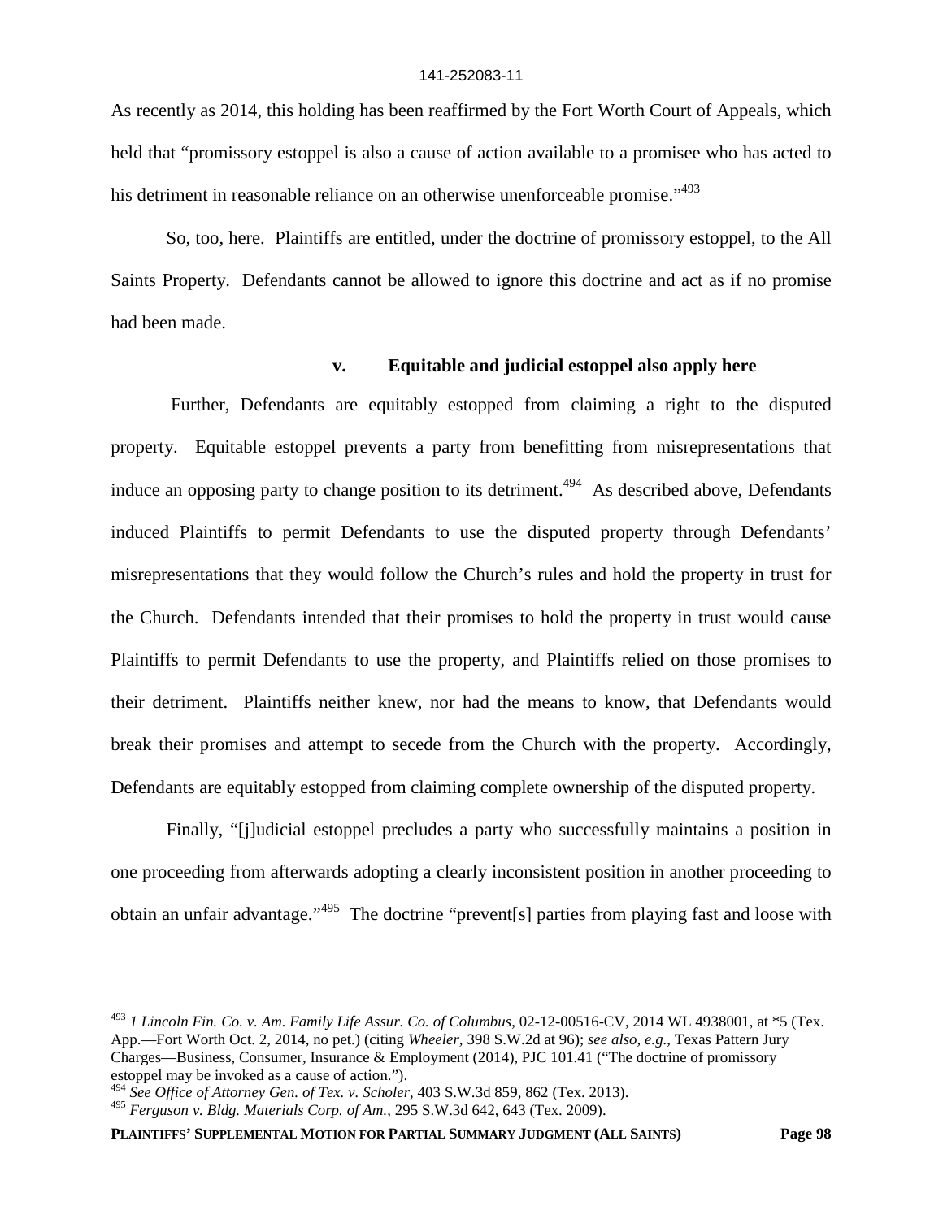As recently as 2014, this holding has been reaffirmed by the Fort Worth Court of Appeals, which held that "promissory estoppel is also a cause of action available to a promisee who has acted to his detriment in reasonable reliance on an otherwise unenforceable promise."[493]

So, too, here. Plaintiffs are entitled, under the doctrine of promissory estoppel, to the All Saints Property. Defendants cannot be allowed to ignore this doctrine and act as if no promise had been made.

**v. Equitable and judicial estoppel also apply here**

Further, Defendants are equitably estopped from claiming a right to the disputed property. Equitable estoppel prevents a party from benefitting from misrepresentations that induce an opposing party to change position to its detriment.[494] As described above, Defendants induced Plaintiffs to permit Defendants to use the disputed property through Defendants' misrepresentations that they would follow the Church's rules and hold the property in trust for the Church. Defendants intended that their promises to hold the property in trust would cause Plaintiffs to permit Defendants to use the property, and Plaintiffs relied on those promises to their detriment. Plaintiffs neither knew, nor had the means to know, that Defendants would break their promises and attempt to secede from the Church with the property. Accordingly, Defendants are equitably estopped from claiming complete ownership of the disputed property.

Finally, "[j]udicial estoppel precludes a party who successfully maintains a position in one proceeding from afterwards adopting a clearly inconsistent position in another proceeding to obtain an unfair advantage."[495] The doctrine "prevent[s] parties from playing fast and loose with

---

[493] *1 Lincoln Fin. Co. v. Am. Family Life Assur. Co. of Columbus*, 02-12-00516-CV, 2014 WL 4938001, at *5 (Tex. App.—Fort Worth Oct. 2, 2014, no pet.) (citing *Wheeler*, 398 S.W.2d at 96); *see also, e.g.*, Texas Pattern Jury Charges—Business, Consumer, Insurance & Employment (2014), PJC 101.41 ("The doctrine of promissory estoppel may be invoked as a cause of action.").

[494] *See Office of Attorney Gen. of Tex. v. Scholer*, 403 S.W.3d 859, 862 (Tex. 2013).

[495] *Ferguson v. Bldg. Materials Corp. of Am.*, 295 S.W.3d 642, 643 (Tex. 2009).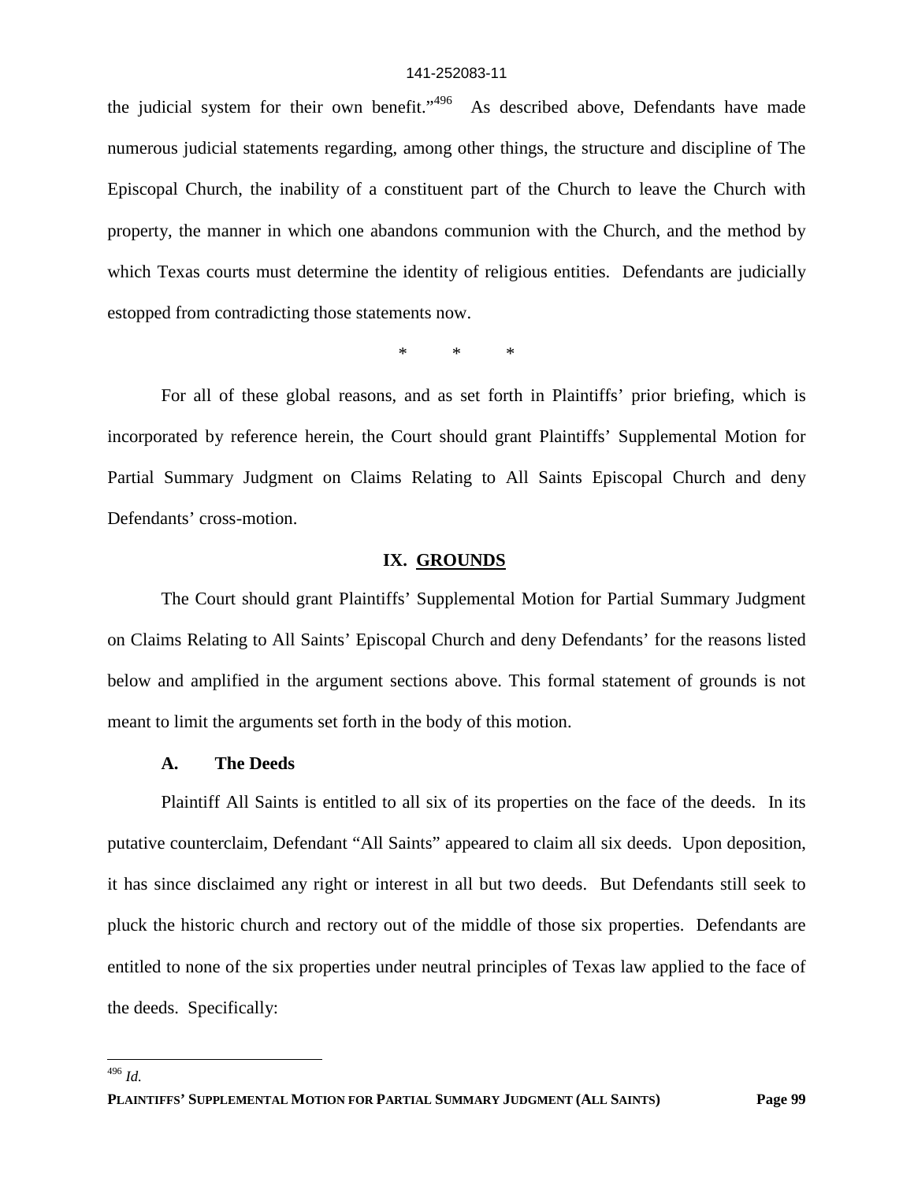the judicial system for their own benefit."[496] As described above, Defendants have made numerous judicial statements regarding, among other things, the structure and discipline of The Episcopal Church, the inability of a constituent part of the Church to leave the Church with property, the manner in which one abandons communion with the Church, and the method by which Texas courts must determine the identity of religious entities. Defendants are judicially estopped from contradicting those statements now.

\* \* \*

For all of these global reasons, and as set forth in Plaintiffs' prior briefing, which is incorporated by reference herein, the Court should grant Plaintiffs' Supplemental Motion for Partial Summary Judgment on Claims Relating to All Saints Episcopal Church and deny Defendants' cross-motion.

## IX. GROUNDS

The Court should grant Plaintiffs' Supplemental Motion for Partial Summary Judgment on Claims Relating to All Saints' Episcopal Church and deny Defendants' for the reasons listed below and amplified in the argument sections above. This formal statement of grounds is not meant to limit the arguments set forth in the body of this motion.

### A. The Deeds

Plaintiff All Saints is entitled to all six of its properties on the face of the deeds. In its putative counterclaim, Defendant "All Saints" appeared to claim all six deeds. Upon deposition, it has since disclaimed any right or interest in all but two deeds. But Defendants still seek to pluck the historic church and rectory out of the middle of those six properties. Defendants are entitled to none of the six properties under neutral principles of Texas law applied to the face of the deeds. Specifically:

---

[496] *Id.*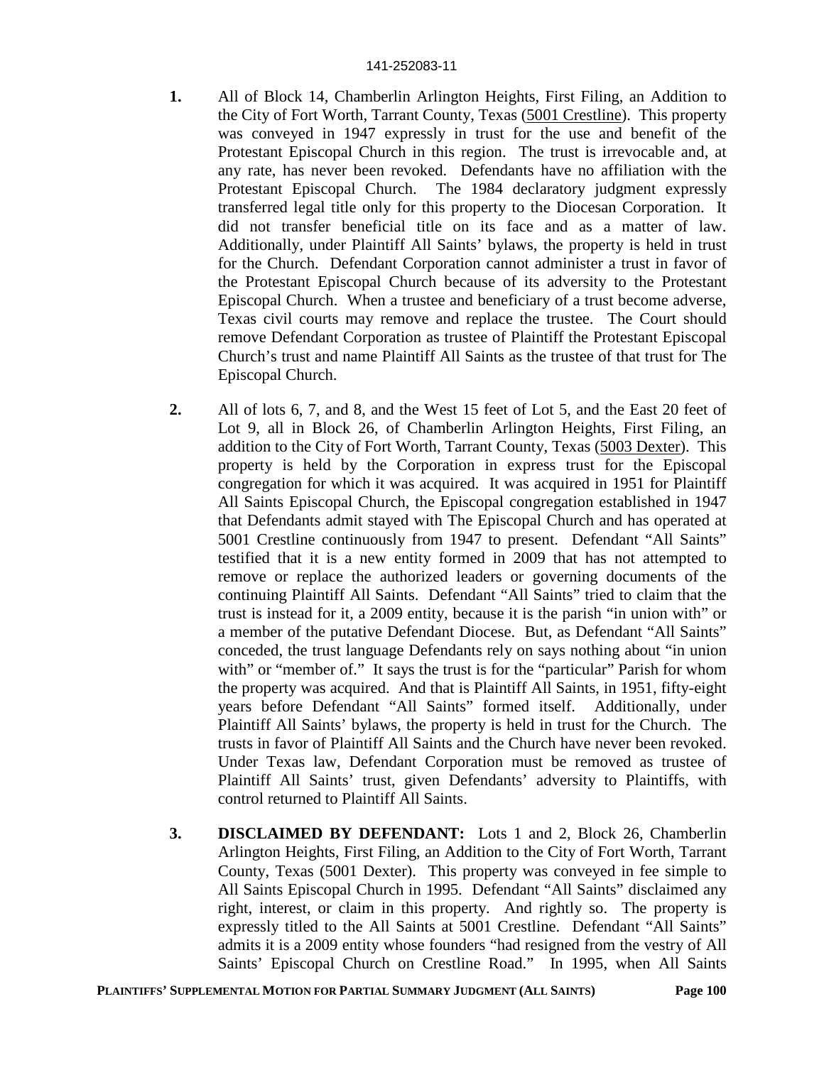**1.** All of Block 14, Chamberlin Arlington Heights, First Filing, an Addition to the City of Fort Worth, Tarrant County, Texas (5001 Crestline). This property was conveyed in 1947 expressly in trust for the use and benefit of the Protestant Episcopal Church in this region. The trust is irrevocable and, at any rate, has never been revoked. Defendants have no affiliation with the Protestant Episcopal Church. The 1984 declaratory judgment expressly transferred legal title only for this property to the Diocesan Corporation. It did not transfer beneficial title on its face and as a matter of law. Additionally, under Plaintiff All Saints' bylaws, the property is held in trust for the Church. Defendant Corporation cannot administer a trust in favor of the Protestant Episcopal Church because of its adversity to the Protestant Episcopal Church. When a trustee and beneficiary of a trust become adverse, Texas civil courts may remove and replace the trustee. The Court should remove Defendant Corporation as trustee of Plaintiff the Protestant Episcopal Church's trust and name Plaintiff All Saints as the trustee of that trust for The Episcopal Church.

**2.** All of lots 6, 7, and 8, and the West 15 feet of Lot 5, and the East 20 feet of Lot 9, all in Block 26, of Chamberlin Arlington Heights, First Filing, an addition to the City of Fort Worth, Tarrant County, Texas (5003 Dexter). This property is held by the Corporation in express trust for the Episcopal congregation for which it was acquired. It was acquired in 1951 for Plaintiff All Saints Episcopal Church, the Episcopal congregation established in 1947 that Defendants admit stayed with The Episcopal Church and has operated at 5001 Crestline continuously from 1947 to present. Defendant "All Saints" testified that it is a new entity formed in 2009 that has not attempted to remove or replace the authorized leaders or governing documents of the continuing Plaintiff All Saints. Defendant "All Saints" tried to claim that the trust is instead for it, a 2009 entity, because it is the parish "in union with" or a member of the putative Defendant Diocese. But, as Defendant "All Saints" conceded, the trust language Defendants rely on says nothing about "in union with" or "member of." It says the trust is for the "particular" Parish for whom the property was acquired. And that is Plaintiff All Saints, in 1951, fifty-eight years before Defendant "All Saints" formed itself. Additionally, under Plaintiff All Saints' bylaws, the property is held in trust for the Church. The trusts in favor of Plaintiff All Saints and the Church have never been revoked. Under Texas law, Defendant Corporation must be removed as trustee of Plaintiff All Saints' trust, given Defendants' adversity to Plaintiffs, with control returned to Plaintiff All Saints.

**3.** **DISCLAIMED BY DEFENDANT:** Lots 1 and 2, Block 26, Chamberlin Arlington Heights, First Filing, an Addition to the City of Fort Worth, Tarrant County, Texas (5001 Dexter). This property was conveyed in fee simple to All Saints Episcopal Church in 1995. Defendant "All Saints" disclaimed any right, interest, or claim in this property. And rightly so. The property is expressly titled to the All Saints at 5001 Crestline. Defendant "All Saints" admits it is a 2009 entity whose founders "had resigned from the vestry of All Saints' Episcopal Church on Crestline Road." In 1995, when All Saints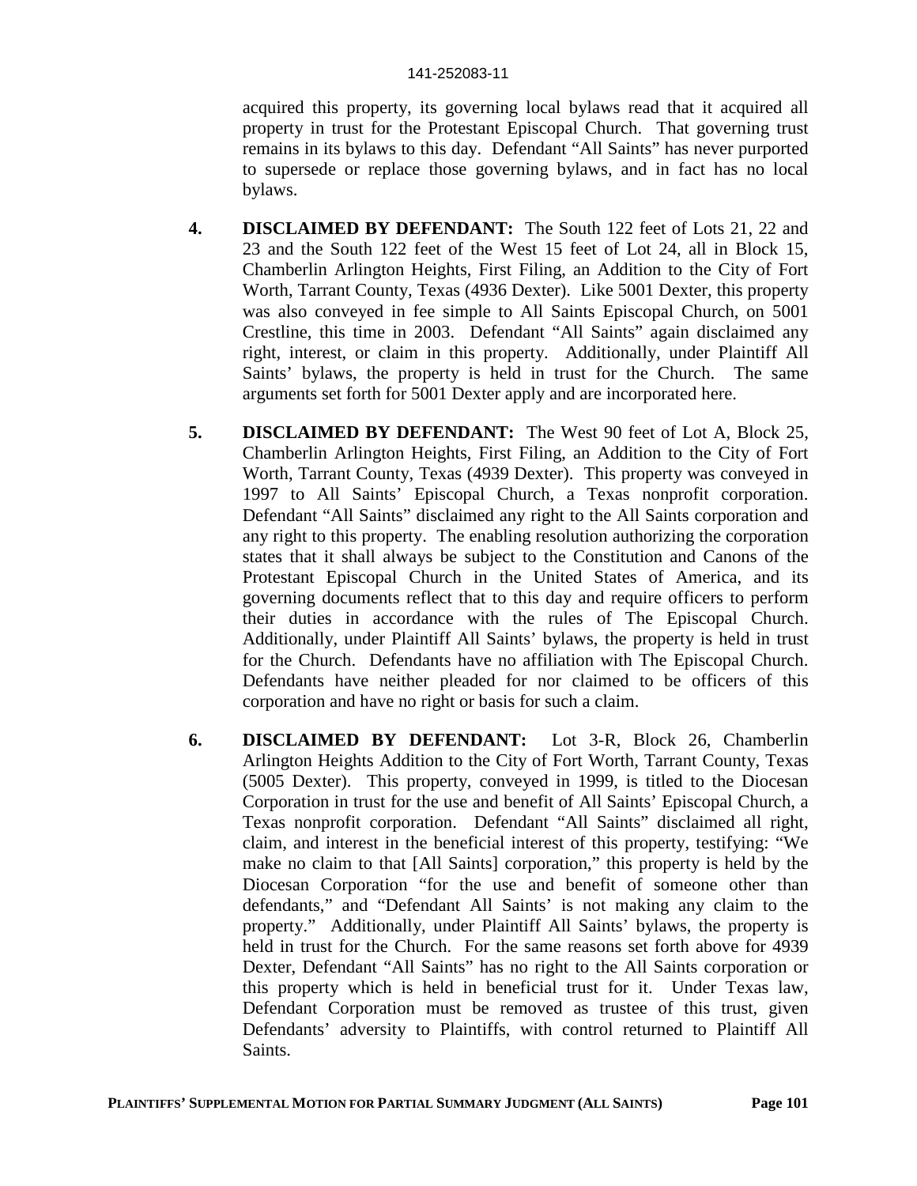acquired this property, its governing local bylaws read that it acquired all property in trust for the Protestant Episcopal Church. That governing trust remains in its bylaws to this day. Defendant "All Saints" has never purported to supersede or replace those governing bylaws, and in fact has no local bylaws.

4. **DISCLAIMED BY DEFENDANT:** The South 122 feet of Lots 21, 22 and 23 and the South 122 feet of the West 15 feet of Lot 24, all in Block 15, Chamberlin Arlington Heights, First Filing, an Addition to the City of Fort Worth, Tarrant County, Texas (4936 Dexter). Like 5001 Dexter, this property was also conveyed in fee simple to All Saints Episcopal Church, on 5001 Crestline, this time in 2003. Defendant "All Saints" again disclaimed any right, interest, or claim in this property. Additionally, under Plaintiff All Saints' bylaws, the property is held in trust for the Church. The same arguments set forth for 5001 Dexter apply and are incorporated here.

5. **DISCLAIMED BY DEFENDANT:** The West 90 feet of Lot A, Block 25, Chamberlin Arlington Heights, First Filing, an Addition to the City of Fort Worth, Tarrant County, Texas (4939 Dexter). This property was conveyed in 1997 to All Saints' Episcopal Church, a Texas nonprofit corporation. Defendant "All Saints" disclaimed any right to the All Saints corporation and any right to this property. The enabling resolution authorizing the corporation states that it shall always be subject to the Constitution and Canons of the Protestant Episcopal Church in the United States of America, and its governing documents reflect that to this day and require officers to perform their duties in accordance with the rules of The Episcopal Church. Additionally, under Plaintiff All Saints' bylaws, the property is held in trust for the Church. Defendants have no affiliation with The Episcopal Church. Defendants have neither pleaded for nor claimed to be officers of this corporation and have no right or basis for such a claim.

6. **DISCLAIMED BY DEFENDANT:** Lot 3-R, Block 26, Chamberlin Arlington Heights Addition to the City of Fort Worth, Tarrant County, Texas (5005 Dexter). This property, conveyed in 1999, is titled to the Diocesan Corporation in trust for the use and benefit of All Saints' Episcopal Church, a Texas nonprofit corporation. Defendant "All Saints" disclaimed all right, claim, and interest in the beneficial interest of this property, testifying: "We make no claim to that [All Saints] corporation," this property is held by the Diocesan Corporation "for the use and benefit of someone other than defendants," and "Defendant All Saints' is not making any claim to the property." Additionally, under Plaintiff All Saints' bylaws, the property is held in trust for the Church. For the same reasons set forth above for 4939 Dexter, Defendant "All Saints" has no right to the All Saints corporation or this property which is held in beneficial trust for it. Under Texas law, Defendant Corporation must be removed as trustee of this trust, given Defendants' adversity to Plaintiffs, with control returned to Plaintiff All Saints.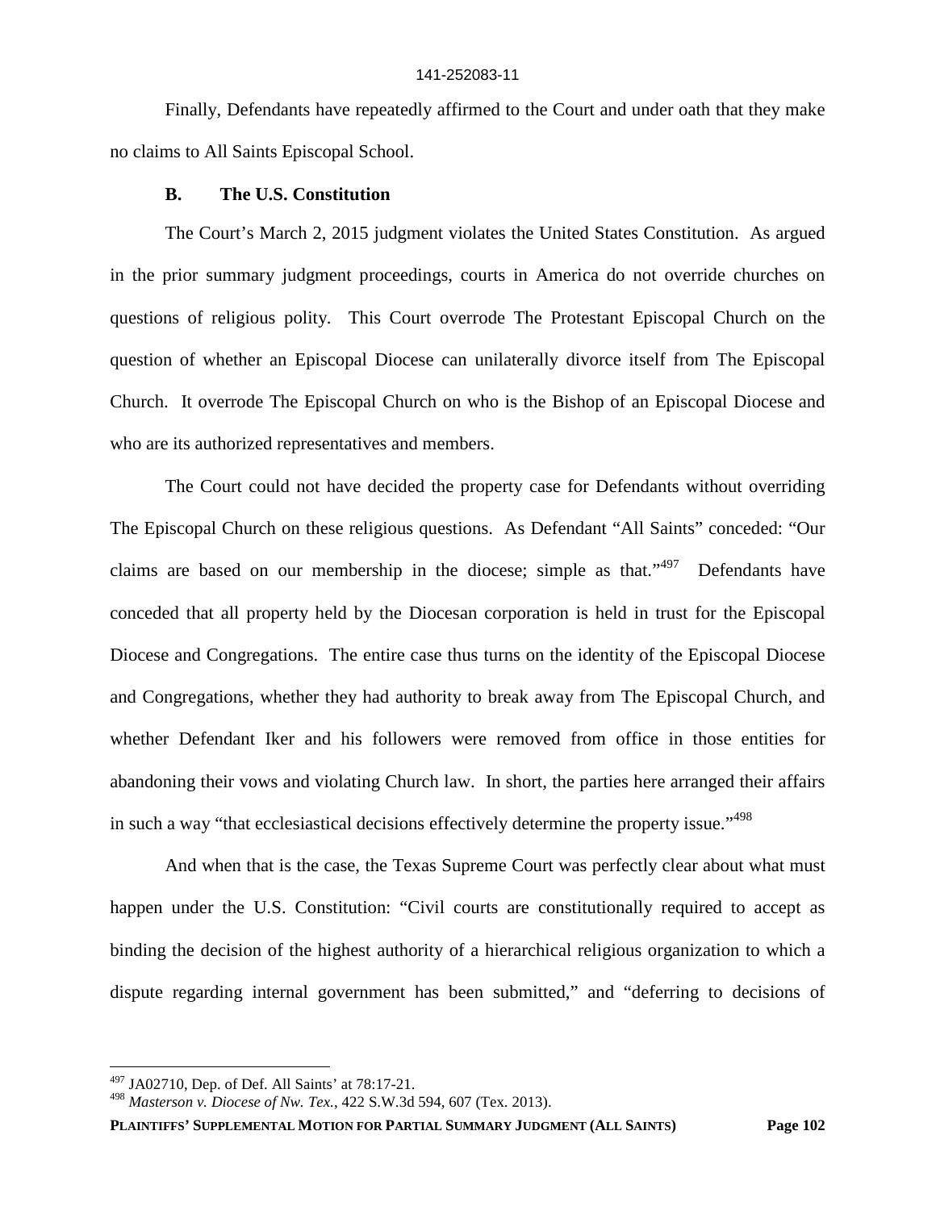Finally, Defendants have repeatedly affirmed to the Court and under oath that they make no claims to All Saints Episcopal School.

### B. The U.S. Constitution

The Court's March 2, 2015 judgment violates the United States Constitution. As argued in the prior summary judgment proceedings, courts in America do not override churches on questions of religious polity. This Court overrode The Protestant Episcopal Church on the question of whether an Episcopal Diocese can unilaterally divorce itself from The Episcopal Church. It overrode The Episcopal Church on who is the Bishop of an Episcopal Diocese and who are its authorized representatives and members.

The Court could not have decided the property case for Defendants without overriding The Episcopal Church on these religious questions. As Defendant "All Saints" conceded: "Our claims are based on our membership in the diocese; simple as that."[497] Defendants have conceded that all property held by the Diocesan corporation is held in trust for the Episcopal Diocese and Congregations. The entire case thus turns on the identity of the Episcopal Diocese and Congregations, whether they had authority to break away from The Episcopal Church, and whether Defendant Iker and his followers were removed from office in those entities for abandoning their vows and violating Church law. In short, the parties here arranged their affairs in such a way "that ecclesiastical decisions effectively determine the property issue."[498]

And when that is the case, the Texas Supreme Court was perfectly clear about what must happen under the U.S. Constitution: "Civil courts are constitutionally required to accept as binding the decision of the highest authority of a hierarchical religious organization to which a dispute regarding internal government has been submitted," and "deferring to decisions of

---

[497] JA02710, Dep. of Def. All Saints' at 78:17-21.

[498] *Masterson v. Diocese of Nw. Tex.*, 422 S.W.3d 594, 607 (Tex. 2013).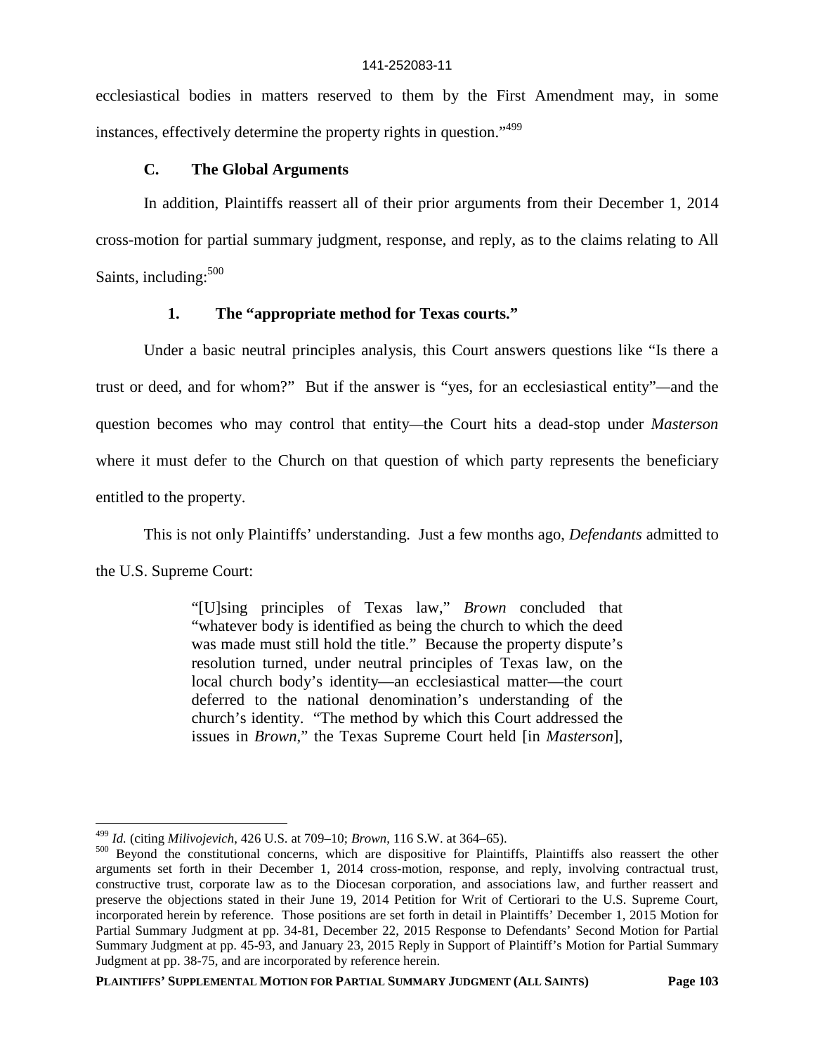ecclesiastical bodies in matters reserved to them by the First Amendment may, in some instances, effectively determine the property rights in question."[499]

### C. The Global Arguments

In addition, Plaintiffs reassert all of their prior arguments from their December 1, 2014 cross-motion for partial summary judgment, response, and reply, as to the claims relating to All Saints, including:[500]

#### 1. The "appropriate method for Texas courts."

Under a basic neutral principles analysis, this Court answers questions like "Is there a trust or deed, and for whom?" But if the answer is "yes, for an ecclesiastical entity"—and the question becomes who may control that entity—the Court hits a dead-stop under *Masterson* where it must defer to the Church on that question of which party represents the beneficiary entitled to the property.

This is not only Plaintiffs' understanding. Just a few months ago, *Defendants* admitted to the U.S. Supreme Court:

> "[U]sing principles of Texas law," *Brown* concluded that "whatever body is identified as being the church to which the deed was made must still hold the title." Because the property dispute's resolution turned, under neutral principles of Texas law, on the local church body's identity—an ecclesiastical matter—the court deferred to the national denomination's understanding of the church's identity. "The method by which this Court addressed the issues in *Brown*," the Texas Supreme Court held [in *Masterson*],

---

[499] *Id.* (citing *Milivojevich*, 426 U.S. at 709–10; *Brown*, 116 S.W. at 364–65).

[500] Beyond the constitutional concerns, which are dispositive for Plaintiffs, Plaintiffs also reassert the other arguments set forth in their December 1, 2014 cross-motion, response, and reply, involving contractual trust, constructive trust, corporate law as to the Diocesan corporation, and associations law, and further reassert and preserve the objections stated in their June 19, 2014 Petition for Writ of Certiorari to the U.S. Supreme Court, incorporated herein by reference. Those positions are set forth in detail in Plaintiffs' December 1, 2015 Motion for Partial Summary Judgment at pp. 34-81, December 22, 2015 Response to Defendants' Second Motion for Partial Summary Judgment at pp. 45-93, and January 23, 2015 Reply in Support of Plaintiff's Motion for Partial Summary Judgment at pp. 38-75, and are incorporated by reference herein.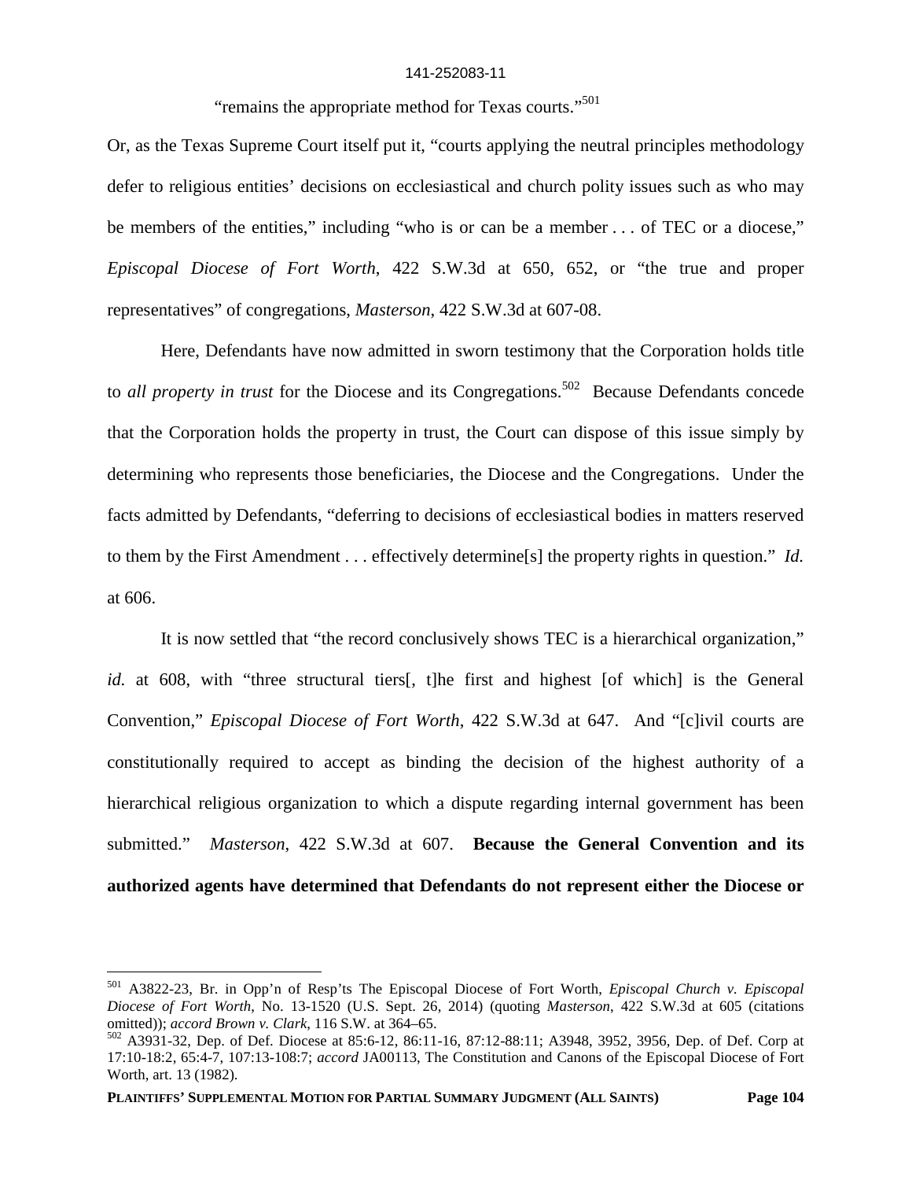"remains the appropriate method for Texas courts."[501]

Or, as the Texas Supreme Court itself put it, "courts applying the neutral principles methodology defer to religious entities' decisions on ecclesiastical and church polity issues such as who may be members of the entities," including "who is or can be a member . . . of TEC or a diocese," *Episcopal Diocese of Fort Worth*, 422 S.W.3d at 650, 652, or "the true and proper representatives" of congregations, *Masterson*, 422 S.W.3d at 607-08.

Here, Defendants have now admitted in sworn testimony that the Corporation holds title to *all property in trust* for the Diocese and its Congregations.[502] Because Defendants concede that the Corporation holds the property in trust, the Court can dispose of this issue simply by determining who represents those beneficiaries, the Diocese and the Congregations. Under the facts admitted by Defendants, "deferring to decisions of ecclesiastical bodies in matters reserved to them by the First Amendment . . . effectively determine[s] the property rights in question." *Id.* at 606.

It is now settled that "the record conclusively shows TEC is a hierarchical organization," *id.* at 608, with "three structural tiers[, t]he first and highest [of which] is the General Convention," *Episcopal Diocese of Fort Worth*, 422 S.W.3d at 647. And "[c]ivil courts are constitutionally required to accept as binding the decision of the highest authority of a hierarchical religious organization to which a dispute regarding internal government has been submitted." *Masterson*, 422 S.W.3d at 607. **Because the General Convention and its authorized agents have determined that Defendants do not represent either the Diocese or**

---

[501] A3822-23, Br. in Opp'n of Resp'ts The Episcopal Diocese of Fort Worth, *Episcopal Church v. Episcopal Diocese of Fort Worth*, No. 13-1520 (U.S. Sept. 26, 2014) (quoting *Masterson*, 422 S.W.3d at 605 (citations omitted)); *accord Brown v. Clark*, 116 S.W. at 364–65.

[502] A3931-32, Dep. of Def. Diocese at 85:6-12, 86:11-16, 87:12-88:11; A3948, 3952, 3956, Dep. of Def. Corp at 17:10-18:2, 65:4-7, 107:13-108:7; *accord* JA00113, The Constitution and Canons of the Episcopal Diocese of Fort Worth, art. 13 (1982).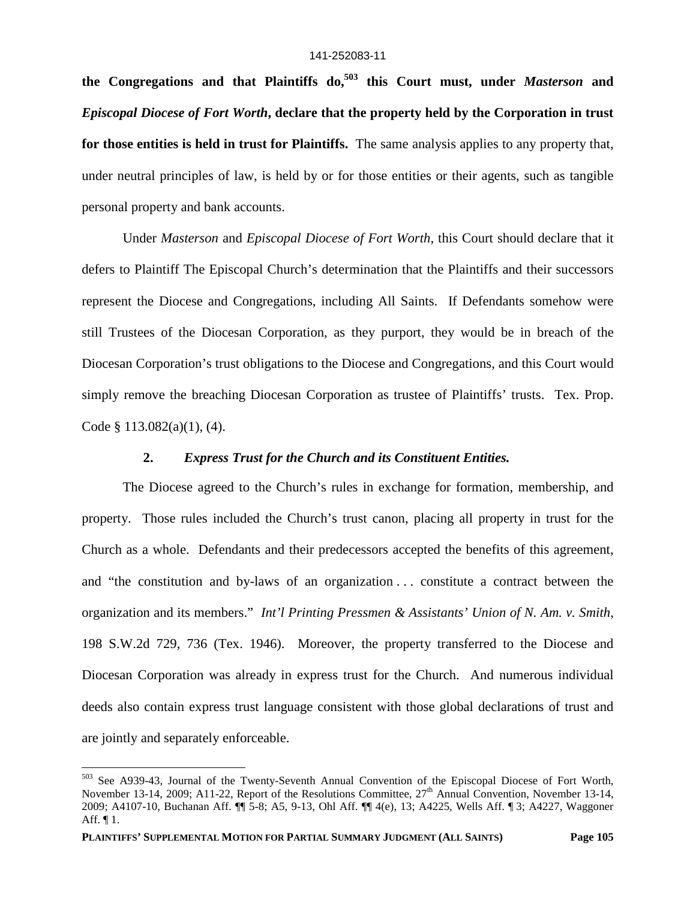**the Congregations and that Plaintiffs do,[503] this Court must, under *Masterson* and *Episcopal Diocese of Fort Worth*, declare that the property held by the Corporation in trust for those entities is held in trust for Plaintiffs.** The same analysis applies to any property that, under neutral principles of law, is held by or for those entities or their agents, such as tangible personal property and bank accounts.

Under *Masterson* and *Episcopal Diocese of Fort Worth*, this Court should declare that it defers to Plaintiff The Episcopal Church's determination that the Plaintiffs and their successors represent the Diocese and Congregations, including All Saints. If Defendants somehow were still Trustees of the Diocesan Corporation, as they purport, they would be in breach of the Diocesan Corporation's trust obligations to the Diocese and Congregations, and this Court would simply remove the breaching Diocesan Corporation as trustee of Plaintiffs' trusts. Tex. Prop. Code § 113.082(a)(1), (4).

### 2. *Express Trust for the Church and its Constituent Entities.*

The Diocese agreed to the Church's rules in exchange for formation, membership, and property. Those rules included the Church's trust canon, placing all property in trust for the Church as a whole. Defendants and their predecessors accepted the benefits of this agreement, and "the constitution and by-laws of an organization . . . constitute a contract between the organization and its members." *Int'l Printing Pressmen & Assistants' Union of N. Am. v. Smith*, 198 S.W.2d 729, 736 (Tex. 1946). Moreover, the property transferred to the Diocese and Diocesan Corporation was already in express trust for the Church. And numerous individual deeds also contain express trust language consistent with those global declarations of trust and are jointly and separately enforceable.

---

[503] See A939-43, Journal of the Twenty-Seventh Annual Convention of the Episcopal Diocese of Fort Worth, November 13-14, 2009; A11-22, Report of the Resolutions Committee, 27th Annual Convention, November 13-14, 2009; A4107-10, Buchanan Aff. ¶¶ 5-8; A5, 9-13, Ohl Aff. ¶¶ 4(e), 13; A4225, Wells Aff. ¶ 3; A4227, Waggoner Aff. ¶ 1.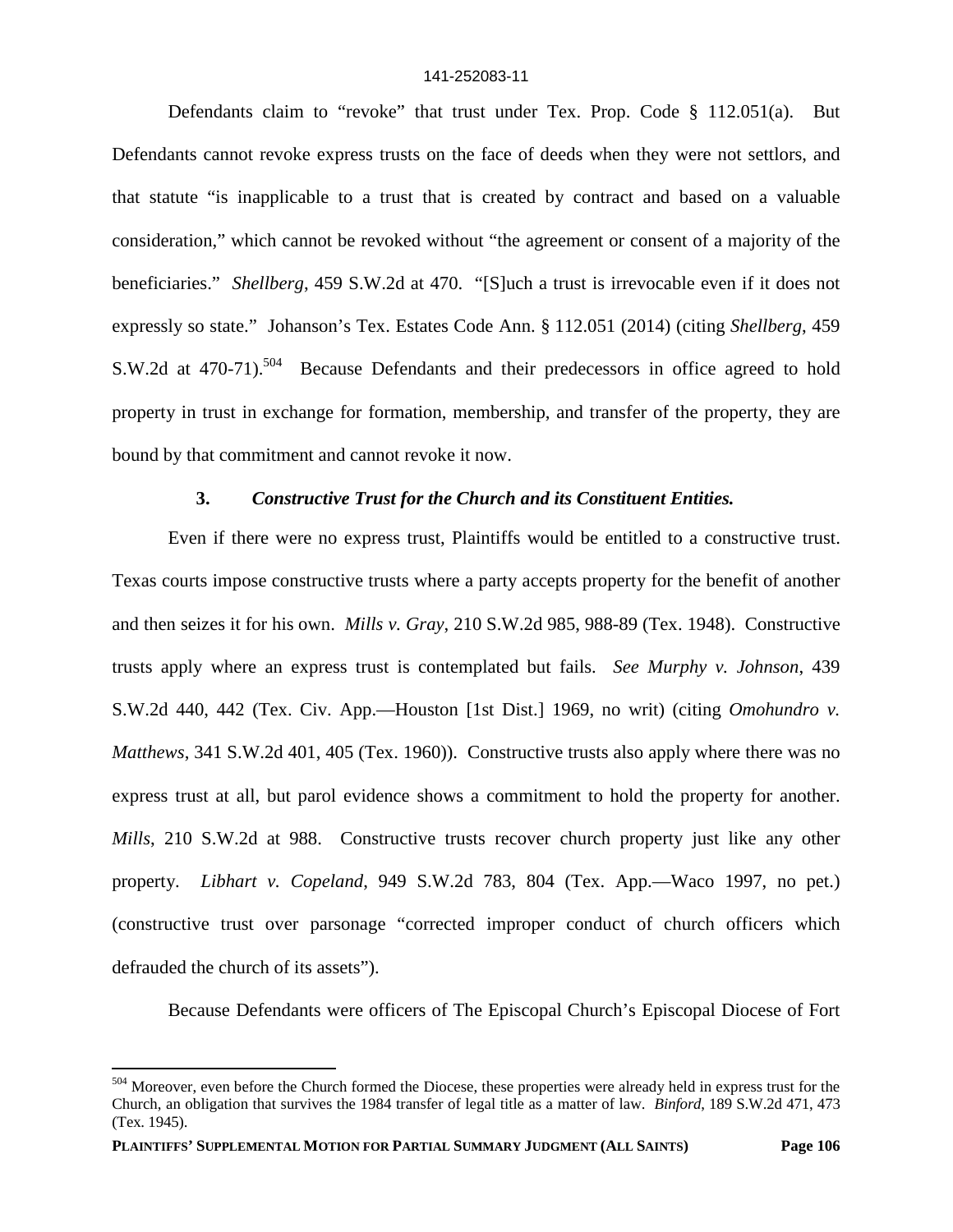Defendants claim to "revoke" that trust under Tex. Prop. Code § 112.051(a). But Defendants cannot revoke express trusts on the face of deeds when they were not settlors, and that statute "is inapplicable to a trust that is created by contract and based on a valuable consideration," which cannot be revoked without "the agreement or consent of a majority of the beneficiaries." *Shellberg*, 459 S.W.2d at 470. "[S]uch a trust is irrevocable even if it does not expressly so state." Johanson's Tex. Estates Code Ann. § 112.051 (2014) (citing *Shellberg*, 459 S.W.2d at 470-71).[504] Because Defendants and their predecessors in office agreed to hold property in trust in exchange for formation, membership, and transfer of the property, they are bound by that commitment and cannot revoke it now.

### 3. *Constructive Trust for the Church and its Constituent Entities.*

Even if there were no express trust, Plaintiffs would be entitled to a constructive trust. Texas courts impose constructive trusts where a party accepts property for the benefit of another and then seizes it for his own. *Mills v. Gray*, 210 S.W.2d 985, 988-89 (Tex. 1948). Constructive trusts apply where an express trust is contemplated but fails. *See Murphy v. Johnson*, 439 S.W.2d 440, 442 (Tex. Civ. App.—Houston [1st Dist.] 1969, no writ) (citing *Omohundro v. Matthews*, 341 S.W.2d 401, 405 (Tex. 1960)). Constructive trusts also apply where there was no express trust at all, but parol evidence shows a commitment to hold the property for another. *Mills*, 210 S.W.2d at 988. Constructive trusts recover church property just like any other property. *Libhart v. Copeland*, 949 S.W.2d 783, 804 (Tex. App.—Waco 1997, no pet.) (constructive trust over parsonage "corrected improper conduct of church officers which defrauded the church of its assets").

Because Defendants were officers of The Episcopal Church's Episcopal Diocese of Fort

[504] Moreover, even before the Church formed the Diocese, these properties were already held in express trust for the Church, an obligation that survives the 1984 transfer of legal title as a matter of law. *Binford*, 189 S.W.2d 471, 473 (Tex. 1945).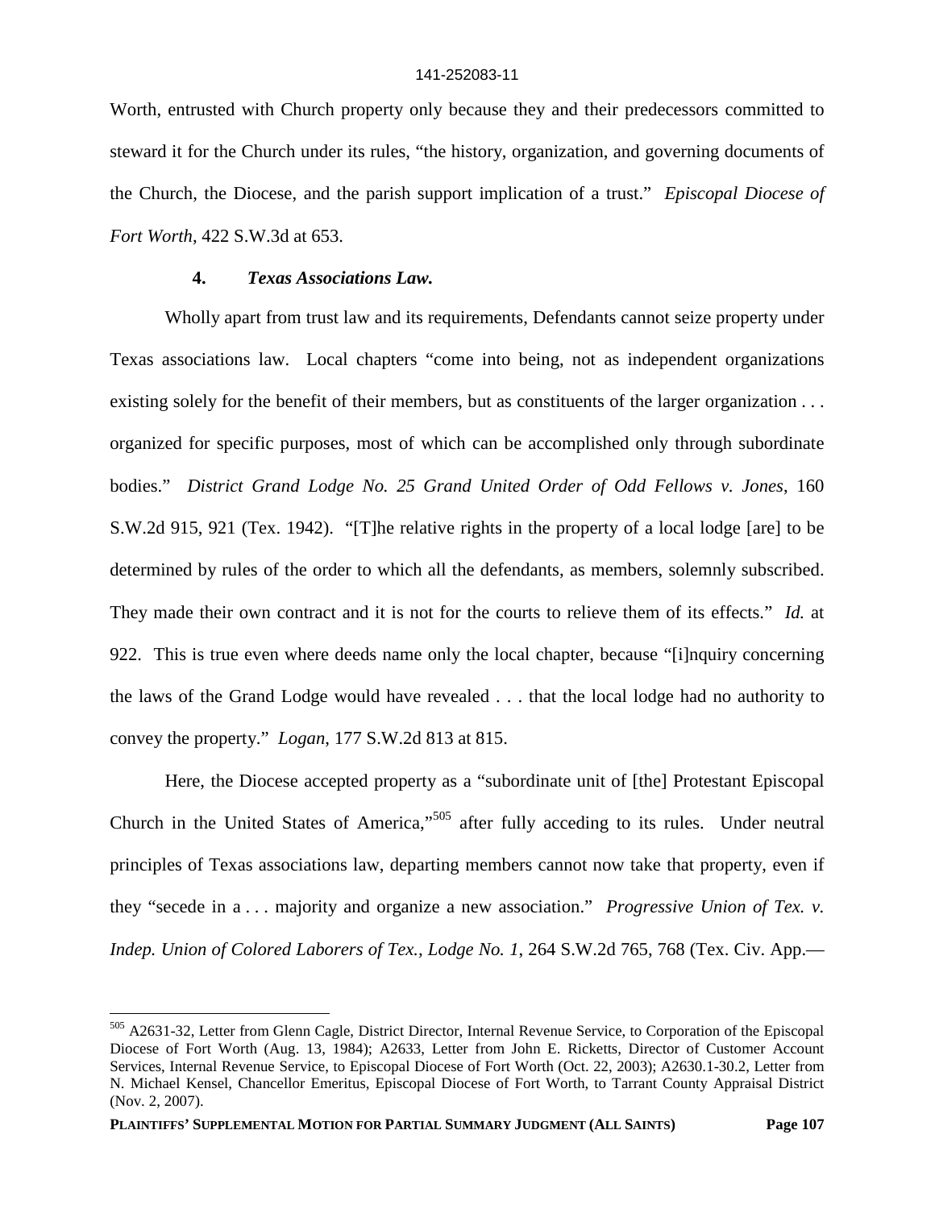Worth, entrusted with Church property only because they and their predecessors committed to steward it for the Church under its rules, "the history, organization, and governing documents of the Church, the Diocese, and the parish support implication of a trust." *Episcopal Diocese of Fort Worth*, 422 S.W.3d at 653.

### 4. *Texas Associations Law.*

Wholly apart from trust law and its requirements, Defendants cannot seize property under Texas associations law. Local chapters "come into being, not as independent organizations existing solely for the benefit of their members, but as constituents of the larger organization . . . organized for specific purposes, most of which can be accomplished only through subordinate bodies." *District Grand Lodge No. 25 Grand United Order of Odd Fellows v. Jones*, 160 S.W.2d 915, 921 (Tex. 1942). "[T]he relative rights in the property of a local lodge [are] to be determined by rules of the order to which all the defendants, as members, solemnly subscribed. They made their own contract and it is not for the courts to relieve them of its effects." *Id.* at 922. This is true even where deeds name only the local chapter, because "[i]nquiry concerning the laws of the Grand Lodge would have revealed . . . that the local lodge had no authority to convey the property." *Logan*, 177 S.W.2d 813 at 815.

Here, the Diocese accepted property as a "subordinate unit of [the] Protestant Episcopal Church in the United States of America,"[505] after fully acceding to its rules. Under neutral principles of Texas associations law, departing members cannot now take that property, even if they "secede in a . . . majority and organize a new association." *Progressive Union of Tex. v. Indep. Union of Colored Laborers of Tex., Lodge No. 1*, 264 S.W.2d 765, 768 (Tex. Civ. App.—

---

[505] A2631-32, Letter from Glenn Cagle, District Director, Internal Revenue Service, to Corporation of the Episcopal Diocese of Fort Worth (Aug. 13, 1984); A2633, Letter from John E. Ricketts, Director of Customer Account Services, Internal Revenue Service, to Episcopal Diocese of Fort Worth (Oct. 22, 2003); A2630.1-30.2, Letter from N. Michael Kensel, Chancellor Emeritus, Episcopal Diocese of Fort Worth, to Tarrant County Appraisal District (Nov. 2, 2007).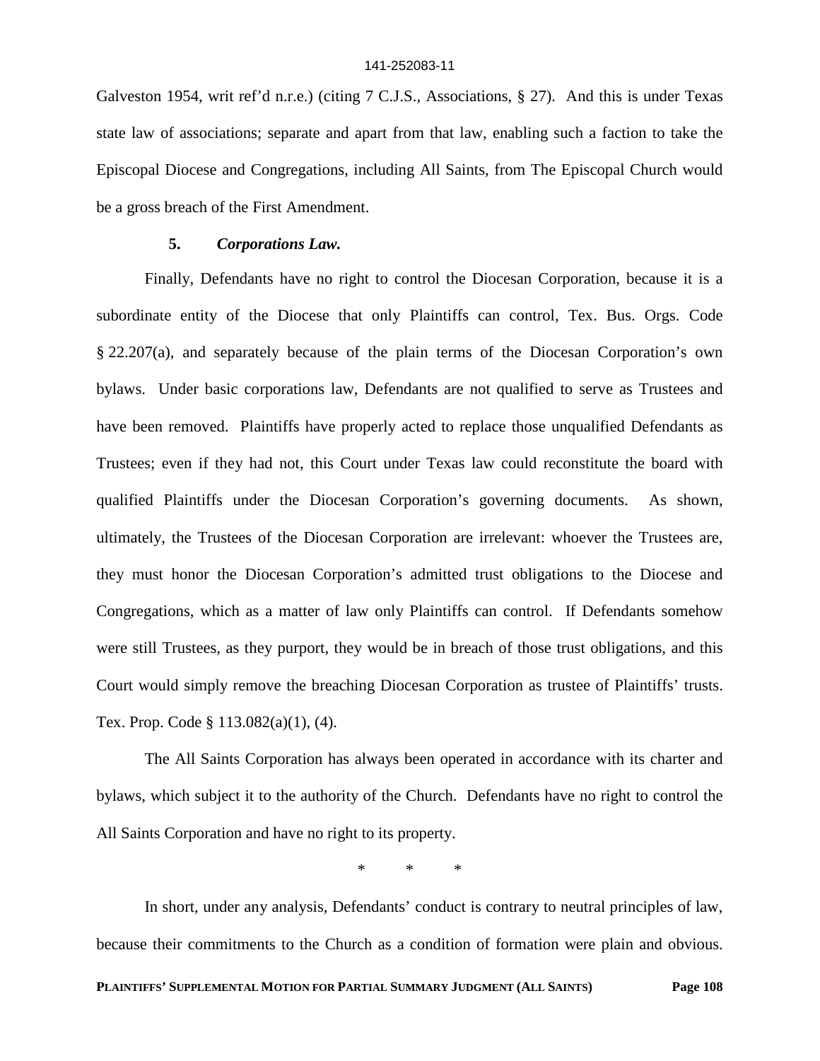Galveston 1954, writ ref'd n.r.e.) (citing 7 C.J.S., Associations, § 27). And this is under Texas state law of associations; separate and apart from that law, enabling such a faction to take the Episcopal Diocese and Congregations, including All Saints, from The Episcopal Church would be a gross breach of the First Amendment.

**5. *Corporations Law.***

Finally, Defendants have no right to control the Diocesan Corporation, because it is a subordinate entity of the Diocese that only Plaintiffs can control, Tex. Bus. Orgs. Code § 22.207(a), and separately because of the plain terms of the Diocesan Corporation's own bylaws. Under basic corporations law, Defendants are not qualified to serve as Trustees and have been removed. Plaintiffs have properly acted to replace those unqualified Defendants as Trustees; even if they had not, this Court under Texas law could reconstitute the board with qualified Plaintiffs under the Diocesan Corporation's governing documents. As shown, ultimately, the Trustees of the Diocesan Corporation are irrelevant: whoever the Trustees are, they must honor the Diocesan Corporation's admitted trust obligations to the Diocese and Congregations, which as a matter of law only Plaintiffs can control. If Defendants somehow were still Trustees, as they purport, they would be in breach of those trust obligations, and this Court would simply remove the breaching Diocesan Corporation as trustee of Plaintiffs' trusts. Tex. Prop. Code § 113.082(a)(1), (4).

The All Saints Corporation has always been operated in accordance with its charter and bylaws, which subject it to the authority of the Church. Defendants have no right to control the All Saints Corporation and have no right to its property.

\* \* \*

In short, under any analysis, Defendants' conduct is contrary to neutral principles of law, because their commitments to the Church as a condition of formation were plain and obvious.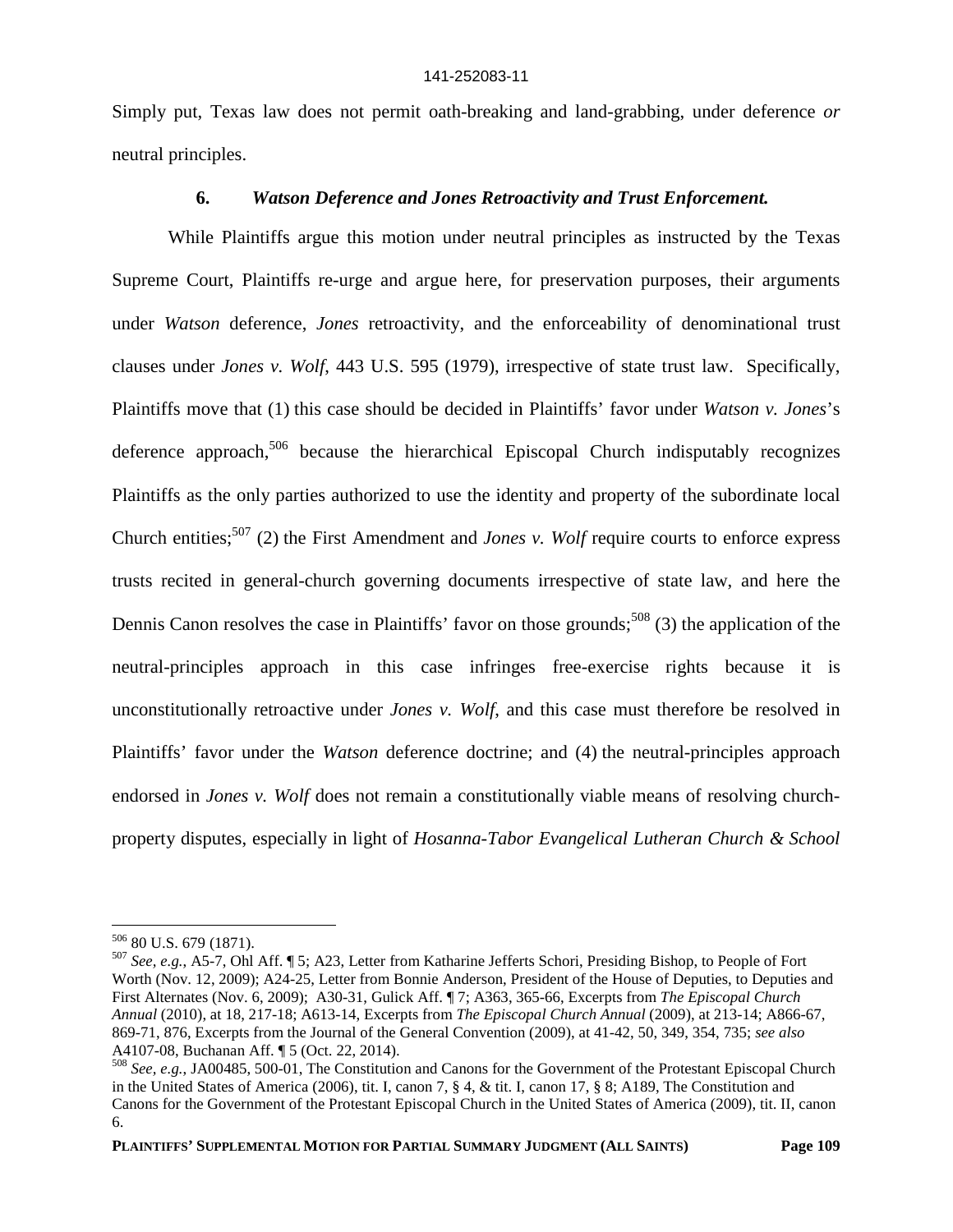Simply put, Texas law does not permit oath-breaking and land-grabbing, under deference *or* neutral principles.

### 6. *Watson Deference and Jones Retroactivity and Trust Enforcement.*

While Plaintiffs argue this motion under neutral principles as instructed by the Texas Supreme Court, Plaintiffs re-urge and argue here, for preservation purposes, their arguments under *Watson* deference, *Jones* retroactivity, and the enforceability of denominational trust clauses under *Jones v. Wolf*, 443 U.S. 595 (1979), irrespective of state trust law. Specifically, Plaintiffs move that (1) this case should be decided in Plaintiffs' favor under *Watson v. Jones*'s deference approach,[506] because the hierarchical Episcopal Church indisputably recognizes Plaintiffs as the only parties authorized to use the identity and property of the subordinate local Church entities;[507] (2) the First Amendment and *Jones v. Wolf* require courts to enforce express trusts recited in general-church governing documents irrespective of state law, and here the Dennis Canon resolves the case in Plaintiffs' favor on those grounds;[508] (3) the application of the neutral-principles approach in this case infringes free-exercise rights because it is unconstitutionally retroactive under *Jones v. Wolf*, and this case must therefore be resolved in Plaintiffs' favor under the *Watson* deference doctrine; and (4) the neutral-principles approach endorsed in *Jones v. Wolf* does not remain a constitutionally viable means of resolving church-property disputes, especially in light of *Hosanna-Tabor Evangelical Lutheran Church & School*

---

[506] 80 U.S. 679 (1871).

[507] *See, e.g.*, A5-7, Ohl Aff. ¶ 5; A23, Letter from Katharine Jefferts Schori, Presiding Bishop, to People of Fort Worth (Nov. 12, 2009); A24-25, Letter from Bonnie Anderson, President of the House of Deputies, to Deputies and First Alternates (Nov. 6, 2009); A30-31, Gulick Aff. ¶ 7; A363, 365-66, Excerpts from *The Episcopal Church Annual* (2010), at 18, 217-18; A613-14, Excerpts from *The Episcopal Church Annual* (2009), at 213-14; A866-67, 869-71, 876, Excerpts from the Journal of the General Convention (2009), at 41-42, 50, 349, 354, 735; *see also* A4107-08, Buchanan Aff. ¶ 5 (Oct. 22, 2014).

[508] *See, e.g.*, JA00485, 500-01, The Constitution and Canons for the Government of the Protestant Episcopal Church in the United States of America (2006), tit. I, canon 7, § 4, & tit. I, canon 17, § 8; A189, The Constitution and Canons for the Government of the Protestant Episcopal Church in the United States of America (2009), tit. II, canon 6.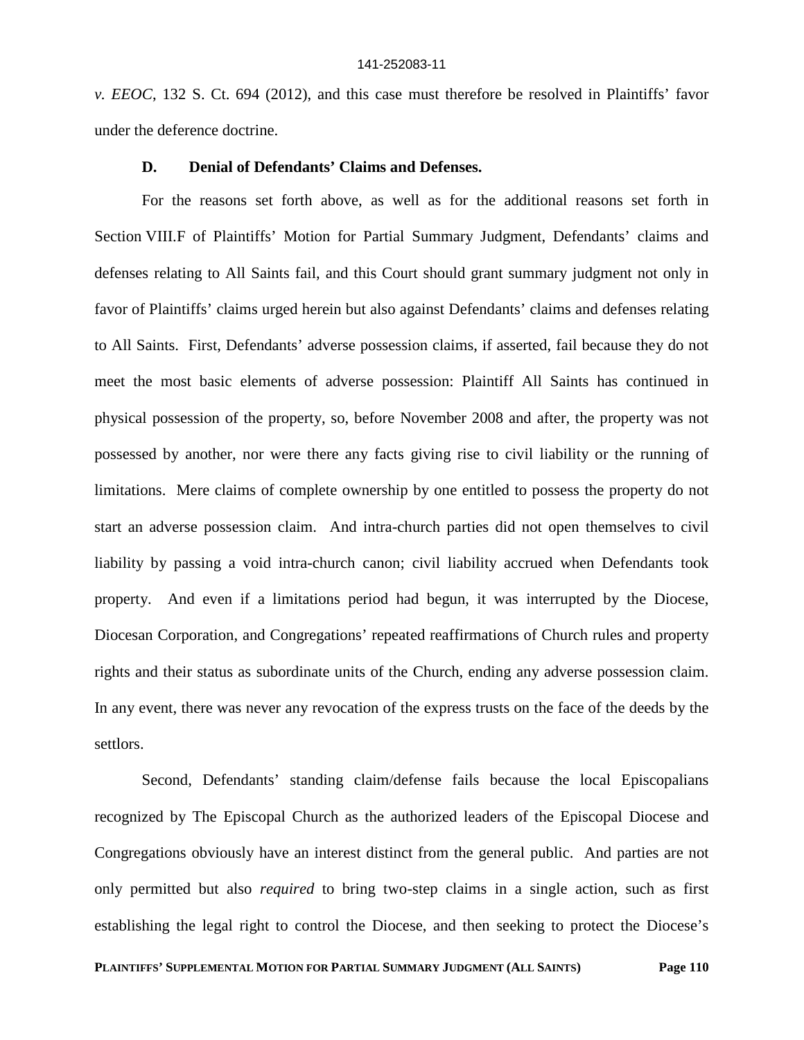*v. EEOC*, 132 S. Ct. 694 (2012), and this case must therefore be resolved in Plaintiffs' favor under the deference doctrine.

### D. Denial of Defendants' Claims and Defenses.

For the reasons set forth above, as well as for the additional reasons set forth in Section VIII.F of Plaintiffs' Motion for Partial Summary Judgment, Defendants' claims and defenses relating to All Saints fail, and this Court should grant summary judgment not only in favor of Plaintiffs' claims urged herein but also against Defendants' claims and defenses relating to All Saints. First, Defendants' adverse possession claims, if asserted, fail because they do not meet the most basic elements of adverse possession: Plaintiff All Saints has continued in physical possession of the property, so, before November 2008 and after, the property was not possessed by another, nor were there any facts giving rise to civil liability or the running of limitations. Mere claims of complete ownership by one entitled to possess the property do not start an adverse possession claim. And intra-church parties did not open themselves to civil liability by passing a void intra-church canon; civil liability accrued when Defendants took property. And even if a limitations period had begun, it was interrupted by the Diocese, Diocesan Corporation, and Congregations' repeated reaffirmations of Church rules and property rights and their status as subordinate units of the Church, ending any adverse possession claim. In any event, there was never any revocation of the express trusts on the face of the deeds by the settlors.

Second, Defendants' standing claim/defense fails because the local Episcopalians recognized by The Episcopal Church as the authorized leaders of the Episcopal Diocese and Congregations obviously have an interest distinct from the general public. And parties are not only permitted but also *required* to bring two-step claims in a single action, such as first establishing the legal right to control the Diocese, and then seeking to protect the Diocese's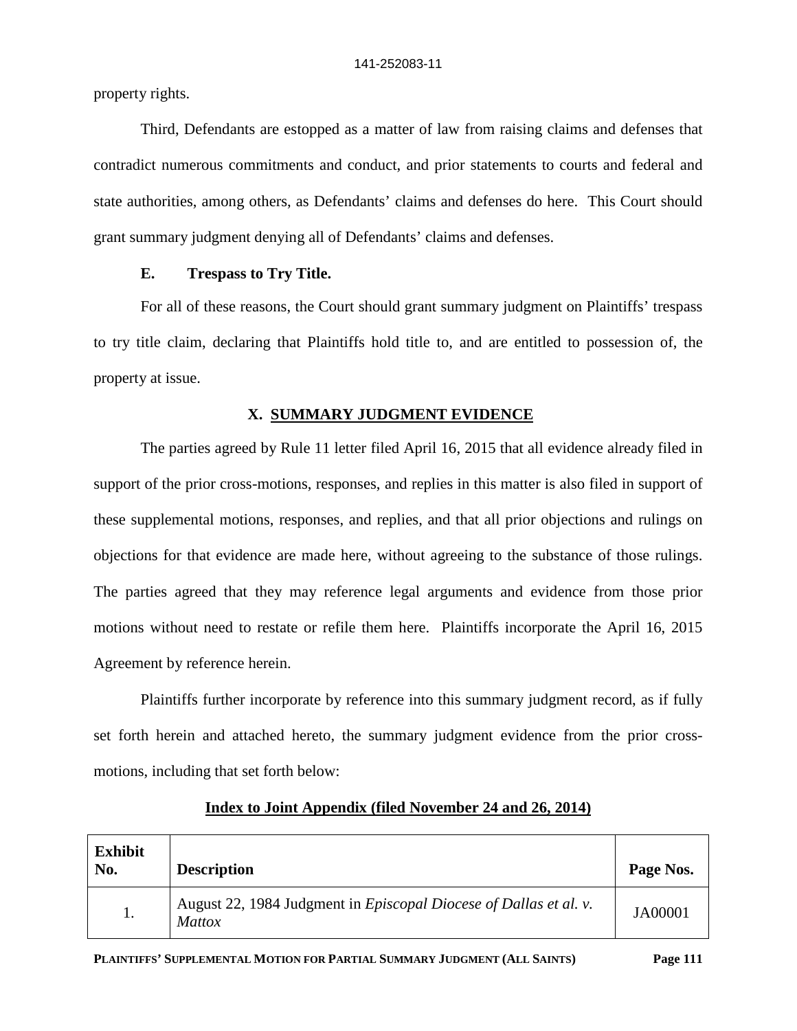property rights.

Third, Defendants are estopped as a matter of law from raising claims and defenses that contradict numerous commitments and conduct, and prior statements to courts and federal and state authorities, among others, as Defendants' claims and defenses do here. This Court should grant summary judgment denying all of Defendants' claims and defenses.

### E. Trespass to Try Title.

For all of these reasons, the Court should grant summary judgment on Plaintiffs' trespass to try title claim, declaring that Plaintiffs hold title to, and are entitled to possession of, the property at issue.

## X. SUMMARY JUDGMENT EVIDENCE

The parties agreed by Rule 11 letter filed April 16, 2015 that all evidence already filed in support of the prior cross-motions, responses, and replies in this matter is also filed in support of these supplemental motions, responses, and replies, and that all prior objections and rulings on objections for that evidence are made here, without agreeing to the substance of those rulings. The parties agreed that they may reference legal arguments and evidence from those prior motions without need to restate or refile them here. Plaintiffs incorporate the April 16, 2015 Agreement by reference herein.

Plaintiffs further incorporate by reference into this summary judgment record, as if fully set forth herein and attached hereto, the summary judgment evidence from the prior cross-motions, including that set forth below:

**Index to Joint Appendix (filed November 24 and 26, 2014)**

| Exhibit No. | Description | Page Nos. |
|---|---|---|
| 1. | August 22, 1984 Judgment in *Episcopal Diocese of Dallas et al. v. Mattox* | JA00001 |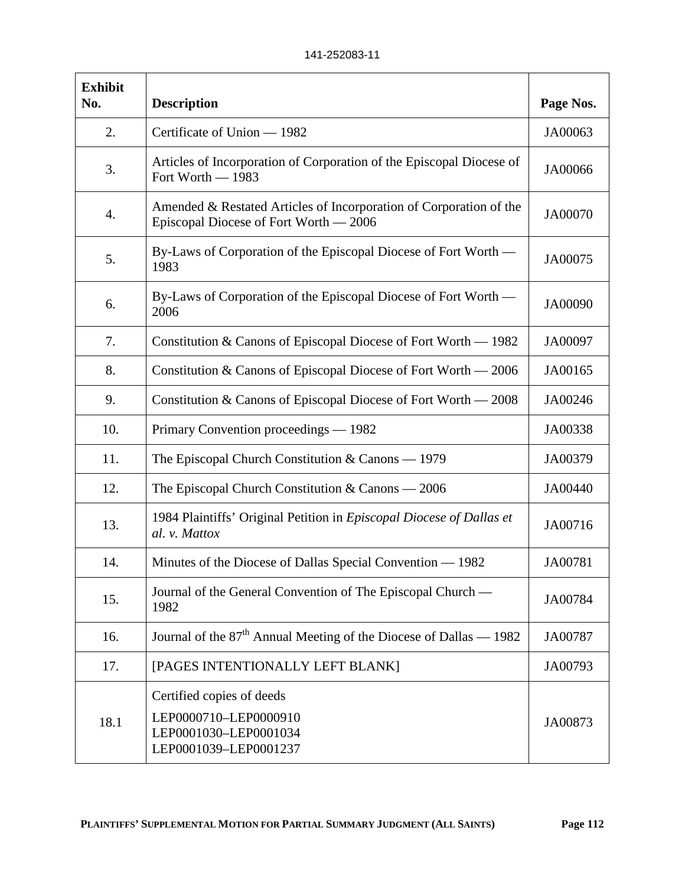| Exhibit No. | Description | Page Nos. |
|---|---|---|
| 2. | Certificate of Union — 1982 | JA00063 |
| 3. | Articles of Incorporation of Corporation of the Episcopal Diocese of Fort Worth — 1983 | JA00066 |
| 4. | Amended & Restated Articles of Incorporation of Corporation of the Episcopal Diocese of Fort Worth — 2006 | JA00070 |
| 5. | By-Laws of Corporation of the Episcopal Diocese of Fort Worth — 1983 | JA00075 |
| 6. | By-Laws of Corporation of the Episcopal Diocese of Fort Worth — 2006 | JA00090 |
| 7. | Constitution & Canons of Episcopal Diocese of Fort Worth — 1982 | JA00097 |
| 8. | Constitution & Canons of Episcopal Diocese of Fort Worth — 2006 | JA00165 |
| 9. | Constitution & Canons of Episcopal Diocese of Fort Worth — 2008 | JA00246 |
| 10. | Primary Convention proceedings — 1982 | JA00338 |
| 11. | The Episcopal Church Constitution & Canons — 1979 | JA00379 |
| 12. | The Episcopal Church Constitution & Canons — 2006 | JA00440 |
| 13. | 1984 Plaintiffs' Original Petition in *Episcopal Diocese of Dallas et al. v. Mattox* | JA00716 |
| 14. | Minutes of the Diocese of Dallas Special Convention — 1982 | JA00781 |
| 15. | Journal of the General Convention of The Episcopal Church — 1982 | JA00784 |
| 16. | Journal of the 87th Annual Meeting of the Diocese of Dallas — 1982 | JA00787 |
| 17. | [PAGES INTENTIONALLY LEFT BLANK] | JA00793 |
| 18.1 | Certified copies of deeds<br>LEP0000710–LEP0000910<br>LEP0001030–LEP0001034<br>LEP0001039–LEP0001237 | JA00873 |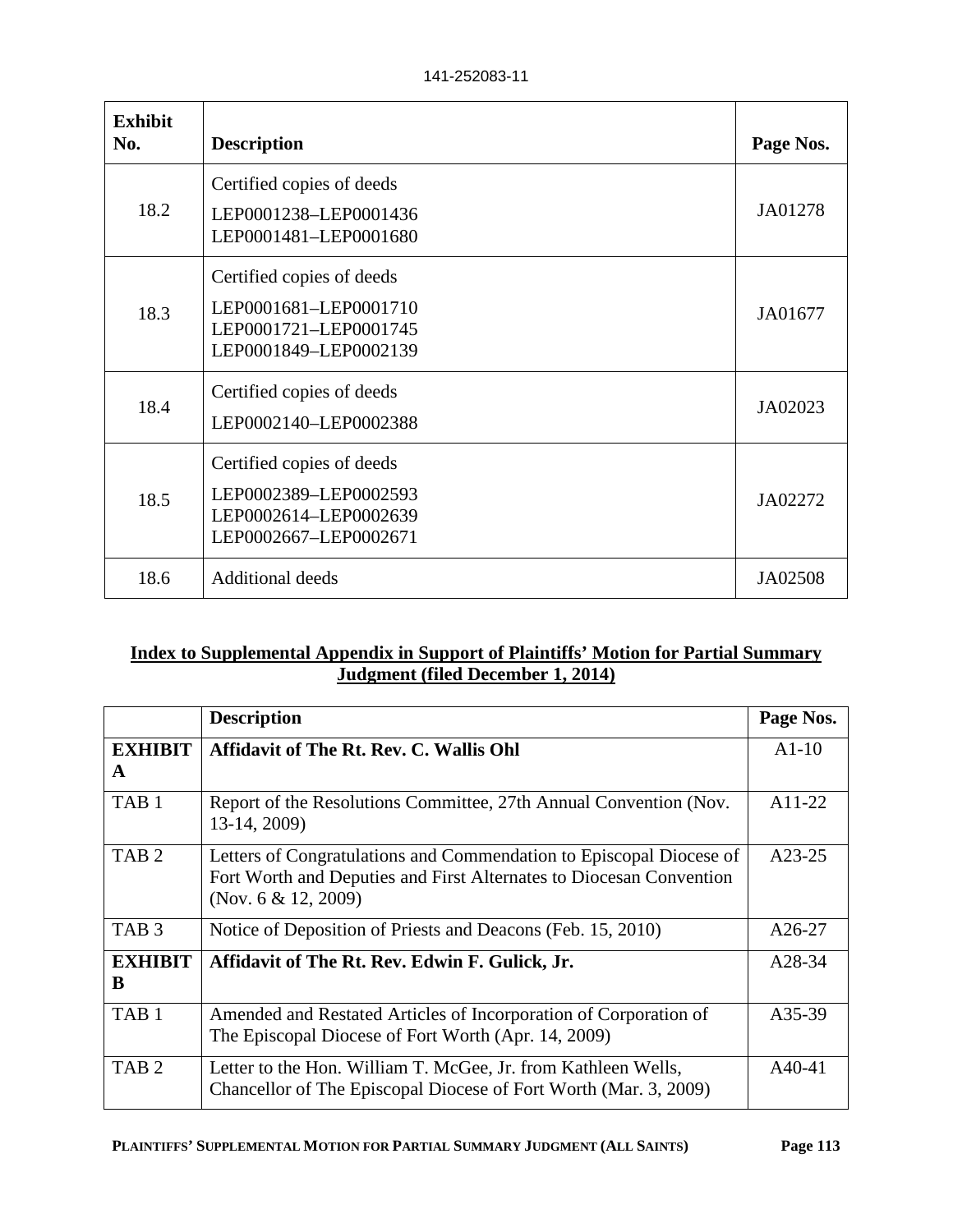| Exhibit No. | Description | Page Nos. |
|---|---|---|
| 18.2 | Certified copies of deeds<br>LEP0001238–LEP0001436<br>LEP0001481–LEP0001680 | JA01278 |
| 18.3 | Certified copies of deeds<br>LEP0001681–LEP0001710<br>LEP0001721–LEP0001745<br>LEP0001849–LEP0002139 | JA01677 |
| 18.4 | Certified copies of deeds<br>LEP0002140–LEP0002388 | JA02023 |
| 18.5 | Certified copies of deeds<br>LEP0002389–LEP0002593<br>LEP0002614–LEP0002639<br>LEP0002667–LEP0002671 | JA02272 |
| 18.6 | Additional deeds | JA02508 |

**Index to Supplemental Appendix in Support of Plaintiffs' Motion for Partial Summary Judgment (filed December 1, 2014)**

| | Description | Page Nos. |
|---|---|---|
| **EXHIBIT A** | **Affidavit of The Rt. Rev. C. Wallis Ohl** | A1-10 |
| TAB 1 | Report of the Resolutions Committee, 27th Annual Convention (Nov. 13-14, 2009) | A11-22 |
| TAB 2 | Letters of Congratulations and Commendation to Episcopal Diocese of Fort Worth and Deputies and First Alternates to Diocesan Convention (Nov. 6 & 12, 2009) | A23-25 |
| TAB 3 | Notice of Deposition of Priests and Deacons (Feb. 15, 2010) | A26-27 |
| **EXHIBIT B** | **Affidavit of The Rt. Rev. Edwin F. Gulick, Jr.** | A28-34 |
| TAB 1 | Amended and Restated Articles of Incorporation of Corporation of The Episcopal Diocese of Fort Worth (Apr. 14, 2009) | A35-39 |
| TAB 2 | Letter to the Hon. William T. McGee, Jr. from Kathleen Wells, Chancellor of The Episcopal Diocese of Fort Worth (Mar. 3, 2009) | A40-41 |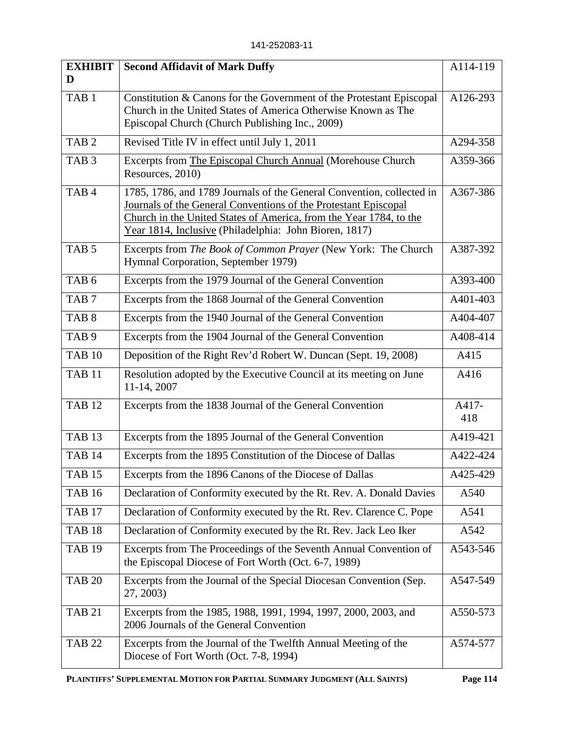| EXHIBIT D | Second Affidavit of Mark Duffy | A114-119 |
|---|---|---|
| TAB 1 | Constitution & Canons for the Government of the Protestant Episcopal Church in the United States of America Otherwise Known as The Episcopal Church (Church Publishing Inc., 2009) | A126-293 |
| TAB 2 | Revised Title IV in effect until July 1, 2011 | A294-358 |
| TAB 3 | Excerpts from The Episcopal Church Annual (Morehouse Church Resources, 2010) | A359-366 |
| TAB 4 | 1785, 1786, and 1789 Journals of the General Convention, collected in Journals of the General Conventions of the Protestant Episcopal Church in the United States of America, from the Year 1784, to the Year 1814, Inclusive (Philadelphia: John Bioren, 1817) | A367-386 |
| TAB 5 | Excerpts from *The Book of Common Prayer* (New York: The Church Hymnal Corporation, September 1979) | A387-392 |
| TAB 6 | Excerpts from the 1979 Journal of the General Convention | A393-400 |
| TAB 7 | Excerpts from the 1868 Journal of the General Convention | A401-403 |
| TAB 8 | Excerpts from the 1940 Journal of the General Convention | A404-407 |
| TAB 9 | Excerpts from the 1904 Journal of the General Convention | A408-414 |
| TAB 10 | Deposition of the Right Rev'd Robert W. Duncan (Sept. 19, 2008) | A415 |
| TAB 11 | Resolution adopted by the Executive Council at its meeting on June 11-14, 2007 | A416 |
| TAB 12 | Excerpts from the 1838 Journal of the General Convention | A417-418 |
| TAB 13 | Excerpts from the 1895 Journal of the General Convention | A419-421 |
| TAB 14 | Excerpts from the 1895 Constitution of the Diocese of Dallas | A422-424 |
| TAB 15 | Excerpts from the 1896 Canons of the Diocese of Dallas | A425-429 |
| TAB 16 | Declaration of Conformity executed by the Rt. Rev. A. Donald Davies | A540 |
| TAB 17 | Declaration of Conformity executed by the Rt. Rev. Clarence C. Pope | A541 |
| TAB 18 | Declaration of Conformity executed by the Rt. Rev. Jack Leo Iker | A542 |
| TAB 19 | Excerpts from The Proceedings of the Seventh Annual Convention of the Episcopal Diocese of Fort Worth (Oct. 6-7, 1989) | A543-546 |
| TAB 20 | Excerpts from the Journal of the Special Diocesan Convention (Sep. 27, 2003) | A547-549 |
| TAB 21 | Excerpts from the 1985, 1988, 1991, 1994, 1997, 2000, 2003, and 2006 Journals of the General Convention | A550-573 |
| TAB 22 | Excerpts from the Journal of the Twelfth Annual Meeting of the Diocese of Fort Worth (Oct. 7-8, 1994) | A574-577 |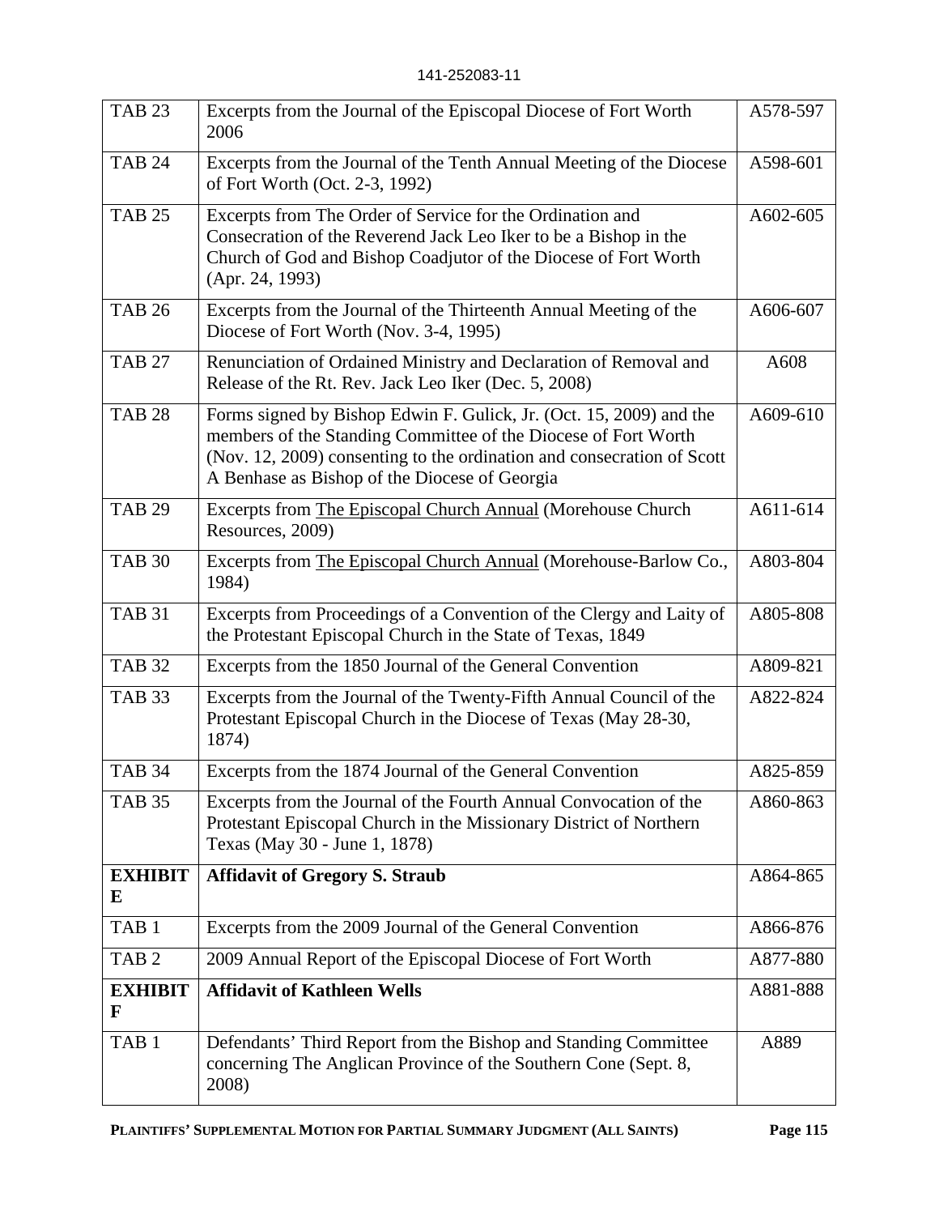| TAB 23 | Excerpts from the Journal of the Episcopal Diocese of Fort Worth 2006 | A578-597 |
|---|---|---|
| TAB 24 | Excerpts from the Journal of the Tenth Annual Meeting of the Diocese of Fort Worth (Oct. 2-3, 1992) | A598-601 |
| TAB 25 | Excerpts from The Order of Service for the Ordination and Consecration of the Reverend Jack Leo Iker to be a Bishop in the Church of God and Bishop Coadjutor of the Diocese of Fort Worth (Apr. 24, 1993) | A602-605 |
| TAB 26 | Excerpts from the Journal of the Thirteenth Annual Meeting of the Diocese of Fort Worth (Nov. 3-4, 1995) | A606-607 |
| TAB 27 | Renunciation of Ordained Ministry and Declaration of Removal and Release of the Rt. Rev. Jack Leo Iker (Dec. 5, 2008) | A608 |
| TAB 28 | Forms signed by Bishop Edwin F. Gulick, Jr. (Oct. 15, 2009) and the members of the Standing Committee of the Diocese of Fort Worth (Nov. 12, 2009) consenting to the ordination and consecration of Scott A Benhase as Bishop of the Diocese of Georgia | A609-610 |
| TAB 29 | Excerpts from The Episcopal Church Annual (Morehouse Church Resources, 2009) | A611-614 |
| TAB 30 | Excerpts from The Episcopal Church Annual (Morehouse-Barlow Co., 1984) | A803-804 |
| TAB 31 | Excerpts from Proceedings of a Convention of the Clergy and Laity of the Protestant Episcopal Church in the State of Texas, 1849 | A805-808 |
| TAB 32 | Excerpts from the 1850 Journal of the General Convention | A809-821 |
| TAB 33 | Excerpts from the Journal of the Twenty-Fifth Annual Council of the Protestant Episcopal Church in the Diocese of Texas (May 28-30, 1874) | A822-824 |
| TAB 34 | Excerpts from the 1874 Journal of the General Convention | A825-859 |
| TAB 35 | Excerpts from the Journal of the Fourth Annual Convocation of the Protestant Episcopal Church in the Missionary District of Northern Texas (May 30 - June 1, 1878) | A860-863 |
| **EXHIBIT E** | **Affidavit of Gregory S. Straub** | A864-865 |
| TAB 1 | Excerpts from the 2009 Journal of the General Convention | A866-876 |
| TAB 2 | 2009 Annual Report of the Episcopal Diocese of Fort Worth | A877-880 |
| **EXHIBIT F** | **Affidavit of Kathleen Wells** | A881-888 |
| TAB 1 | Defendants' Third Report from the Bishop and Standing Committee concerning The Anglican Province of the Southern Cone (Sept. 8, 2008) | A889 |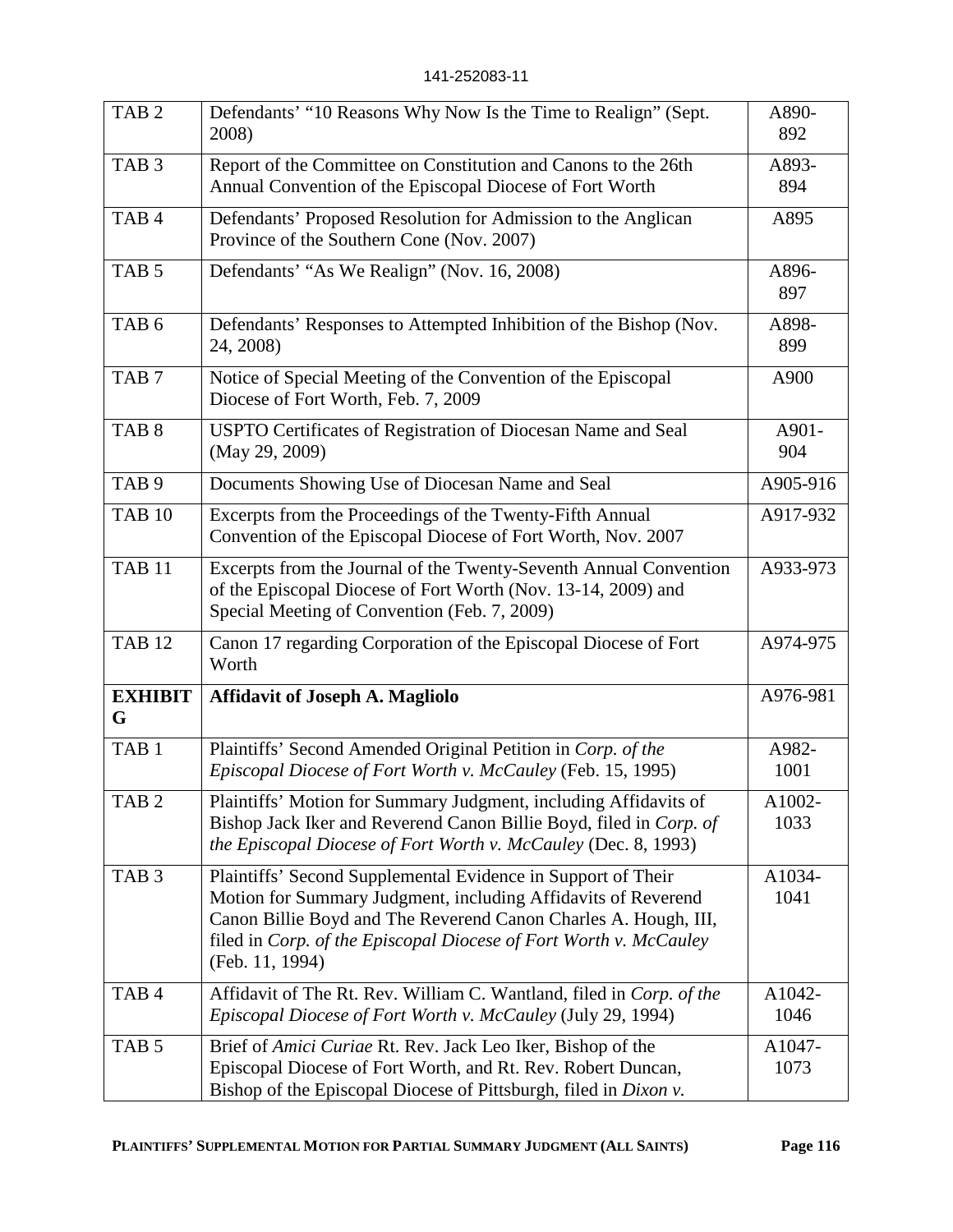| | | |
|---|---|---|
| TAB 2 | Defendants' "10 Reasons Why Now Is the Time to Realign" (Sept. 2008) | A890-892 |
| TAB 3 | Report of the Committee on Constitution and Canons to the 26th Annual Convention of the Episcopal Diocese of Fort Worth | A893-894 |
| TAB 4 | Defendants' Proposed Resolution for Admission to the Anglican Province of the Southern Cone (Nov. 2007) | A895 |
| TAB 5 | Defendants' "As We Realign" (Nov. 16, 2008) | A896-897 |
| TAB 6 | Defendants' Responses to Attempted Inhibition of the Bishop (Nov. 24, 2008) | A898-899 |
| TAB 7 | Notice of Special Meeting of the Convention of the Episcopal Diocese of Fort Worth, Feb. 7, 2009 | A900 |
| TAB 8 | USPTO Certificates of Registration of Diocesan Name and Seal (May 29, 2009) | A901-904 |
| TAB 9 | Documents Showing Use of Diocesan Name and Seal | A905-916 |
| TAB 10 | Excerpts from the Proceedings of the Twenty-Fifth Annual Convention of the Episcopal Diocese of Fort Worth, Nov. 2007 | A917-932 |
| TAB 11 | Excerpts from the Journal of the Twenty-Seventh Annual Convention of the Episcopal Diocese of Fort Worth (Nov. 13-14, 2009) and Special Meeting of Convention (Feb. 7, 2009) | A933-973 |
| TAB 12 | Canon 17 regarding Corporation of the Episcopal Diocese of Fort Worth | A974-975 |
| **EXHIBIT G** | **Affidavit of Joseph A. Magliolo** | A976-981 |
| TAB 1 | Plaintiffs' Second Amended Original Petition in *Corp. of the Episcopal Diocese of Fort Worth v. McCauley* (Feb. 15, 1995) | A982-1001 |
| TAB 2 | Plaintiffs' Motion for Summary Judgment, including Affidavits of Bishop Jack Iker and Reverend Canon Billie Boyd, filed in *Corp. of the Episcopal Diocese of Fort Worth v. McCauley* (Dec. 8, 1993) | A1002-1033 |
| TAB 3 | Plaintiffs' Second Supplemental Evidence in Support of Their Motion for Summary Judgment, including Affidavits of Reverend Canon Billie Boyd and The Reverend Canon Charles A. Hough, III, filed in *Corp. of the Episcopal Diocese of Fort Worth v. McCauley* (Feb. 11, 1994) | A1034-1041 |
| TAB 4 | Affidavit of The Rt. Rev. William C. Wantland, filed in *Corp. of the Episcopal Diocese of Fort Worth v. McCauley* (July 29, 1994) | A1042-1046 |
| TAB 5 | Brief of *Amici Curiae* Rt. Rev. Jack Leo Iker, Bishop of the Episcopal Diocese of Fort Worth, and Rt. Rev. Robert Duncan, Bishop of the Episcopal Diocese of Pittsburgh, filed in *Dixon v.* | A1047-1073 |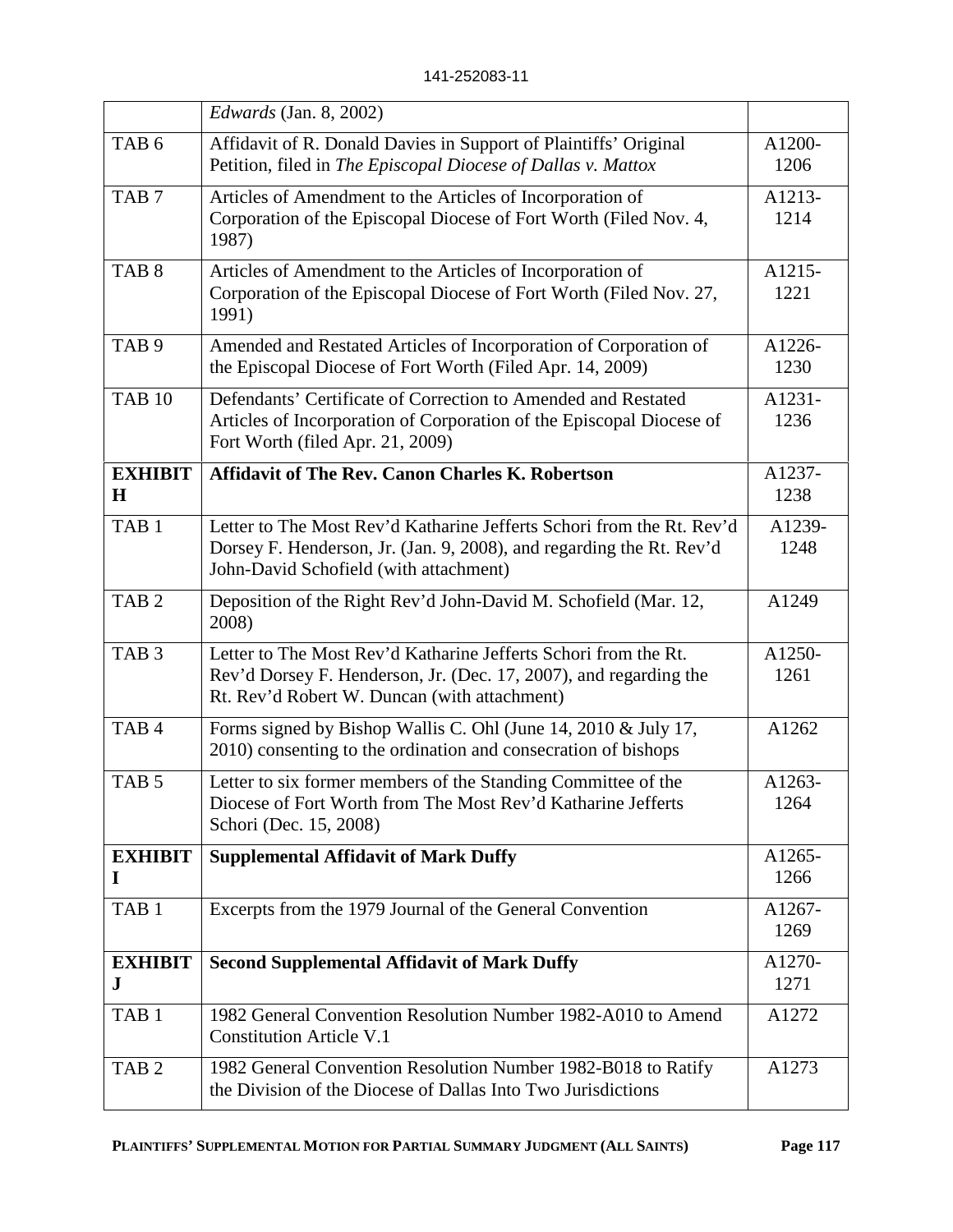| | | |
|---|---|---|
| | *Edwards* (Jan. 8, 2002) | |
| TAB 6 | Affidavit of R. Donald Davies in Support of Plaintiffs' Original Petition, filed in *The Episcopal Diocese of Dallas v. Mattox* | A1200-1206 |
| TAB 7 | Articles of Amendment to the Articles of Incorporation of Corporation of the Episcopal Diocese of Fort Worth (Filed Nov. 4, 1987) | A1213-1214 |
| TAB 8 | Articles of Amendment to the Articles of Incorporation of Corporation of the Episcopal Diocese of Fort Worth (Filed Nov. 27, 1991) | A1215-1221 |
| TAB 9 | Amended and Restated Articles of Incorporation of Corporation of the Episcopal Diocese of Fort Worth (Filed Apr. 14, 2009) | A1226-1230 |
| TAB 10 | Defendants' Certificate of Correction to Amended and Restated Articles of Incorporation of Corporation of the Episcopal Diocese of Fort Worth (filed Apr. 21, 2009) | A1231-1236 |
| **EXHIBIT H** | **Affidavit of The Rev. Canon Charles K. Robertson** | A1237-1238 |
| TAB 1 | Letter to The Most Rev'd Katharine Jefferts Schori from the Rt. Rev'd Dorsey F. Henderson, Jr. (Jan. 9, 2008), and regarding the Rt. Rev'd John-David Schofield (with attachment) | A1239-1248 |
| TAB 2 | Deposition of the Right Rev'd John-David M. Schofield (Mar. 12, 2008) | A1249 |
| TAB 3 | Letter to The Most Rev'd Katharine Jefferts Schori from the Rt. Rev'd Dorsey F. Henderson, Jr. (Dec. 17, 2007), and regarding the Rt. Rev'd Robert W. Duncan (with attachment) | A1250-1261 |
| TAB 4 | Forms signed by Bishop Wallis C. Ohl (June 14, 2010 & July 17, 2010) consenting to the ordination and consecration of bishops | A1262 |
| TAB 5 | Letter to six former members of the Standing Committee of the Diocese of Fort Worth from The Most Rev'd Katharine Jefferts Schori (Dec. 15, 2008) | A1263-1264 |
| **EXHIBIT I** | **Supplemental Affidavit of Mark Duffy** | A1265-1266 |
| TAB 1 | Excerpts from the 1979 Journal of the General Convention | A1267-1269 |
| **EXHIBIT J** | **Second Supplemental Affidavit of Mark Duffy** | A1270-1271 |
| TAB 1 | 1982 General Convention Resolution Number 1982-A010 to Amend Constitution Article V.1 | A1272 |
| TAB 2 | 1982 General Convention Resolution Number 1982-B018 to Ratify the Division of the Diocese of Dallas Into Two Jurisdictions | A1273 |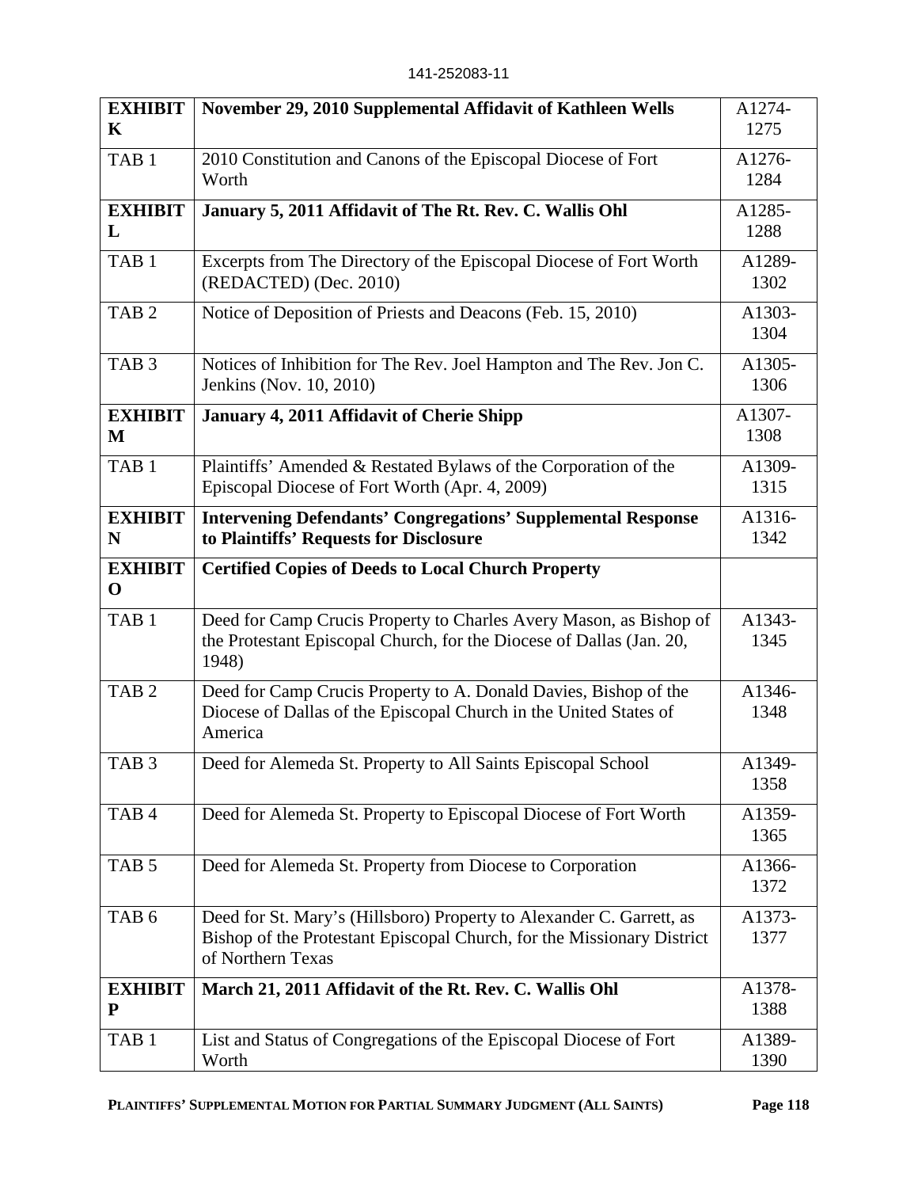| | | |
|---|---|---|
| **EXHIBIT K** | **November 29, 2010 Supplemental Affidavit of Kathleen Wells** | A1274-1275 |
| TAB 1 | 2010 Constitution and Canons of the Episcopal Diocese of Fort Worth | A1276-1284 |
| **EXHIBIT L** | **January 5, 2011 Affidavit of The Rt. Rev. C. Wallis Ohl** | A1285-1288 |
| TAB 1 | Excerpts from The Directory of the Episcopal Diocese of Fort Worth (REDACTED) (Dec. 2010) | A1289-1302 |
| TAB 2 | Notice of Deposition of Priests and Deacons (Feb. 15, 2010) | A1303-1304 |
| TAB 3 | Notices of Inhibition for The Rev. Joel Hampton and The Rev. Jon C. Jenkins (Nov. 10, 2010) | A1305-1306 |
| **EXHIBIT M** | **January 4, 2011 Affidavit of Cherie Shipp** | A1307-1308 |
| TAB 1 | Plaintiffs' Amended & Restated Bylaws of the Corporation of the Episcopal Diocese of Fort Worth (Apr. 4, 2009) | A1309-1315 |
| **EXHIBIT N** | **Intervening Defendants' Congregations' Supplemental Response to Plaintiffs' Requests for Disclosure** | A1316-1342 |
| **EXHIBIT O** | **Certified Copies of Deeds to Local Church Property** | |
| TAB 1 | Deed for Camp Crucis Property to Charles Avery Mason, as Bishop of the Protestant Episcopal Church, for the Diocese of Dallas (Jan. 20, 1948) | A1343-1345 |
| TAB 2 | Deed for Camp Crucis Property to A. Donald Davies, Bishop of the Diocese of Dallas of the Episcopal Church in the United States of America | A1346-1348 |
| TAB 3 | Deed for Alemeda St. Property to All Saints Episcopal School | A1349-1358 |
| TAB 4 | Deed for Alemeda St. Property to Episcopal Diocese of Fort Worth | A1359-1365 |
| TAB 5 | Deed for Alemeda St. Property from Diocese to Corporation | A1366-1372 |
| TAB 6 | Deed for St. Mary's (Hillsboro) Property to Alexander C. Garrett, as Bishop of the Protestant Episcopal Church, for the Missionary District of Northern Texas | A1373-1377 |
| **EXHIBIT P** | **March 21, 2011 Affidavit of the Rt. Rev. C. Wallis Ohl** | A1378-1388 |
| TAB 1 | List and Status of Congregations of the Episcopal Diocese of Fort Worth | A1389-1390 |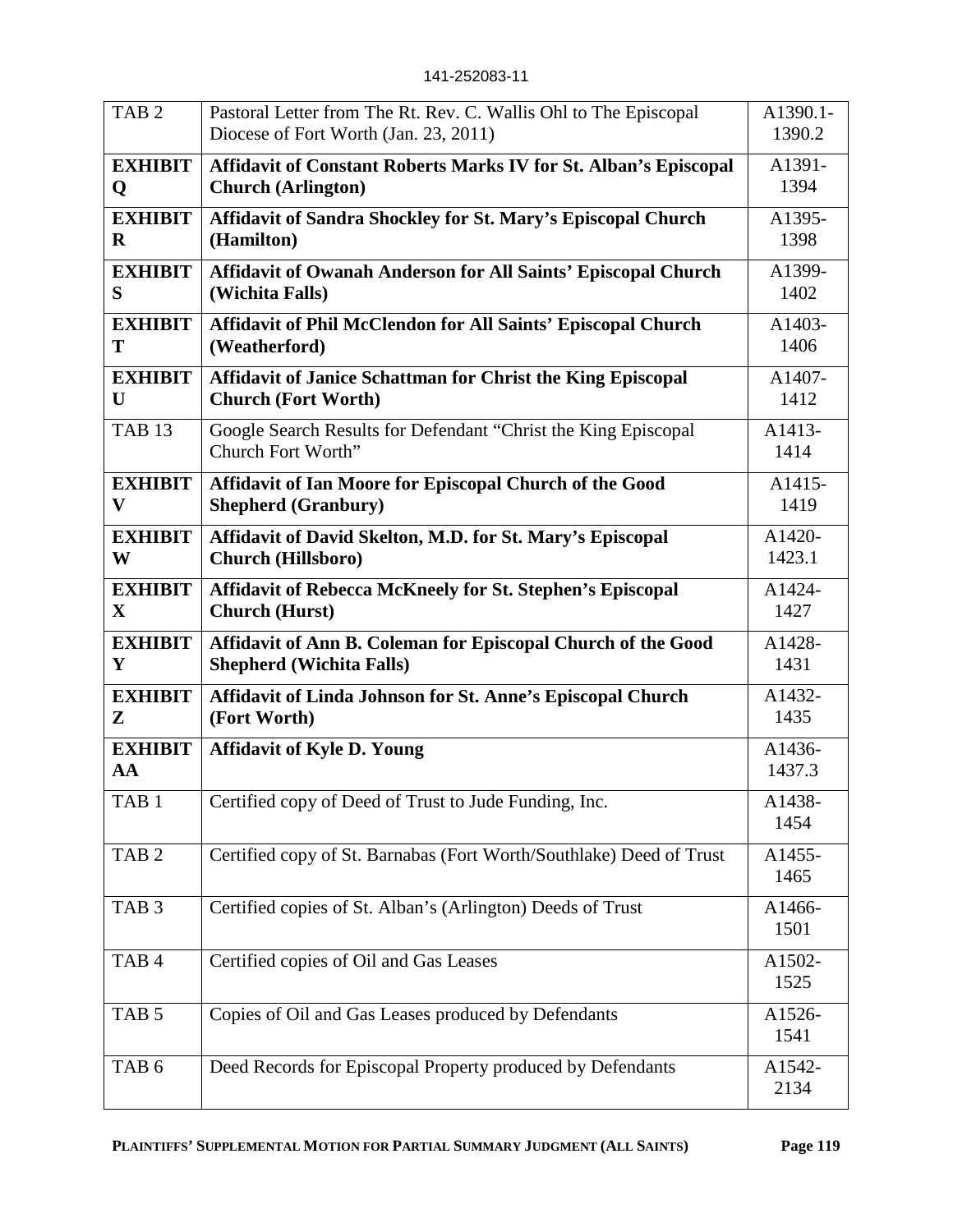| TAB 2 | Pastoral Letter from The Rt. Rev. C. Wallis Ohl to The Episcopal Diocese of Fort Worth (Jan. 23, 2011) | A1390.1-1390.2 |
|---|---|---|
| **EXHIBIT Q** | **Affidavit of Constant Roberts Marks IV for St. Alban's Episcopal Church (Arlington)** | A1391-1394 |
| **EXHIBIT R** | **Affidavit of Sandra Shockley for St. Mary's Episcopal Church (Hamilton)** | A1395-1398 |
| **EXHIBIT S** | **Affidavit of Owanah Anderson for All Saints' Episcopal Church (Wichita Falls)** | A1399-1402 |
| **EXHIBIT T** | **Affidavit of Phil McClendon for All Saints' Episcopal Church (Weatherford)** | A1403-1406 |
| **EXHIBIT U** | **Affidavit of Janice Schattman for Christ the King Episcopal Church (Fort Worth)** | A1407-1412 |
| TAB 13 | Google Search Results for Defendant "Christ the King Episcopal Church Fort Worth" | A1413-1414 |
| **EXHIBIT V** | **Affidavit of Ian Moore for Episcopal Church of the Good Shepherd (Granbury)** | A1415-1419 |
| **EXHIBIT W** | **Affidavit of David Skelton, M.D. for St. Mary's Episcopal Church (Hillsboro)** | A1420-1423.1 |
| **EXHIBIT X** | **Affidavit of Rebecca McKneely for St. Stephen's Episcopal Church (Hurst)** | A1424-1427 |
| **EXHIBIT Y** | **Affidavit of Ann B. Coleman for Episcopal Church of the Good Shepherd (Wichita Falls)** | A1428-1431 |
| **EXHIBIT Z** | **Affidavit of Linda Johnson for St. Anne's Episcopal Church (Fort Worth)** | A1432-1435 |
| **EXHIBIT AA** | **Affidavit of Kyle D. Young** | A1436-1437.3 |
| TAB 1 | Certified copy of Deed of Trust to Jude Funding, Inc. | A1438-1454 |
| TAB 2 | Certified copy of St. Barnabas (Fort Worth/Southlake) Deed of Trust | A1455-1465 |
| TAB 3 | Certified copies of St. Alban's (Arlington) Deeds of Trust | A1466-1501 |
| TAB 4 | Certified copies of Oil and Gas Leases | A1502-1525 |
| TAB 5 | Copies of Oil and Gas Leases produced by Defendants | A1526-1541 |
| TAB 6 | Deed Records for Episcopal Property produced by Defendants | A1542-2134 |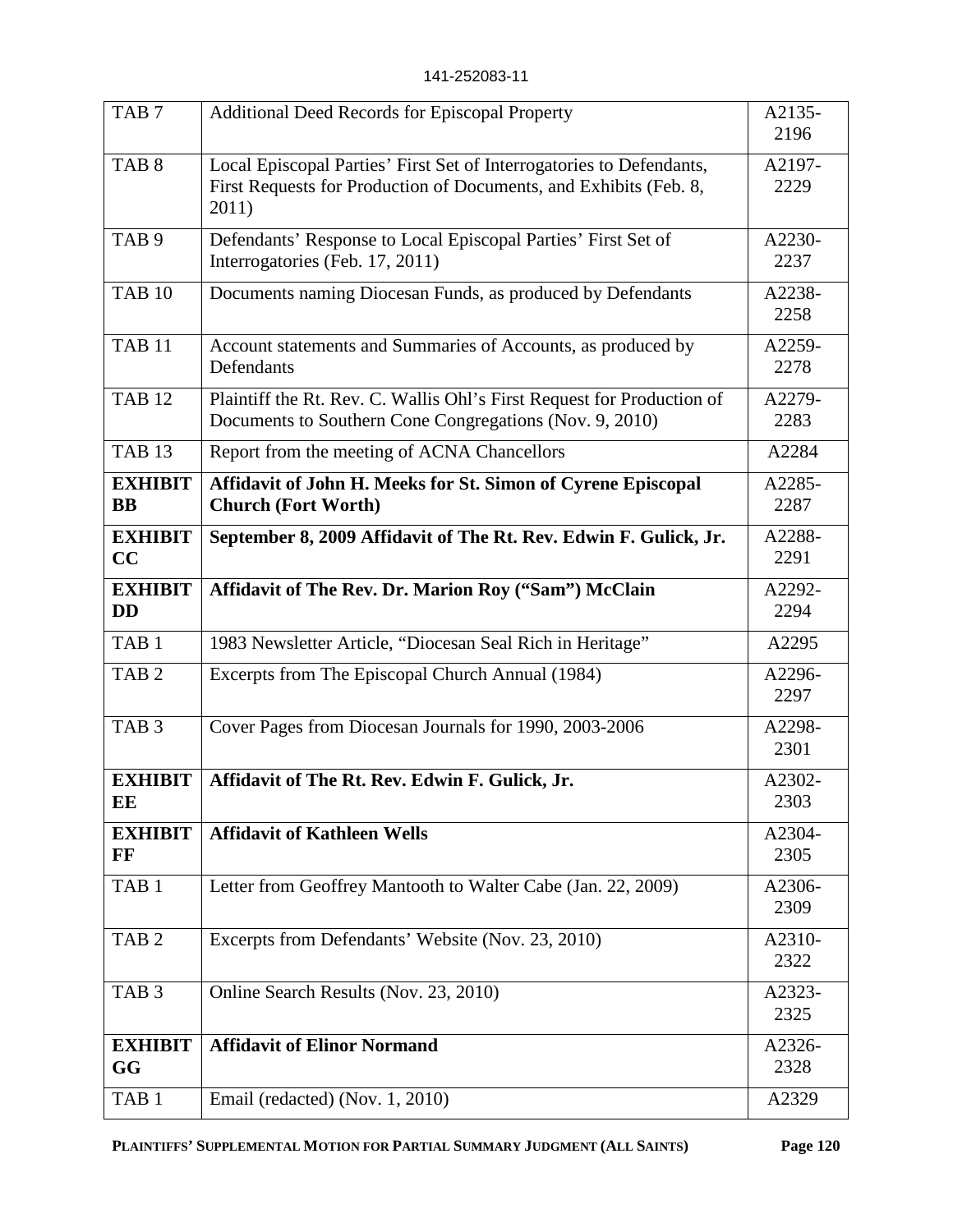| | | |
|---|---|---|
| TAB 7 | Additional Deed Records for Episcopal Property | A2135-2196 |
| TAB 8 | Local Episcopal Parties' First Set of Interrogatories to Defendants, First Requests for Production of Documents, and Exhibits (Feb. 8, 2011) | A2197-2229 |
| TAB 9 | Defendants' Response to Local Episcopal Parties' First Set of Interrogatories (Feb. 17, 2011) | A2230-2237 |
| TAB 10 | Documents naming Diocesan Funds, as produced by Defendants | A2238-2258 |
| TAB 11 | Account statements and Summaries of Accounts, as produced by Defendants | A2259-2278 |
| TAB 12 | Plaintiff the Rt. Rev. C. Wallis Ohl's First Request for Production of Documents to Southern Cone Congregations (Nov. 9, 2010) | A2279-2283 |
| TAB 13 | Report from the meeting of ACNA Chancellors | A2284 |
| **EXHIBIT BB** | **Affidavit of John H. Meeks for St. Simon of Cyrene Episcopal Church (Fort Worth)** | A2285-2287 |
| **EXHIBIT CC** | **September 8, 2009 Affidavit of The Rt. Rev. Edwin F. Gulick, Jr.** | A2288-2291 |
| **EXHIBIT DD** | **Affidavit of The Rev. Dr. Marion Roy ("Sam") McClain** | A2292-2294 |
| TAB 1 | 1983 Newsletter Article, "Diocesan Seal Rich in Heritage" | A2295 |
| TAB 2 | Excerpts from The Episcopal Church Annual (1984) | A2296-2297 |
| TAB 3 | Cover Pages from Diocesan Journals for 1990, 2003-2006 | A2298-2301 |
| **EXHIBIT EE** | **Affidavit of The Rt. Rev. Edwin F. Gulick, Jr.** | A2302-2303 |
| **EXHIBIT FF** | **Affidavit of Kathleen Wells** | A2304-2305 |
| TAB 1 | Letter from Geoffrey Mantooth to Walter Cabe (Jan. 22, 2009) | A2306-2309 |
| TAB 2 | Excerpts from Defendants' Website (Nov. 23, 2010) | A2310-2322 |
| TAB 3 | Online Search Results (Nov. 23, 2010) | A2323-2325 |
| **EXHIBIT GG** | **Affidavit of Elinor Normand** | A2326-2328 |
| TAB 1 | Email (redacted) (Nov. 1, 2010) | A2329 |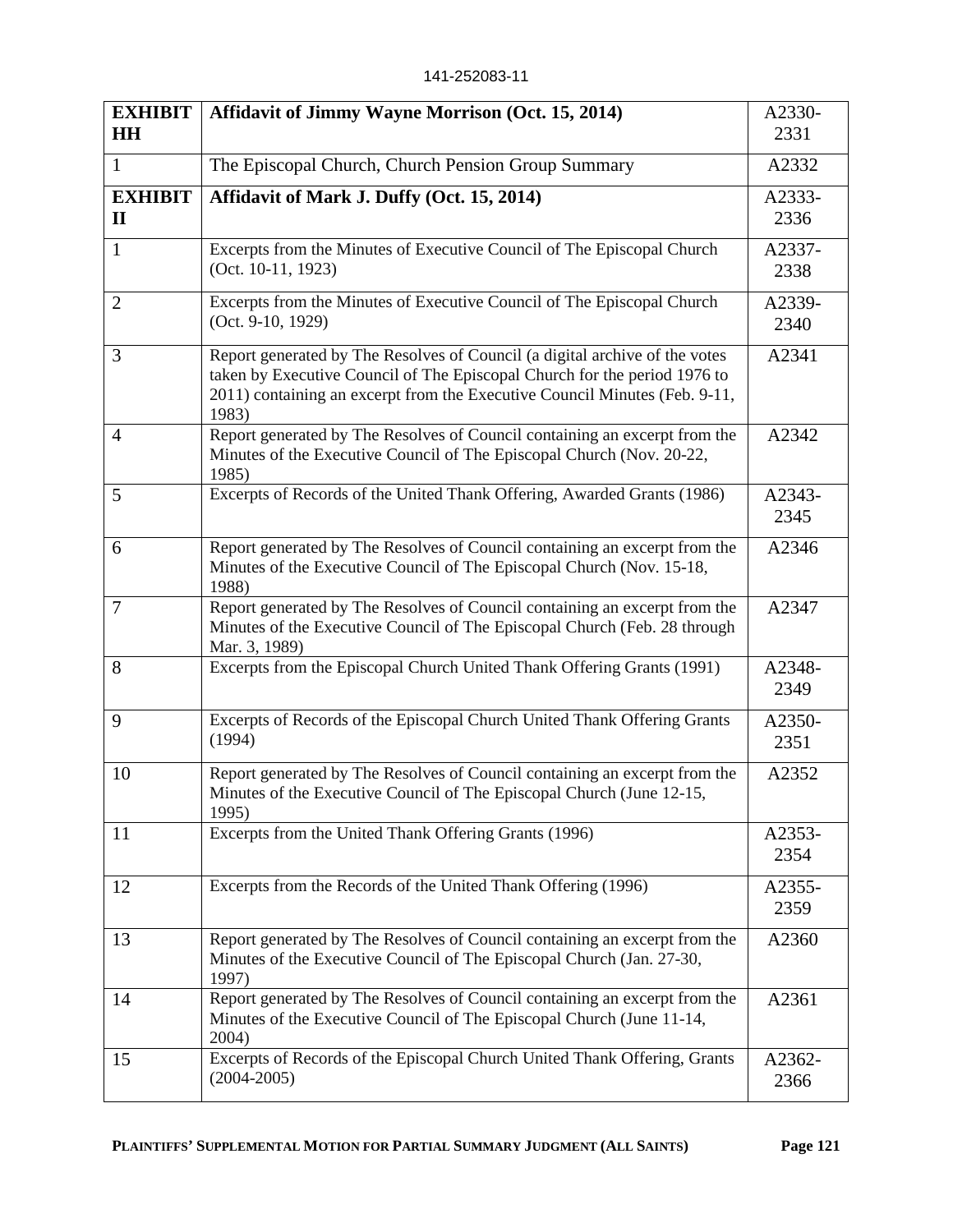| **EXHIBIT HH** | **Affidavit of Jimmy Wayne Morrison (Oct. 15, 2014)** | A2330-2331 |
|---|---|---|
| 1 | The Episcopal Church, Church Pension Group Summary | A2332 |
| **EXHIBIT II** | **Affidavit of Mark J. Duffy (Oct. 15, 2014)** | A2333-2336 |
| 1 | Excerpts from the Minutes of Executive Council of The Episcopal Church (Oct. 10-11, 1923) | A2337-2338 |
| 2 | Excerpts from the Minutes of Executive Council of The Episcopal Church (Oct. 9-10, 1929) | A2339-2340 |
| 3 | Report generated by The Resolves of Council (a digital archive of the votes taken by Executive Council of The Episcopal Church for the period 1976 to 2011) containing an excerpt from the Executive Council Minutes (Feb. 9-11, 1983) | A2341 |
| 4 | Report generated by The Resolves of Council containing an excerpt from the Minutes of the Executive Council of The Episcopal Church (Nov. 20-22, 1985) | A2342 |
| 5 | Excerpts of Records of the United Thank Offering, Awarded Grants (1986) | A2343-2345 |
| 6 | Report generated by The Resolves of Council containing an excerpt from the Minutes of the Executive Council of The Episcopal Church (Nov. 15-18, 1988) | A2346 |
| 7 | Report generated by The Resolves of Council containing an excerpt from the Minutes of the Executive Council of The Episcopal Church (Feb. 28 through Mar. 3, 1989) | A2347 |
| 8 | Excerpts from the Episcopal Church United Thank Offering Grants (1991) | A2348-2349 |
| 9 | Excerpts of Records of the Episcopal Church United Thank Offering Grants (1994) | A2350-2351 |
| 10 | Report generated by The Resolves of Council containing an excerpt from the Minutes of the Executive Council of The Episcopal Church (June 12-15, 1995) | A2352 |
| 11 | Excerpts from the United Thank Offering Grants (1996) | A2353-2354 |
| 12 | Excerpts from the Records of the United Thank Offering (1996) | A2355-2359 |
| 13 | Report generated by The Resolves of Council containing an excerpt from the Minutes of the Executive Council of The Episcopal Church (Jan. 27-30, 1997) | A2360 |
| 14 | Report generated by The Resolves of Council containing an excerpt from the Minutes of the Executive Council of The Episcopal Church (June 11-14, 2004) | A2361 |
| 15 | Excerpts of Records of the Episcopal Church United Thank Offering, Grants (2004-2005) | A2362-2366 |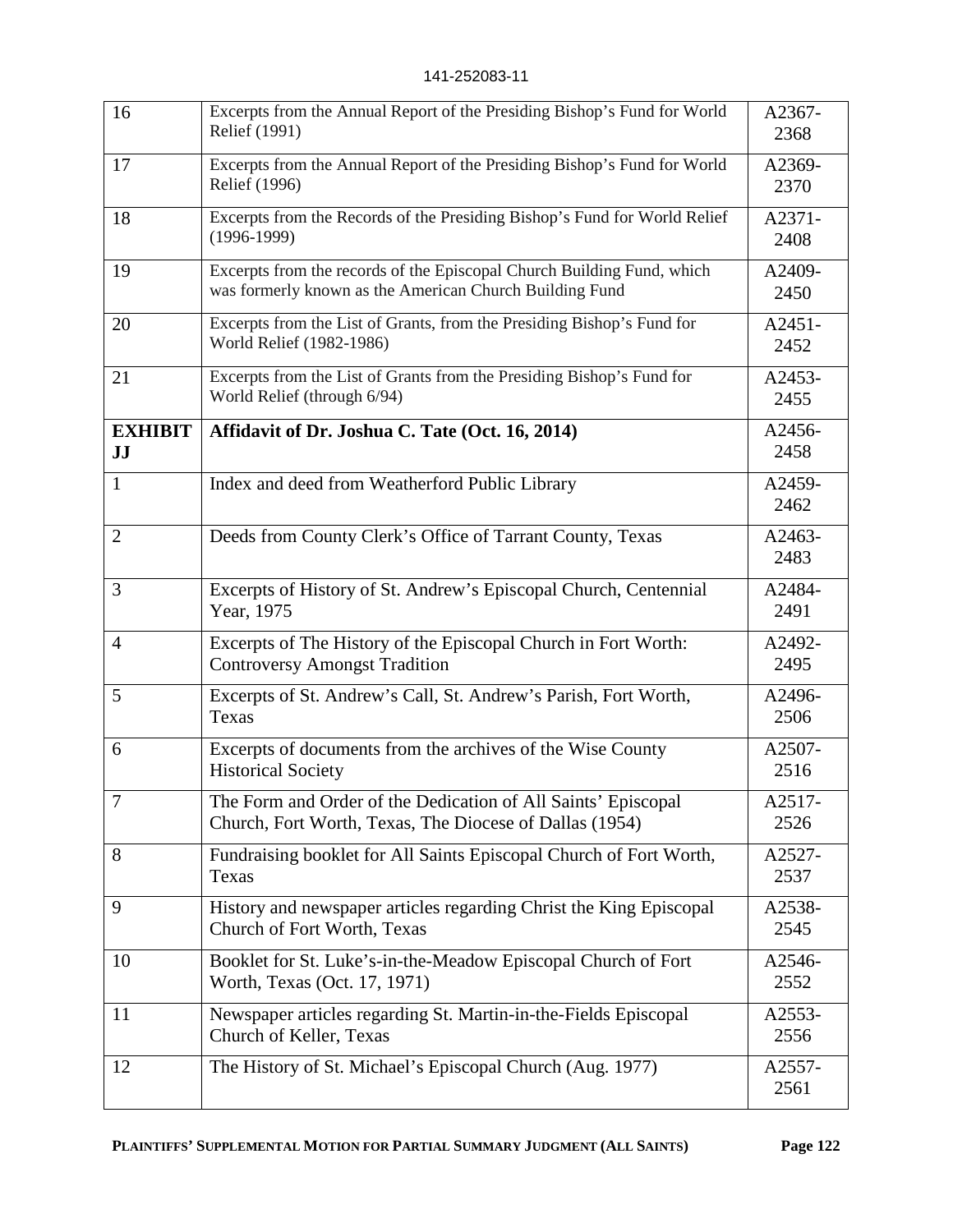| 16 | Excerpts from the Annual Report of the Presiding Bishop's Fund for World Relief (1991) | A2367-2368 |
|---|---|---|
| 17 | Excerpts from the Annual Report of the Presiding Bishop's Fund for World Relief (1996) | A2369-2370 |
| 18 | Excerpts from the Records of the Presiding Bishop's Fund for World Relief (1996-1999) | A2371-2408 |
| 19 | Excerpts from the records of the Episcopal Church Building Fund, which was formerly known as the American Church Building Fund | A2409-2450 |
| 20 | Excerpts from the List of Grants, from the Presiding Bishop's Fund for World Relief (1982-1986) | A2451-2452 |
| 21 | Excerpts from the List of Grants from the Presiding Bishop's Fund for World Relief (through 6/94) | A2453-2455 |
| **EXHIBIT JJ** | **Affidavit of Dr. Joshua C. Tate (Oct. 16, 2014)** | A2456-2458 |
| 1 | Index and deed from Weatherford Public Library | A2459-2462 |
| 2 | Deeds from County Clerk's Office of Tarrant County, Texas | A2463-2483 |
| 3 | Excerpts of History of St. Andrew's Episcopal Church, Centennial Year, 1975 | A2484-2491 |
| 4 | Excerpts of The History of the Episcopal Church in Fort Worth: Controversy Amongst Tradition | A2492-2495 |
| 5 | Excerpts of St. Andrew's Call, St. Andrew's Parish, Fort Worth, Texas | A2496-2506 |
| 6 | Excerpts of documents from the archives of the Wise County Historical Society | A2507-2516 |
| 7 | The Form and Order of the Dedication of All Saints' Episcopal Church, Fort Worth, Texas, The Diocese of Dallas (1954) | A2517-2526 |
| 8 | Fundraising booklet for All Saints Episcopal Church of Fort Worth, Texas | A2527-2537 |
| 9 | History and newspaper articles regarding Christ the King Episcopal Church of Fort Worth, Texas | A2538-2545 |
| 10 | Booklet for St. Luke's-in-the-Meadow Episcopal Church of Fort Worth, Texas (Oct. 17, 1971) | A2546-2552 |
| 11 | Newspaper articles regarding St. Martin-in-the-Fields Episcopal Church of Keller, Texas | A2553-2556 |
| 12 | The History of St. Michael's Episcopal Church (Aug. 1977) | A2557-2561 |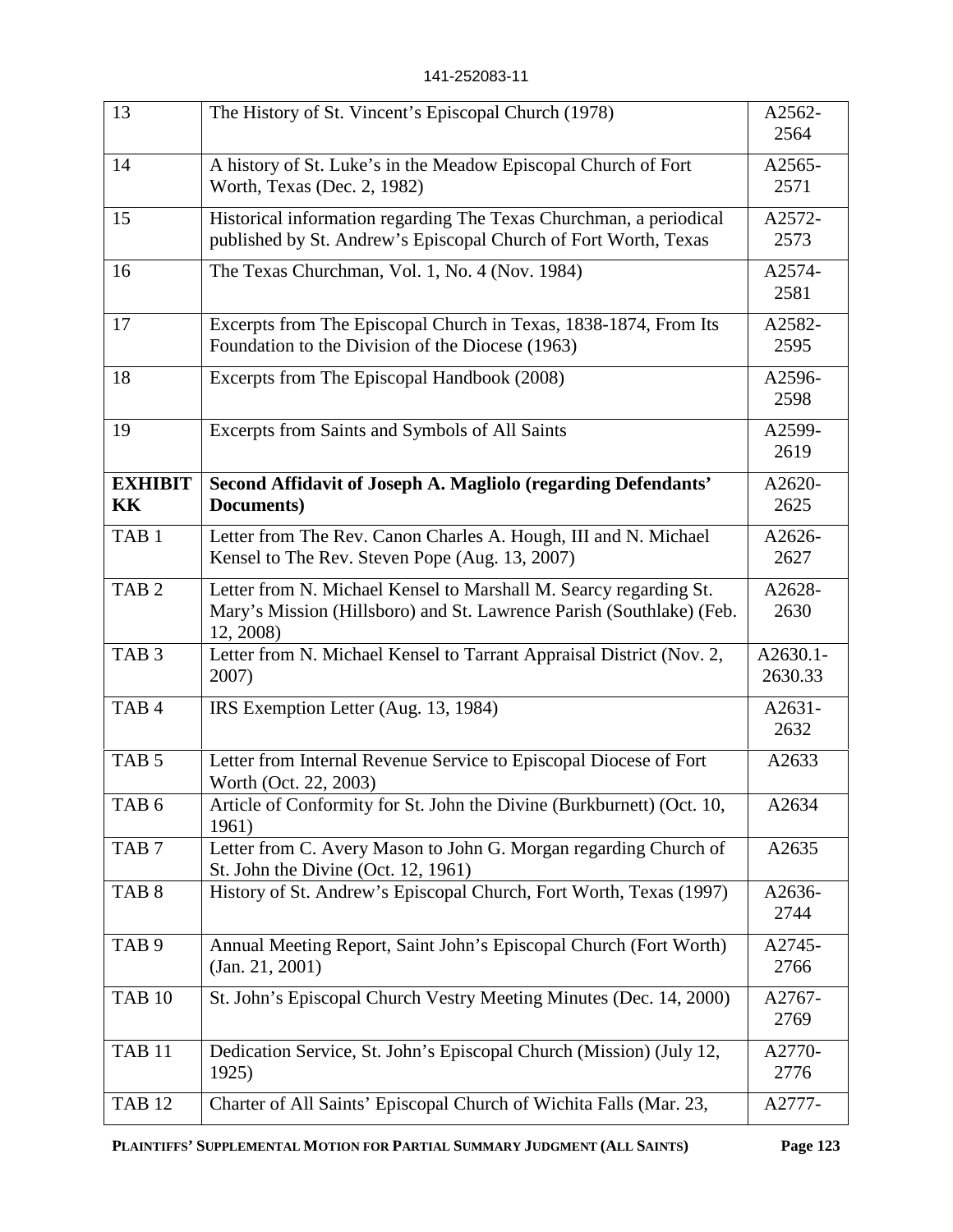| | | |
|---|---|---|
| 13 | The History of St. Vincent's Episcopal Church (1978) | A2562-2564 |
| 14 | A history of St. Luke's in the Meadow Episcopal Church of Fort Worth, Texas (Dec. 2, 1982) | A2565-2571 |
| 15 | Historical information regarding The Texas Churchman, a periodical published by St. Andrew's Episcopal Church of Fort Worth, Texas | A2572-2573 |
| 16 | The Texas Churchman, Vol. 1, No. 4 (Nov. 1984) | A2574-2581 |
| 17 | Excerpts from The Episcopal Church in Texas, 1838-1874, From Its Foundation to the Division of the Diocese (1963) | A2582-2595 |
| 18 | Excerpts from The Episcopal Handbook (2008) | A2596-2598 |
| 19 | Excerpts from Saints and Symbols of All Saints | A2599-2619 |
| **EXHIBIT KK** | **Second Affidavit of Joseph A. Magliolo (regarding Defendants' Documents)** | A2620-2625 |
| TAB 1 | Letter from The Rev. Canon Charles A. Hough, III and N. Michael Kensel to The Rev. Steven Pope (Aug. 13, 2007) | A2626-2627 |
| TAB 2 | Letter from N. Michael Kensel to Marshall M. Searcy regarding St. Mary's Mission (Hillsboro) and St. Lawrence Parish (Southlake) (Feb. 12, 2008) | A2628-2630 |
| TAB 3 | Letter from N. Michael Kensel to Tarrant Appraisal District (Nov. 2, 2007) | A2630.1-2630.33 |
| TAB 4 | IRS Exemption Letter (Aug. 13, 1984) | A2631-2632 |
| TAB 5 | Letter from Internal Revenue Service to Episcopal Diocese of Fort Worth (Oct. 22, 2003) | A2633 |
| TAB 6 | Article of Conformity for St. John the Divine (Burkburnett) (Oct. 10, 1961) | A2634 |
| TAB 7 | Letter from C. Avery Mason to John G. Morgan regarding Church of St. John the Divine (Oct. 12, 1961) | A2635 |
| TAB 8 | History of St. Andrew's Episcopal Church, Fort Worth, Texas (1997) | A2636-2744 |
| TAB 9 | Annual Meeting Report, Saint John's Episcopal Church (Fort Worth) (Jan. 21, 2001) | A2745-2766 |
| TAB 10 | St. John's Episcopal Church Vestry Meeting Minutes (Dec. 14, 2000) | A2767-2769 |
| TAB 11 | Dedication Service, St. John's Episcopal Church (Mission) (July 12, 1925) | A2770-2776 |
| TAB 12 | Charter of All Saints' Episcopal Church of Wichita Falls (Mar. 23, | A2777- |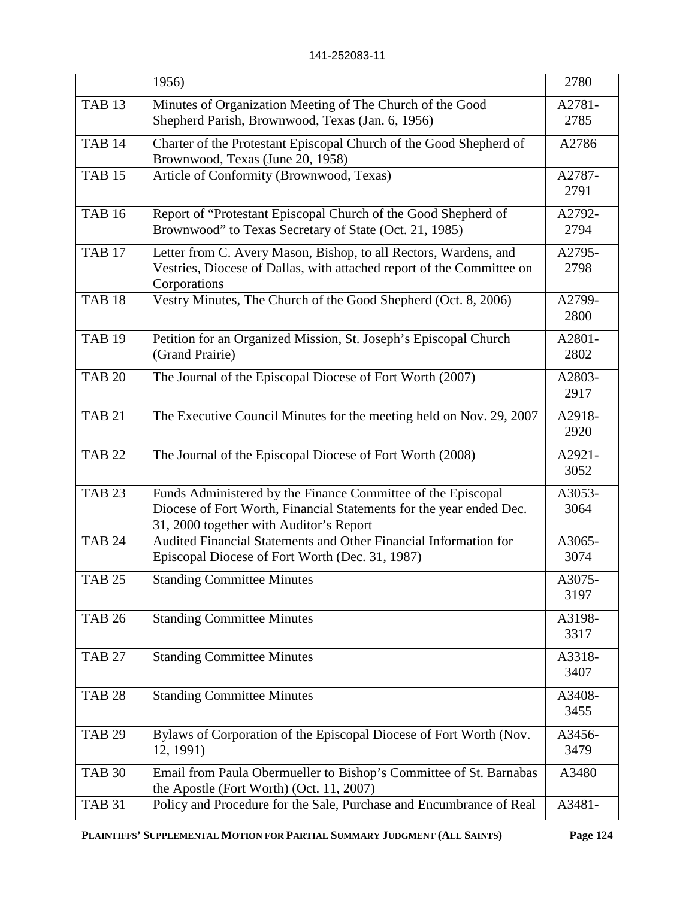| | 1956) | 2780 |
|---|---|---|
| TAB 13 | Minutes of Organization Meeting of The Church of the Good Shepherd Parish, Brownwood, Texas (Jan. 6, 1956) | A2781-2785 |
| TAB 14 | Charter of the Protestant Episcopal Church of the Good Shepherd of Brownwood, Texas (June 20, 1958) | A2786 |
| TAB 15 | Article of Conformity (Brownwood, Texas) | A2787-2791 |
| TAB 16 | Report of "Protestant Episcopal Church of the Good Shepherd of Brownwood" to Texas Secretary of State (Oct. 21, 1985) | A2792-2794 |
| TAB 17 | Letter from C. Avery Mason, Bishop, to all Rectors, Wardens, and Vestries, Diocese of Dallas, with attached report of the Committee on Corporations | A2795-2798 |
| TAB 18 | Vestry Minutes, The Church of the Good Shepherd (Oct. 8, 2006) | A2799-2800 |
| TAB 19 | Petition for an Organized Mission, St. Joseph's Episcopal Church (Grand Prairie) | A2801-2802 |
| TAB 20 | The Journal of the Episcopal Diocese of Fort Worth (2007) | A2803-2917 |
| TAB 21 | The Executive Council Minutes for the meeting held on Nov. 29, 2007 | A2918-2920 |
| TAB 22 | The Journal of the Episcopal Diocese of Fort Worth (2008) | A2921-3052 |
| TAB 23 | Funds Administered by the Finance Committee of the Episcopal Diocese of Fort Worth, Financial Statements for the year ended Dec. 31, 2000 together with Auditor's Report | A3053-3064 |
| TAB 24 | Audited Financial Statements and Other Financial Information for Episcopal Diocese of Fort Worth (Dec. 31, 1987) | A3065-3074 |
| TAB 25 | Standing Committee Minutes | A3075-3197 |
| TAB 26 | Standing Committee Minutes | A3198-3317 |
| TAB 27 | Standing Committee Minutes | A3318-3407 |
| TAB 28 | Standing Committee Minutes | A3408-3455 |
| TAB 29 | Bylaws of Corporation of the Episcopal Diocese of Fort Worth (Nov. 12, 1991) | A3456-3479 |
| TAB 30 | Email from Paula Obermueller to Bishop's Committee of St. Barnabas the Apostle (Fort Worth) (Oct. 11, 2007) | A3480 |
| TAB 31 | Policy and Procedure for the Sale, Purchase and Encumbrance of Real | A3481- |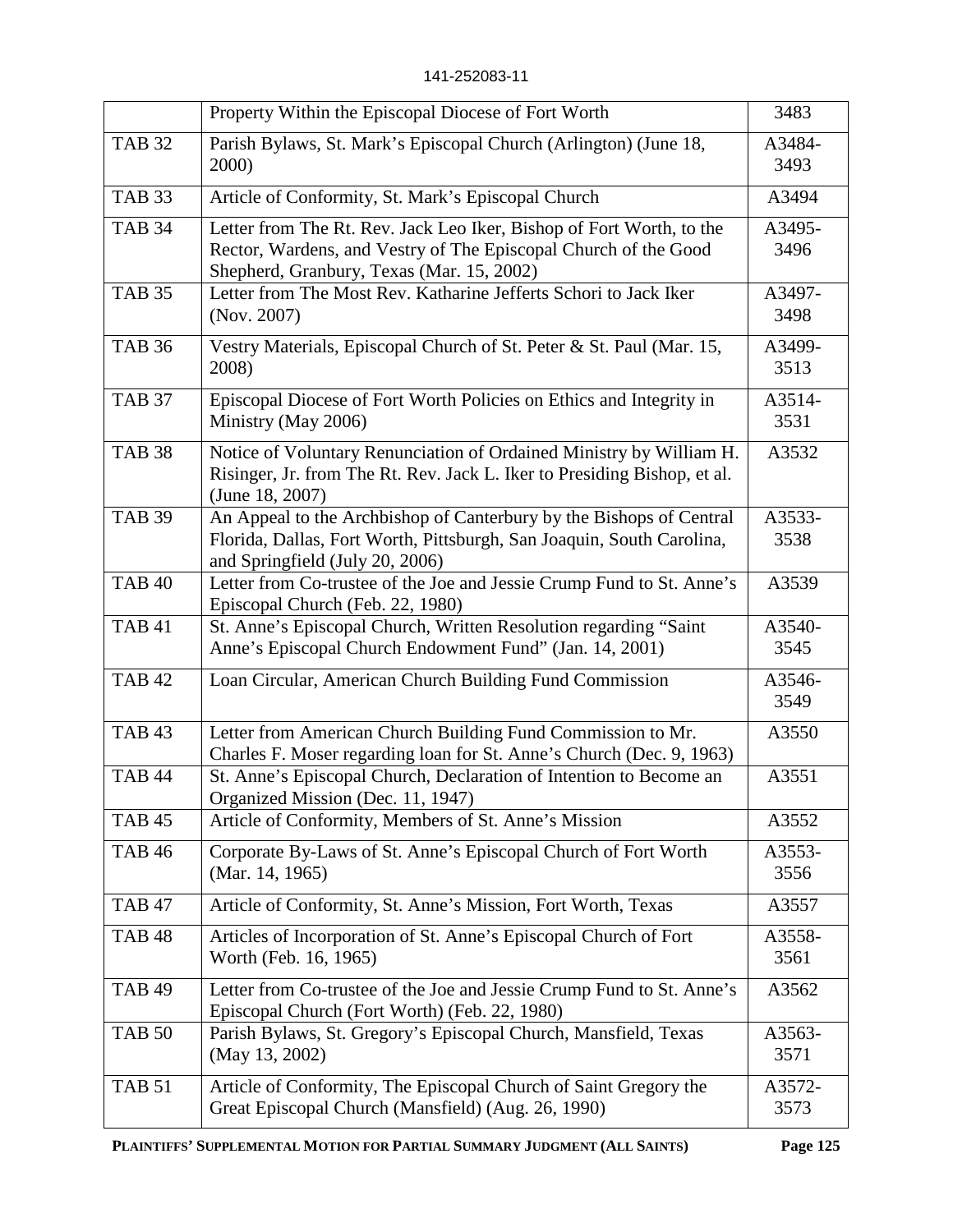| | | |
|---|---|---|
| | Property Within the Episcopal Diocese of Fort Worth | 3483 |
| TAB 32 | Parish Bylaws, St. Mark's Episcopal Church (Arlington) (June 18, 2000) | A3484-3493 |
| TAB 33 | Article of Conformity, St. Mark's Episcopal Church | A3494 |
| TAB 34 | Letter from The Rt. Rev. Jack Leo Iker, Bishop of Fort Worth, to the Rector, Wardens, and Vestry of The Episcopal Church of the Good Shepherd, Granbury, Texas (Mar. 15, 2002) | A3495-3496 |
| TAB 35 | Letter from The Most Rev. Katharine Jefferts Schori to Jack Iker (Nov. 2007) | A3497-3498 |
| TAB 36 | Vestry Materials, Episcopal Church of St. Peter & St. Paul (Mar. 15, 2008) | A3499-3513 |
| TAB 37 | Episcopal Diocese of Fort Worth Policies on Ethics and Integrity in Ministry (May 2006) | A3514-3531 |
| TAB 38 | Notice of Voluntary Renunciation of Ordained Ministry by William H. Risinger, Jr. from The Rt. Rev. Jack L. Iker to Presiding Bishop, et al. (June 18, 2007) | A3532 |
| TAB 39 | An Appeal to the Archbishop of Canterbury by the Bishops of Central Florida, Dallas, Fort Worth, Pittsburgh, San Joaquin, South Carolina, and Springfield (July 20, 2006) | A3533-3538 |
| TAB 40 | Letter from Co-trustee of the Joe and Jessie Crump Fund to St. Anne's Episcopal Church (Feb. 22, 1980) | A3539 |
| TAB 41 | St. Anne's Episcopal Church, Written Resolution regarding "Saint Anne's Episcopal Church Endowment Fund" (Jan. 14, 2001) | A3540-3545 |
| TAB 42 | Loan Circular, American Church Building Fund Commission | A3546-3549 |
| TAB 43 | Letter from American Church Building Fund Commission to Mr. Charles F. Moser regarding loan for St. Anne's Church (Dec. 9, 1963) | A3550 |
| TAB 44 | St. Anne's Episcopal Church, Declaration of Intention to Become an Organized Mission (Dec. 11, 1947) | A3551 |
| TAB 45 | Article of Conformity, Members of St. Anne's Mission | A3552 |
| TAB 46 | Corporate By-Laws of St. Anne's Episcopal Church of Fort Worth (Mar. 14, 1965) | A3553-3556 |
| TAB 47 | Article of Conformity, St. Anne's Mission, Fort Worth, Texas | A3557 |
| TAB 48 | Articles of Incorporation of St. Anne's Episcopal Church of Fort Worth (Feb. 16, 1965) | A3558-3561 |
| TAB 49 | Letter from Co-trustee of the Joe and Jessie Crump Fund to St. Anne's Episcopal Church (Fort Worth) (Feb. 22, 1980) | A3562 |
| TAB 50 | Parish Bylaws, St. Gregory's Episcopal Church, Mansfield, Texas (May 13, 2002) | A3563-3571 |
| TAB 51 | Article of Conformity, The Episcopal Church of Saint Gregory the Great Episcopal Church (Mansfield) (Aug. 26, 1990) | A3572-3573 |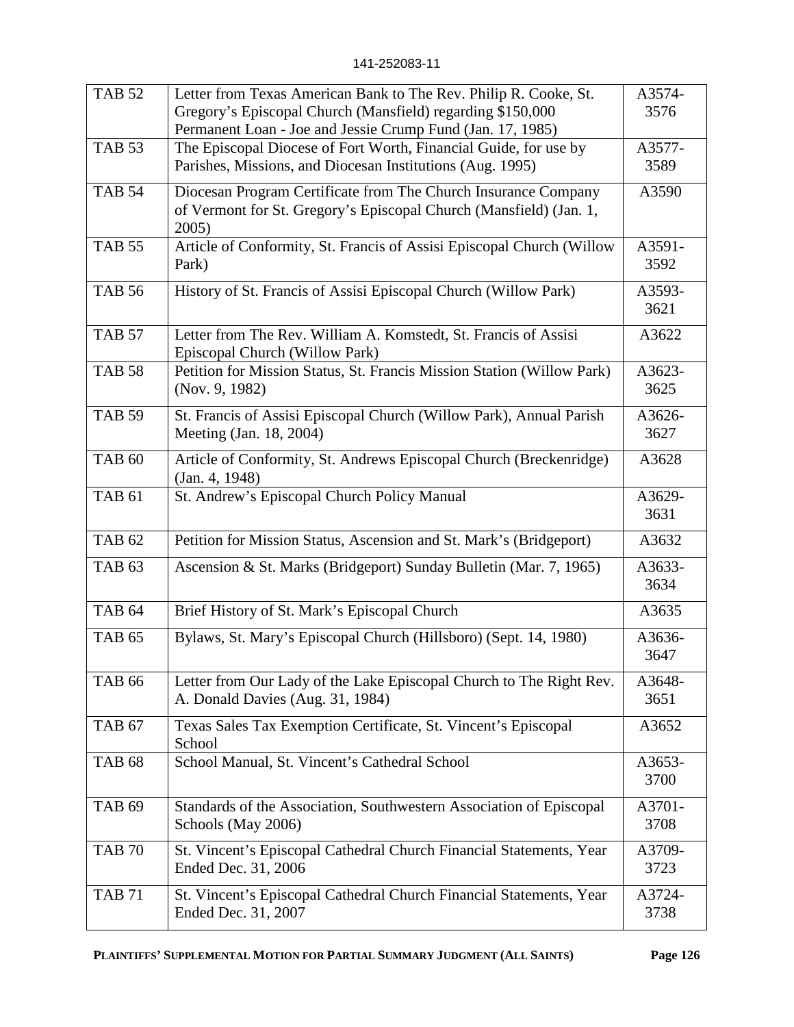| TAB 52 | Letter from Texas American Bank to The Rev. Philip R. Cooke, St. Gregory's Episcopal Church (Mansfield) regarding $150,000 Permanent Loan - Joe and Jessie Crump Fund (Jan. 17, 1985) | A3574-3576 |
|---|---|---|
| TAB 53 | The Episcopal Diocese of Fort Worth, Financial Guide, for use by Parishes, Missions, and Diocesan Institutions (Aug. 1995) | A3577-3589 |
| TAB 54 | Diocesan Program Certificate from The Church Insurance Company of Vermont for St. Gregory's Episcopal Church (Mansfield) (Jan. 1, 2005) | A3590 |
| TAB 55 | Article of Conformity, St. Francis of Assisi Episcopal Church (Willow Park) | A3591-3592 |
| TAB 56 | History of St. Francis of Assisi Episcopal Church (Willow Park) | A3593-3621 |
| TAB 57 | Letter from The Rev. William A. Komstedt, St. Francis of Assisi Episcopal Church (Willow Park) | A3622 |
| TAB 58 | Petition for Mission Status, St. Francis Mission Station (Willow Park) (Nov. 9, 1982) | A3623-3625 |
| TAB 59 | St. Francis of Assisi Episcopal Church (Willow Park), Annual Parish Meeting (Jan. 18, 2004) | A3626-3627 |
| TAB 60 | Article of Conformity, St. Andrews Episcopal Church (Breckenridge) (Jan. 4, 1948) | A3628 |
| TAB 61 | St. Andrew's Episcopal Church Policy Manual | A3629-3631 |
| TAB 62 | Petition for Mission Status, Ascension and St. Mark's (Bridgeport) | A3632 |
| TAB 63 | Ascension & St. Marks (Bridgeport) Sunday Bulletin (Mar. 7, 1965) | A3633-3634 |
| TAB 64 | Brief History of St. Mark's Episcopal Church | A3635 |
| TAB 65 | Bylaws, St. Mary's Episcopal Church (Hillsboro) (Sept. 14, 1980) | A3636-3647 |
| TAB 66 | Letter from Our Lady of the Lake Episcopal Church to The Right Rev. A. Donald Davies (Aug. 31, 1984) | A3648-3651 |
| TAB 67 | Texas Sales Tax Exemption Certificate, St. Vincent's Episcopal School | A3652 |
| TAB 68 | School Manual, St. Vincent's Cathedral School | A3653-3700 |
| TAB 69 | Standards of the Association, Southwestern Association of Episcopal Schools (May 2006) | A3701-3708 |
| TAB 70 | St. Vincent's Episcopal Cathedral Church Financial Statements, Year Ended Dec. 31, 2006 | A3709-3723 |
| TAB 71 | St. Vincent's Episcopal Cathedral Church Financial Statements, Year Ended Dec. 31, 2007 | A3724-3738 |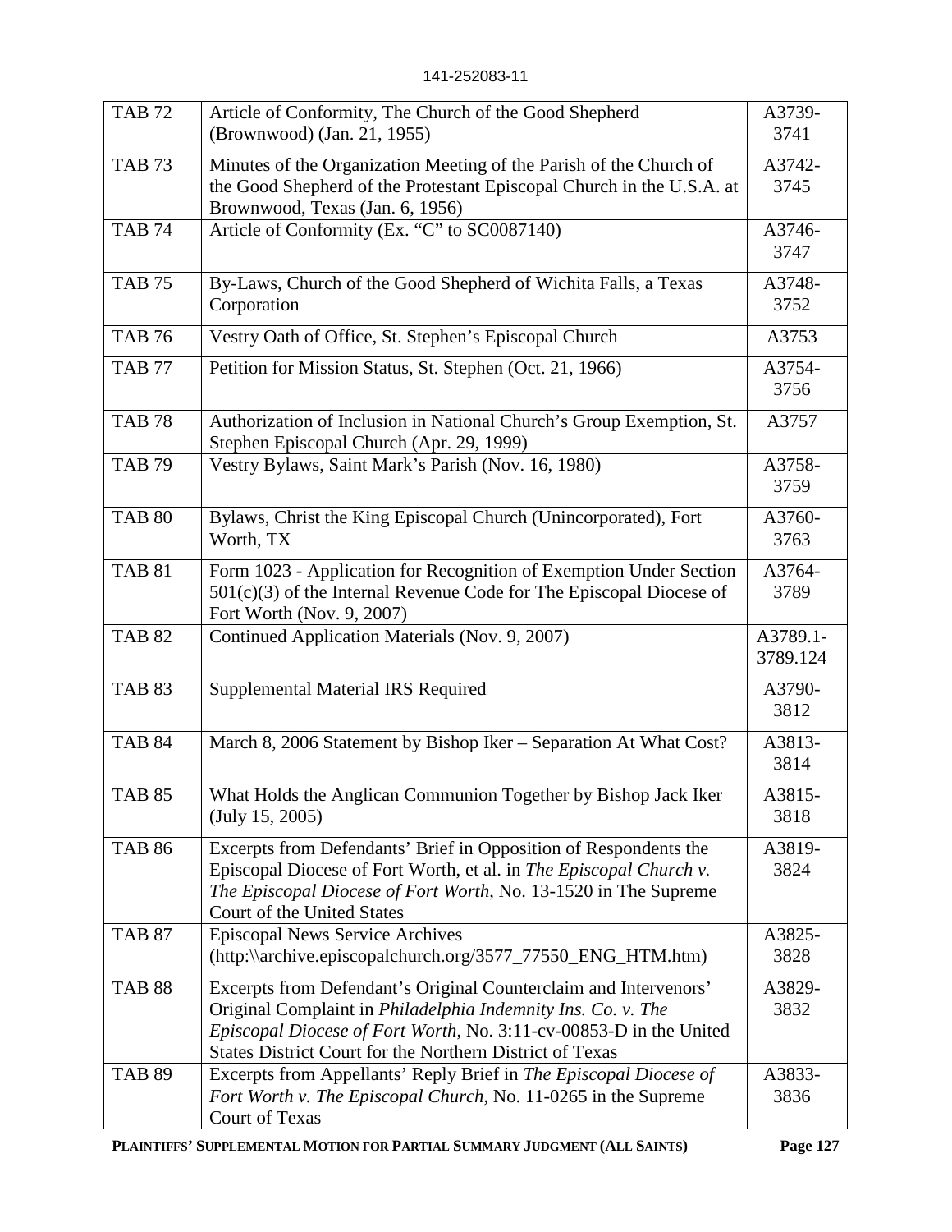| | | |
|---|---|---|
| TAB 72 | Article of Conformity, The Church of the Good Shepherd (Brownwood) (Jan. 21, 1955) | A3739-3741 |
| TAB 73 | Minutes of the Organization Meeting of the Parish of the Church of the Good Shepherd of the Protestant Episcopal Church in the U.S.A. at Brownwood, Texas (Jan. 6, 1956) | A3742-3745 |
| TAB 74 | Article of Conformity (Ex. "C" to SC0087140) | A3746-3747 |
| TAB 75 | By-Laws, Church of the Good Shepherd of Wichita Falls, a Texas Corporation | A3748-3752 |
| TAB 76 | Vestry Oath of Office, St. Stephen's Episcopal Church | A3753 |
| TAB 77 | Petition for Mission Status, St. Stephen (Oct. 21, 1966) | A3754-3756 |
| TAB 78 | Authorization of Inclusion in National Church's Group Exemption, St. Stephen Episcopal Church (Apr. 29, 1999) | A3757 |
| TAB 79 | Vestry Bylaws, Saint Mark's Parish (Nov. 16, 1980) | A3758-3759 |
| TAB 80 | Bylaws, Christ the King Episcopal Church (Unincorporated), Fort Worth, TX | A3760-3763 |
| TAB 81 | Form 1023 - Application for Recognition of Exemption Under Section 501(c)(3) of the Internal Revenue Code for The Episcopal Diocese of Fort Worth (Nov. 9, 2007) | A3764-3789 |
| TAB 82 | Continued Application Materials (Nov. 9, 2007) | A3789.1-3789.124 |
| TAB 83 | Supplemental Material IRS Required | A3790-3812 |
| TAB 84 | March 8, 2006 Statement by Bishop Iker – Separation At What Cost? | A3813-3814 |
| TAB 85 | What Holds the Anglican Communion Together by Bishop Jack Iker (July 15, 2005) | A3815-3818 |
| TAB 86 | Excerpts from Defendants' Brief in Opposition of Respondents the Episcopal Diocese of Fort Worth, et al. in *The Episcopal Church v. The Episcopal Diocese of Fort Worth*, No. 13-1520 in The Supreme Court of the United States | A3819-3824 |
| TAB 87 | Episcopal News Service Archives (http:\\archive.episcopalchurch.org/3577_77550_ENG_HTM.htm) | A3825-3828 |
| TAB 88 | Excerpts from Defendant's Original Counterclaim and Intervenors' Original Complaint in *Philadelphia Indemnity Ins. Co. v. The Episcopal Diocese of Fort Worth*, No. 3:11-cv-00853-D in the United States District Court for the Northern District of Texas | A3829-3832 |
| TAB 89 | Excerpts from Appellants' Reply Brief in *The Episcopal Diocese of Fort Worth v. The Episcopal Church*, No. 11-0265 in the Supreme Court of Texas | A3833-3836 |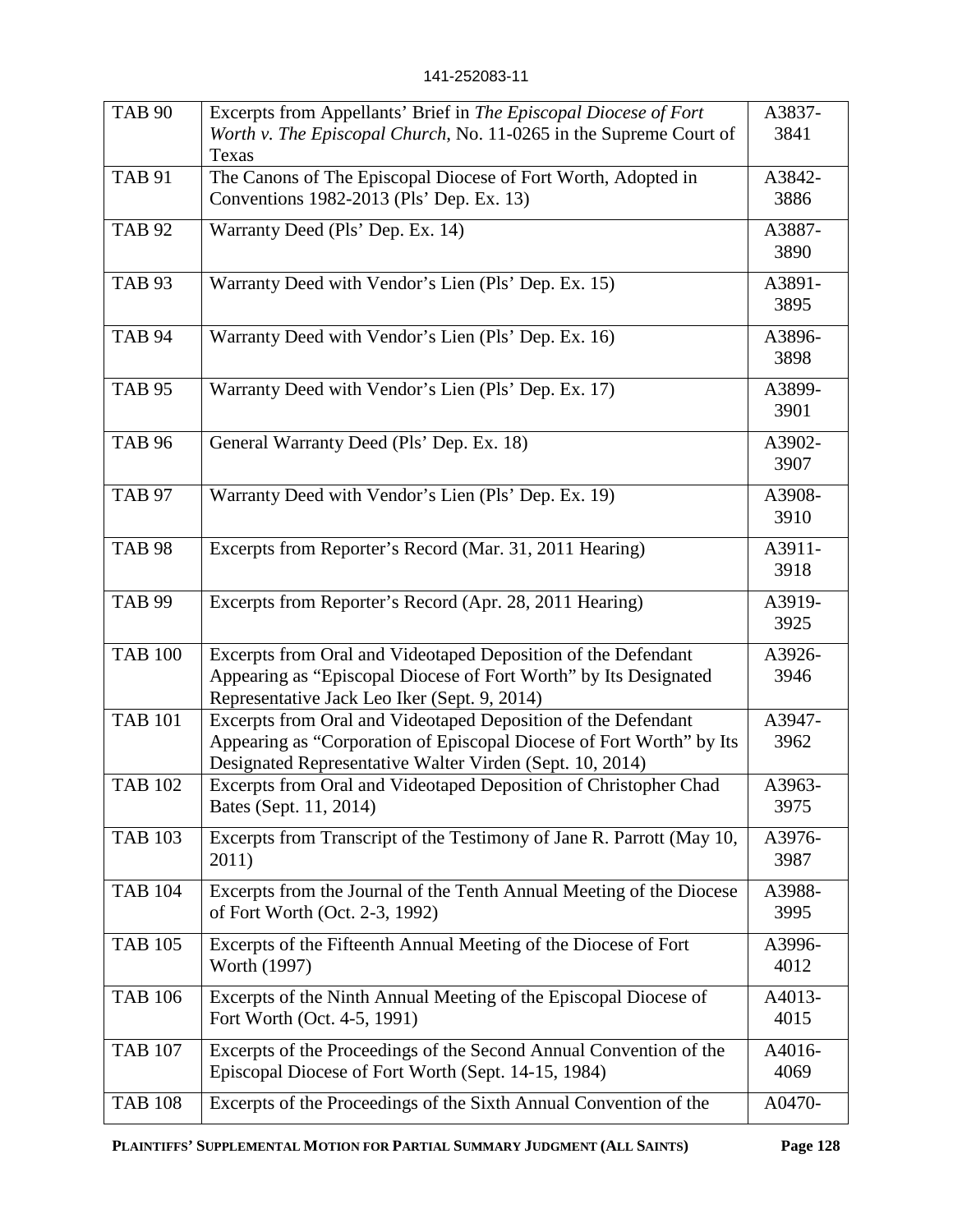| | | |
|---|---|---|
| TAB 90 | Excerpts from Appellants' Brief in *The Episcopal Diocese of Fort Worth v. The Episcopal Church*, No. 11-0265 in the Supreme Court of Texas | A3837-3841 |
| TAB 91 | The Canons of The Episcopal Diocese of Fort Worth, Adopted in Conventions 1982-2013 (Pls' Dep. Ex. 13) | A3842-3886 |
| TAB 92 | Warranty Deed (Pls' Dep. Ex. 14) | A3887-3890 |
| TAB 93 | Warranty Deed with Vendor's Lien (Pls' Dep. Ex. 15) | A3891-3895 |
| TAB 94 | Warranty Deed with Vendor's Lien (Pls' Dep. Ex. 16) | A3896-3898 |
| TAB 95 | Warranty Deed with Vendor's Lien (Pls' Dep. Ex. 17) | A3899-3901 |
| TAB 96 | General Warranty Deed (Pls' Dep. Ex. 18) | A3902-3907 |
| TAB 97 | Warranty Deed with Vendor's Lien (Pls' Dep. Ex. 19) | A3908-3910 |
| TAB 98 | Excerpts from Reporter's Record (Mar. 31, 2011 Hearing) | A3911-3918 |
| TAB 99 | Excerpts from Reporter's Record (Apr. 28, 2011 Hearing) | A3919-3925 |
| TAB 100 | Excerpts from Oral and Videotaped Deposition of the Defendant Appearing as "Episcopal Diocese of Fort Worth" by Its Designated Representative Jack Leo Iker (Sept. 9, 2014) | A3926-3946 |
| TAB 101 | Excerpts from Oral and Videotaped Deposition of the Defendant Appearing as "Corporation of Episcopal Diocese of Fort Worth" by Its Designated Representative Walter Virden (Sept. 10, 2014) | A3947-3962 |
| TAB 102 | Excerpts from Oral and Videotaped Deposition of Christopher Chad Bates (Sept. 11, 2014) | A3963-3975 |
| TAB 103 | Excerpts from Transcript of the Testimony of Jane R. Parrott (May 10, 2011) | A3976-3987 |
| TAB 104 | Excerpts from the Journal of the Tenth Annual Meeting of the Diocese of Fort Worth (Oct. 2-3, 1992) | A3988-3995 |
| TAB 105 | Excerpts of the Fifteenth Annual Meeting of the Diocese of Fort Worth (1997) | A3996-4012 |
| TAB 106 | Excerpts of the Ninth Annual Meeting of the Episcopal Diocese of Fort Worth (Oct. 4-5, 1991) | A4013-4015 |
| TAB 107 | Excerpts of the Proceedings of the Second Annual Convention of the Episcopal Diocese of Fort Worth (Sept. 14-15, 1984) | A4016-4069 |
| TAB 108 | Excerpts of the Proceedings of the Sixth Annual Convention of the | A0470- |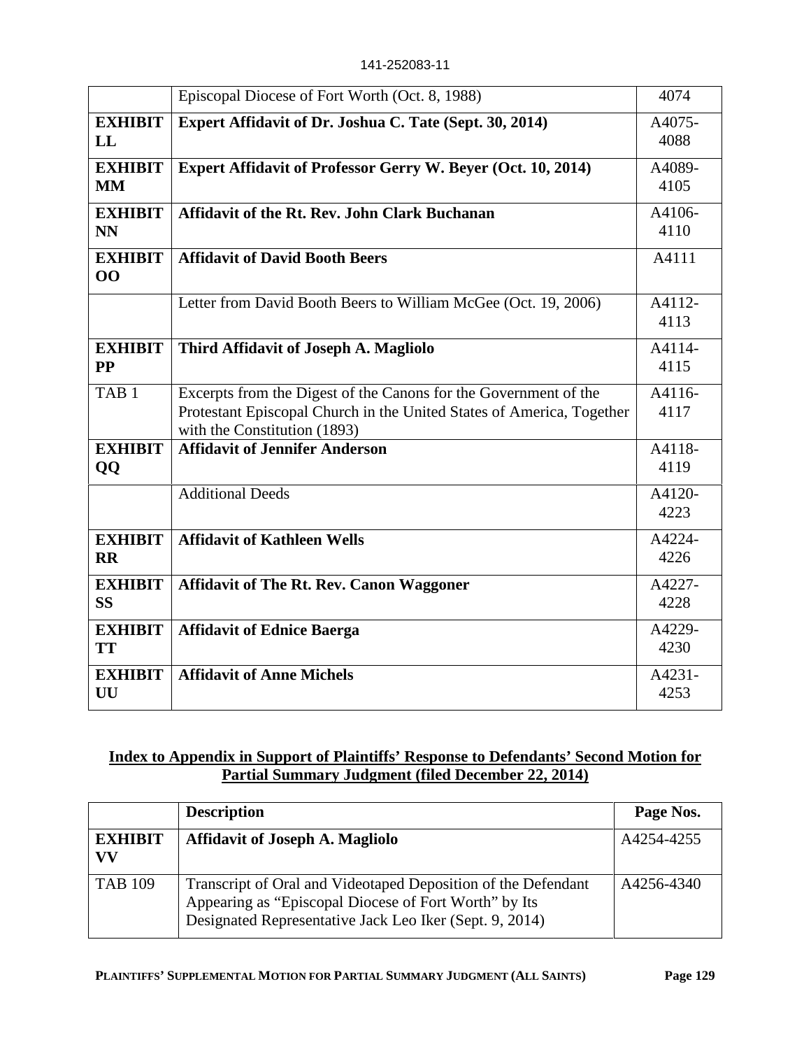| | | |
|---|---|---|
| | Episcopal Diocese of Fort Worth (Oct. 8, 1988) | 4074 |
| **EXHIBIT LL** | **Expert Affidavit of Dr. Joshua C. Tate (Sept. 30, 2014)** | A4075-4088 |
| **EXHIBIT MM** | **Expert Affidavit of Professor Gerry W. Beyer (Oct. 10, 2014)** | A4089-4105 |
| **EXHIBIT NN** | **Affidavit of the Rt. Rev. John Clark Buchanan** | A4106-4110 |
| **EXHIBIT OO** | **Affidavit of David Booth Beers** | A4111 |
| | Letter from David Booth Beers to William McGee (Oct. 19, 2006) | A4112-4113 |
| **EXHIBIT PP** | **Third Affidavit of Joseph A. Magliolo** | A4114-4115 |
| TAB 1 | Excerpts from the Digest of the Canons for the Government of the Protestant Episcopal Church in the United States of America, Together with the Constitution (1893) | A4116-4117 |
| **EXHIBIT QQ** | **Affidavit of Jennifer Anderson** | A4118-4119 |
| | Additional Deeds | A4120-4223 |
| **EXHIBIT RR** | **Affidavit of Kathleen Wells** | A4224-4226 |
| **EXHIBIT SS** | **Affidavit of The Rt. Rev. Canon Waggoner** | A4227-4228 |
| **EXHIBIT TT** | **Affidavit of Ednice Baerga** | A4229-4230 |
| **EXHIBIT UU** | **Affidavit of Anne Michels** | A4231-4253 |

**Index to Appendix in Support of Plaintiffs' Response to Defendants' Second Motion for Partial Summary Judgment (filed December 22, 2014)**

| | **Description** | **Page Nos.** |
|---|---|---|
| **EXHIBIT VV** | **Affidavit of Joseph A. Magliolo** | A4254-4255 |
| TAB 109 | Transcript of Oral and Videotaped Deposition of the Defendant Appearing as "Episcopal Diocese of Fort Worth" by Its Designated Representative Jack Leo Iker (Sept. 9, 2014) | A4256-4340 |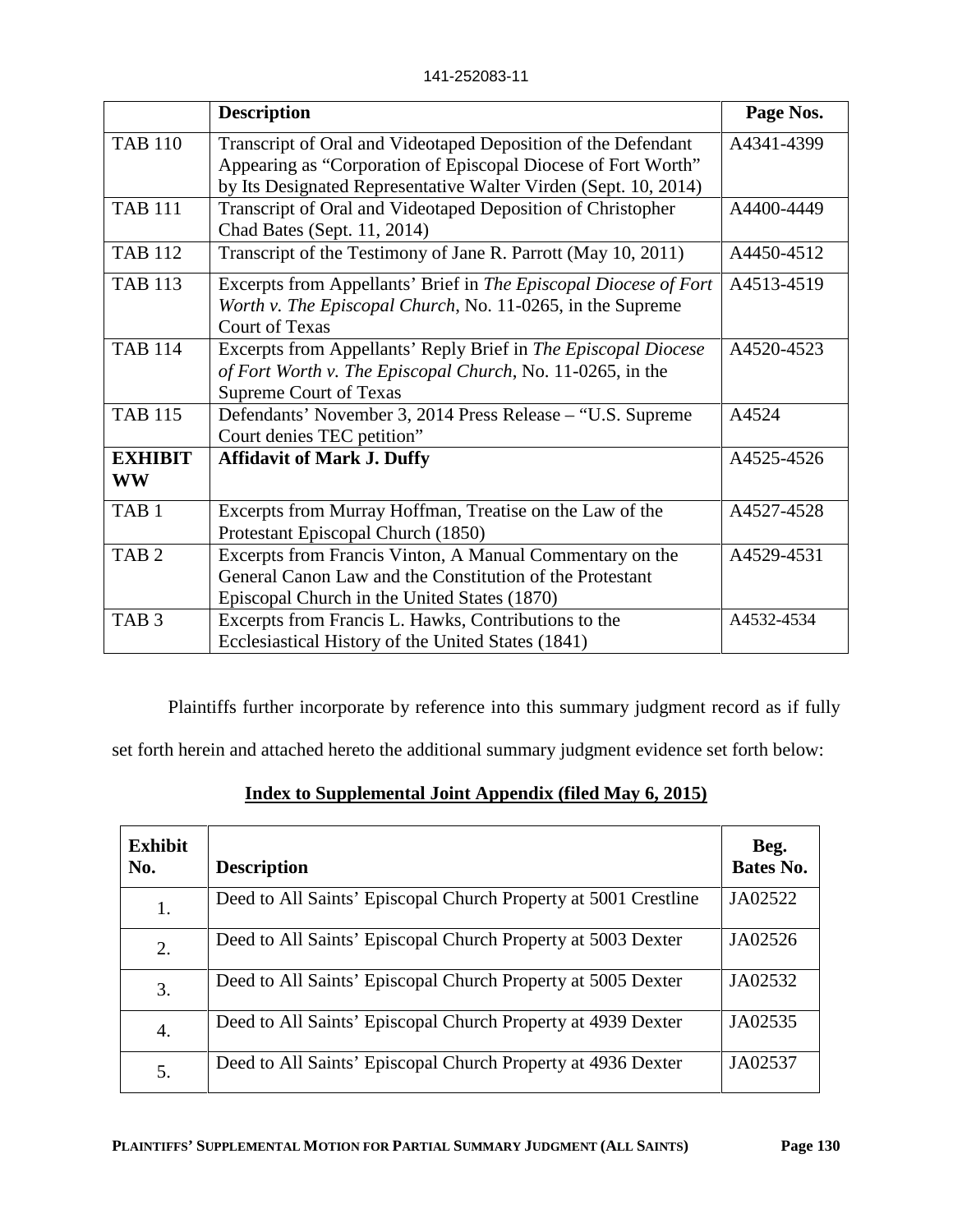| | **Description** | **Page Nos.** |
|---|---|---|
| TAB 110 | Transcript of Oral and Videotaped Deposition of the Defendant Appearing as "Corporation of Episcopal Diocese of Fort Worth" by Its Designated Representative Walter Virden (Sept. 10, 2014) | A4341-4399 |
| TAB 111 | Transcript of Oral and Videotaped Deposition of Christopher Chad Bates (Sept. 11, 2014) | A4400-4449 |
| TAB 112 | Transcript of the Testimony of Jane R. Parrott (May 10, 2011) | A4450-4512 |
| TAB 113 | Excerpts from Appellants' Brief in *The Episcopal Diocese of Fort Worth v. The Episcopal Church*, No. 11-0265, in the Supreme Court of Texas | A4513-4519 |
| TAB 114 | Excerpts from Appellants' Reply Brief in *The Episcopal Diocese of Fort Worth v. The Episcopal Church*, No. 11-0265, in the Supreme Court of Texas | A4520-4523 |
| TAB 115 | Defendants' November 3, 2014 Press Release – "U.S. Supreme Court denies TEC petition" | A4524 |
| **EXHIBIT WW** | **Affidavit of Mark J. Duffy** | A4525-4526 |
| TAB 1 | Excerpts from Murray Hoffman, Treatise on the Law of the Protestant Episcopal Church (1850) | A4527-4528 |
| TAB 2 | Excerpts from Francis Vinton, A Manual Commentary on the General Canon Law and the Constitution of the Protestant Episcopal Church in the United States (1870) | A4529-4531 |
| TAB 3 | Excerpts from Francis L. Hawks, Contributions to the Ecclesiastical History of the United States (1841) | A4532-4534 |

Plaintiffs further incorporate by reference into this summary judgment record as if fully set forth herein and attached hereto the additional summary judgment evidence set forth below:

**<u>Index to Supplemental Joint Appendix (filed May 6, 2015)</u>**

| **Exhibit No.** | **Description** | **Beg. Bates No.** |
|---|---|---|
| 1. | Deed to All Saints' Episcopal Church Property at 5001 Crestline | JA02522 |
| 2. | Deed to All Saints' Episcopal Church Property at 5003 Dexter | JA02526 |
| 3. | Deed to All Saints' Episcopal Church Property at 5005 Dexter | JA02532 |
| 4. | Deed to All Saints' Episcopal Church Property at 4939 Dexter | JA02535 |
| 5. | Deed to All Saints' Episcopal Church Property at 4936 Dexter | JA02537 |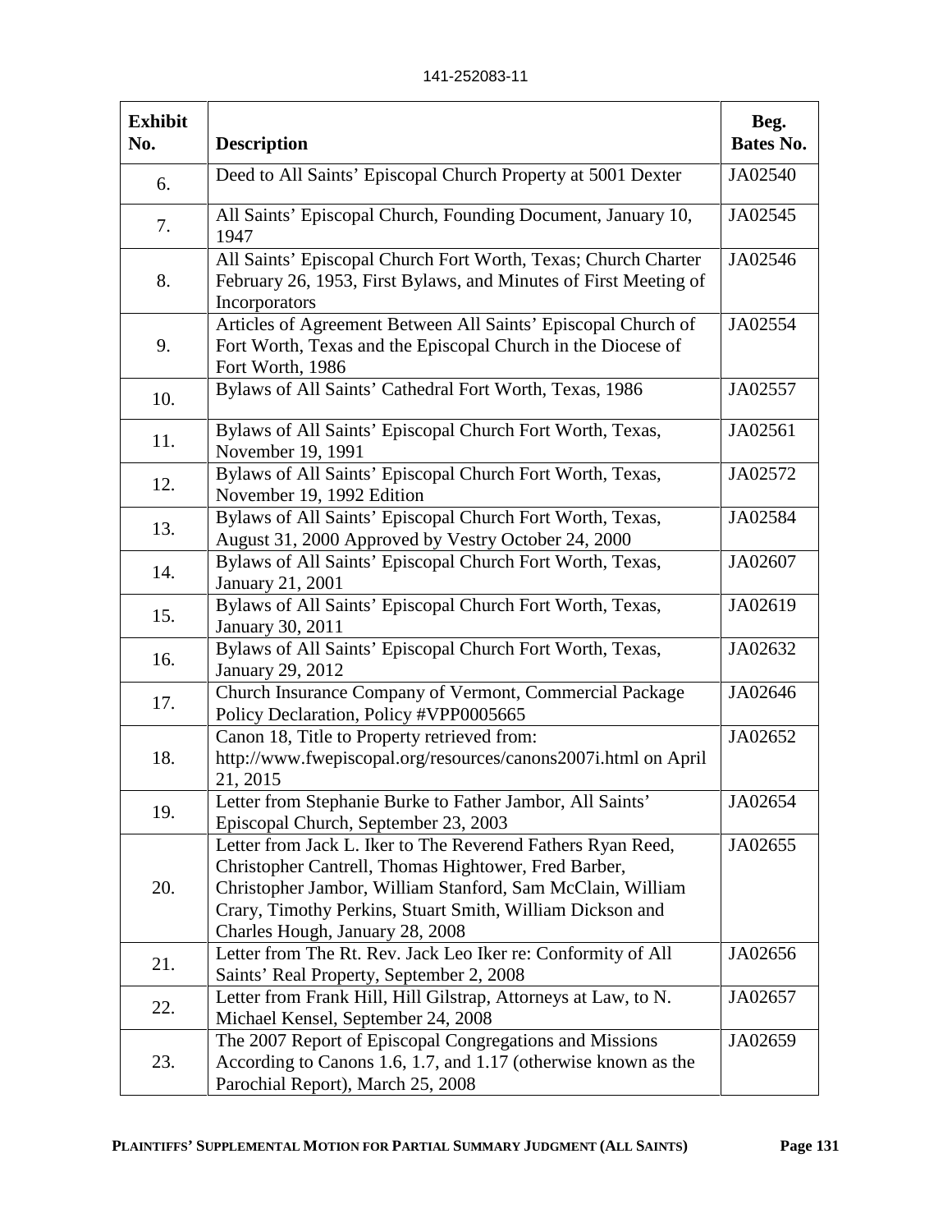| Exhibit No. | Description | Beg. Bates No. |
|---|---|---|
| 6. | Deed to All Saints' Episcopal Church Property at 5001 Dexter | JA02540 |
| 7. | All Saints' Episcopal Church, Founding Document, January 10, 1947 | JA02545 |
| 8. | All Saints' Episcopal Church Fort Worth, Texas; Church Charter February 26, 1953, First Bylaws, and Minutes of First Meeting of Incorporators | JA02546 |
| 9. | Articles of Agreement Between All Saints' Episcopal Church of Fort Worth, Texas and the Episcopal Church in the Diocese of Fort Worth, 1986 | JA02554 |
| 10. | Bylaws of All Saints' Cathedral Fort Worth, Texas, 1986 | JA02557 |
| 11. | Bylaws of All Saints' Episcopal Church Fort Worth, Texas, November 19, 1991 | JA02561 |
| 12. | Bylaws of All Saints' Episcopal Church Fort Worth, Texas, November 19, 1992 Edition | JA02572 |
| 13. | Bylaws of All Saints' Episcopal Church Fort Worth, Texas, August 31, 2000 Approved by Vestry October 24, 2000 | JA02584 |
| 14. | Bylaws of All Saints' Episcopal Church Fort Worth, Texas, January 21, 2001 | JA02607 |
| 15. | Bylaws of All Saints' Episcopal Church Fort Worth, Texas, January 30, 2011 | JA02619 |
| 16. | Bylaws of All Saints' Episcopal Church Fort Worth, Texas, January 29, 2012 | JA02632 |
| 17. | Church Insurance Company of Vermont, Commercial Package Policy Declaration, Policy #VPP0005665 | JA02646 |
| 18. | Canon 18, Title to Property retrieved from: http://www.fwepiscopal.org/resources/canons2007i.html on April 21, 2015 | JA02652 |
| 19. | Letter from Stephanie Burke to Father Jambor, All Saints' Episcopal Church, September 23, 2003 | JA02654 |
| 20. | Letter from Jack L. Iker to The Reverend Fathers Ryan Reed, Christopher Cantrell, Thomas Hightower, Fred Barber, Christopher Jambor, William Stanford, Sam McClain, William Crary, Timothy Perkins, Stuart Smith, William Dickson and Charles Hough, January 28, 2008 | JA02655 |
| 21. | Letter from The Rt. Rev. Jack Leo Iker re: Conformity of All Saints' Real Property, September 2, 2008 | JA02656 |
| 22. | Letter from Frank Hill, Hill Gilstrap, Attorneys at Law, to N. Michael Kensel, September 24, 2008 | JA02657 |
| 23. | The 2007 Report of Episcopal Congregations and Missions According to Canons 1.6, 1.7, and 1.17 (otherwise known as the Parochial Report), March 25, 2008 | JA02659 |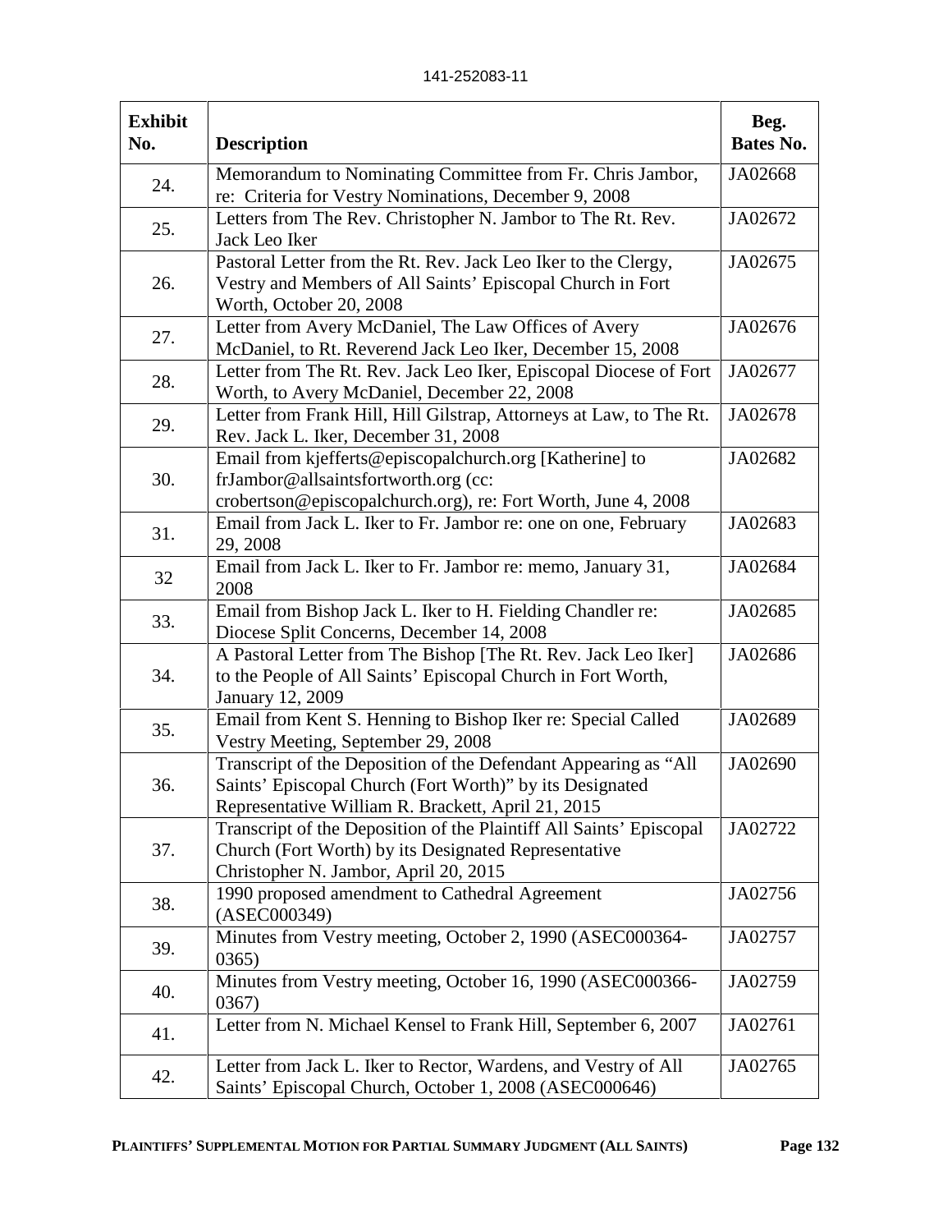| Exhibit No. | Description | Beg. Bates No. |
|---|---|---|
| 24. | Memorandum to Nominating Committee from Fr. Chris Jambor, re: Criteria for Vestry Nominations, December 9, 2008 | JA02668 |
| 25. | Letters from The Rev. Christopher N. Jambor to The Rt. Rev. Jack Leo Iker | JA02672 |
| 26. | Pastoral Letter from the Rt. Rev. Jack Leo Iker to the Clergy, Vestry and Members of All Saints' Episcopal Church in Fort Worth, October 20, 2008 | JA02675 |
| 27. | Letter from Avery McDaniel, The Law Offices of Avery McDaniel, to Rt. Reverend Jack Leo Iker, December 15, 2008 | JA02676 |
| 28. | Letter from The Rt. Rev. Jack Leo Iker, Episcopal Diocese of Fort Worth, to Avery McDaniel, December 22, 2008 | JA02677 |
| 29. | Letter from Frank Hill, Hill Gilstrap, Attorneys at Law, to The Rt. Rev. Jack L. Iker, December 31, 2008 | JA02678 |
| 30. | Email from kjefferts@episcopalchurch.org [Katherine] to frJambor@allsaintsfortworth.org (cc: crobertson@episcopalchurch.org), re: Fort Worth, June 4, 2008 | JA02682 |
| 31. | Email from Jack L. Iker to Fr. Jambor re: one on one, February 29, 2008 | JA02683 |
| 32 | Email from Jack L. Iker to Fr. Jambor re: memo, January 31, 2008 | JA02684 |
| 33. | Email from Bishop Jack L. Iker to H. Fielding Chandler re: Diocese Split Concerns, December 14, 2008 | JA02685 |
| 34. | A Pastoral Letter from The Bishop [The Rt. Rev. Jack Leo Iker] to the People of All Saints' Episcopal Church in Fort Worth, January 12, 2009 | JA02686 |
| 35. | Email from Kent S. Henning to Bishop Iker re: Special Called Vestry Meeting, September 29, 2008 | JA02689 |
| 36. | Transcript of the Deposition of the Defendant Appearing as "All Saints' Episcopal Church (Fort Worth)" by its Designated Representative William R. Brackett, April 21, 2015 | JA02690 |
| 37. | Transcript of the Deposition of the Plaintiff All Saints' Episcopal Church (Fort Worth) by its Designated Representative Christopher N. Jambor, April 20, 2015 | JA02722 |
| 38. | 1990 proposed amendment to Cathedral Agreement (ASEC000349) | JA02756 |
| 39. | Minutes from Vestry meeting, October 2, 1990 (ASEC000364-0365) | JA02757 |
| 40. | Minutes from Vestry meeting, October 16, 1990 (ASEC000366-0367) | JA02759 |
| 41. | Letter from N. Michael Kensel to Frank Hill, September 6, 2007 | JA02761 |
| 42. | Letter from Jack L. Iker to Rector, Wardens, and Vestry of All Saints' Episcopal Church, October 1, 2008 (ASEC000646) | JA02765 |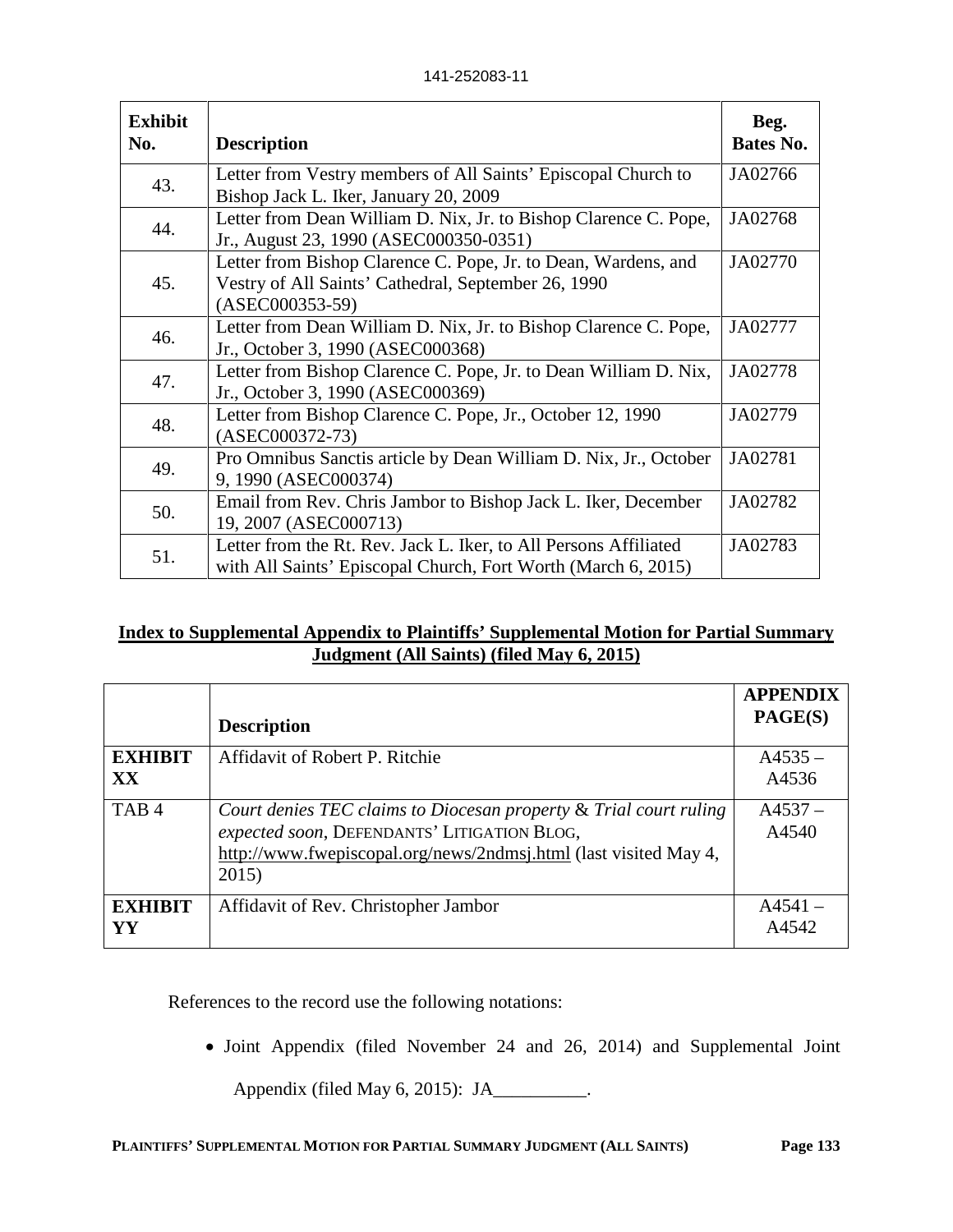| Exhibit No. | Description | Beg. Bates No. |
|---|---|---|
| 43. | Letter from Vestry members of All Saints' Episcopal Church to Bishop Jack L. Iker, January 20, 2009 | JA02766 |
| 44. | Letter from Dean William D. Nix, Jr. to Bishop Clarence C. Pope, Jr., August 23, 1990 (ASEC000350-0351) | JA02768 |
| 45. | Letter from Bishop Clarence C. Pope, Jr. to Dean, Wardens, and Vestry of All Saints' Cathedral, September 26, 1990 (ASEC000353-59) | JA02770 |
| 46. | Letter from Dean William D. Nix, Jr. to Bishop Clarence C. Pope, Jr., October 3, 1990 (ASEC000368) | JA02777 |
| 47. | Letter from Bishop Clarence C. Pope, Jr. to Dean William D. Nix, Jr., October 3, 1990 (ASEC000369) | JA02778 |
| 48. | Letter from Bishop Clarence C. Pope, Jr., October 12, 1990 (ASEC000372-73) | JA02779 |
| 49. | Pro Omnibus Sanctis article by Dean William D. Nix, Jr., October 9, 1990 (ASEC000374) | JA02781 |
| 50. | Email from Rev. Chris Jambor to Bishop Jack L. Iker, December 19, 2007 (ASEC000713) | JA02782 |
| 51. | Letter from the Rt. Rev. Jack L. Iker, to All Persons Affiliated with All Saints' Episcopal Church, Fort Worth (March 6, 2015) | JA02783 |

**Index to Supplemental Appendix to Plaintiffs' Supplemental Motion for Partial Summary Judgment (All Saints) (filed May 6, 2015)**

| | Description | APPENDIX PAGE(S) |
|---|---|---|
| **EXHIBIT XX** | Affidavit of Robert P. Ritchie | A4535 – A4536 |
| TAB 4 | *Court denies TEC claims to Diocesan property* & *Trial court ruling expected soon*, DEFENDANTS' LITIGATION BLOG, http://www.fwepiscopal.org/news/2ndmsj.html (last visited May 4, 2015) | A4537 – A4540 |
| **EXHIBIT YY** | Affidavit of Rev. Christopher Jambor | A4541 – A4542 |

References to the record use the following notations:

- Joint Appendix (filed November 24 and 26, 2014) and Supplemental Joint Appendix (filed May 6, 2015): JA__________.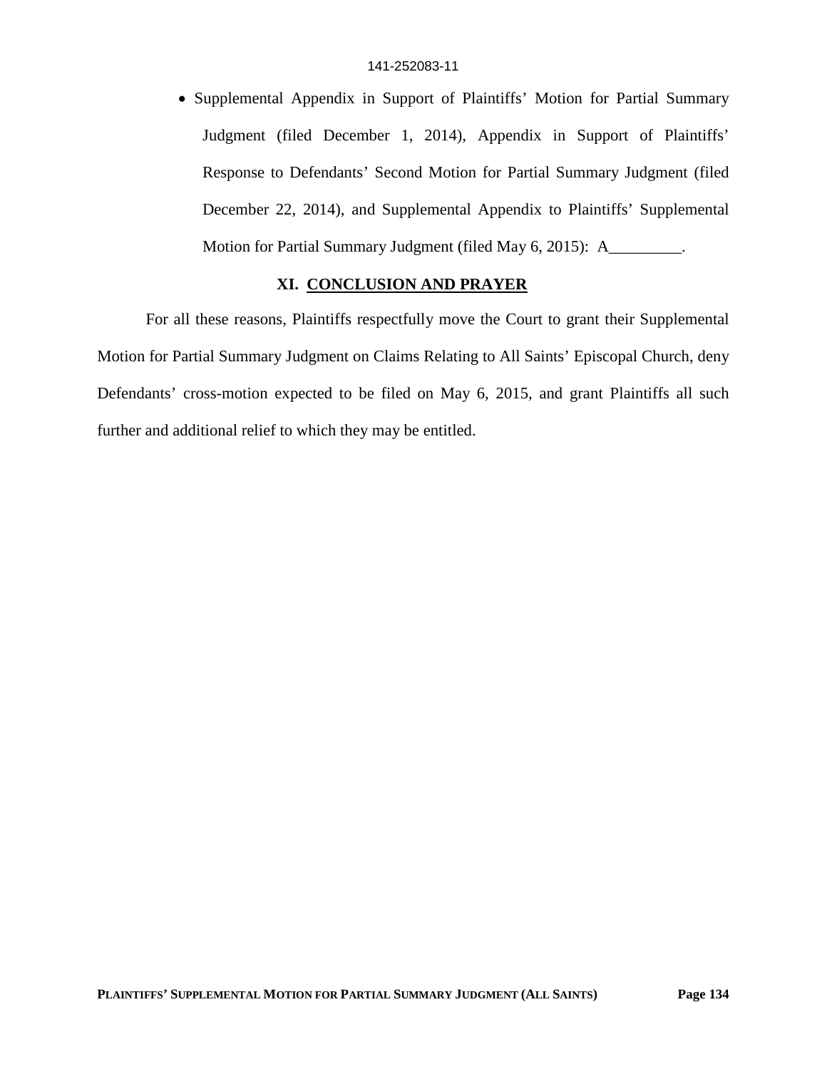- Supplemental Appendix in Support of Plaintiffs' Motion for Partial Summary Judgment (filed December 1, 2014), Appendix in Support of Plaintiffs' Response to Defendants' Second Motion for Partial Summary Judgment (filed December 22, 2014), and Supplemental Appendix to Plaintiffs' Supplemental Motion for Partial Summary Judgment (filed May 6, 2015): A_________.

## XI. CONCLUSION AND PRAYER

For all these reasons, Plaintiffs respectfully move the Court to grant their Supplemental Motion for Partial Summary Judgment on Claims Relating to All Saints' Episcopal Church, deny Defendants' cross-motion expected to be filed on May 6, 2015, and grant Plaintiffs all such further and additional relief to which they may be entitled.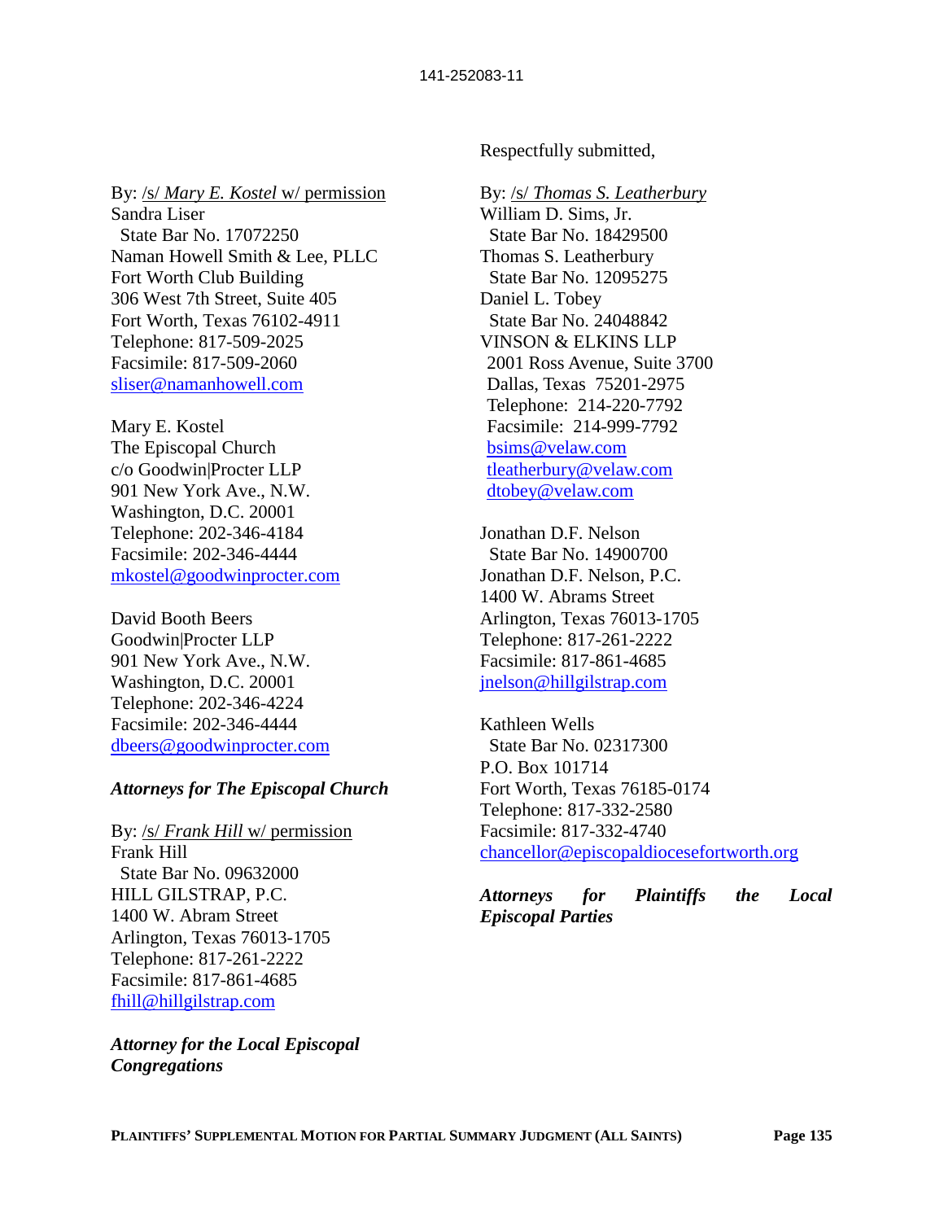141-252083-11

Respectfully submitted,

By: /s/ *Mary E. Kostel* w/ permission
Sandra Liser
State Bar No. 17072250
Naman Howell Smith & Lee, PLLC
Fort Worth Club Building
306 West 7th Street, Suite 405
Fort Worth, Texas 76102-4911
Telephone: 817-509-2025
Facsimile: 817-509-2060
sliser@namanhowell.com

Mary E. Kostel
The Episcopal Church
c/o Goodwin|Procter LLP
901 New York Ave., N.W.
Washington, D.C. 20001
Telephone: 202-346-4184
Facsimile: 202-346-4444
mkostel@goodwinprocter.com

David Booth Beers
Goodwin|Procter LLP
901 New York Ave., N.W.
Washington, D.C. 20001
Telephone: 202-346-4224
Facsimile: 202-346-4444
dbeers@goodwinprocter.com

***Attorneys for The Episcopal Church***

By: /s/ *Frank Hill* w/ permission
Frank Hill
State Bar No. 09632000
HILL GILSTRAP, P.C.
1400 W. Abram Street
Arlington, Texas 76013-1705
Telephone: 817-261-2222
Facsimile: 817-861-4685
fhill@hillgilstrap.com

***Attorney for the Local Episcopal Congregations***

By: /s/ *Thomas S. Leatherbury*
William D. Sims, Jr.
State Bar No. 18429500
Thomas S. Leatherbury
State Bar No. 12095275
Daniel L. Tobey
State Bar No. 24048842
VINSON & ELKINS LLP
2001 Ross Avenue, Suite 3700
Dallas, Texas 75201-2975
Telephone: 214-220-7792
Facsimile: 214-999-7792
bsims@velaw.com
tleatherbury@velaw.com
dtobey@velaw.com

Jonathan D.F. Nelson
State Bar No. 14900700
Jonathan D.F. Nelson, P.C.
1400 W. Abrams Street
Arlington, Texas 76013-1705
Telephone: 817-261-2222
Facsimile: 817-861-4685
jnelson@hillgilstrap.com

Kathleen Wells
State Bar No. 02317300
P.O. Box 101714
Fort Worth, Texas 76185-0174
Telephone: 817-332-2580
Facsimile: 817-332-4740
chancellor@episcopaldiocesefortworth.org

***Attorneys for Plaintiffs the Local Episcopal Parties***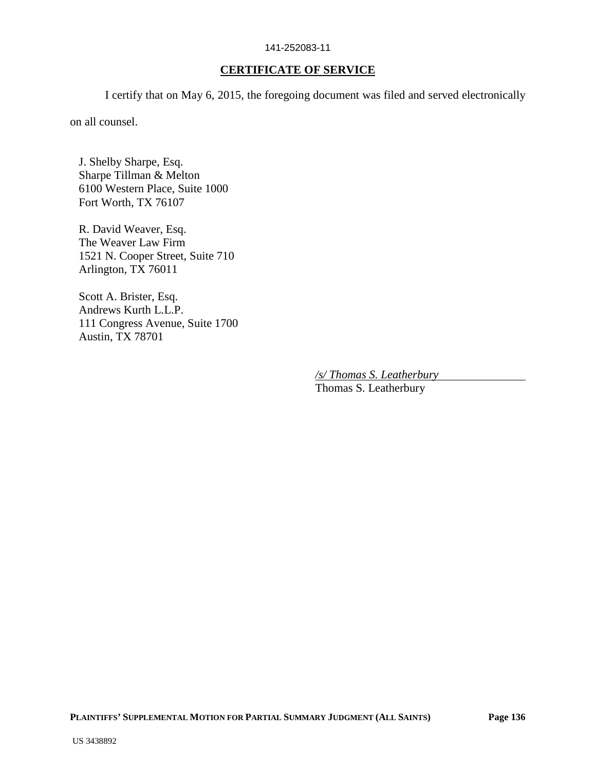## CERTIFICATE OF SERVICE

I certify that on May 6, 2015, the foregoing document was filed and served electronically on all counsel.

J. Shelby Sharpe, Esq.
Sharpe Tillman & Melton
6100 Western Place, Suite 1000
Fort Worth, TX 76107

R. David Weaver, Esq.
The Weaver Law Firm
1521 N. Cooper Street, Suite 710
Arlington, TX 76011

Scott A. Brister, Esq.
Andrews Kurth L.L.P.
111 Congress Avenue, Suite 1700
Austin, TX 78701

*/s/ Thomas S. Leatherbury*
Thomas S. Leatherbury